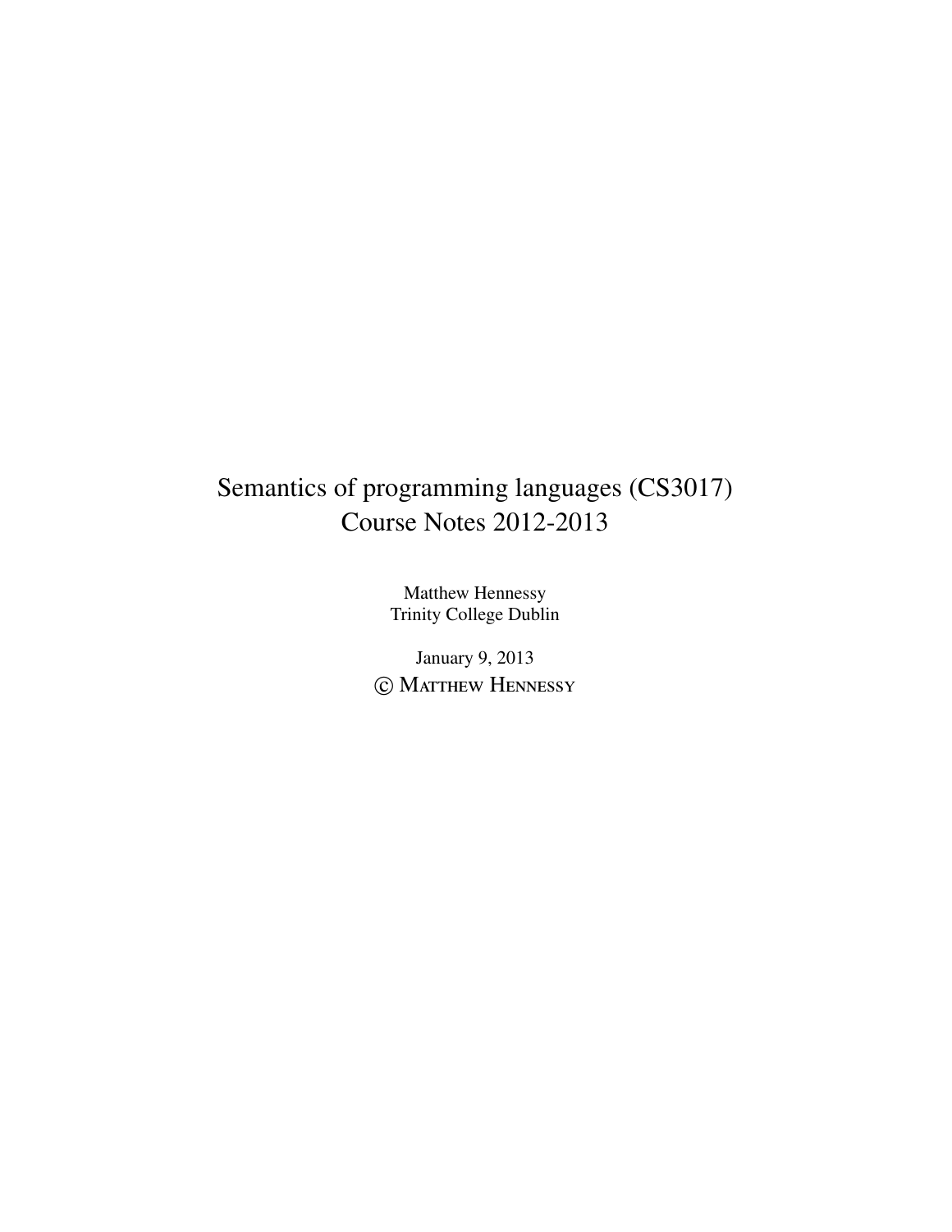# Semantics of programming languages (CS3017)
# Course Notes 2012-2013

Matthew Hennessy
Trinity College Dublin

January 9, 2013
© MATTHEW HENNESSY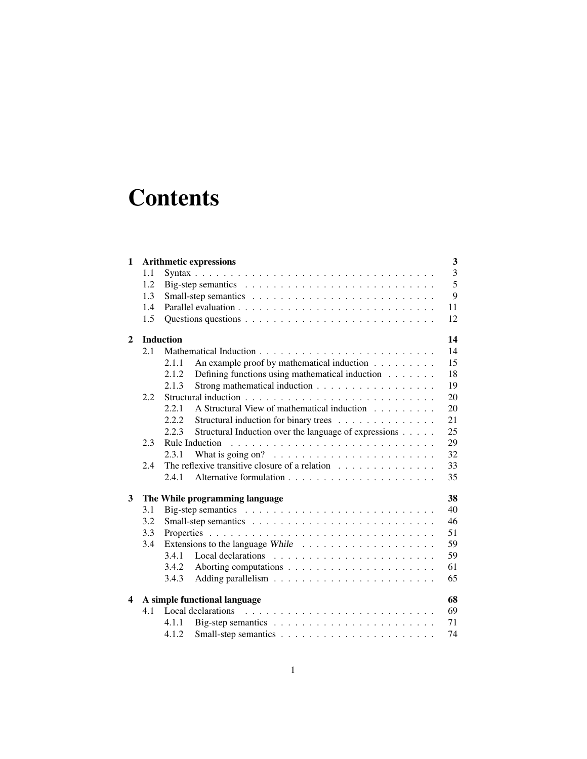# Contents

| | | | |
|---|---|---|---|
| **1** | **Arithmetic expressions** | | **3** |
| | 1.1 | Syntax | 3 |
| | 1.2 | Big-step semantics | 5 |
| | 1.3 | Small-step semantics | 9 |
| | 1.4 | Parallel evaluation | 11 |
| | 1.5 | Questions questions | 12 |
| **2** | **Induction** | | **14** |
| | 2.1 | Mathematical Induction | 14 |
| | 2.1.1 | An example proof by mathematical induction | 15 |
| | 2.1.2 | Defining functions using mathematical induction | 18 |
| | 2.1.3 | Strong mathematical induction | 19 |
| | 2.2 | Structural induction | 20 |
| | 2.2.1 | A Structural View of mathematical induction | 20 |
| | 2.2.2 | Structural induction for binary trees | 21 |
| | 2.2.3 | Structural Induction over the language of expressions | 25 |
| | 2.3 | Rule Induction | 29 |
| | 2.3.1 | What is going on? | 32 |
| | 2.4 | The reflexive transitive closure of a relation | 33 |
| | 2.4.1 | Alternative formulation | 35 |
| **3** | **The While programming language** | | **38** |
| | 3.1 | Big-step semantics | 40 |
| | 3.2 | Small-step semantics | 46 |
| | 3.3 | Properties | 51 |
| | 3.4 | Extensions to the language *While* | 59 |
| | 3.4.1 | Local declarations | 59 |
| | 3.4.2 | Aborting computations | 61 |
| | 3.4.3 | Adding parallelism | 65 |
| **4** | **A simple functional language** | | **68** |
| | 4.1 | Local declarations | 69 |
| | 4.1.1 | Big-step semantics | 71 |
| | 4.1.2 | Small-step semantics | 74 |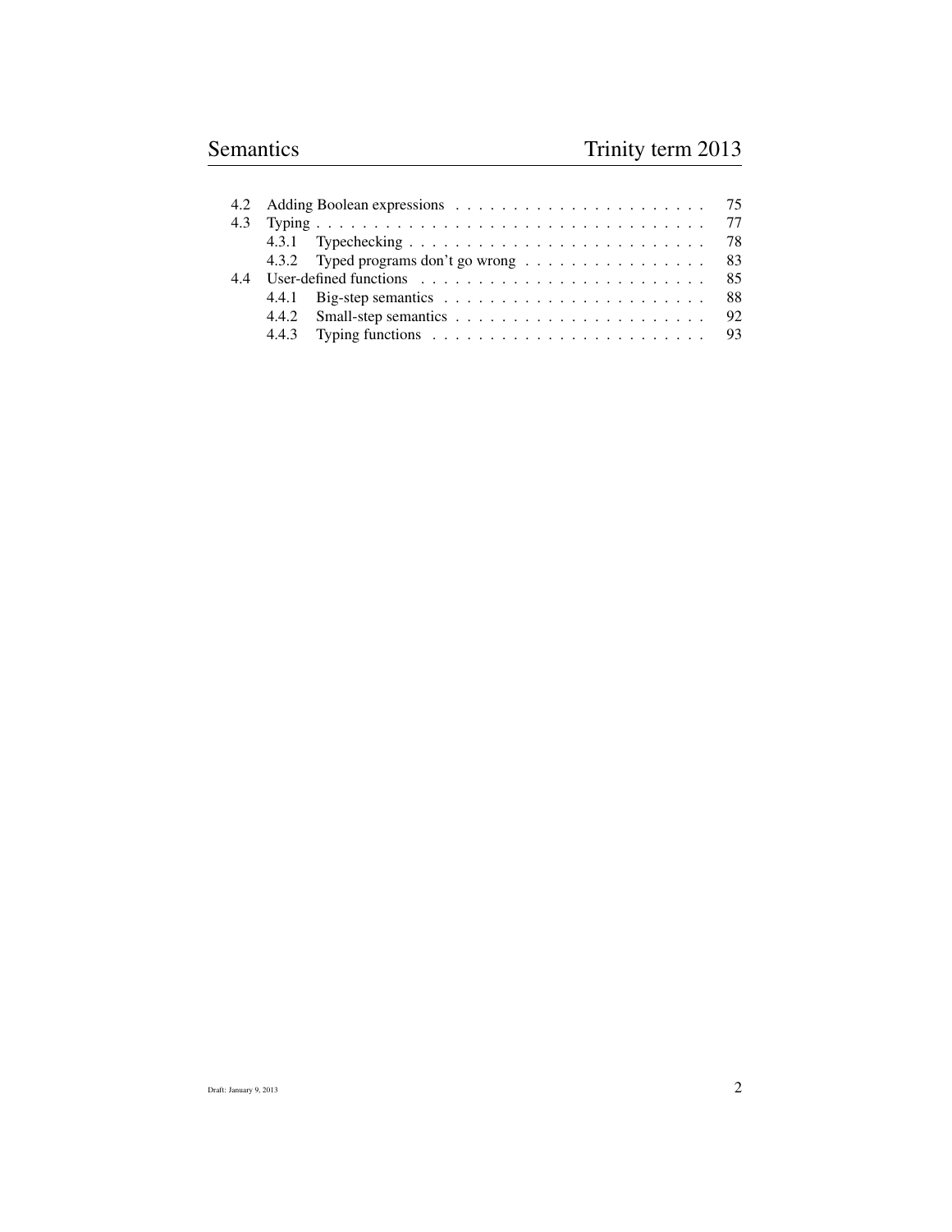| | | |
|---|---|---|
| 4.2 | Adding Boolean expressions | 75 |
| 4.3 | Typing | 77 |
| | 4.3.1 Typechecking | 78 |
| | 4.3.2 Typed programs don't go wrong | 83 |
| 4.4 | User-defined functions | 85 |
| | 4.4.1 Big-step semantics | 88 |
| | 4.4.2 Small-step semantics | 92 |
| | 4.4.3 Typing functions | 93 |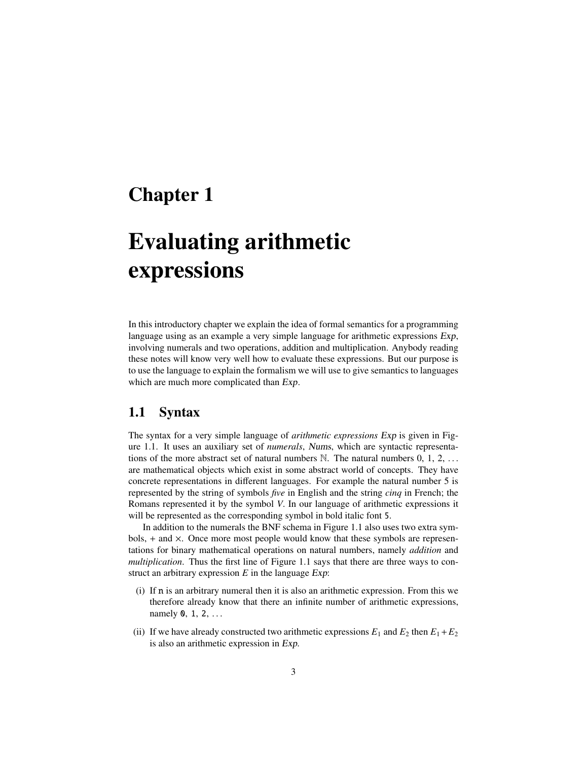# Chapter 1

# Evaluating arithmetic expressions

In this introductory chapter we explain the idea of formal semantics for a programming language using as an example a very simple language for arithmetic expressions *Exp*, involving numerals and two operations, addition and multiplication. Anybody reading these notes will know very well how to evaluate these expressions. But our purpose is to use the language to explain the formalism we will use to give semantics to languages which are much more complicated than *Exp*.

## 1.1 Syntax

The syntax for a very simple language of *arithmetic expressions Exp* is given in Figure 1.1. It uses an auxiliary set of *numerals*, Nums, which are syntactic representations of the more abstract set of natural numbers $\mathbb{N}$. The natural numbers 0, 1, 2, ... are mathematical objects which exist in some abstract world of concepts. They have concrete representations in different languages. For example the natural number 5 is represented by the string of symbols *five* in English and the string *cinq* in French; the Romans represented it by the symbol *V*. In our language of arithmetic expressions it will be represented as the corresponding symbol in bold italic font 5.

In addition to the numerals the BNF schema in Figure 1.1 also uses two extra symbols, + and ×. Once more most people would know that these symbols are representations for binary mathematical operations on natural numbers, namely *addition* and *multiplication*. Thus the first line of Figure 1.1 says that there are three ways to construct an arbitrary expression $E$ in the language *Exp*:

(i) If n is an arbitrary numeral then it is also an arithmetic expression. From this we therefore already know that there an infinite number of arithmetic expressions, namely 0, 1, 2, ...

(ii) If we have already constructed two arithmetic expressions $E_1$ and $E_2$ then $E_1 + E_2$ is also an arithmetic expression in *Exp*.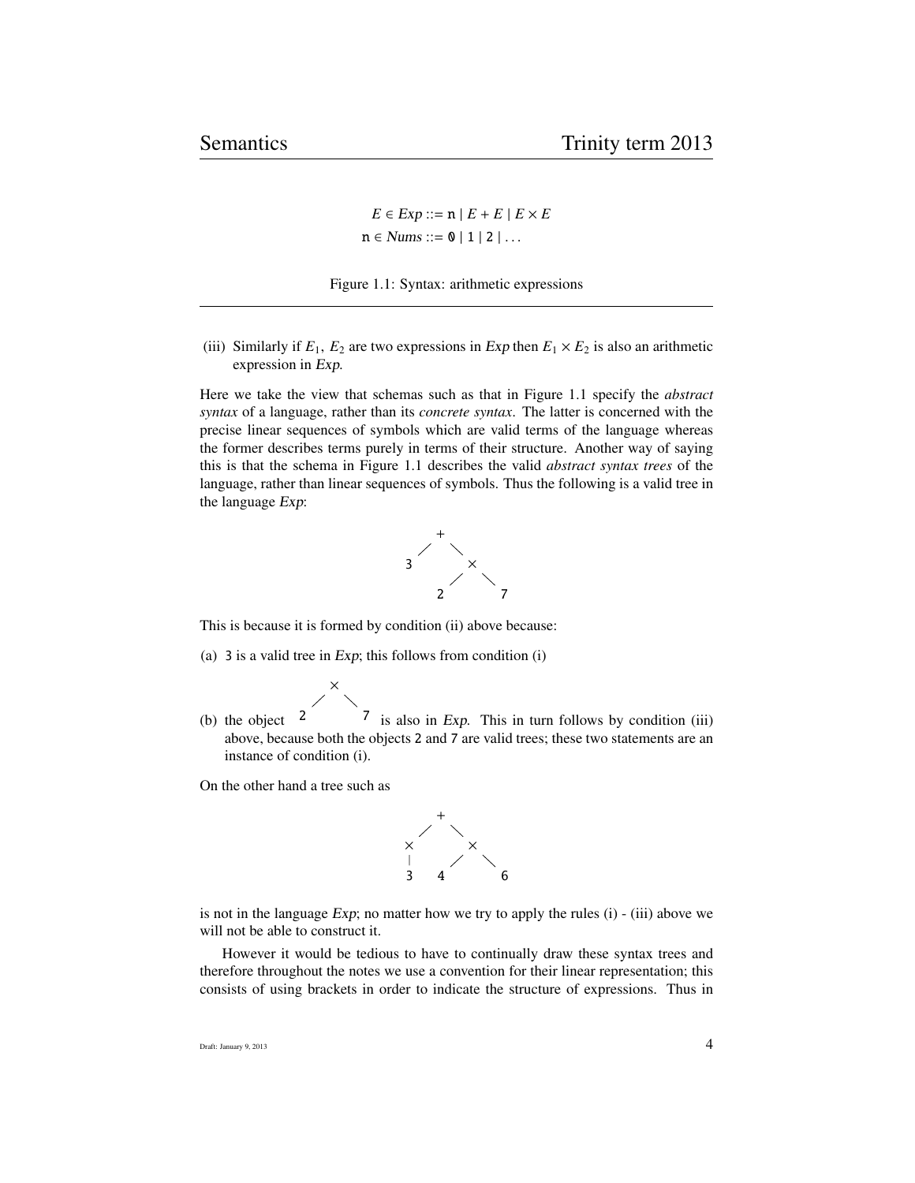$$E \in Exp ::= \mathtt{n} \mid E + E \mid E \times E$$
$$\mathtt{n} \in Nums ::= \mathtt{0} \mid \mathtt{1} \mid \mathtt{2} \mid \ldots$$

Figure 1.1: Syntax: arithmetic expressions

(iii) Similarly if $E_1$, $E_2$ are two expressions in *Exp* then $E_1 \times E_2$ is also an arithmetic expression in *Exp*.

Here we take the view that schemas such as that in Figure 1.1 specify the *abstract syntax* of a language, rather than its *concrete syntax*. The latter is concerned with the precise linear sequences of symbols which are valid terms of the language whereas the former describes terms purely in terms of their structure. Another way of saying this is that the schema in Figure 1.1 describes the valid *abstract syntax trees* of the language, rather than linear sequences of symbols. Thus the following is a valid tree in the language *Exp*:

```
      +
     / \
    3   ×
       / \
      2   7
```

This is because it is formed by condition (ii) above because:

(a) 3 is a valid tree in *Exp*; this follows from condition (i)

(b) the object

```
    ×
   / \
  2   7
```

is also in *Exp*. This in turn follows by condition (iii) above, because both the objects 2 and 7 are valid trees; these two statements are an instance of condition (i).

On the other hand a tree such as

```
      +
     / \
    ×   ×
    |  / \
    3 4   6
```

is not in the language *Exp*; no matter how we try to apply the rules (i) - (iii) above we will not be able to construct it.

However it would be tedious to have to continually draw these syntax trees and therefore throughout the notes we use a convention for their linear representation; this consists of using brackets in order to indicate the structure of expressions. Thus in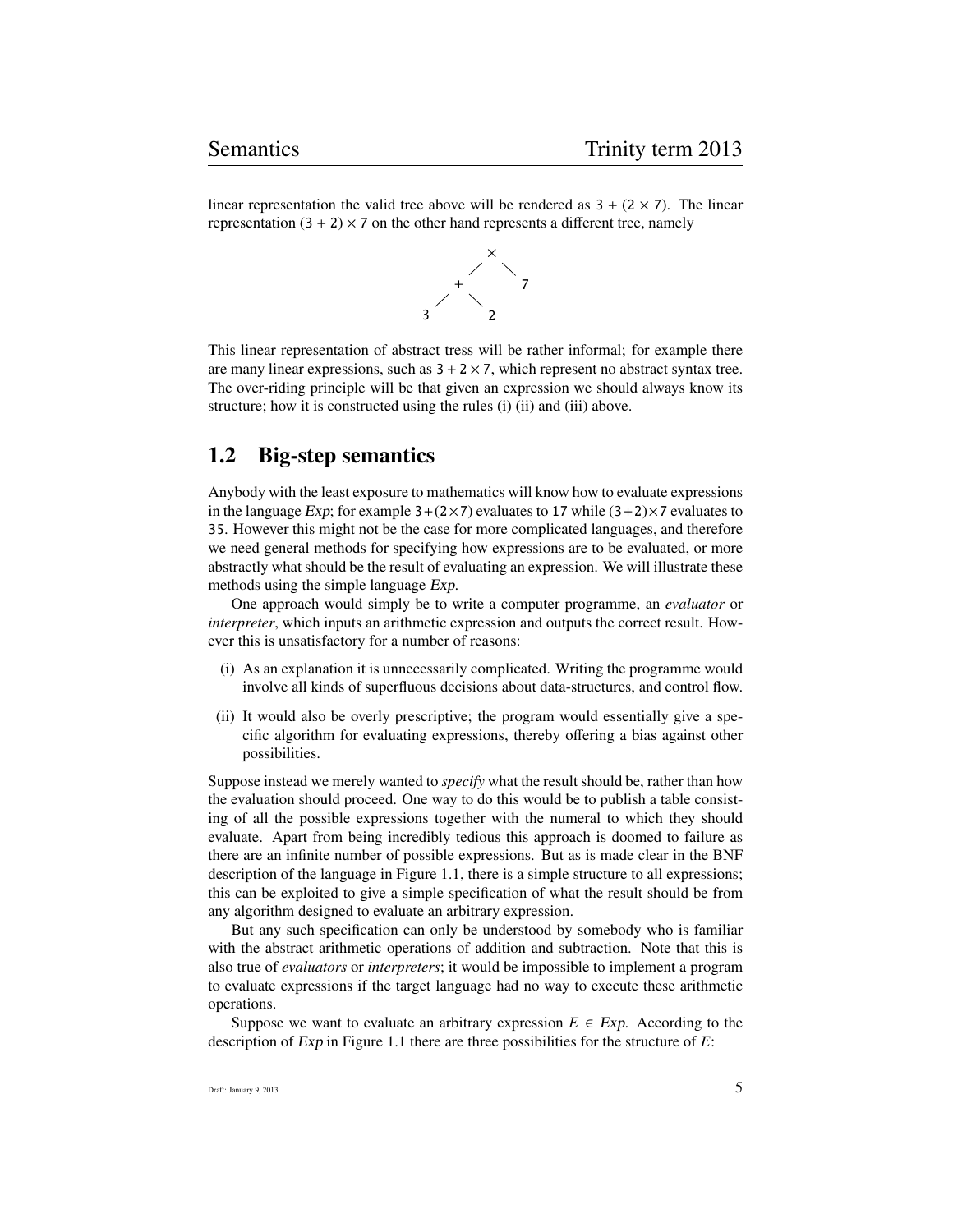linear representation the valid tree above will be rendered as $3 + (2 \times 7)$. The linear representation $(3 + 2) \times 7$ on the other hand represents a different tree, namely

$$
\begin{array}{ccccc}
 & & \times & & \\
 & \diagup & & \diagdown & \\
 & + & & & 7 \\
\diagup & & \diagdown & & \\
3 & & 2 & &
\end{array}
$$

This linear representation of abstract tress will be rather informal; for example there are many linear expressions, such as $3 + 2 \times 7$, which represent no abstract syntax tree. The over-riding principle will be that given an expression we should always know its structure; how it is constructed using the rules (i) (ii) and (iii) above.

## 1.2 Big-step semantics

Anybody with the least exposure to mathematics will know how to evaluate expressions in the language *Exp*; for example $3+(2\times7)$ evaluates to 17 while $(3+2)\times7$ evaluates to 35. However this might not be the case for more complicated languages, and therefore we need general methods for specifying how expressions are to be evaluated, or more abstractly what should be the result of evaluating an expression. We will illustrate these methods using the simple language *Exp*.

One approach would simply be to write a computer programme, an *evaluator* or *interpreter*, which inputs an arithmetic expression and outputs the correct result. However this is unsatisfactory for a number of reasons:

(i) As an explanation it is unnecessarily complicated. Writing the programme would involve all kinds of superfluous decisions about data-structures, and control flow.

(ii) It would also be overly prescriptive; the program would essentially give a specific algorithm for evaluating expressions, thereby offering a bias against other possibilities.

Suppose instead we merely wanted to *specify* what the result should be, rather than how the evaluation should proceed. One way to do this would be to publish a table consisting of all the possible expressions together with the numeral to which they should evaluate. Apart from being incredibly tedious this approach is doomed to failure as there are an infinite number of possible expressions. But as is made clear in the BNF description of the language in Figure 1.1, there is a simple structure to all expressions; this can be exploited to give a simple specification of what the result should be from any algorithm designed to evaluate an arbitrary expression.

But any such specification can only be understood by somebody who is familiar with the abstract arithmetic operations of addition and subtraction. Note that this is also true of *evaluators* or *interpreters*; it would be impossible to implement a program to evaluate expressions if the target language had no way to execute these arithmetic operations.

Suppose we want to evaluate an arbitrary expression $E \in Exp$. According to the description of *Exp* in Figure 1.1 there are three possibilities for the structure of $E$: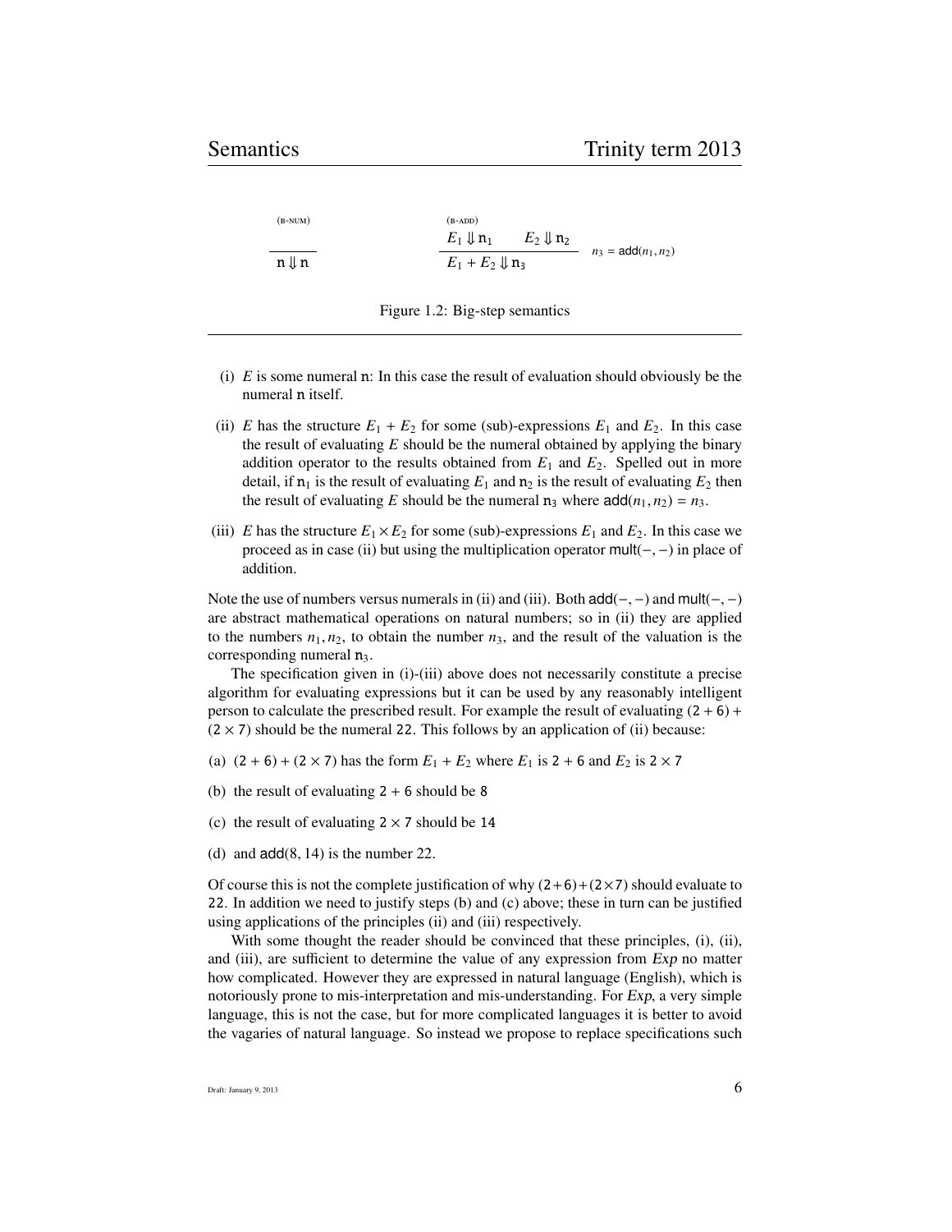$$\text{(B-NUM)} \quad \frac{}{\mathtt{n} \Downarrow \mathtt{n}} \qquad\qquad \text{(B-ADD)} \quad \frac{E_1 \Downarrow \mathtt{n}_1 \qquad E_2 \Downarrow \mathtt{n}_2}{E_1 + E_2 \Downarrow \mathtt{n}_3} \; n_3 = \mathsf{add}(n_1, n_2)$$

Figure 1.2: Big-step semantics

(i) $E$ is some numeral $\mathtt{n}$: In this case the result of evaluation should obviously be the numeral $\mathtt{n}$ itself.

(ii) $E$ has the structure $E_1 + E_2$ for some (sub)-expressions $E_1$ and $E_2$. In this case the result of evaluating $E$ should be the numeral obtained by applying the binary addition operator to the results obtained from $E_1$ and $E_2$. Spelled out in more detail, if $\mathtt{n}_1$ is the result of evaluating $E_1$ and $\mathtt{n}_2$ is the result of evaluating $E_2$ then the result of evaluating $E$ should be the numeral $\mathtt{n}_3$ where $\mathsf{add}(n_1, n_2) = n_3$.

(iii) $E$ has the structure $E_1 \times E_2$ for some (sub)-expressions $E_1$ and $E_2$. In this case we proceed as in case (ii) but using the multiplication operator $\mathsf{mult}(-,-)$ in place of addition.

Note the use of numbers versus numerals in (ii) and (iii). Both $\mathsf{add}(-,-)$ and $\mathsf{mult}(-,-)$ are abstract mathematical operations on natural numbers; so in (ii) they are applied to the numbers $n_1, n_2$, to obtain the number $n_3$, and the result of the valuation is the corresponding numeral $\mathtt{n}_3$.

The specification given in (i)-(iii) above does not necessarily constitute a precise algorithm for evaluating expressions but it can be used by any reasonably intelligent person to calculate the prescribed result. For example the result of evaluating $(\mathtt{2} + \mathtt{6}) + (\mathtt{2} \times \mathtt{7})$ should be the numeral $\mathtt{22}$. This follows by an application of (ii) because:

(a) $(\mathtt{2} + \mathtt{6}) + (\mathtt{2} \times \mathtt{7})$ has the form $E_1 + E_2$ where $E_1$ is $\mathtt{2} + \mathtt{6}$ and $E_2$ is $\mathtt{2} \times \mathtt{7}$

(b) the result of evaluating $\mathtt{2} + \mathtt{6}$ should be $\mathtt{8}$

(c) the result of evaluating $\mathtt{2} \times \mathtt{7}$ should be $\mathtt{14}$

(d) and $\mathsf{add}(8, 14)$ is the number 22.

Of course this is not the complete justification of why $(\mathtt{2}+\mathtt{6})+(\mathtt{2}\times\mathtt{7})$ should evaluate to $\mathtt{22}$. In addition we need to justify steps (b) and (c) above; these in turn can be justified using applications of the principles (ii) and (iii) respectively.

With some thought the reader should be convinced that these principles, (i), (ii), and (iii), are sufficient to determine the value of any expression from *Exp* no matter how complicated. However they are expressed in natural language (English), which is notoriously prone to mis-interpretation and mis-understanding. For *Exp*, a very simple language, this is not the case, but for more complicated languages it is better to avoid the vagaries of natural language. So instead we propose to replace specifications such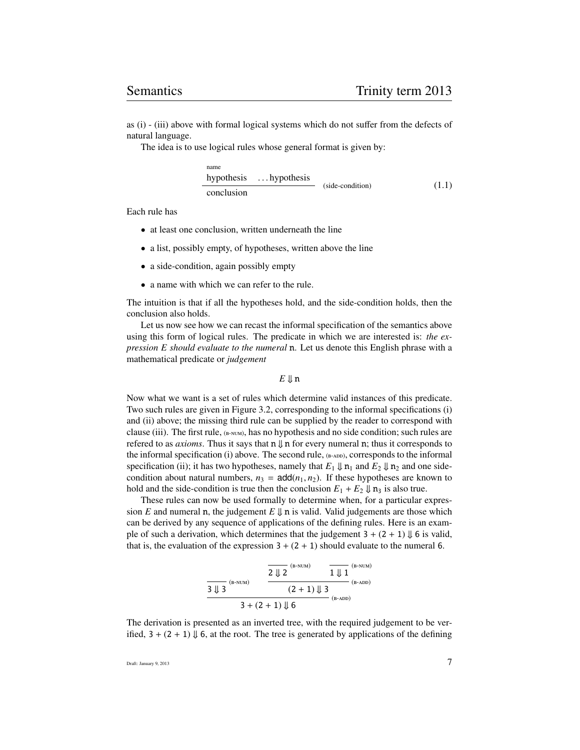as (i) - (iii) above with formal logical systems which do not suffer from the defects of natural language.

The idea is to use logical rules whose general format is given by:

$$\frac{\overset{\text{name}}{\text{hypothesis} \quad \ldots\text{hypothesis}}}{\text{conclusion}} \quad \text{(side-condition)} \tag{1.1}$$

Each rule has

- at least one conclusion, written underneath the line
- a list, possibly empty, of hypotheses, written above the line
- a side-condition, again possibly empty
- a name with which we can refer to the rule.

The intuition is that if all the hypotheses hold, and the side-condition holds, then the conclusion also holds.

Let us now see how we can recast the informal specification of the semantics above using this form of logical rules. The predicate in which we are interested is: *the expression E should evaluate to the numeral* $\mathtt{n}$. Let us denote this English phrase with a mathematical predicate or *judgement*

$$E \Downarrow \mathtt{n}$$

Now what we want is a set of rules which determine valid instances of this predicate. Two such rules are given in Figure 3.2, corresponding to the informal specifications (i) and (ii) above; the missing third rule can be supplied by the reader to correspond with clause (iii). The first rule, (B-NUM), has no hypothesis and no side condition; such rules are refered to as *axioms*. Thus it says that $\mathtt{n} \Downarrow \mathtt{n}$ for every numeral $\mathtt{n}$; thus it corresponds to the informal specification (i) above. The second rule, (B-ADD), corresponds to the informal specification (ii); it has two hypotheses, namely that $E_1 \Downarrow \mathtt{n}_1$ and $E_2 \Downarrow \mathtt{n}_2$ and one side-condition about natural numbers, $n_3 = \mathsf{add}(n_1, n_2)$. If these hypotheses are known to hold and the side-condition is true then the conclusion $E_1 + E_2 \Downarrow \mathtt{n}_3$ is also true.

These rules can now be used formally to determine when, for a particular expression $E$ and numeral $\mathtt{n}$, the judgement $E \Downarrow \mathtt{n}$ is valid. Valid judgements are those which can be derived by any sequence of applications of the defining rules. Here is an example of such a derivation, which determines that the judgement $3 + (2 + 1) \Downarrow 6$ is valid, that is, the evaluation of the expression $3 + (2 + 1)$ should evaluate to the numeral $6$.

$$\dfrac{\dfrac{}{3 \Downarrow 3}\,\text{(B-NUM)} \qquad \dfrac{\dfrac{}{2 \Downarrow 2}\,\text{(B-NUM)} \qquad \dfrac{}{1 \Downarrow 1}\,\text{(B-NUM)}}{(2 + 1) \Downarrow 3}\,\text{(B-ADD)}}{3 + (2 + 1) \Downarrow 6}\,\text{(B-ADD)}$$

The derivation is presented as an inverted tree, with the required judgement to be verified, $3 + (2 + 1) \Downarrow 6$, at the root. The tree is generated by applications of the defining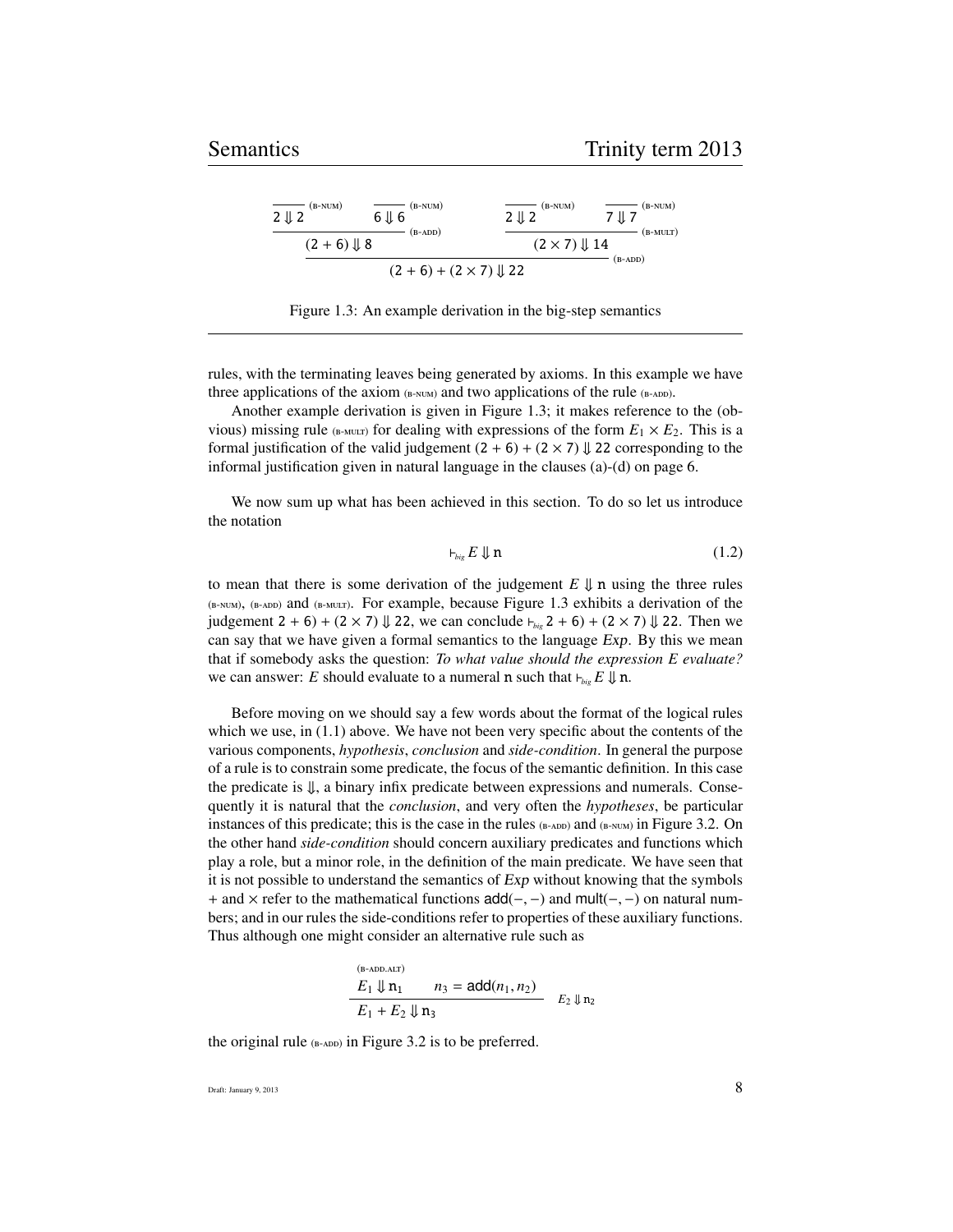$$\dfrac{\dfrac{\dfrac{}{\mathtt{2} \Downarrow \mathtt{2}}\;\text{(B-NUM)} \qquad \dfrac{}{\mathtt{6} \Downarrow \mathtt{6}}\;\text{(B-NUM)}}{(\mathtt{2} + \mathtt{6}) \Downarrow \mathtt{8}}\;\text{(B-ADD)} \qquad \dfrac{\dfrac{}{\mathtt{2} \Downarrow \mathtt{2}}\;\text{(B-NUM)} \qquad \dfrac{}{\mathtt{7} \Downarrow \mathtt{7}}\;\text{(B-NUM)}}{(\mathtt{2} \times \mathtt{7}) \Downarrow \mathtt{14}}\;\text{(B-MULT)}}{(\mathtt{2} + \mathtt{6}) + (\mathtt{2} \times \mathtt{7}) \Downarrow \mathtt{22}}\;\text{(B-ADD)}$$

Figure 1.3: An example derivation in the big-step semantics

rules, with the terminating leaves being generated by axioms. In this example we have three applications of the axiom (B-NUM) and two applications of the rule (B-ADD).

Another example derivation is given in Figure 1.3; it makes reference to the (obvious) missing rule (B-MULT) for dealing with expressions of the form $E_1 \times E_2$. This is a formal justification of the valid judgement $(\mathtt{2} + \mathtt{6}) + (\mathtt{2} \times \mathtt{7}) \Downarrow \mathtt{22}$ corresponding to the informal justification given in natural language in the clauses (a)-(d) on page 6.

We now sum up what has been achieved in this section. To do so let us introduce the notation

$$\vdash_{big} E \Downarrow \mathtt{n} \tag{1.2}$$

to mean that there is some derivation of the judgement $E \Downarrow \mathtt{n}$ using the three rules (B-NUM), (B-ADD) and (B-MULT). For example, because Figure 1.3 exhibits a derivation of the judgement $\mathtt{2} + \mathtt{6}) + (\mathtt{2} \times \mathtt{7}) \Downarrow \mathtt{22}$, we can conclude $\vdash_{big} \mathtt{2} + \mathtt{6}) + (\mathtt{2} \times \mathtt{7}) \Downarrow \mathtt{22}$. Then we can say that we have given a formal semantics to the language *Exp*. By this we mean that if somebody asks the question: *To what value should the expression E evaluate?* we can answer: $E$ should evaluate to a numeral $\mathtt{n}$ such that $\vdash_{big} E \Downarrow \mathtt{n}$.

Before moving on we should say a few words about the format of the logical rules which we use, in (1.1) above. We have not been very specific about the contents of the various components, *hypothesis*, *conclusion* and *side-condition*. In general the purpose of a rule is to constrain some predicate, the focus of the semantic definition. In this case the predicate is $\Downarrow$, a binary infix predicate between expressions and numerals. Consequently it is natural that the *conclusion*, and very often the *hypotheses*, be particular instances of this predicate; this is the case in the rules (B-ADD) and (B-NUM) in Figure 3.2. On the other hand *side-condition* should concern auxiliary predicates and functions which play a role, but a minor role, in the definition of the main predicate. We have seen that it is not possible to understand the semantics of *Exp* without knowing that the symbols $+$ and $\times$ refer to the mathematical functions $\mathsf{add}(-,-)$ and $\mathsf{mult}(-,-)$ on natural numbers; and in our rules the side-conditions refer to properties of these auxiliary functions. Thus although one might consider an alternative rule such as

$$\text{(B-ADD.ALT)}\quad \dfrac{E_1 \Downarrow \mathtt{n}_1 \qquad n_3 = \mathsf{add}(n_1, n_2)}{E_1 + E_2 \Downarrow \mathtt{n}_3}\; E_2 \Downarrow \mathtt{n}_2$$

the original rule (B-ADD) in Figure 3.2 is to be preferred.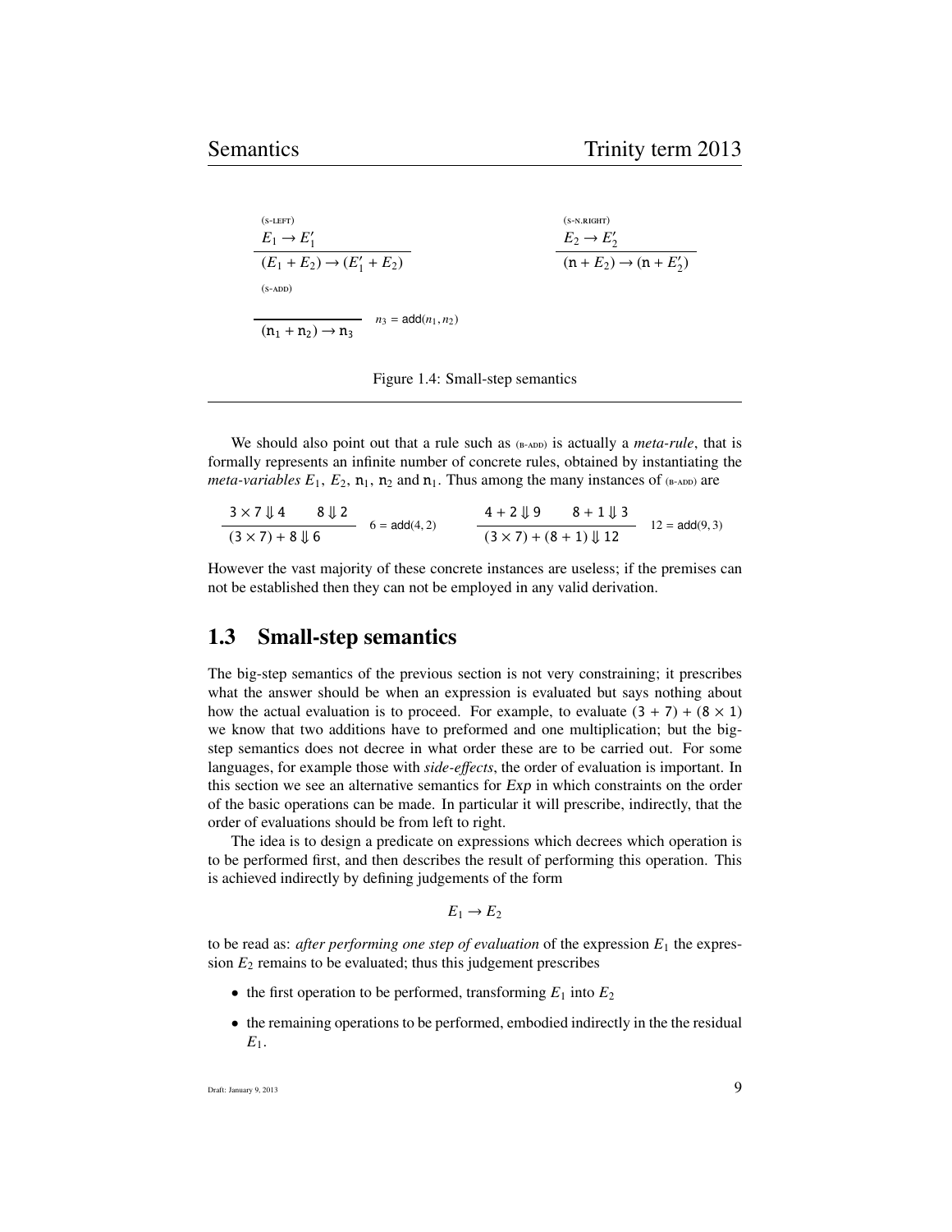(S-LEFT)

$$\frac{E_1 \to E_1'}{(E_1 + E_2) \to (E_1' + E_2)}$$

(S-N.RIGHT)

$$\frac{E_2 \to E_2'}{(\mathtt{n} + E_2) \to (\mathtt{n} + E_2')}$$

(S-ADD)

$$\frac{}{(\mathtt{n}_1 + \mathtt{n}_2) \to \mathtt{n}_3} \quad n_3 = \mathsf{add}(n_1, n_2)$$

Figure 1.4: Small-step semantics

We should also point out that a rule such as (B-ADD) is actually a *meta-rule*, that is formally represents an infinite number of concrete rules, obtained by instantiating the *meta-variables* $E_1$, $E_2$, $\mathtt{n}_1$, $\mathtt{n}_2$ and $\mathtt{n}_1$. Thus among the many instances of (B-ADD) are

$$\frac{3 \times 7 \Downarrow 4 \qquad 8 \Downarrow 2}{(3 \times 7) + 8 \Downarrow 6} \; 6 = \mathsf{add}(4, 2) \qquad\qquad \frac{4 + 2 \Downarrow 9 \qquad 8 + 1 \Downarrow 3}{(3 \times 7) + (8 + 1) \Downarrow 12} \; 12 = \mathsf{add}(9, 3)$$

However the vast majority of these concrete instances are useless; if the premises can not be established then they can not be employed in any valid derivation.

## 1.3 Small-step semantics

The big-step semantics of the previous section is not very constraining; it prescribes what the answer should be when an expression is evaluated but says nothing about how the actual evaluation is to proceed. For example, to evaluate $(3 + 7) + (8 \times 1)$ we know that two additions have to preformed and one multiplication; but the big-step semantics does not decree in what order these are to be carried out. For some languages, for example those with *side-effects*, the order of evaluation is important. In this section we see an alternative semantics for *Exp* in which constraints on the order of the basic operations can be made. In particular it will prescribe, indirectly, that the order of evaluations should be from left to right.

The idea is to design a predicate on expressions which decrees which operation is to be performed first, and then describes the result of performing this operation. This is achieved indirectly by defining judgements of the form

$$E_1 \to E_2$$

to be read as: *after performing one step of evaluation* of the expression $E_1$ the expression $E_2$ remains to be evaluated; thus this judgement prescribes

- the first operation to be performed, transforming $E_1$ into $E_2$
- the remaining operations to be performed, embodied indirectly in the the residual $E_1$.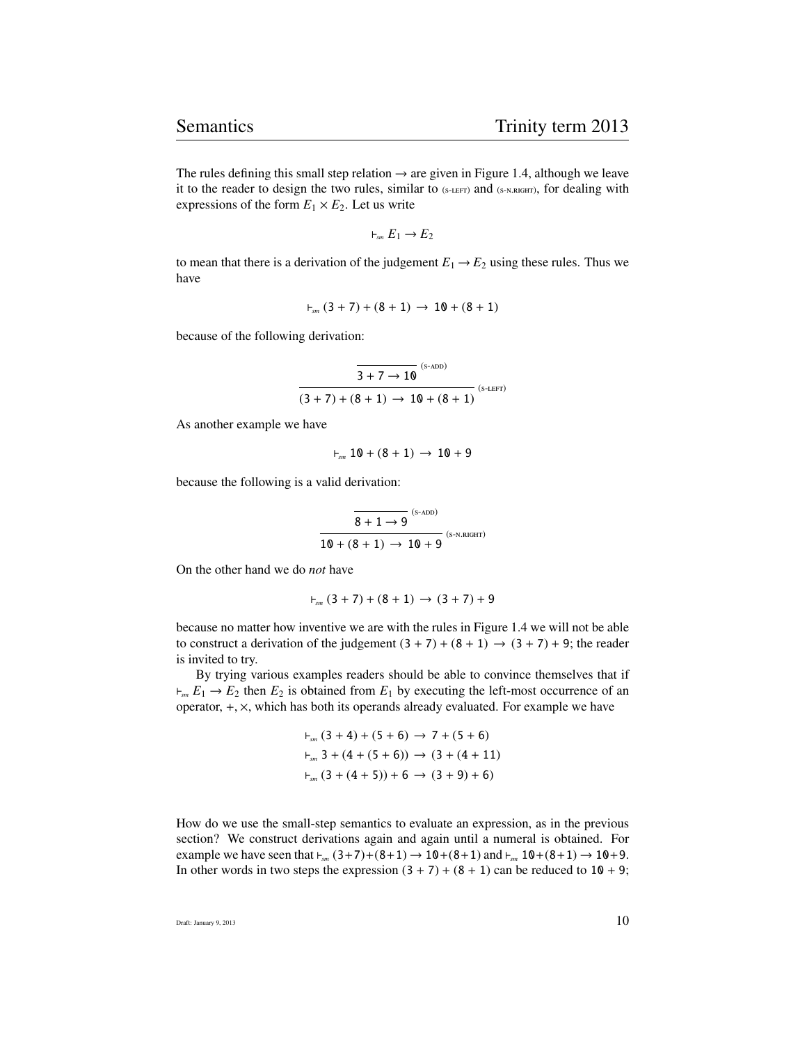The rules defining this small step relation $\rightarrow$ are given in Figure 1.4, although we leave it to the reader to design the two rules, similar to (S-LEFT) and (S-N.RIGHT), for dealing with expressions of the form $E_1 \times E_2$. Let us write

$$\vdash_{sm} E_1 \rightarrow E_2$$

to mean that there is a derivation of the judgement $E_1 \rightarrow E_2$ using these rules. Thus we have

$$\vdash_{sm} (3 + 7) + (8 + 1) \rightarrow 10 + (8 + 1)$$

because of the following derivation:

$$\dfrac{\dfrac{}{3 + 7 \rightarrow 10}\ \text{(S-ADD)}}{(3 + 7) + (8 + 1) \rightarrow 10 + (8 + 1)}\ \text{(S-LEFT)}$$

As another example we have

$$\vdash_{sm} 10 + (8 + 1) \rightarrow 10 + 9$$

because the following is a valid derivation:

$$\dfrac{\dfrac{}{8 + 1 \rightarrow 9}\ \text{(S-ADD)}}{10 + (8 + 1) \rightarrow 10 + 9}\ \text{(S-N.RIGHT)}$$

On the other hand we do *not* have

$$\vdash_{sm} (3 + 7) + (8 + 1) \rightarrow (3 + 7) + 9$$

because no matter how inventive we are with the rules in Figure 1.4 we will not be able to construct a derivation of the judgement $(3 + 7) + (8 + 1) \rightarrow (3 + 7) + 9$; the reader is invited to try.

By trying various examples readers should be able to convince themselves that if $\vdash_{sm} E_1 \rightarrow E_2$ then $E_2$ is obtained from $E_1$ by executing the left-most occurrence of an operator, $+, \times$, which has both its operands already evaluated. For example we have

$$\begin{aligned}
&\vdash_{sm} (3 + 4) + (5 + 6) \rightarrow 7 + (5 + 6) \\
&\vdash_{sm} 3 + (4 + (5 + 6)) \rightarrow (3 + (4 + 11) \\
&\vdash_{sm} (3 + (4 + 5)) + 6 \rightarrow (3 + 9) + 6)
\end{aligned}$$

How do we use the small-step semantics to evaluate an expression, as in the previous section? We construct derivations again and again until a numeral is obtained. For example we have seen that $\vdash_{sm} (3+7)+(8+1) \rightarrow 10+(8+1)$ and $\vdash_{sm} 10+(8+1) \rightarrow 10+9$. In other words in two steps the expression $(3 + 7) + (8 + 1)$ can be reduced to $10 + 9$;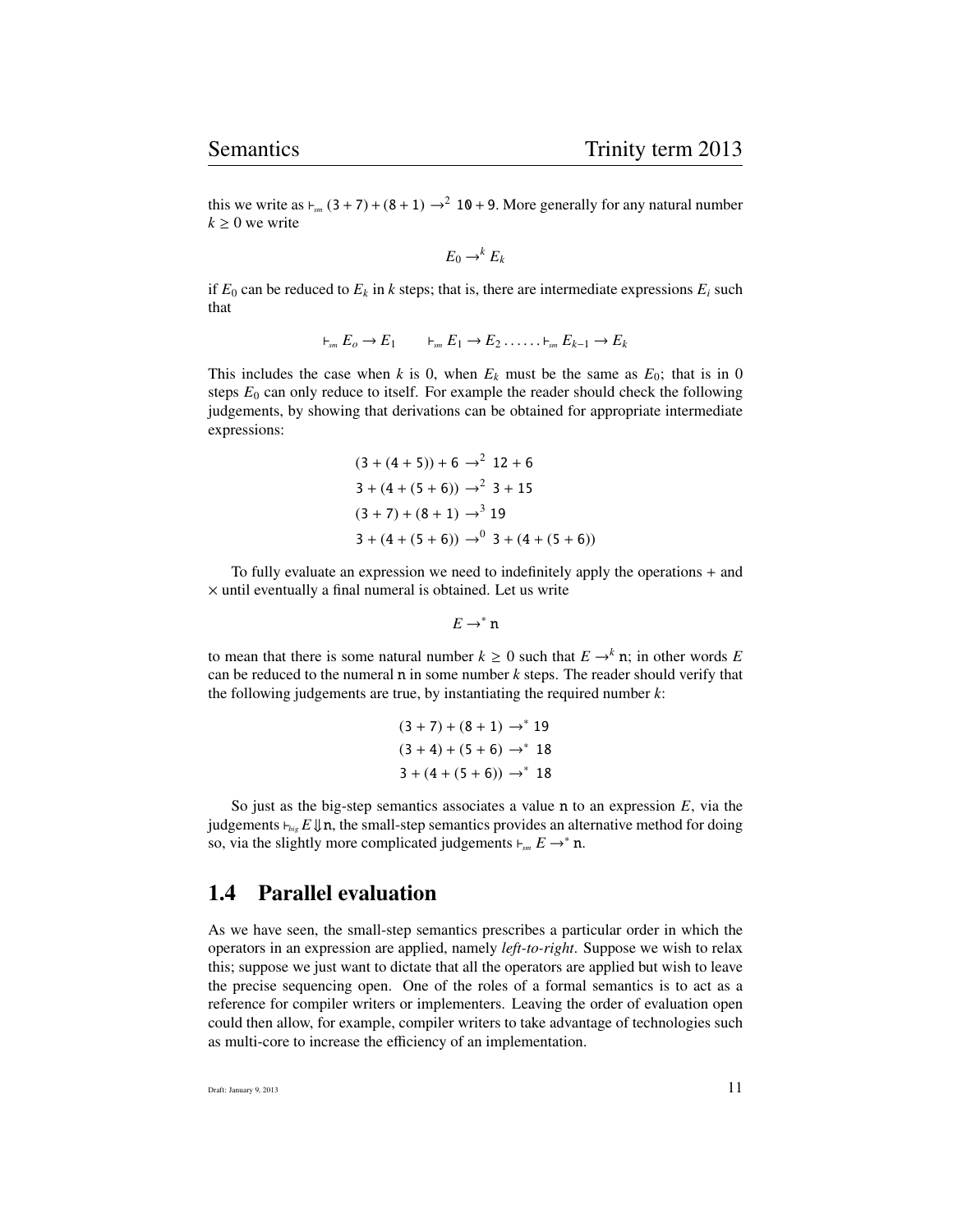this we write as $\vdash_{sm} (3 + 7) + (8 + 1) \rightarrow^2 10 + 9$. More generally for any natural number $k \geq 0$ we write

$$E_0 \rightarrow^k E_k$$

if $E_0$ can be reduced to $E_k$ in $k$ steps; that is, there are intermediate expressions $E_i$ such that

$$\vdash_{sm} E_o \rightarrow E_1 \qquad \vdash_{sm} E_1 \rightarrow E_2 \ldots\ldots \vdash_{sm} E_{k-1} \rightarrow E_k$$

This includes the case when $k$ is 0, when $E_k$ must be the same as $E_0$; that is in 0 steps $E_0$ can only reduce to itself. For example the reader should check the following judgements, by showing that derivations can be obtained for appropriate intermediate expressions:

$$\begin{aligned}
&(3 + (4 + 5)) + 6 \rightarrow^2 12 + 6 \\
&3 + (4 + (5 + 6)) \rightarrow^2 3 + 15 \\
&(3 + 7) + (8 + 1) \rightarrow^3 19 \\
&3 + (4 + (5 + 6)) \rightarrow^0 3 + (4 + (5 + 6))
\end{aligned}$$

To fully evaluate an expression we need to indefinitely apply the operations + and $\times$ until eventually a final numeral is obtained. Let us write

$$E \rightarrow^* \mathtt{n}$$

to mean that there is some natural number $k \geq 0$ such that $E \rightarrow^k \mathtt{n}$; in other words $E$ can be reduced to the numeral n in some number $k$ steps. The reader should verify that the following judgements are true, by instantiating the required number $k$:

$$\begin{aligned}
&(3 + 7) + (8 + 1) \rightarrow^* 19 \\
&(3 + 4) + (5 + 6) \rightarrow^* 18 \\
&3 + (4 + (5 + 6)) \rightarrow^* 18
\end{aligned}$$

So just as the big-step semantics associates a value n to an expression $E$, via the judgements $\vdash_{big} E \Downarrow \mathtt{n}$, the small-step semantics provides an alternative method for doing so, via the slightly more complicated judgements $\vdash_{sm} E \rightarrow^* \mathtt{n}$.

## 1.4 Parallel evaluation

As we have seen, the small-step semantics prescribes a particular order in which the operators in an expression are applied, namely *left-to-right*. Suppose we wish to relax this; suppose we just want to dictate that all the operators are applied but wish to leave the precise sequencing open. One of the roles of a formal semantics is to act as a reference for compiler writers or implementers. Leaving the order of evaluation open could then allow, for example, compiler writers to take advantage of technologies such as multi-core to increase the efficiency of an implementation.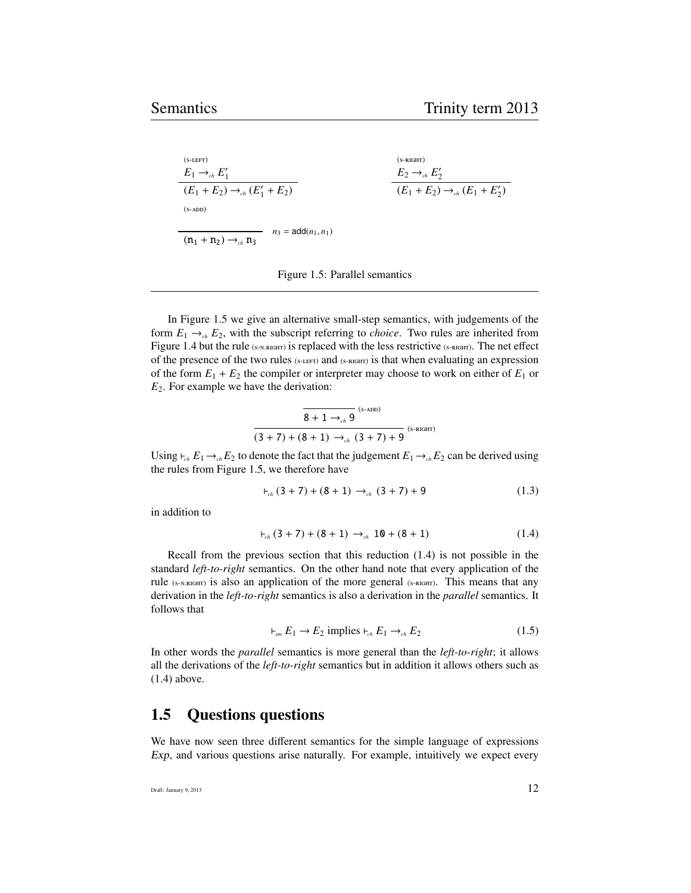$$\frac{E_1 \rightarrow_{ch} E_1'}{(E_1 + E_2) \rightarrow_{ch} (E_1' + E_2)} \text{(S-LEFT)} \qquad \frac{E_2 \rightarrow_{ch} E_2'}{(E_1 + E_2) \rightarrow_{ch} (E_1 + E_2')} \text{(S-RIGHT)}$$

$$\frac{}{(\mathtt{n}_1 + \mathtt{n}_2) \rightarrow_{ch} \mathtt{n}_3} \text{(S-ADD)} \quad n_3 = \mathsf{add}(n_1, n_1)$$

Figure 1.5: Parallel semantics

In Figure 1.5 we give an alternative small-step semantics, with judgements of the form $E_1 \rightarrow_{ch} E_2$, with the subscript referring to *choice*. Two rules are inherited from Figure 1.4 but the rule (S-N.RIGHT) is replaced with the less restrictive (S-RIGHT). The net effect of the presence of the two rules (S-LEFT) and (S-RIGHT) is that when evaluating an expression of the form $E_1 + E_2$ the compiler or interpreter may choose to work on either of $E_1$ or $E_2$. For example we have the derivation:

$$\frac{\overline{\mathtt{8} + \mathtt{1} \rightarrow_{ch} \mathtt{9}} \text{ (S-ADD)}}{(\mathtt{3} + \mathtt{7}) + (\mathtt{8} + \mathtt{1}) \rightarrow_{ch} (\mathtt{3} + \mathtt{7}) + \mathtt{9}} \text{ (S-RIGHT)}$$

Using $\vdash_{ch} E_1 \rightarrow_{ch} E_2$ to denote the fact that the judgement $E_1 \rightarrow_{ch} E_2$ can be derived using the rules from Figure 1.5, we therefore have

$$\vdash_{ch} (\mathtt{3} + \mathtt{7}) + (\mathtt{8} + \mathtt{1}) \rightarrow_{ch} (\mathtt{3} + \mathtt{7}) + \mathtt{9} \tag{1.3}$$

in addition to

$$\vdash_{ch} (\mathtt{3} + \mathtt{7}) + (\mathtt{8} + \mathtt{1}) \rightarrow_{ch} \mathtt{10} + (\mathtt{8} + \mathtt{1}) \tag{1.4}$$

Recall from the previous section that this reduction (1.4) is not possible in the standard *left-to-right* semantics. On the other hand note that every application of the rule (S-N.RIGHT) is also an application of the more general (S-RIGHT). This means that any derivation in the *left-to-right* semantics is also a derivation in the *parallel* semantics. It follows that

$$\vdash_{sm} E_1 \rightarrow E_2 \text{ implies } \vdash_{ch} E_1 \rightarrow_{ch} E_2 \tag{1.5}$$

In other words the *parallel* semantics is more general than the *left-to-right*; it allows all the derivations of the *left-to-right* semantics but in addition it allows others such as (1.4) above.

## 1.5 Questions questions

We have now seen three different semantics for the simple language of expressions *Exp*, and various questions arise naturally. For example, intuitively we expect every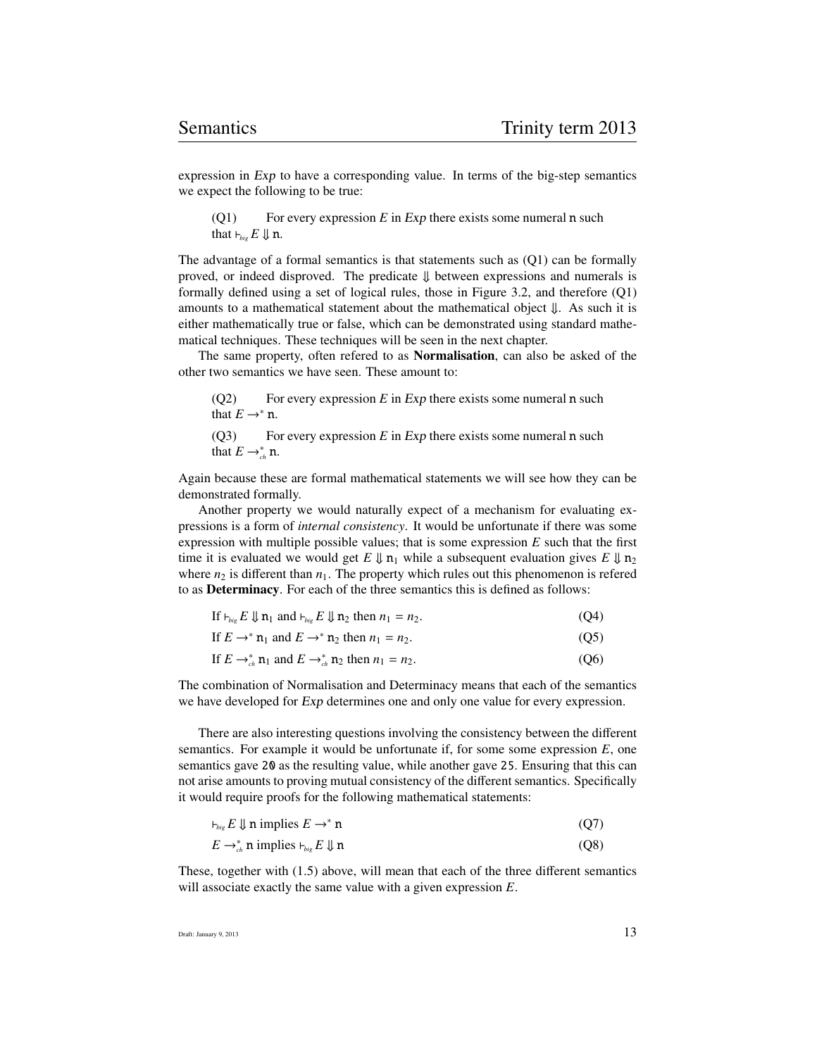expression in *Exp* to have a corresponding value. In terms of the big-step semantics we expect the following to be true:

> (Q1) For every expression $E$ in *Exp* there exists some numeral $\mathtt{n}$ such that $\vdash_{big} E \Downarrow \mathtt{n}$.

The advantage of a formal semantics is that statements such as (Q1) can be formally proved, or indeed disproved. The predicate $\Downarrow$ between expressions and numerals is formally defined using a set of logical rules, those in Figure 3.2, and therefore (Q1) amounts to a mathematical statement about the mathematical object $\Downarrow$. As such it is either mathematically true or false, which can be demonstrated using standard mathematical techniques. These techniques will be seen in the next chapter.

The same property, often refered to as **Normalisation**, can also be asked of the other two semantics we have seen. These amount to:

> (Q2) For every expression $E$ in *Exp* there exists some numeral $\mathtt{n}$ such that $E \rightarrow^* \mathtt{n}$.
>
> (Q3) For every expression $E$ in *Exp* there exists some numeral $\mathtt{n}$ such that $E \rightarrow^*_{ch} \mathtt{n}$.

Again because these are formal mathematical statements we will see how they can be demonstrated formally.

Another property we would naturally expect of a mechanism for evaluating expressions is a form of *internal consistency*. It would be unfortunate if there was some expression with multiple possible values; that is some expression $E$ such that the first time it is evaluated we would get $E \Downarrow \mathtt{n}_1$ while a subsequent evaluation gives $E \Downarrow \mathtt{n}_2$ where $n_2$ is different than $n_1$. The property which rules out this phenomenon is refered to as **Determinacy**. For each of the three semantics this is defined as follows:

$$\text{If } \vdash_{big} E \Downarrow \mathtt{n}_1 \text{ and } \vdash_{big} E \Downarrow \mathtt{n}_2 \text{ then } n_1 = n_2. \qquad \text{(Q4)}$$

$$\text{If } E \rightarrow^* \mathtt{n}_1 \text{ and } E \rightarrow^* \mathtt{n}_2 \text{ then } n_1 = n_2. \qquad \text{(Q5)}$$

$$\text{If } E \rightarrow^*_{ch} \mathtt{n}_1 \text{ and } E \rightarrow^*_{ch} \mathtt{n}_2 \text{ then } n_1 = n_2. \qquad \text{(Q6)}$$

The combination of Normalisation and Determinacy means that each of the semantics we have developed for *Exp* determines one and only one value for every expression.

There are also interesting questions involving the consistency between the different semantics. For example it would be unfortunate if, for some some expression $E$, one semantics gave `20` as the resulting value, while another gave `25`. Ensuring that this can not arise amounts to proving mutual consistency of the different semantics. Specifically it would require proofs for the following mathematical statements:

$$\vdash_{big} E \Downarrow \mathtt{n} \text{ implies } E \rightarrow^* \mathtt{n} \qquad \text{(Q7)}$$

$$E \rightarrow^*_{ch} \mathtt{n} \text{ implies } \vdash_{big} E \Downarrow \mathtt{n} \qquad \text{(Q8)}$$

These, together with (1.5) above, will mean that each of the three different semantics will associate exactly the same value with a given expression $E$.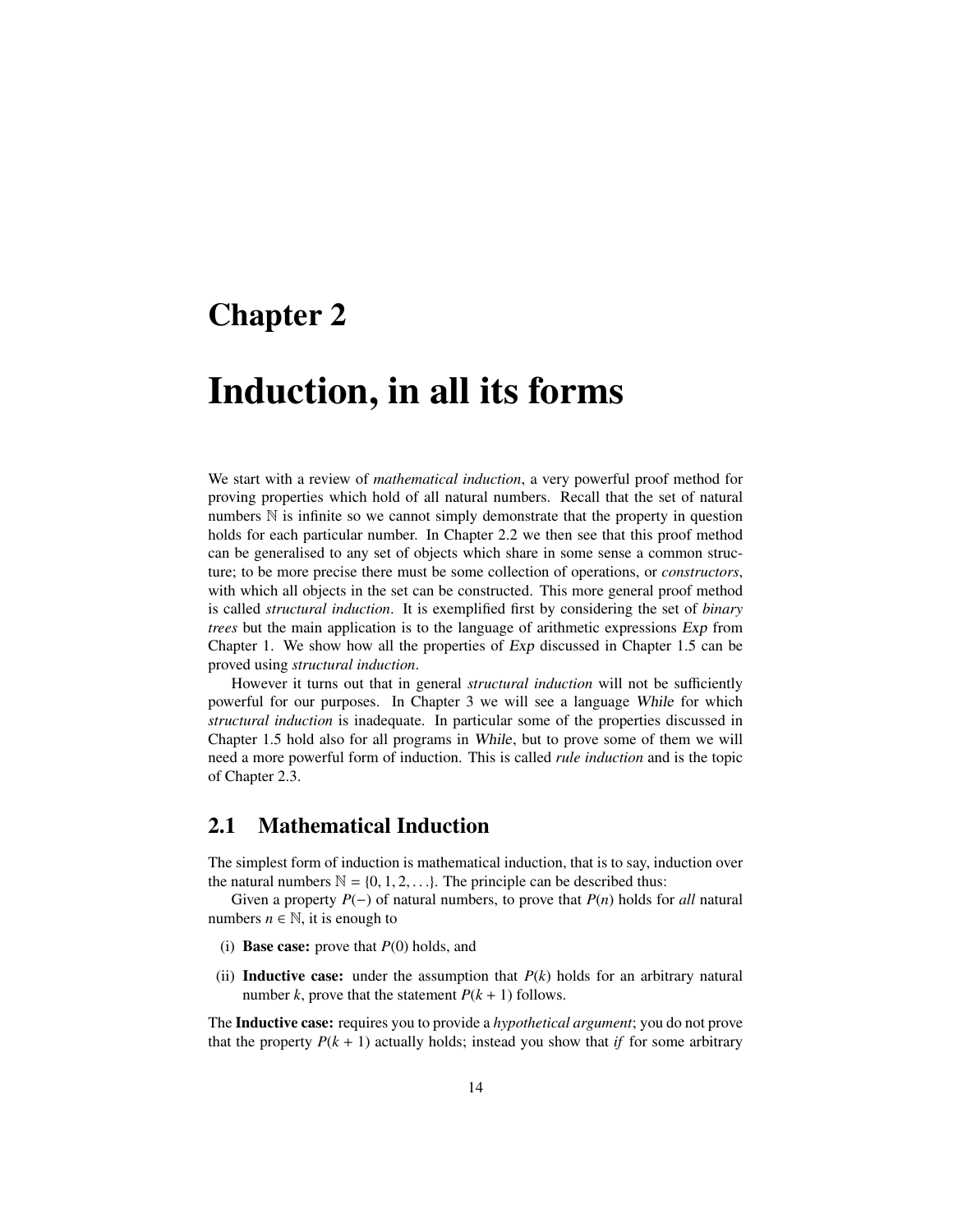# Chapter 2

# Induction, in all its forms

We start with a review of *mathematical induction*, a very powerful proof method for proving properties which hold of all natural numbers. Recall that the set of natural numbers $\mathbb{N}$ is infinite so we cannot simply demonstrate that the property in question holds for each particular number. In Chapter 2.2 we then see that this proof method can be generalised to any set of objects which share in some sense a common structure; to be more precise there must be some collection of operations, or *constructors*, with which all objects in the set can be constructed. This more general proof method is called *structural induction*. It is exemplified first by considering the set of *binary trees* but the main application is to the language of arithmetic expressions *Exp* from Chapter 1. We show how all the properties of *Exp* discussed in Chapter 1.5 can be proved using *structural induction*.

However it turns out that in general *structural induction* will not be sufficiently powerful for our purposes. In Chapter 3 we will see a language *While* for which *structural induction* is inadequate. In particular some of the properties discussed in Chapter 1.5 hold also for all programs in *While*, but to prove some of them we will need a more powerful form of induction. This is called *rule induction* and is the topic of Chapter 2.3.

## 2.1 Mathematical Induction

The simplest form of induction is mathematical induction, that is to say, induction over the natural numbers $\mathbb{N} = \{0, 1, 2, \ldots\}$. The principle can be described thus:

Given a property $P(-)$ of natural numbers, to prove that $P(n)$ holds for *all* natural numbers $n \in \mathbb{N}$, it is enough to

(i) **Base case:** prove that $P(0)$ holds, and

(ii) **Inductive case:** under the assumption that $P(k)$ holds for an arbitrary natural number $k$, prove that the statement $P(k + 1)$ follows.

The **Inductive case:** requires you to provide a *hypothetical argument*; you do not prove that the property $P(k + 1)$ actually holds; instead you show that *if* for some arbitrary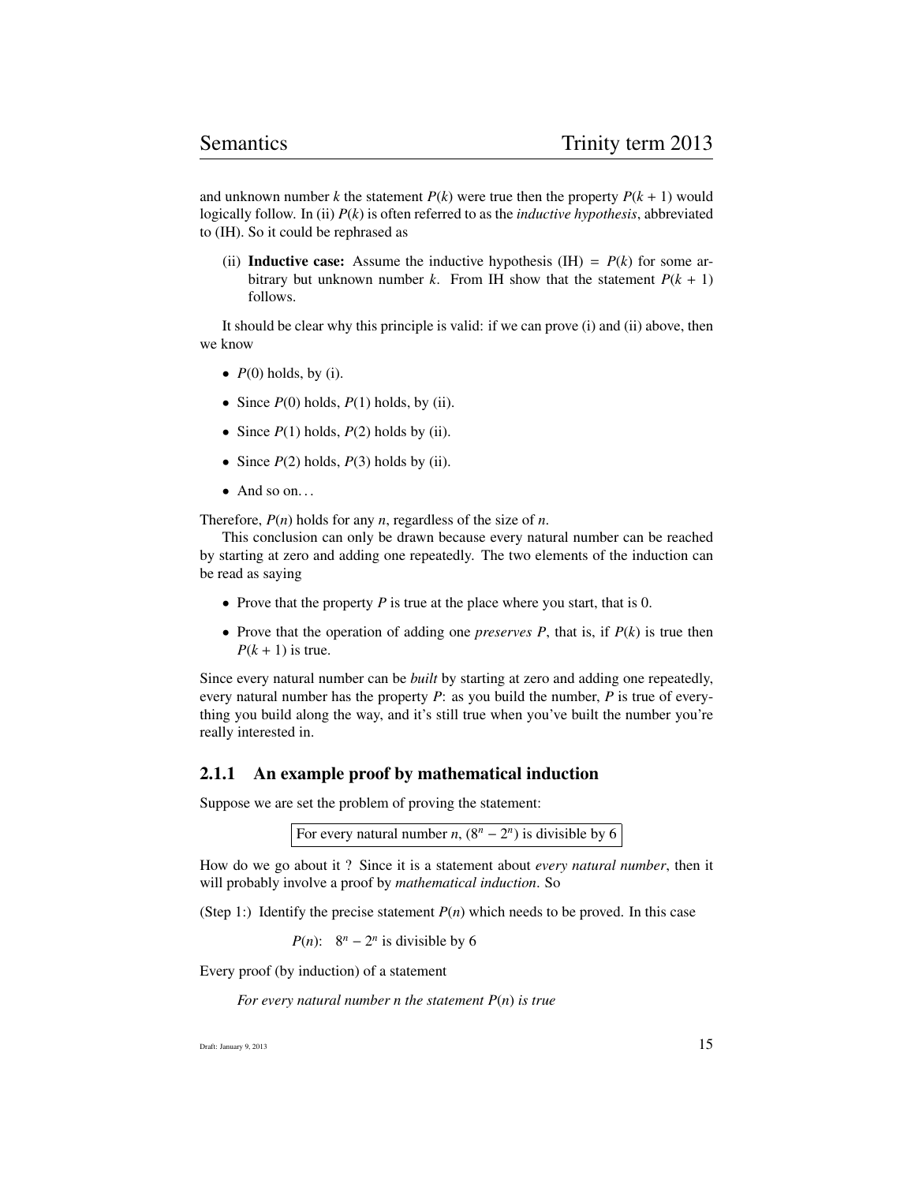and unknown number $k$ the statement $P(k)$ were true then the property $P(k+1)$ would logically follow. In (ii) $P(k)$ is often referred to as the *inductive hypothesis*, abbreviated to (IH). So it could be rephrased as

> (ii) **Inductive case:** Assume the inductive hypothesis (IH) $= P(k)$ for some arbitrary but unknown number $k$. From IH show that the statement $P(k+1)$ follows.

It should be clear why this principle is valid: if we can prove (i) and (ii) above, then we know

- $P(0)$ holds, by (i).
- Since $P(0)$ holds, $P(1)$ holds, by (ii).
- Since $P(1)$ holds, $P(2)$ holds by (ii).
- Since $P(2)$ holds, $P(3)$ holds by (ii).
- And so on...

Therefore, $P(n)$ holds for any $n$, regardless of the size of $n$.

This conclusion can only be drawn because every natural number can be reached by starting at zero and adding one repeatedly. The two elements of the induction can be read as saying

- Prove that the property $P$ is true at the place where you start, that is 0.
- Prove that the operation of adding one *preserves* $P$, that is, if $P(k)$ is true then $P(k+1)$ is true.

Since every natural number can be *built* by starting at zero and adding one repeatedly, every natural number has the property $P$: as you build the number, $P$ is true of everything you build along the way, and it's still true when you've built the number you're really interested in.

### 2.1.1 An example proof by mathematical induction

Suppose we are set the problem of proving the statement:

> For every natural number $n$, $(8^n - 2^n)$ is divisible by 6

How do we go about it ? Since it is a statement about *every natural number*, then it will probably involve a proof by *mathematical induction*. So

(Step 1:) Identify the precise statement $P(n)$ which needs to be proved. In this case

$$P(n): \quad 8^n - 2^n \text{ is divisible by } 6$$

Every proof (by induction) of a statement

> *For every natural number n the statement $P(n)$ is true*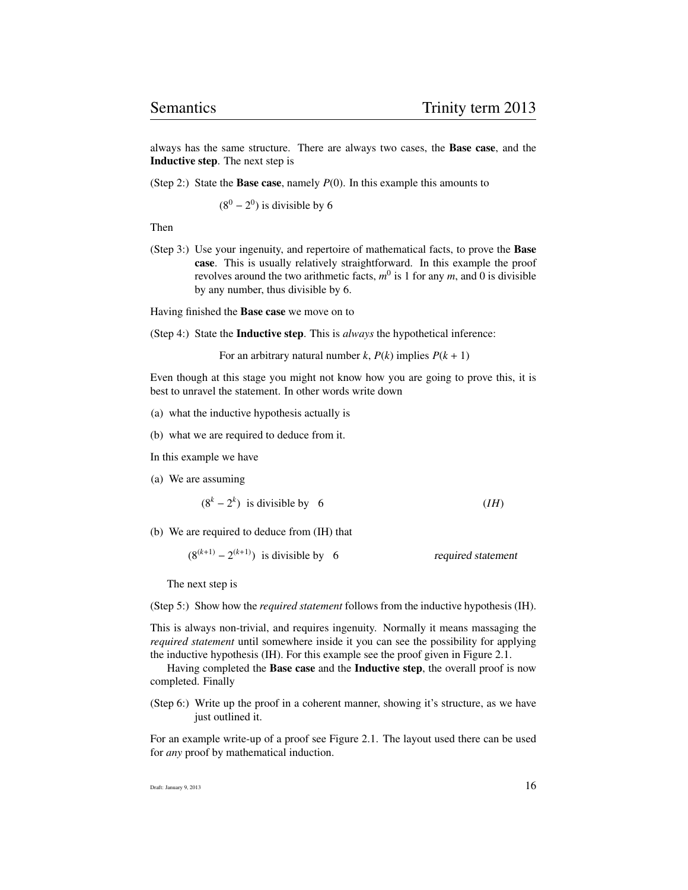always has the same structure. There are always two cases, the **Base case**, and the **Inductive step**. The next step is

(Step 2:) State the **Base case**, namely $P(0)$. In this example this amounts to

$$(8^0 - 2^0) \text{ is divisible by } 6$$

Then

(Step 3:) Use your ingenuity, and repertoire of mathematical facts, to prove the **Base case**. This is usually relatively straightforward. In this example the proof revolves around the two arithmetic facts, $m^0$ is 1 for any $m$, and 0 is divisible by any number, thus divisible by 6.

Having finished the **Base case** we move on to

(Step 4:) State the **Inductive step**. This is *always* the hypothetical inference:

For an arbitrary natural number $k$, $P(k)$ implies $P(k + 1)$

Even though at this stage you might not know how you are going to prove this, it is best to unravel the statement. In other words write down

(a) what the inductive hypothesis actually is

(b) what we are required to deduce from it.

In this example we have

(a) We are assuming

$$(8^k - 2^k) \text{ is divisible by } 6 \qquad (IH)$$

(b) We are required to deduce from (IH) that

$$(8^{(k+1)} - 2^{(k+1)}) \text{ is divisible by } 6 \qquad \textit{required statement}$$

The next step is

(Step 5:) Show how the *required statement* follows from the inductive hypothesis (IH).

This is always non-trivial, and requires ingenuity. Normally it means massaging the *required statement* until somewhere inside it you can see the possibility for applying the inductive hypothesis (IH). For this example see the proof given in Figure 2.1.

Having completed the **Base case** and the **Inductive step**, the overall proof is now completed. Finally

(Step 6:) Write up the proof in a coherent manner, showing it's structure, as we have just outlined it.

For an example write-up of a proof see Figure 2.1. The layout used there can be used for *any* proof by mathematical induction.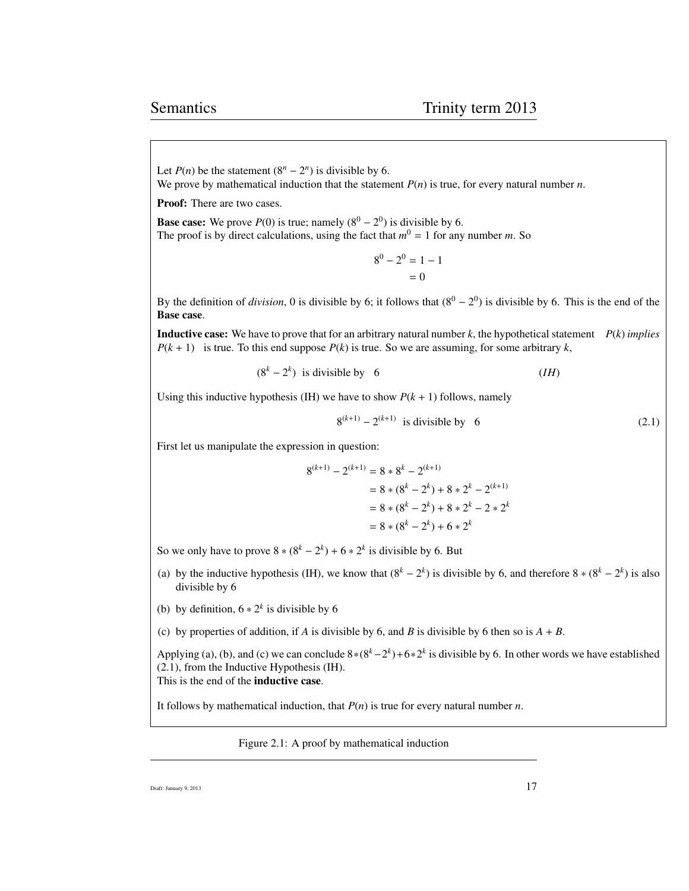Let $P(n)$ be the statement $(8^n - 2^n)$ is divisible by 6.
We prove by mathematical induction that the statement $P(n)$ is true, for every natural number $n$.

**Proof:** There are two cases.

**Base case:** We prove $P(0)$ is true; namely $(8^0 - 2^0)$ is divisible by 6.
The proof is by direct calculations, using the fact that $m^0 = 1$ for any number $m$. So

$$
\begin{aligned}
8^0 - 2^0 &= 1 - 1 \\
&= 0
\end{aligned}
$$

By the definition of *division*, 0 is divisible by 6; it follows that $(8^0 - 2^0)$ is divisible by 6. This is the end of the **Base case**.

**Inductive case:** We have to prove that for an arbitrary natural number $k$, the hypothetical statement $P(k)$ *implies* $P(k+1)$ is true. To this end suppose $P(k)$ is true. So we are assuming, for some arbitrary $k$,

$$(8^k - 2^k) \text{ is divisible by } 6 \qquad (IH)$$

Using this inductive hypothesis (IH) we have to show $P(k+1)$ follows, namely

$$8^{(k+1)} - 2^{(k+1)} \text{ is divisible by } 6 \tag{2.1}$$

First let us manipulate the expression in question:

$$
\begin{aligned}
8^{(k+1)} - 2^{(k+1)} &= 8 * 8^k - 2^{(k+1)} \\
&= 8 * (8^k - 2^k) + 8 * 2^k - 2^{(k+1)} \\
&= 8 * (8^k - 2^k) + 8 * 2^k - 2 * 2^k \\
&= 8 * (8^k - 2^k) + 6 * 2^k
\end{aligned}
$$

So we only have to prove $8 * (8^k - 2^k) + 6 * 2^k$ is divisible by 6. But

(a) by the inductive hypothesis (IH), we know that $(8^k - 2^k)$ is divisible by 6, and therefore $8 * (8^k - 2^k)$ is also divisible by 6

(b) by definition, $6 * 2^k$ is divisible by 6

(c) by properties of addition, if $A$ is divisible by 6, and $B$ is divisible by 6 then so is $A + B$.

Applying (a), (b), and (c) we can conclude $8 * (8^k - 2^k) + 6 * 2^k$ is divisible by 6. In other words we have established (2.1), from the Inductive Hypothesis (IH).
This is the end of the **inductive case**.

It follows by mathematical induction, that $P(n)$ is true for every natural number $n$.

Figure 2.1: A proof by mathematical induction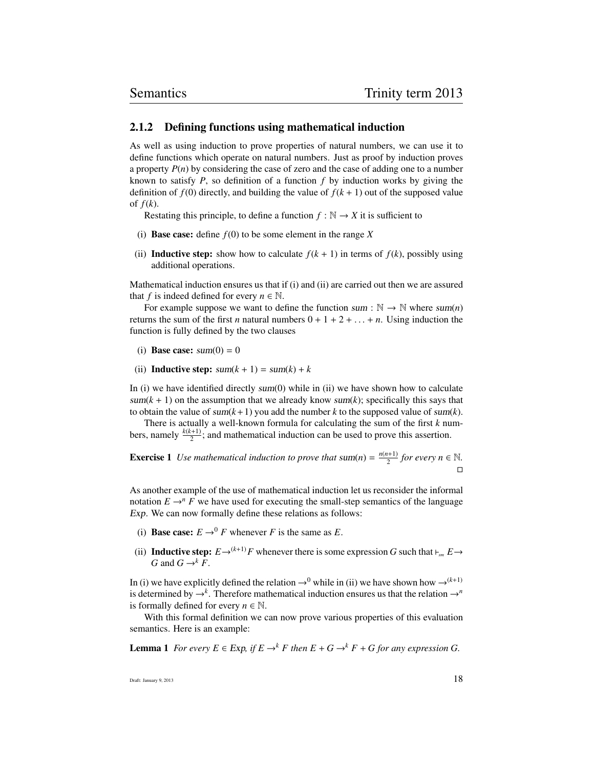### 2.1.2 Defining functions using mathematical induction

As well as using induction to prove properties of natural numbers, we can use it to define functions which operate on natural numbers. Just as proof by induction proves a property $P(n)$ by considering the case of zero and the case of adding one to a number known to satisfy $P$, so definition of a function $f$ by induction works by giving the definition of $f(0)$ directly, and building the value of $f(k+1)$ out of the supposed value of $f(k)$.

Restating this principle, to define a function $f : \mathbb{N} \to X$ it is sufficient to

(i) **Base case:** define $f(0)$ to be some element in the range $X$

(ii) **Inductive step:** show how to calculate $f(k+1)$ in terms of $f(k)$, possibly using additional operations.

Mathematical induction ensures us that if (i) and (ii) are carried out then we are assured that $f$ is indeed defined for every $n \in \mathbb{N}$.

For example suppose we want to define the function $\mathsf{sum} : \mathbb{N} \to \mathbb{N}$ where $\mathsf{sum}(n)$ returns the sum of the first $n$ natural numbers $0 + 1 + 2 + \ldots + n$. Using induction the function is fully defined by the two clauses

(i) **Base case:** $\mathsf{sum}(0) = 0$

(ii) **Inductive step:** $\mathsf{sum}(k+1) = \mathsf{sum}(k) + k$

In (i) we have identified directly $\mathsf{sum}(0)$ while in (ii) we have shown how to calculate $\mathsf{sum}(k+1)$ on the assumption that we already know $\mathsf{sum}(k)$; specifically this says that to obtain the value of $\mathsf{sum}(k+1)$ you add the number $k$ to the supposed value of $\mathsf{sum}(k)$.

There is actually a well-known formula for calculating the sum of the first $k$ numbers, namely $\frac{k(k+1)}{2}$; and mathematical induction can be used to prove this assertion.

**Exercise 1** *Use mathematical induction to prove that* $\mathsf{sum}(n) = \frac{n(n+1)}{2}$ *for every* $n \in \mathbb{N}$. □

As another example of the use of mathematical induction let us reconsider the informal notation $E \to^n F$ we have used for executing the small-step semantics of the language $\mathit{Exp}$. We can now formally define these relations as follows:

(i) **Base case:** $E \to^0 F$ whenever $F$ is the same as $E$.

(ii) **Inductive step:** $E \to^{(k+1)} F$ whenever there is some expression $G$ such that $\vdash_{sm} E \to G$ and $G \to^k F$.

In (i) we have explicitly defined the relation $\to^0$ while in (ii) we have shown how $\to^{(k+1)}$ is determined by $\to^k$. Therefore mathematical induction ensures us that the relation $\to^n$ is formally defined for every $n \in \mathbb{N}$.

With this formal definition we can now prove various properties of this evaluation semantics. Here is an example:

**Lemma 1** *For every* $E \in \mathit{Exp}$*, if* $E \to^k F$ *then* $E + G \to^k F + G$ *for any expression* $G$*.*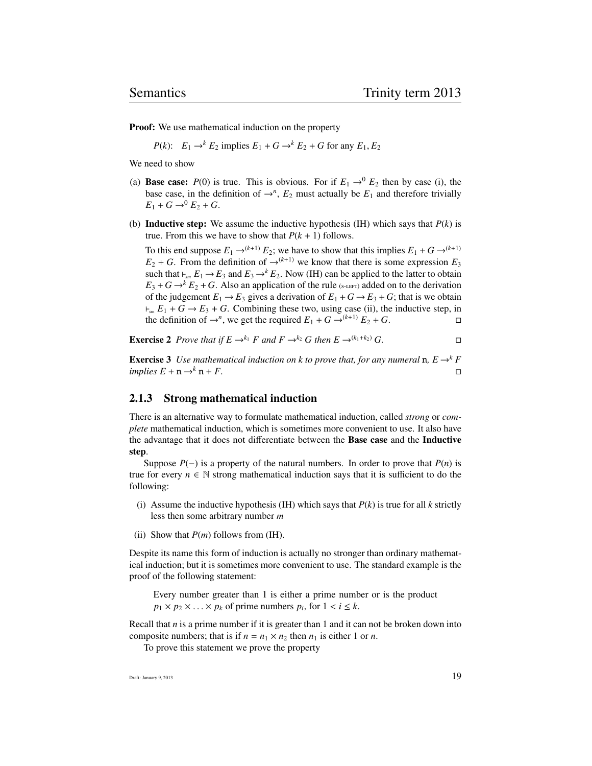**Proof:** We use mathematical induction on the property

$P(k)$: $E_1 \rightarrow^k E_2$ implies $E_1 + G \rightarrow^k E_2 + G$ for any $E_1, E_2$

We need to show

(a) **Base case:** $P(0)$ is true. This is obvious. For if $E_1 \rightarrow^0 E_2$ then by case (i), the base case, in the definition of $\rightarrow^n$, $E_2$ must actually be $E_1$ and therefore trivially $E_1 + G \rightarrow^0 E_2 + G$.

(b) **Inductive step:** We assume the inductive hypothesis (IH) which says that $P(k)$ is true. From this we have to show that $P(k+1)$ follows.

To this end suppose $E_1 \rightarrow^{(k+1)} E_2$; we have to show that this implies $E_1 + G \rightarrow^{(k+1)} E_2 + G$. From the definition of $\rightarrow^{(k+1)}$ we know that there is some expression $E_3$ such that $\vdash_{sm} E_1 \rightarrow E_3$ and $E_3 \rightarrow^k E_2$. Now (IH) can be applied to the latter to obtain $E_3 + G \rightarrow^k E_2 + G$. Also an application of the rule (S-LEFT) added on to the derivation of the judgement $E_1 \rightarrow E_3$ gives a derivation of $E_1 + G \rightarrow E_3 + G$; that is we obtain $\vdash_{sm} E_1 + G \rightarrow E_3 + G$. Combining these two, using case (ii), the inductive step, in the definition of $\rightarrow^n$, we get the required $E_1 + G \rightarrow^{(k+1)} E_2 + G$. □

**Exercise 2** *Prove that if $E \rightarrow^{k_1} F$ and $F \rightarrow^{k_2} G$ then $E \rightarrow^{(k_1+k_2)} G$.* □

**Exercise 3** *Use mathematical induction on k to prove that, for any numeral* $\mathtt{n}$*, $E \rightarrow^k F$ implies $E + \mathtt{n} \rightarrow^k \mathtt{n} + F$.* □

### 2.1.3 Strong mathematical induction

There is an alternative way to formulate mathematical induction, called *strong* or *complete* mathematical induction, which is sometimes more convenient to use. It also have the advantage that it does not differentiate between the **Base case** and the **Inductive step**.

Suppose $P(-)$ is a property of the natural numbers. In order to prove that $P(n)$ is true for every $n \in \mathbb{N}$ strong mathematical induction says that it is sufficient to do the following:

(i) Assume the inductive hypothesis (IH) which says that $P(k)$ is true for all $k$ strictly less then some arbitrary number $m$

(ii) Show that $P(m)$ follows from (IH).

Despite its name this form of induction is actually no stronger than ordinary mathematical induction; but it is sometimes more convenient to use. The standard example is the proof of the following statement:

> Every number greater than 1 is either a prime number or is the product $p_1 \times p_2 \times \ldots \times p_k$ of prime numbers $p_i$, for $1 < i \leq k$.

Recall that $n$ is a prime number if it is greater than 1 and it can not be broken down into composite numbers; that is if $n = n_1 \times n_2$ then $n_1$ is either 1 or $n$.

To prove this statement we prove the property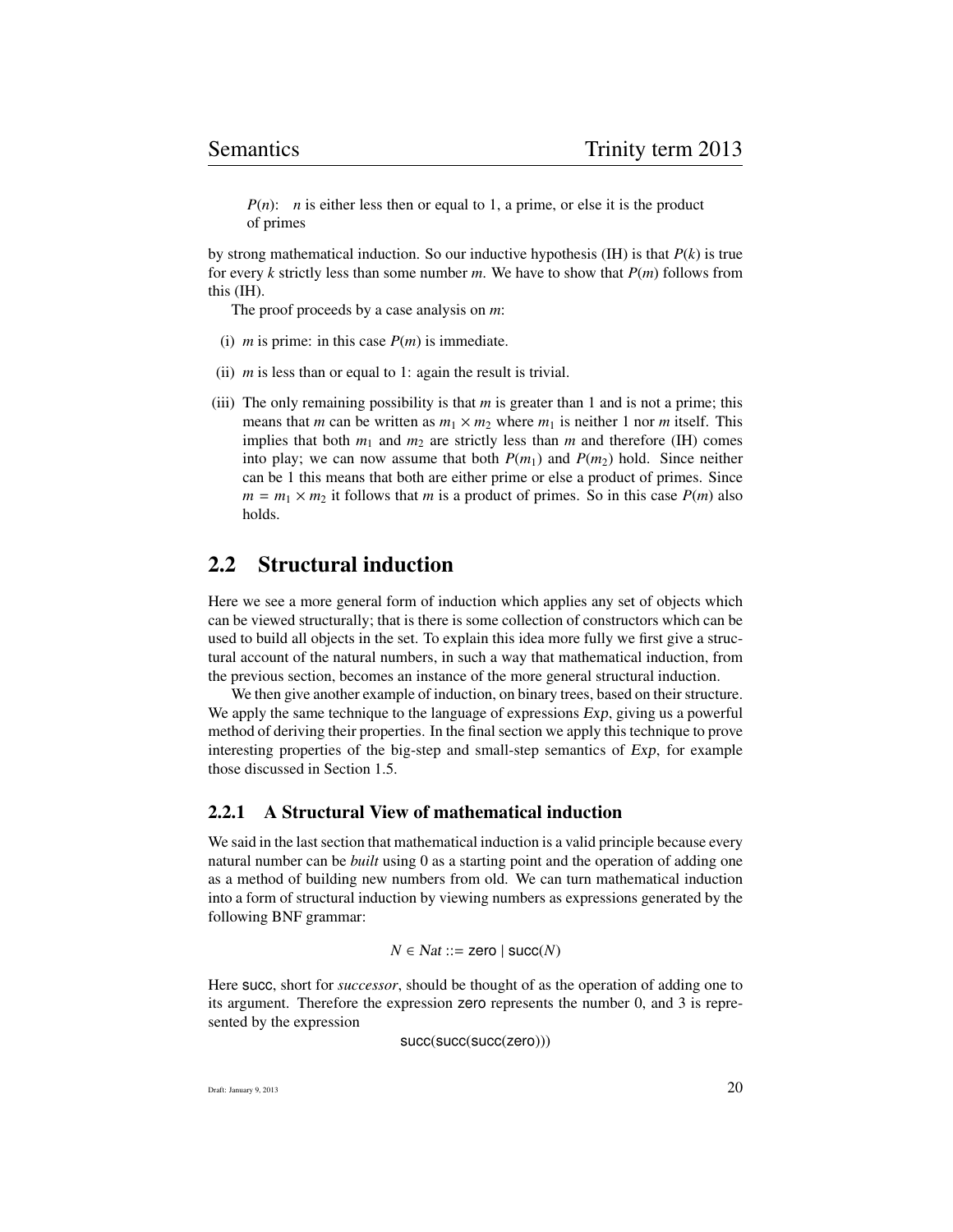$P(n)$: $n$ is either less then or equal to 1, a prime, or else it is the product of primes

by strong mathematical induction. So our inductive hypothesis (IH) is that $P(k)$ is true for every $k$ strictly less than some number $m$. We have to show that $P(m)$ follows from this (IH).

The proof proceeds by a case analysis on $m$:

(i) $m$ is prime: in this case $P(m)$ is immediate.

(ii) $m$ is less than or equal to 1: again the result is trivial.

(iii) The only remaining possibility is that $m$ is greater than 1 and is not a prime; this means that $m$ can be written as $m_1 \times m_2$ where $m_1$ is neither 1 nor $m$ itself. This implies that both $m_1$ and $m_2$ are strictly less than $m$ and therefore (IH) comes into play; we can now assume that both $P(m_1)$ and $P(m_2)$ hold. Since neither can be 1 this means that both are either prime or else a product of primes. Since $m = m_1 \times m_2$ it follows that $m$ is a product of primes. So in this case $P(m)$ also holds.

## 2.2 Structural induction

Here we see a more general form of induction which applies any set of objects which can be viewed structurally; that is there is some collection of constructors which can be used to build all objects in the set. To explain this idea more fully we first give a structural account of the natural numbers, in such a way that mathematical induction, from the previous section, becomes an instance of the more general structural induction.

We then give another example of induction, on binary trees, based on their structure. We apply the same technique to the language of expressions *Exp*, giving us a powerful method of deriving their properties. In the final section we apply this technique to prove interesting properties of the big-step and small-step semantics of *Exp*, for example those discussed in Section 1.5.

### 2.2.1 A Structural View of mathematical induction

We said in the last section that mathematical induction is a valid principle because every natural number can be *built* using 0 as a starting point and the operation of adding one as a method of building new numbers from old. We can turn mathematical induction into a form of structural induction by viewing numbers as expressions generated by the following BNF grammar:

$$N \in Nat ::= \mathsf{zero} \mid \mathsf{succ}(N)$$

Here succ, short for *successor*, should be thought of as the operation of adding one to its argument. Therefore the expression zero represents the number 0, and 3 is represented by the expression

$$\mathsf{succ}(\mathsf{succ}(\mathsf{succ}(\mathsf{zero})))$$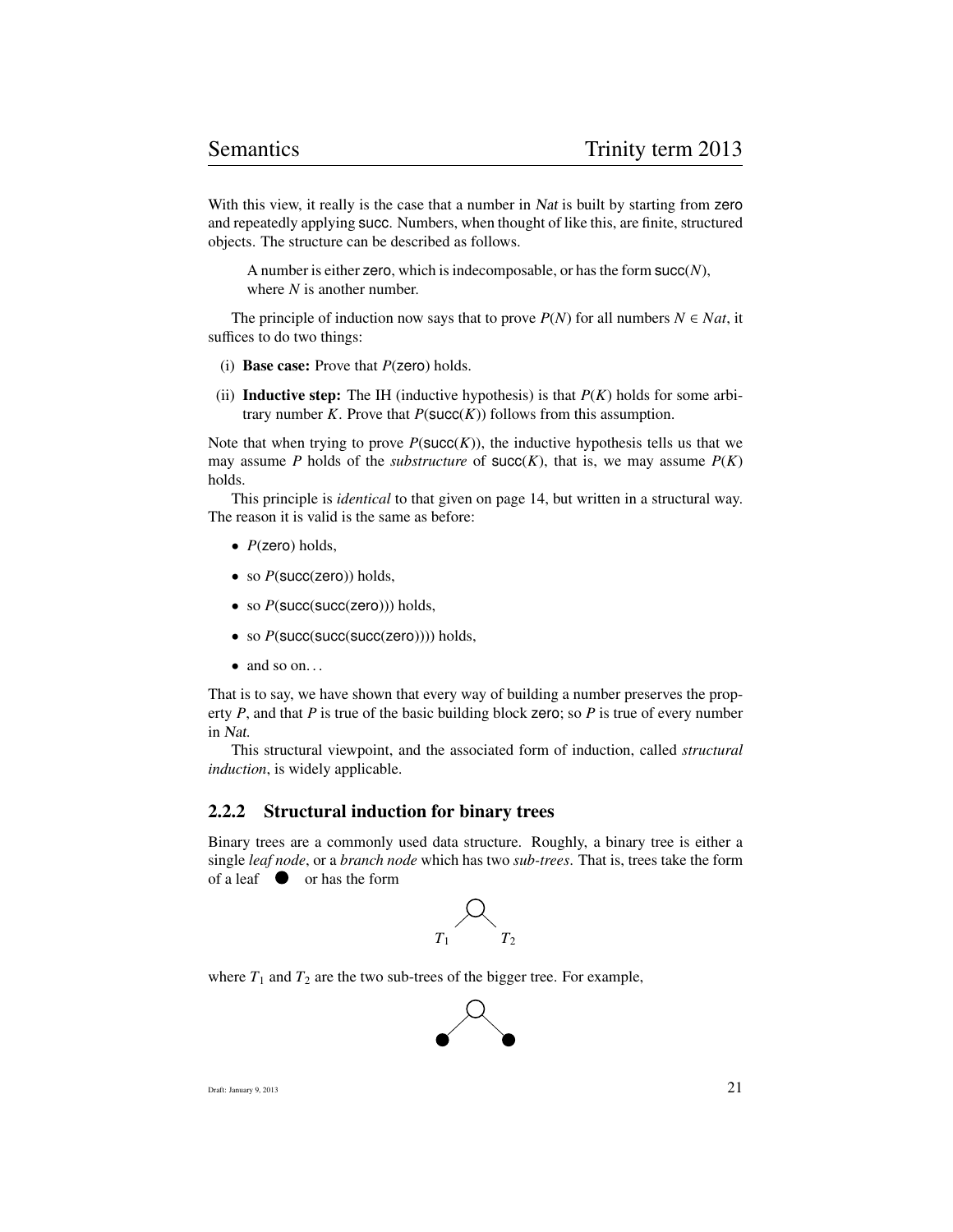With this view, it really is the case that a number in *Nat* is built by starting from zero and repeatedly applying succ. Numbers, when thought of like this, are finite, structured objects. The structure can be described as follows.

> A number is either zero, which is indecomposable, or has the form succ($N$), where $N$ is another number.

The principle of induction now says that to prove $P(N)$ for all numbers $N \in Nat$, it suffices to do two things:

(i) **Base case:** Prove that $P(\mathsf{zero})$ holds.

(ii) **Inductive step:** The IH (inductive hypothesis) is that $P(K)$ holds for some arbitrary number $K$. Prove that $P(\mathsf{succ}(K))$ follows from this assumption.

Note that when trying to prove $P(\mathsf{succ}(K))$, the inductive hypothesis tells us that we may assume $P$ holds of the *substructure* of $\mathsf{succ}(K)$, that is, we may assume $P(K)$ holds.

This principle is *identical* to that given on page 14, but written in a structural way. The reason it is valid is the same as before:

- $P(\mathsf{zero})$ holds,
- so $P(\mathsf{succ}(\mathsf{zero}))$ holds,
- so $P(\mathsf{succ}(\mathsf{succ}(\mathsf{zero})))$ holds,
- so $P(\mathsf{succ}(\mathsf{succ}(\mathsf{succ}(\mathsf{zero}))))$ holds,
- and so on. . .

That is to say, we have shown that every way of building a number preserves the property $P$, and that $P$ is true of the basic building block zero; so $P$ is true of every number in *Nat*.

This structural viewpoint, and the associated form of induction, called *structural induction*, is widely applicable.

### 2.2.2 Structural induction for binary trees

Binary trees are a commonly used data structure. Roughly, a binary tree is either a single *leaf node*, or a *branch node* which has two *sub-trees*. That is, trees take the form of a leaf ● or has the form

$$T_1 \quad T_2$$

where $T_1$ and $T_2$ are the two sub-trees of the bigger tree. For example,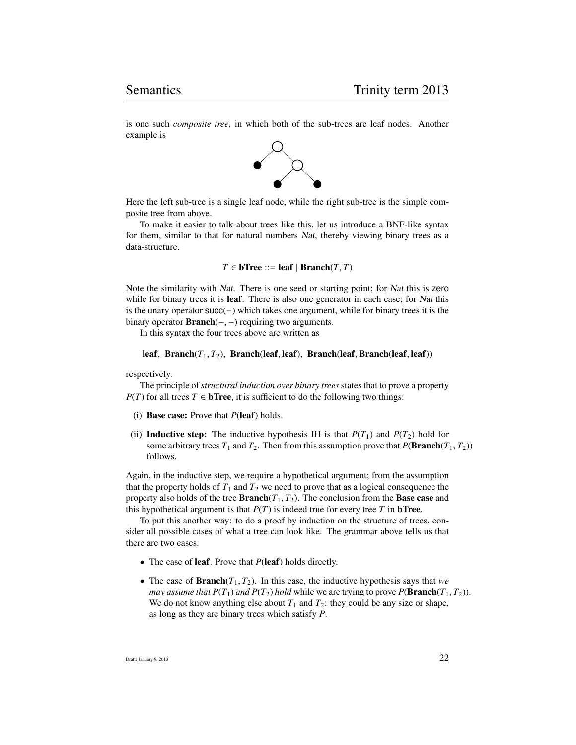is one such *composite tree*, in which both of the sub-trees are leaf nodes. Another example is

Here the left sub-tree is a single leaf node, while the right sub-tree is the simple composite tree from above.

To make it easier to talk about trees like this, let us introduce a BNF-like syntax for them, similar to that for natural numbers *Nat*, thereby viewing binary trees as a data-structure.

$$T \in \textbf{bTree} ::= \textbf{leaf} \mid \textbf{Branch}(T, T)$$

Note the similarity with *Nat*. There is one seed or starting point; for *Nat* this is zero while for binary trees it is **leaf**. There is also one generator in each case; for *Nat* this is the unary operator succ(−) which takes one argument, while for binary trees it is the binary operator **Branch**(−, −) requiring two arguments.

In this syntax the four trees above are written as

$$\textbf{leaf},\ \textbf{Branch}(T_1, T_2),\ \textbf{Branch}(\textbf{leaf}, \textbf{leaf}),\ \textbf{Branch}(\textbf{leaf}, \textbf{Branch}(\textbf{leaf}, \textbf{leaf}))$$

respectively.

The principle of *structural induction over binary trees* states that to prove a property $P(T)$ for all trees $T \in \textbf{bTree}$, it is sufficient to do the following two things:

(i) **Base case:** Prove that $P(\textbf{leaf})$ holds.

(ii) **Inductive step:** The inductive hypothesis IH is that $P(T_1)$ and $P(T_2)$ hold for some arbitrary trees $T_1$ and $T_2$. Then from this assumption prove that $P(\textbf{Branch}(T_1, T_2))$ follows.

Again, in the inductive step, we require a hypothetical argument; from the assumption that the property holds of $T_1$ and $T_2$ we need to prove that as a logical consequence the property also holds of the tree $\textbf{Branch}(T_1, T_2)$. The conclusion from the **Base case** and this hypothetical argument is that $P(T)$ is indeed true for every tree $T$ in **bTree**.

To put this another way: to do a proof by induction on the structure of trees, consider all possible cases of what a tree can look like. The grammar above tells us that there are two cases.

- The case of **leaf**. Prove that $P(\textbf{leaf})$ holds directly.
- The case of $\textbf{Branch}(T_1, T_2)$. In this case, the inductive hypothesis says that *we may assume that* $P(T_1)$ *and* $P(T_2)$ *hold* while we are trying to prove $P(\textbf{Branch}(T_1, T_2))$. We do not know anything else about $T_1$ and $T_2$: they could be any size or shape, as long as they are binary trees which satisfy $P$.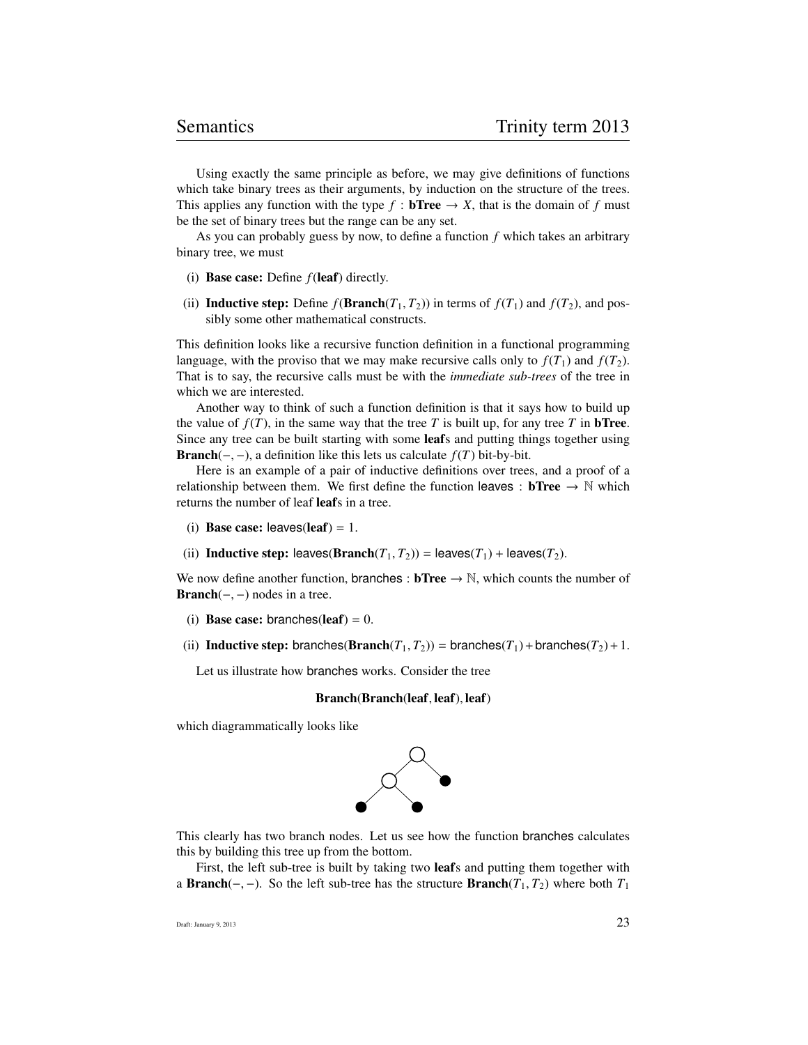Using exactly the same principle as before, we may give definitions of functions which take binary trees as their arguments, by induction on the structure of the trees. This applies any function with the type $f : \textbf{bTree} \to X$, that is the domain of $f$ must be the set of binary trees but the range can be any set.

As you can probably guess by now, to define a function $f$ which takes an arbitrary binary tree, we must

(i) **Base case:** Define $f(\textbf{leaf})$ directly.

(ii) **Inductive step:** Define $f(\textbf{Branch}(T_1, T_2))$ in terms of $f(T_1)$ and $f(T_2)$, and possibly some other mathematical constructs.

This definition looks like a recursive function definition in a functional programming language, with the proviso that we may make recursive calls only to $f(T_1)$ and $f(T_2)$. That is to say, the recursive calls must be with the *immediate sub-trees* of the tree in which we are interested.

Another way to think of such a function definition is that it says how to build up the value of $f(T)$, in the same way that the tree $T$ is built up, for any tree $T$ in **bTree**. Since any tree can be built starting with some **leaf**s and putting things together using $\textbf{Branch}(-, -)$, a definition like this lets us calculate $f(T)$ bit-by-bit.

Here is an example of a pair of inductive definitions over trees, and a proof of a relationship between them. We first define the function $\mathsf{leaves} : \textbf{bTree} \to \mathbb{N}$ which returns the number of leaf **leaf**s in a tree.

(i) **Base case:** $\mathsf{leaves}(\textbf{leaf}) = 1$.

(ii) **Inductive step:** $\mathsf{leaves}(\textbf{Branch}(T_1, T_2)) = \mathsf{leaves}(T_1) + \mathsf{leaves}(T_2)$.

We now define another function, $\mathsf{branches} : \textbf{bTree} \to \mathbb{N}$, which counts the number of $\textbf{Branch}(-, -)$ nodes in a tree.

(i) **Base case:** $\mathsf{branches}(\textbf{leaf}) = 0$.

(ii) **Inductive step:** $\mathsf{branches}(\textbf{Branch}(T_1, T_2)) = \mathsf{branches}(T_1) + \mathsf{branches}(T_2) + 1$.

Let us illustrate how branches works. Consider the tree

$$\textbf{Branch}(\textbf{Branch}(\textbf{leaf}, \textbf{leaf}), \textbf{leaf})$$

which diagrammatically looks like

This clearly has two branch nodes. Let us see how the function branches calculates this by building this tree up from the bottom.

First, the left sub-tree is built by taking two **leaf**s and putting them together with a $\textbf{Branch}(-, -)$. So the left sub-tree has the structure $\textbf{Branch}(T_1, T_2)$ where both $T_1$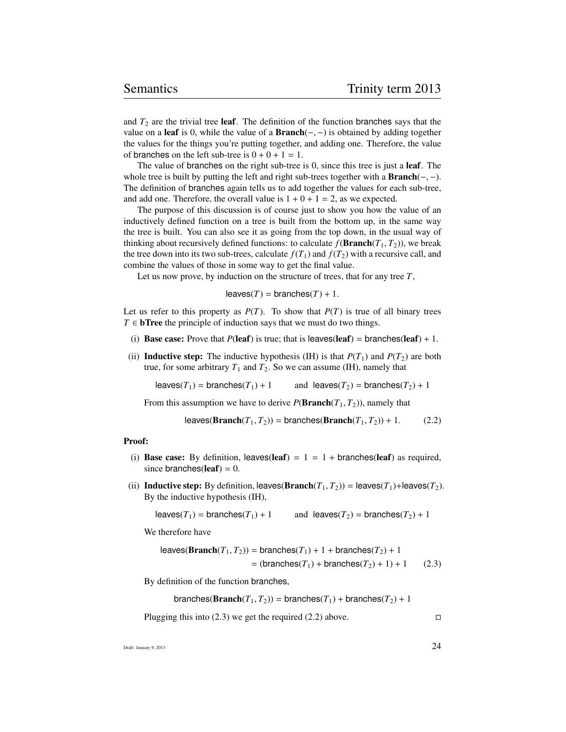and $T_2$ are the trivial tree **leaf**. The definition of the function branches says that the value on a **leaf** is 0, while the value of a **Branch**$(-,-)$ is obtained by adding together the values for the things you're putting together, and adding one. Therefore, the value of branches on the left sub-tree is $0 + 0 + 1 = 1$.

The value of branches on the right sub-tree is 0, since this tree is just a **leaf**. The whole tree is built by putting the left and right sub-trees together with a **Branch**$(-,-)$. The definition of branches again tells us to add together the values for each sub-tree, and add one. Therefore, the overall value is $1 + 0 + 1 = 2$, as we expected.

The purpose of this discussion is of course just to show you how the value of an inductively defined function on a tree is built from the bottom up, in the same way the tree is built. You can also see it as going from the top down, in the usual way of thinking about recursively defined functions: to calculate $f(\textbf{Branch}(T_1, T_2))$, we break the tree down into its two sub-trees, calculate $f(T_1)$ and $f(T_2)$ with a recursive call, and combine the values of those in some way to get the final value.

Let us now prove, by induction on the structure of trees, that for any tree $T$,

$$\mathsf{leaves}(T) = \mathsf{branches}(T) + 1.$$

Let us refer to this property as $P(T)$. To show that $P(T)$ is true of all binary trees $T \in \textbf{bTree}$ the principle of induction says that we must do two things.

(i) **Base case:** Prove that $P(\textbf{leaf})$ is true; that is $\mathsf{leaves}(\textbf{leaf}) = \mathsf{branches}(\textbf{leaf}) + 1$.

(ii) **Inductive step:** The inductive hypothesis (IH) is that $P(T_1)$ and $P(T_2)$ are both true, for some arbitrary $T_1$ and $T_2$. So we can assume (IH), namely that

$$\mathsf{leaves}(T_1) = \mathsf{branches}(T_1) + 1 \qquad \text{and} \quad \mathsf{leaves}(T_2) = \mathsf{branches}(T_2) + 1$$

From this assumption we have to derive $P(\textbf{Branch}(T_1, T_2))$, namely that

$$\mathsf{leaves}(\textbf{Branch}(T_1, T_2)) = \mathsf{branches}(\textbf{Branch}(T_1, T_2)) + 1. \qquad (2.2)$$

**Proof:**

(i) **Base case:** By definition, $\mathsf{leaves}(\textbf{leaf}) = 1 = 1 + \mathsf{branches}(\textbf{leaf})$ as required, since $\mathsf{branches}(\textbf{leaf}) = 0$.

(ii) **Inductive step:** By definition, $\mathsf{leaves}(\textbf{Branch}(T_1, T_2)) = \mathsf{leaves}(T_1) + \mathsf{leaves}(T_2)$. By the inductive hypothesis (IH),

$$\mathsf{leaves}(T_1) = \mathsf{branches}(T_1) + 1 \qquad \text{and} \quad \mathsf{leaves}(T_2) = \mathsf{branches}(T_2) + 1$$

We therefore have

$$\begin{aligned}\mathsf{leaves}(\textbf{Branch}(T_1, T_2)) &= \mathsf{branches}(T_1) + 1 + \mathsf{branches}(T_2) + 1 \\ &= (\mathsf{branches}(T_1) + \mathsf{branches}(T_2) + 1) + 1 \qquad (2.3)\end{aligned}$$

By definition of the function branches,

$$\mathsf{branches}(\textbf{Branch}(T_1, T_2)) = \mathsf{branches}(T_1) + \mathsf{branches}(T_2) + 1$$

Plugging this into (2.3) we get the required (2.2) above. □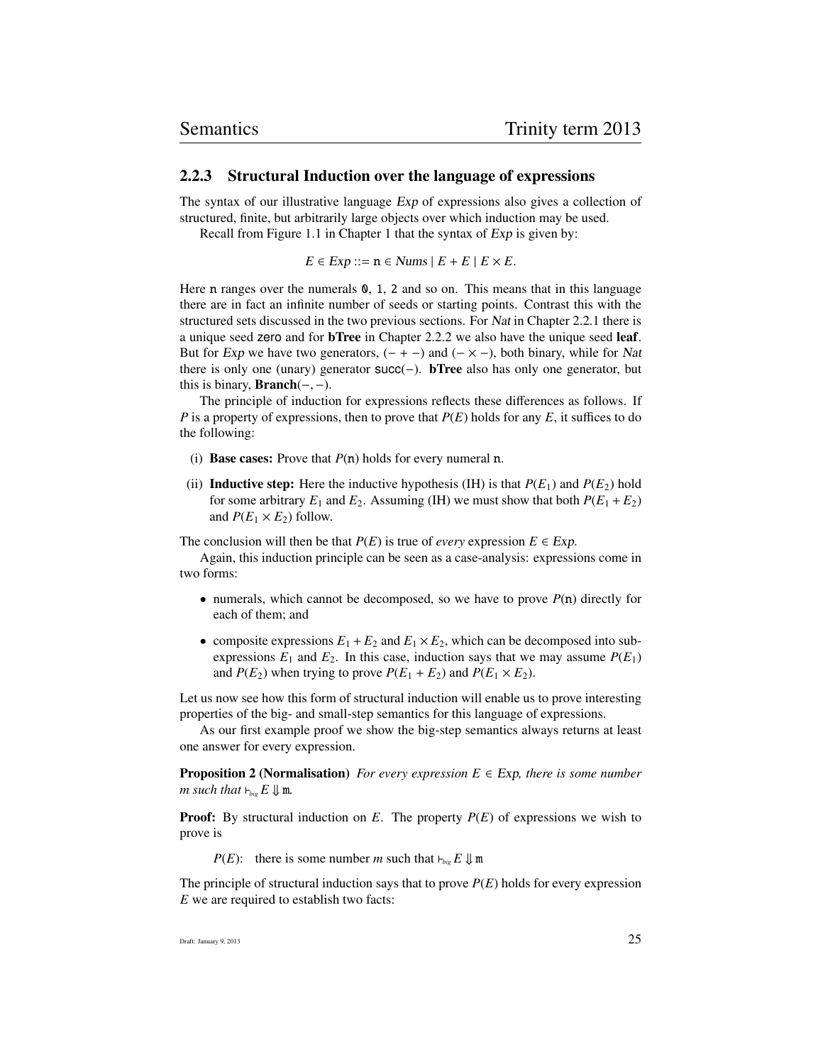### 2.2.3 Structural Induction over the language of expressions

The syntax of our illustrative language *Exp* of expressions also gives a collection of structured, finite, but arbitrarily large objects over which induction may be used.

Recall from Figure 1.1 in Chapter 1 that the syntax of *Exp* is given by:

$$E \in Exp ::= \mathtt{n} \in Nums \mid E + E \mid E \times E.$$

Here n ranges over the numerals `0`, `1`, `2` and so on. This means that in this language there are in fact an infinite number of seeds or starting points. Contrast this with the structured sets discussed in the two previous sections. For *Nat* in Chapter 2.2.1 there is a unique seed zero and for **bTree** in Chapter 2.2.2 we also have the unique seed **leaf**. But for *Exp* we have two generators, $(- + -)$ and $(- \times -)$, both binary, while for *Nat* there is only one (unary) generator $\mathsf{succ}(-)$. **bTree** also has only one generator, but this is binary, $\mathbf{Branch}(-, -)$.

The principle of induction for expressions reflects these differences as follows. If $P$ is a property of expressions, then to prove that $P(E)$ holds for any $E$, it suffices to do the following:

(i) **Base cases:** Prove that $P(\mathtt{n})$ holds for every numeral n.

(ii) **Inductive step:** Here the inductive hypothesis (IH) is that $P(E_1)$ and $P(E_2)$ hold for some arbitrary $E_1$ and $E_2$. Assuming (IH) we must show that both $P(E_1 + E_2)$ and $P(E_1 \times E_2)$ follow.

The conclusion will then be that $P(E)$ is true of *every* expression $E \in Exp$.

Again, this induction principle can be seen as a case-analysis: expressions come in two forms:

- numerals, which cannot be decomposed, so we have to prove $P(\mathtt{n})$ directly for each of them; and
- composite expressions $E_1 + E_2$ and $E_1 \times E_2$, which can be decomposed into sub-expressions $E_1$ and $E_2$. In this case, induction says that we may assume $P(E_1)$ and $P(E_2)$ when trying to prove $P(E_1 + E_2)$ and $P(E_1 \times E_2)$.

Let us now see how this form of structural induction will enable us to prove interesting properties of the big- and small-step semantics for this language of expressions.

As our first example proof we show the big-step semantics always returns at least one answer for every expression.

**Proposition 2 (Normalisation)** *For every expression $E \in Exp$, there is some number $m$ such that $\vdash_{big} E \Downarrow \mathtt{m}$.*

**Proof:** By structural induction on $E$. The property $P(E)$ of expressions we wish to prove is

$P(E)$: there is some number $m$ such that $\vdash_{big} E \Downarrow \mathtt{m}$

The principle of structural induction says that to prove $P(E)$ holds for every expression $E$ we are required to establish two facts: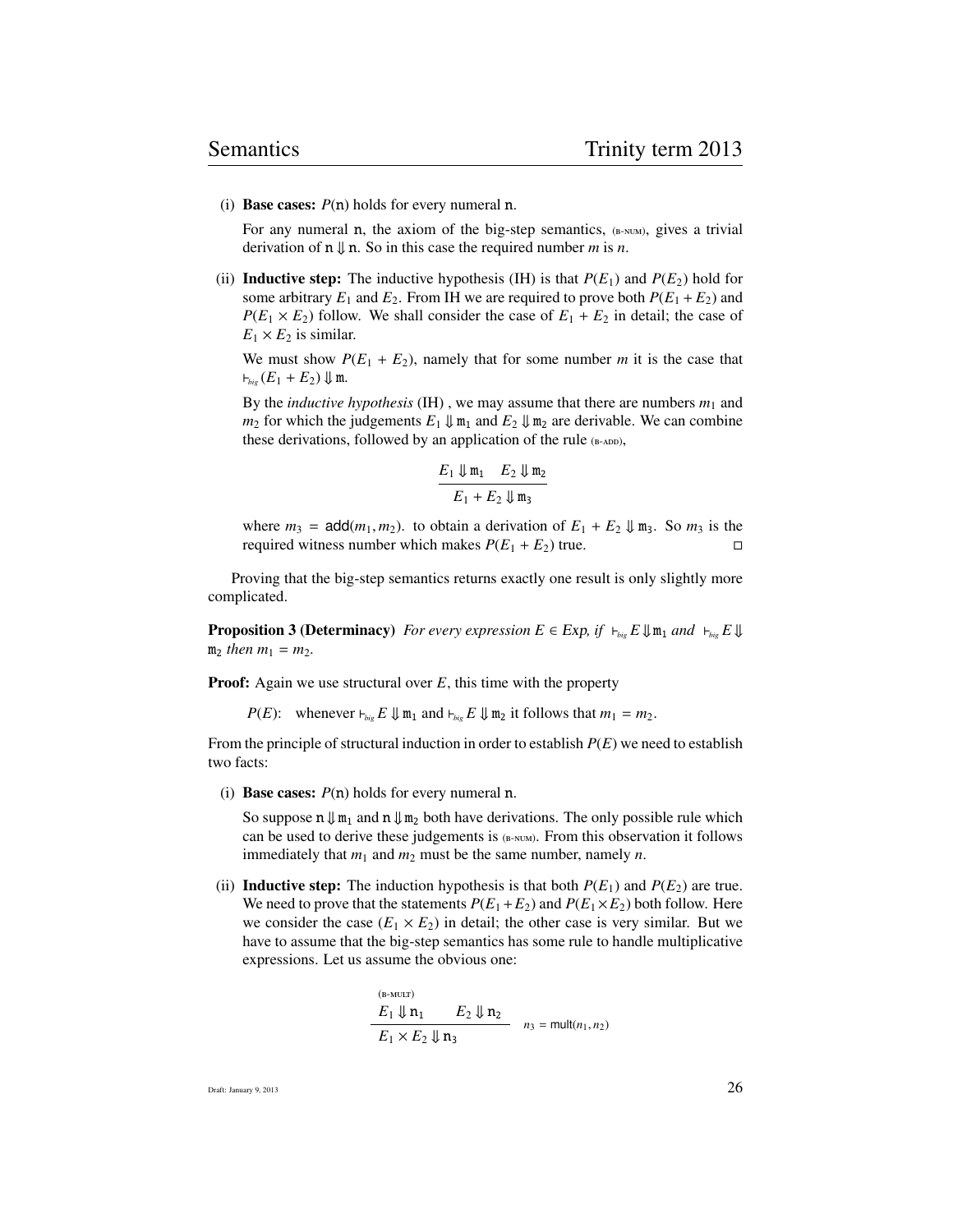(i) **Base cases:** $P(\mathtt{n})$ holds for every numeral $\mathtt{n}$.

For any numeral $\mathtt{n}$, the axiom of the big-step semantics, (B-NUM), gives a trivial derivation of $\mathtt{n} \Downarrow \mathtt{n}$. So in this case the required number $m$ is $n$.

(ii) **Inductive step:** The inductive hypothesis (IH) is that $P(E_1)$ and $P(E_2)$ hold for some arbitrary $E_1$ and $E_2$. From IH we are required to prove both $P(E_1 + E_2)$ and $P(E_1 \times E_2)$ follow. We shall consider the case of $E_1 + E_2$ in detail; the case of $E_1 \times E_2$ is similar.

We must show $P(E_1 + E_2)$, namely that for some number $m$ it is the case that $\vdash_{big} (E_1 + E_2) \Downarrow \mathtt{m}$.

By the *inductive hypothesis* (IH) , we may assume that there are numbers $m_1$ and $m_2$ for which the judgements $E_1 \Downarrow \mathtt{m}_1$ and $E_2 \Downarrow \mathtt{m}_2$ are derivable. We can combine these derivations, followed by an application of the rule (B-ADD),

$$\frac{E_1 \Downarrow \mathtt{m}_1 \quad E_2 \Downarrow \mathtt{m}_2}{E_1 + E_2 \Downarrow \mathtt{m}_3}$$

where $m_3 = \mathsf{add}(m_1, m_2)$. to obtain a derivation of $E_1 + E_2 \Downarrow \mathtt{m}_3$. So $m_3$ is the required witness number which makes $P(E_1 + E_2)$ true. □

Proving that the big-step semantics returns exactly one result is only slightly more complicated.

**Proposition 3 (Determinacy)** *For every expression $E \in Exp$, if $\vdash_{big} E \Downarrow \mathtt{m}_1$ and $\vdash_{big} E \Downarrow \mathtt{m}_2$ then $m_1 = m_2$.*

**Proof:** Again we use structural over $E$, this time with the property

$P(E)$: whenever $\vdash_{big} E \Downarrow \mathtt{m}_1$ and $\vdash_{big} E \Downarrow \mathtt{m}_2$ it follows that $m_1 = m_2$.

From the principle of structural induction in order to establish $P(E)$ we need to establish two facts:

(i) **Base cases:** $P(\mathtt{n})$ holds for every numeral $\mathtt{n}$.

So suppose $\mathtt{n} \Downarrow \mathtt{m}_1$ and $\mathtt{n} \Downarrow \mathtt{m}_2$ both have derivations. The only possible rule which can be used to derive these judgements is (B-NUM). From this observation it follows immediately that $m_1$ and $m_2$ must be the same number, namely $n$.

(ii) **Inductive step:** The induction hypothesis is that both $P(E_1)$ and $P(E_2)$ are true. We need to prove that the statements $P(E_1 + E_2)$ and $P(E_1 \times E_2)$ both follow. Here we consider the case $(E_1 \times E_2)$ in detail; the other case is very similar. But we have to assume that the big-step semantics has some rule to handle multiplicative expressions. Let us assume the obvious one:

$$\text{(B-MULT)} \quad \frac{E_1 \Downarrow \mathtt{n}_1 \qquad E_2 \Downarrow \mathtt{n}_2}{E_1 \times E_2 \Downarrow \mathtt{n}_3} \quad n_3 = \mathsf{mult}(n_1, n_2)$$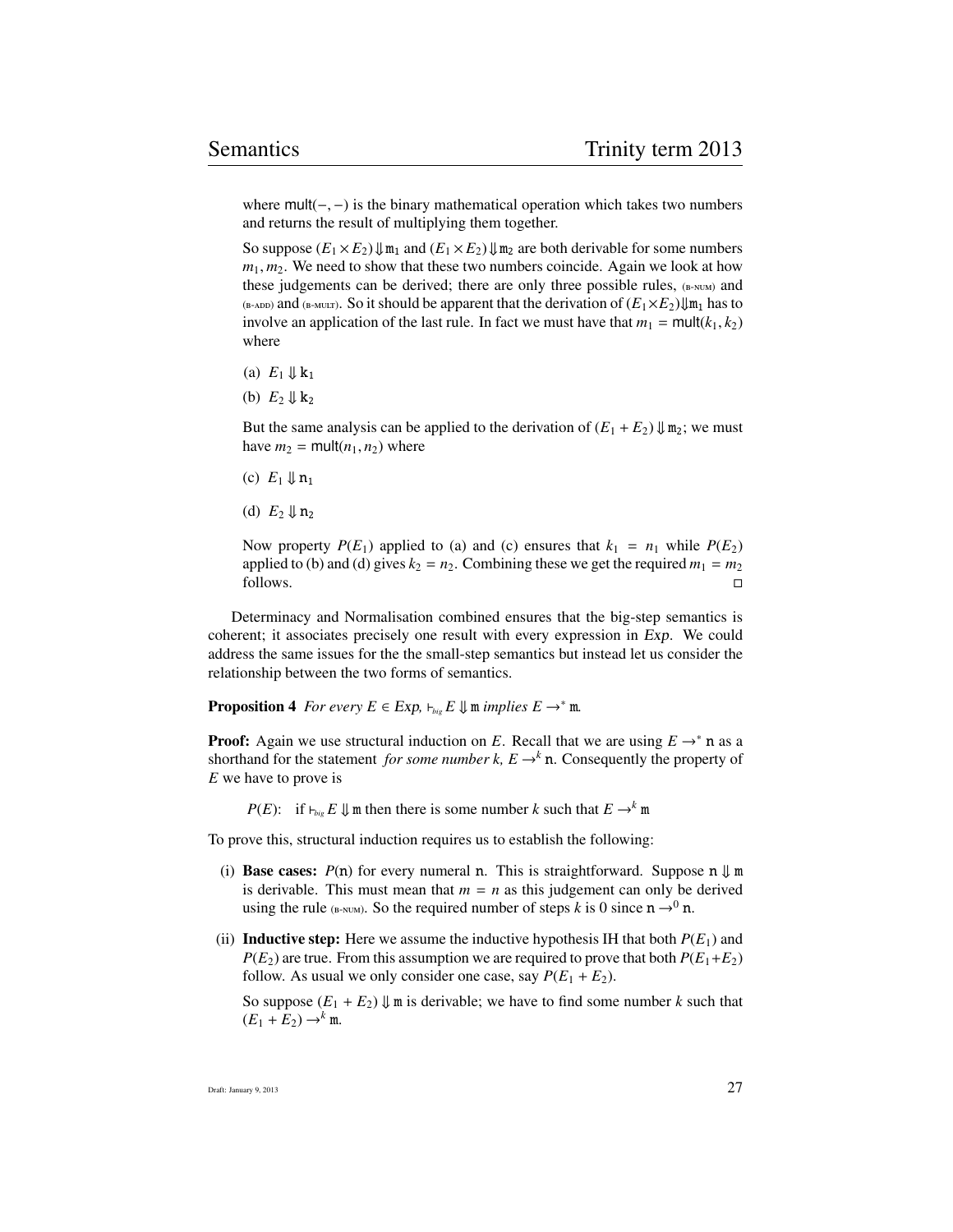where $\mathsf{mult}(-,-)$ is the binary mathematical operation which takes two numbers and returns the result of multiplying them together.

So suppose $(E_1 \times E_2) \Downarrow \mathtt{m}_1$ and $(E_1 \times E_2) \Downarrow \mathtt{m}_2$ are both derivable for some numbers $m_1, m_2$. We need to show that these two numbers coincide. Again we look at how these judgements can be derived; there are only three possible rules, (B-NUM) and (B-ADD) and (B-MULT). So it should be apparent that the derivation of $(E_1 \times E_2) \Downarrow \mathtt{m}_1$ has to involve an application of the last rule. In fact we must have that $m_1 = \mathsf{mult}(k_1, k_2)$ where

(a) $E_1 \Downarrow \mathtt{k}_1$

(b) $E_2 \Downarrow \mathtt{k}_2$

But the same analysis can be applied to the derivation of $(E_1 + E_2) \Downarrow \mathtt{m}_2$; we must have $m_2 = \mathsf{mult}(n_1, n_2)$ where

(c) $E_1 \Downarrow \mathtt{n}_1$

(d) $E_2 \Downarrow \mathtt{n}_2$

Now property $P(E_1)$ applied to (a) and (c) ensures that $k_1 = n_1$ while $P(E_2)$ applied to (b) and (d) gives $k_2 = n_2$. Combining these we get the required $m_1 = m_2$ follows. □

Determinacy and Normalisation combined ensures that the big-step semantics is coherent; it associates precisely one result with every expression in *Exp*. We could address the same issues for the the small-step semantics but instead let us consider the relationship between the two forms of semantics.

**Proposition 4** *For every $E \in Exp$, $\vdash_{big} E \Downarrow \mathtt{m}$ implies $E \rightarrow^* \mathtt{m}$.*

**Proof:** Again we use structural induction on $E$. Recall that we are using $E \rightarrow^* \mathtt{n}$ as a shorthand for the statement *for some number k, $E \rightarrow^k \mathtt{n}$*. Consequently the property of $E$ we have to prove is

$P(E)$: if $\vdash_{big} E \Downarrow \mathtt{m}$ then there is some number $k$ such that $E \rightarrow^k \mathtt{m}$

To prove this, structural induction requires us to establish the following:

(i) **Base cases:** $P(\mathtt{n})$ for every numeral $\mathtt{n}$. This is straightforward. Suppose $\mathtt{n} \Downarrow \mathtt{m}$ is derivable. This must mean that $m = n$ as this judgement can only be derived using the rule (B-NUM). So the required number of steps $k$ is 0 since $\mathtt{n} \rightarrow^0 \mathtt{n}$.

(ii) **Inductive step:** Here we assume the inductive hypothesis IH that both $P(E_1)$ and $P(E_2)$ are true. From this assumption we are required to prove that both $P(E_1 + E_2)$ follow. As usual we only consider one case, say $P(E_1 + E_2)$.

So suppose $(E_1 + E_2) \Downarrow \mathtt{m}$ is derivable; we have to find some number $k$ such that $(E_1 + E_2) \rightarrow^k \mathtt{m}$.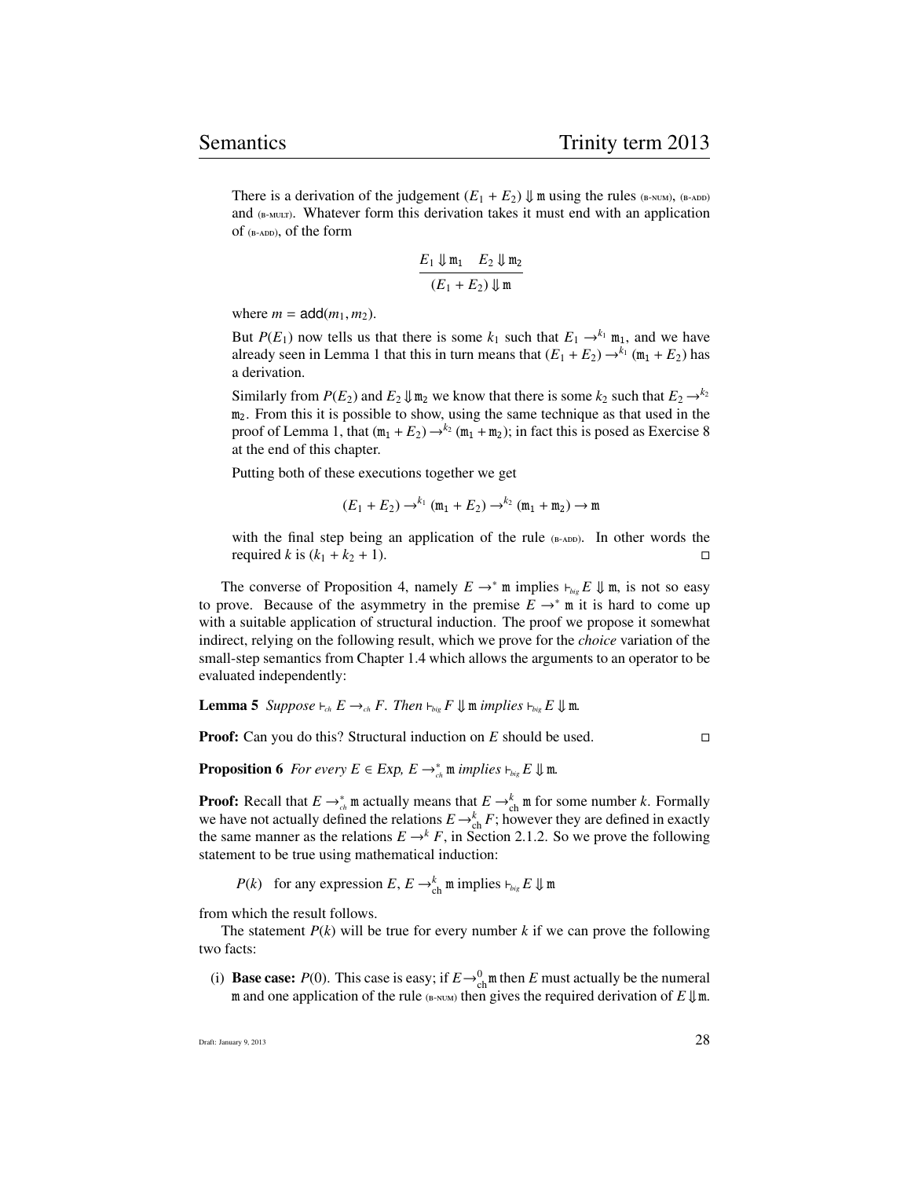There is a derivation of the judgement $(E_1 + E_2) \Downarrow \mathtt{m}$ using the rules (B-NUM), (B-ADD) and (B-MULT). Whatever form this derivation takes it must end with an application of (B-ADD), of the form

$$\frac{E_1 \Downarrow \mathtt{m}_1 \quad E_2 \Downarrow \mathtt{m}_2}{(E_1 + E_2) \Downarrow \mathtt{m}}$$

where $m = \mathsf{add}(m_1, m_2)$.

But $P(E_1)$ now tells us that there is some $k_1$ such that $E_1 \rightarrow^{k_1} \mathtt{m}_1$, and we have already seen in Lemma 1 that this in turn means that $(E_1 + E_2) \rightarrow^{k_1} (\mathtt{m}_1 + E_2)$ has a derivation.

Similarly from $P(E_2)$ and $E_2 \Downarrow \mathtt{m}_2$ we know that there is some $k_2$ such that $E_2 \rightarrow^{k_2} \mathtt{m}_2$. From this it is possible to show, using the same technique as that used in the proof of Lemma 1, that $(\mathtt{m}_1 + E_2) \rightarrow^{k_2} (\mathtt{m}_1 + \mathtt{m}_2)$; in fact this is posed as Exercise 8 at the end of this chapter.

Putting both of these executions together we get

$$(E_1 + E_2) \rightarrow^{k_1} (\mathtt{m}_1 + E_2) \rightarrow^{k_2} (\mathtt{m}_1 + \mathtt{m}_2) \rightarrow \mathtt{m}$$

with the final step being an application of the rule (B-ADD). In other words the required $k$ is $(k_1 + k_2 + 1)$. □

The converse of Proposition 4, namely $E \rightarrow^* \mathtt{m}$ implies $\vdash_{big} E \Downarrow \mathtt{m}$, is not so easy to prove. Because of the asymmetry in the premise $E \rightarrow^* \mathtt{m}$ it is hard to come up with a suitable application of structural induction. The proof we propose it somewhat indirect, relying on the following result, which we prove for the *choice* variation of the small-step semantics from Chapter 1.4 which allows the arguments to an operator to be evaluated independently:

**Lemma 5** *Suppose* $\vdash_{ch} E \rightarrow_{ch} F$. *Then* $\vdash_{big} F \Downarrow \mathtt{m}$ *implies* $\vdash_{big} E \Downarrow \mathtt{m}$.

**Proof:** Can you do this? Structural induction on $E$ should be used. □

**Proposition 6** *For every* $E \in Exp$, $E \rightarrow^*_{ch} \mathtt{m}$ *implies* $\vdash_{big} E \Downarrow \mathtt{m}$.

**Proof:** Recall that $E \rightarrow^*_{ch} \mathtt{m}$ actually means that $E \rightarrow^k_{\mathrm{ch}} \mathtt{m}$ for some number $k$. Formally we have not actually defined the relations $E \rightarrow^k_{\mathrm{ch}} F$; however they are defined in exactly the same manner as the relations $E \rightarrow^k F$, in Section 2.1.2. So we prove the following statement to be true using mathematical induction:

$P(k)$ for any expression $E$, $E \rightarrow^k_{\mathrm{ch}} \mathtt{m}$ implies $\vdash_{big} E \Downarrow \mathtt{m}$

from which the result follows.

The statement $P(k)$ will be true for every number $k$ if we can prove the following two facts:

(i) **Base case:** $P(0)$. This case is easy; if $E \rightarrow^0_{\mathrm{ch}} \mathtt{m}$ then $E$ must actually be the numeral $\mathtt{m}$ and one application of the rule (B-NUM) then gives the required derivation of $E \Downarrow \mathtt{m}$.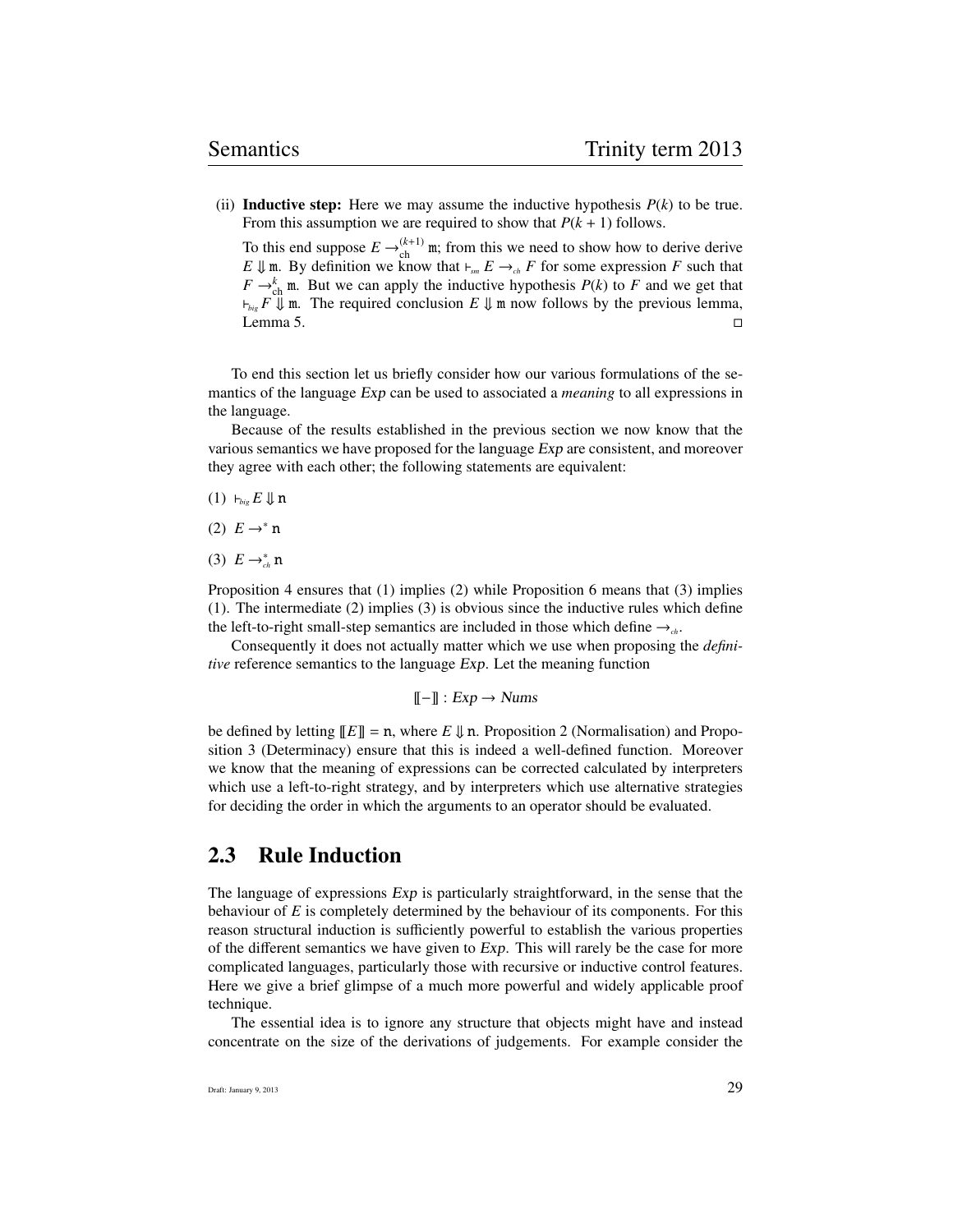(ii) **Inductive step:** Here we may assume the inductive hypothesis $P(k)$ to be true. From this assumption we are required to show that $P(k+1)$ follows.

   To this end suppose $E \rightarrow_{\text{ch}}^{(k+1)} \mathtt{m}$; from this we need to show how to derive derive $E \Downarrow \mathtt{m}$. By definition we know that $\vdash_{sm} E \rightarrow_{ch} F$ for some expression $F$ such that $F \rightarrow_{\text{ch}}^{k} \mathtt{m}$. But we can apply the inductive hypothesis $P(k)$ to $F$ and we get that $\vdash_{big} F \Downarrow \mathtt{m}$. The required conclusion $E \Downarrow \mathtt{m}$ now follows by the previous lemma, Lemma 5. $\square$

To end this section let us briefly consider how our various formulations of the semantics of the language *Exp* can be used to associated a *meaning* to all expressions in the language.

Because of the results established in the previous section we now know that the various semantics we have proposed for the language *Exp* are consistent, and moreover they agree with each other; the following statements are equivalent:

(1) $\vdash_{big} E \Downarrow \mathtt{n}$

(2) $E \rightarrow^* \mathtt{n}$

(3) $E \rightarrow_{ch}^* \mathtt{n}$

Proposition 4 ensures that (1) implies (2) while Proposition 6 means that (3) implies (1). The intermediate (2) implies (3) is obvious since the inductive rules which define the left-to-right small-step semantics are included in those which define $\rightarrow_{ch}$.

Consequently it does not actually matter which we use when proposing the *definitive* reference semantics to the language *Exp*. Let the meaning function

$$[\![-]\!] : Exp \rightarrow Nums$$

be defined by letting $[\![E]\!] = \mathtt{n}$, where $E \Downarrow \mathtt{n}$. Proposition 2 (Normalisation) and Proposition 3 (Determinacy) ensure that this is indeed a well-defined function. Moreover we know that the meaning of expressions can be corrected calculated by interpreters which use a left-to-right strategy, and by interpreters which use alternative strategies for deciding the order in which the arguments to an operator should be evaluated.

## 2.3 Rule Induction

The language of expressions *Exp* is particularly straightforward, in the sense that the behaviour of $E$ is completely determined by the behaviour of its components. For this reason structural induction is sufficiently powerful to establish the various properties of the different semantics we have given to *Exp*. This will rarely be the case for more complicated languages, particularly those with recursive or inductive control features. Here we give a brief glimpse of a much more powerful and widely applicable proof technique.

The essential idea is to ignore any structure that objects might have and instead concentrate on the size of the derivations of judgements. For example consider the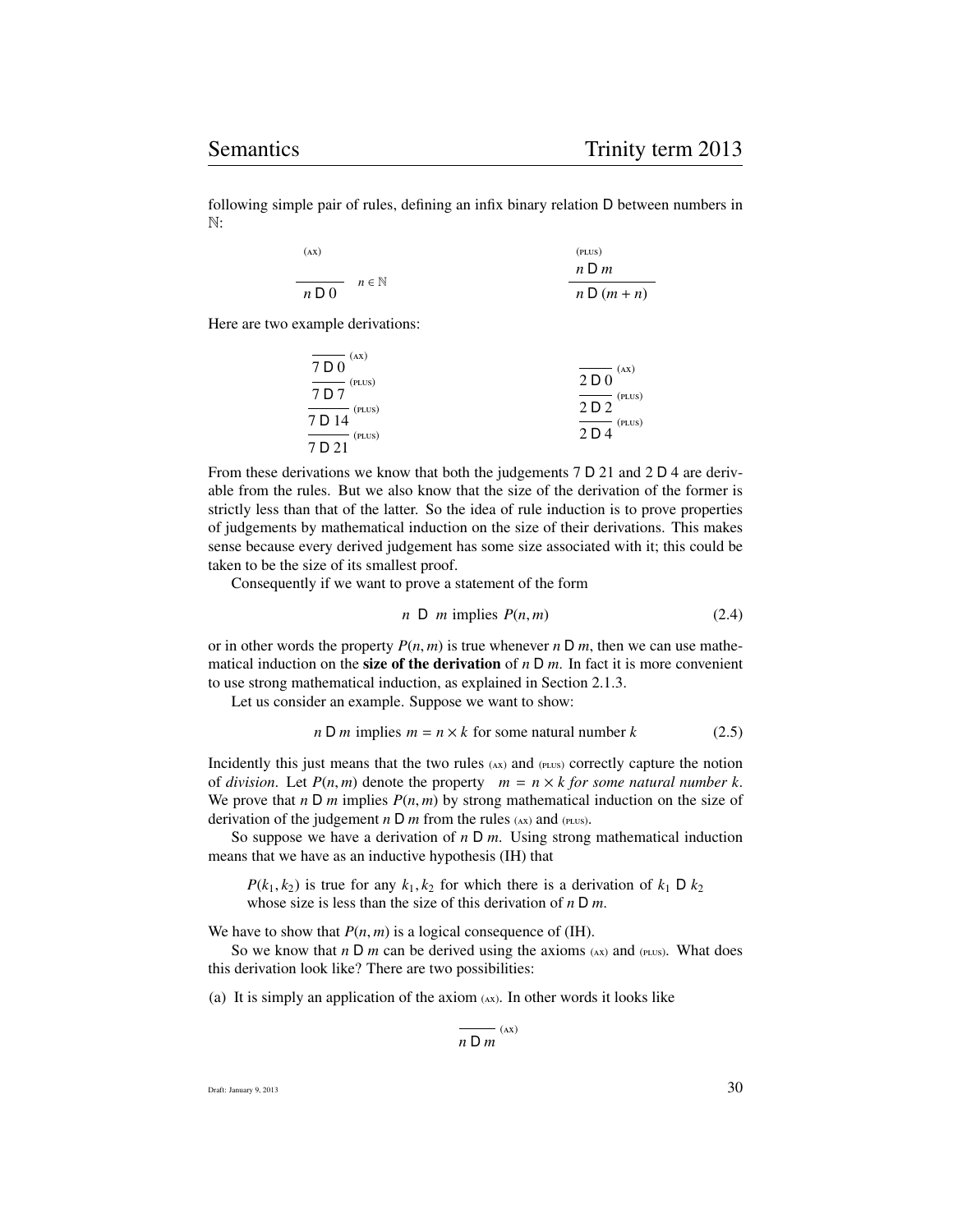following simple pair of rules, defining an infix binary relation $\mathsf{D}$ between numbers in $\mathbb{N}$:

$$\frac{}{n \;\mathsf{D}\; 0}\;(\textsc{ax})\quad n \in \mathbb{N} \qquad\qquad \frac{n \;\mathsf{D}\; m}{n \;\mathsf{D}\; (m+n)}\;(\textsc{plus})$$

Here are two example derivations:

$$\cfrac{\cfrac{\cfrac{\cfrac{}{7 \;\mathsf{D}\; 0}\;(\textsc{ax})}{7 \;\mathsf{D}\; 7}\;(\textsc{plus})}{7 \;\mathsf{D}\; 14}\;(\textsc{plus})}{7 \;\mathsf{D}\; 21}\;(\textsc{plus}) \qquad\qquad \cfrac{\cfrac{\cfrac{}{2 \;\mathsf{D}\; 0}\;(\textsc{ax})}{2 \;\mathsf{D}\; 2}\;(\textsc{plus})}{2 \;\mathsf{D}\; 4}\;(\textsc{plus})$$

From these derivations we know that both the judgements $7 \;\mathsf{D}\; 21$ and $2 \;\mathsf{D}\; 4$ are derivable from the rules. But we also know that the size of the derivation of the former is strictly less than that of the latter. So the idea of rule induction is to prove properties of judgements by mathematical induction on the size of their derivations. This makes sense because every derived judgement has some size associated with it; this could be taken to be the size of its smallest proof.

Consequently if we want to prove a statement of the form

$$n \;\;\mathsf{D}\;\; m \text{ implies } P(n,m) \tag{2.4}$$

or in other words the property $P(n,m)$ is true whenever $n \;\mathsf{D}\; m$, then we can use mathematical induction on the **size of the derivation** of $n \;\mathsf{D}\; m$. In fact it is more convenient to use strong mathematical induction, as explained in Section 2.1.3.

Let us consider an example. Suppose we want to show:

$$n \;\mathsf{D}\; m \text{ implies } m = n \times k \text{ for some natural number } k \tag{2.5}$$

Incidently this just means that the two rules $(\textsc{ax})$ and $(\textsc{plus})$ correctly capture the notion of *division*. Let $P(n,m)$ denote the property $m = n \times k$ *for some natural number* $k$. We prove that $n \;\mathsf{D}\; m$ implies $P(n,m)$ by strong mathematical induction on the size of derivation of the judgement $n \;\mathsf{D}\; m$ from the rules $(\textsc{ax})$ and $(\textsc{plus})$.

So suppose we have a derivation of $n \;\mathsf{D}\; m$. Using strong mathematical induction means that we have as an inductive hypothesis (IH) that

> $P(k_1,k_2)$ is true for any $k_1,k_2$ for which there is a derivation of $k_1 \;\mathsf{D}\; k_2$ whose size is less than the size of this derivation of $n \;\mathsf{D}\; m$.

We have to show that $P(n,m)$ is a logical consequence of (IH).

So we know that $n \;\mathsf{D}\; m$ can be derived using the axioms $(\textsc{ax})$ and $(\textsc{plus})$. What does this derivation look like? There are two possibilities:

(a) It is simply an application of the axiom $(\textsc{ax})$. In other words it looks like

$$\frac{}{n \;\mathsf{D}\; m}\;(\textsc{ax})$$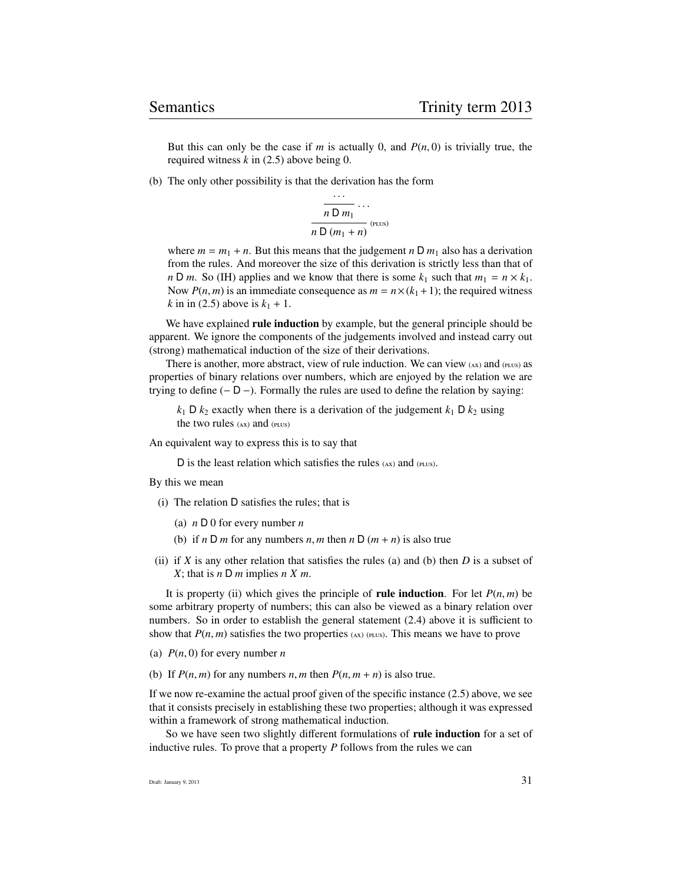But this can only be the case if $m$ is actually 0, and $P(n, 0)$ is trivially true, the required witness $k$ in (2.5) above being 0.

(b) The only other possibility is that the derivation has the form

$$\dfrac{\dfrac{\cdots}{n \mathsf{D}\, m_1} \;\cdots}{n \mathsf{D}\, (m_1 + n)} \;\text{(PLUS)}$$

where $m = m_1 + n$. But this means that the judgement $n \mathsf{D}\, m_1$ also has a derivation from the rules. And moreover the size of this derivation is strictly less than that of $n \mathsf{D}\, m$. So (IH) applies and we know that there is some $k_1$ such that $m_1 = n \times k_1$. Now $P(n, m)$ is an immediate consequence as $m = n \times (k_1 + 1)$; the required witness $k$ in in (2.5) above is $k_1 + 1$.

We have explained **rule induction** by example, but the general principle should be apparent. We ignore the components of the judgements involved and instead carry out (strong) mathematical induction of the size of their derivations.

There is another, more abstract, view of rule induction. We can view (AX) and (PLUS) as properties of binary relations over numbers, which are enjoyed by the relation we are trying to define $(- \mathsf{D} -)$. Formally the rules are used to define the relation by saying:

> $k_1 \mathsf{D}\, k_2$ exactly when there is a derivation of the judgement $k_1 \mathsf{D}\, k_2$ using the two rules (AX) and (PLUS)

An equivalent way to express this is to say that

> $\mathsf{D}$ is the least relation which satisfies the rules (AX) and (PLUS).

By this we mean

(i) The relation $\mathsf{D}$ satisfies the rules; that is

  (a) $n \mathsf{D}\, 0$ for every number $n$

  (b) if $n \mathsf{D}\, m$ for any numbers $n, m$ then $n \mathsf{D}\, (m + n)$ is also true

(ii) if $X$ is any other relation that satisfies the rules (a) and (b) then $D$ is a subset of $X$; that is $n \mathsf{D}\, m$ implies $n\, X\, m$.

It is property (ii) which gives the principle of **rule induction**. For let $P(n, m)$ be some arbitrary property of numbers; this can also be viewed as a binary relation over numbers. So in order to establish the general statement (2.4) above it is sufficient to show that $P(n, m)$ satisfies the two properties (AX) (PLUS). This means we have to prove

(a) $P(n, 0)$ for every number $n$

(b) If $P(n, m)$ for any numbers $n, m$ then $P(n, m + n)$ is also true.

If we now re-examine the actual proof given of the specific instance (2.5) above, we see that it consists precisely in establishing these two properties; although it was expressed within a framework of strong mathematical induction.

So we have seen two slightly different formulations of **rule induction** for a set of inductive rules. To prove that a property $P$ follows from the rules we can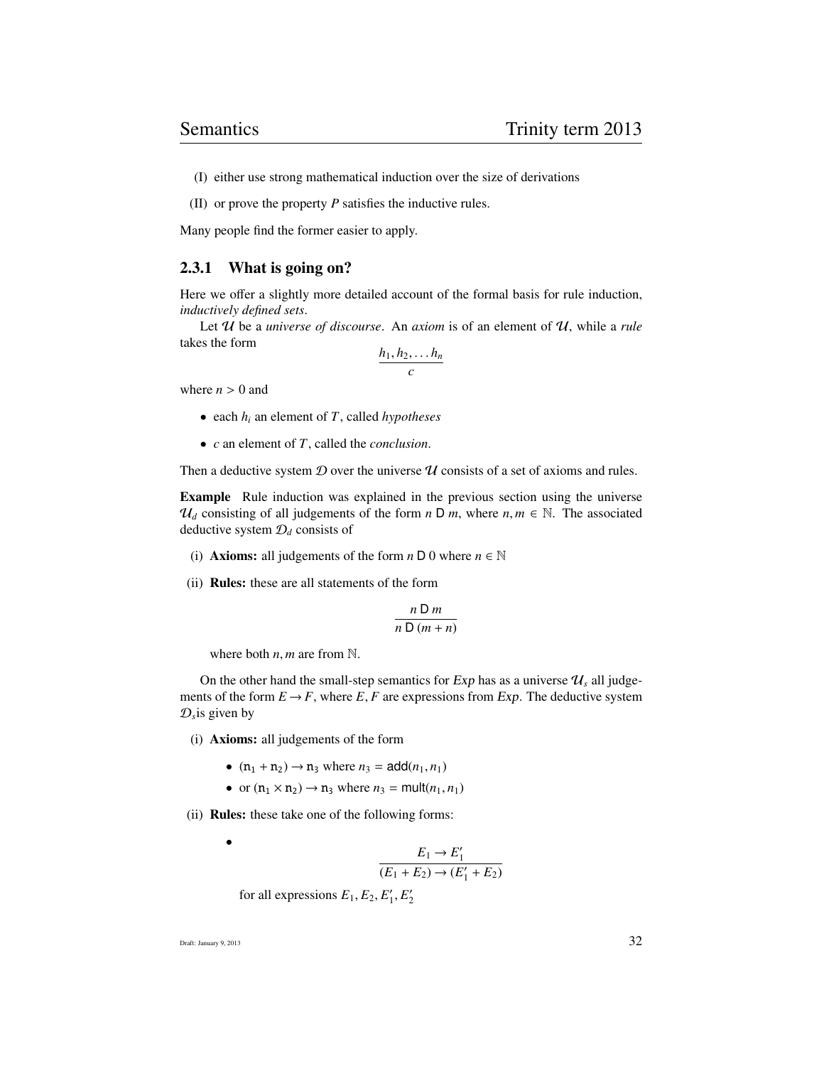(I) either use strong mathematical induction over the size of derivations

(II) or prove the property $P$ satisfies the inductive rules.

Many people find the former easier to apply.

### 2.3.1 What is going on?

Here we offer a slightly more detailed account of the formal basis for rule induction, *inductively defined sets*.

Let $\mathcal{U}$ be a *universe of discourse*. An *axiom* is of an element of $\mathcal{U}$, while a *rule* takes the form

$$\frac{h_1, h_2, \dots h_n}{c}$$

where $n > 0$ and

- each $h_i$ an element of $T$, called *hypotheses*
- $c$ an element of $T$, called the *conclusion*.

Then a deductive system $\mathcal{D}$ over the universe $\mathcal{U}$ consists of a set of axioms and rules.

**Example** Rule induction was explained in the previous section using the universe $\mathcal{U}_d$ consisting of all judgements of the form $n \mathsf{D} m$, where $n, m \in \mathbb{N}$. The associated deductive system $\mathcal{D}_d$ consists of

(i) **Axioms:** all judgements of the form $n \mathsf{D} 0$ where $n \in \mathbb{N}$

(ii) **Rules:** these are all statements of the form

$$\frac{n \mathsf{D} m}{n \mathsf{D} (m + n)}$$

where both $n, m$ are from $\mathbb{N}$.

On the other hand the small-step semantics for *Exp* has as a universe $\mathcal{U}_s$ all judgements of the form $E \rightarrow F$, where $E, F$ are expressions from *Exp*. The deductive system $\mathcal{D}_s$is given by

(i) **Axioms:** all judgements of the form

- $(\mathtt{n}_1 + \mathtt{n}_2) \rightarrow \mathtt{n}_3$ where $n_3 = \mathsf{add}(n_1, n_1)$
- or $(\mathtt{n}_1 \times \mathtt{n}_2) \rightarrow \mathtt{n}_3$ where $n_3 = \mathsf{mult}(n_1, n_1)$

(ii) **Rules:** these take one of the following forms:

- $$\frac{E_1 \rightarrow E_1'}{(E_1 + E_2) \rightarrow (E_1' + E_2)}$$

  for all expressions $E_1, E_2, E_1', E_2'$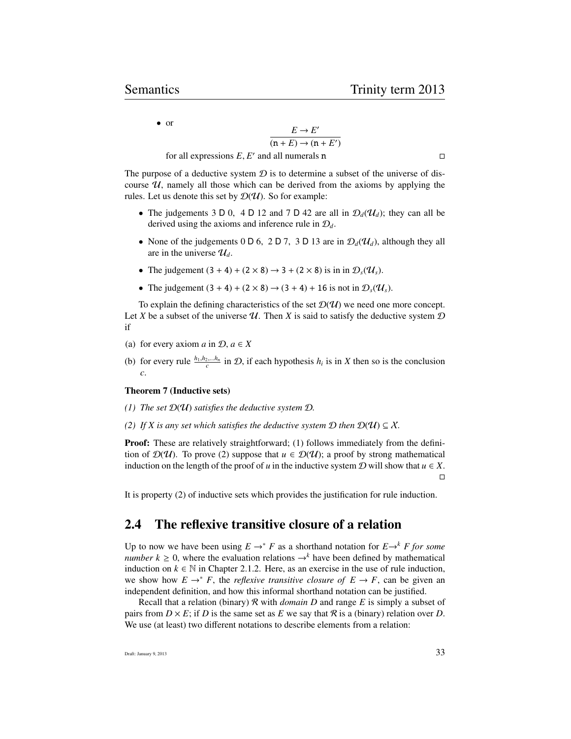- or

$$\frac{E \rightarrow E'}{(\mathtt{n} + E) \rightarrow (\mathtt{n} + E')}$$

for all expressions $E, E'$ and all numerals $\mathtt{n}$ □

The purpose of a deductive system $\mathcal{D}$ is to determine a subset of the universe of discourse $\mathcal{U}$, namely all those which can be derived from the axioms by applying the rules. Let us denote this set by $\mathcal{D}(\mathcal{U})$. So for example:

- The judgements $3 \mathsf{D} 0$, $4 \mathsf{D} 12$ and $7 \mathsf{D} 42$ are all in $\mathcal{D}_d(\mathcal{U}_d)$; they can all be derived using the axioms and inference rule in $\mathcal{D}_d$.
- None of the judgements $0 \mathsf{D} 6$, $2 \mathsf{D} 7$, $3 \mathsf{D} 13$ are in $\mathcal{D}_d(\mathcal{U}_d)$, although they all are in the universe $\mathcal{U}_d$.
- The judgement $(3 + 4) + (2 \times 8) \rightarrow 3 + (2 \times 8)$ is in in $\mathcal{D}_s(\mathcal{U}_s)$.
- The judgement $(3 + 4) + (2 \times 8) \rightarrow (3 + 4) + 16$ is not in $\mathcal{D}_s(\mathcal{U}_s)$.

To explain the defining characteristics of the set $\mathcal{D}(\mathcal{U})$ we need one more concept. Let $X$ be a subset of the universe $\mathcal{U}$. Then $X$ is said to satisfy the deductive system $\mathcal{D}$ if

(a) for every axiom $a$ in $\mathcal{D}$, $a \in X$

(b) for every rule $\frac{h_1, h_2, \ldots h_n}{c}$ in $\mathcal{D}$, if each hypothesis $h_i$ is in $X$ then so is the conclusion $c$.

**Theorem 7 (Inductive sets)**

*(1) The set $\mathcal{D}(\mathcal{U})$ satisfies the deductive system $\mathcal{D}$.*

*(2) If $X$ is any set which satisfies the deductive system $\mathcal{D}$ then $\mathcal{D}(\mathcal{U}) \subseteq X$.*

**Proof:** These are relatively straightforward; (1) follows immediately from the definition of $\mathcal{D}(\mathcal{U})$. To prove (2) suppose that $u \in \mathcal{D}(\mathcal{U})$; a proof by strong mathematical induction on the length of the proof of $u$ in the inductive system $\mathcal{D}$ will show that $u \in X$. □

It is property (2) of inductive sets which provides the justification for rule induction.

## 2.4 The reflexive transitive closure of a relation

Up to now we have been using $E \rightarrow^* F$ as a shorthand notation for $E \rightarrow^k F$ *for some number* $k \geq 0$, where the evaluation relations $\rightarrow^k$ have been defined by mathematical induction on $k \in \mathbb{N}$ in Chapter 2.1.2. Here, as an exercise in the use of rule induction, we show how $E \rightarrow^* F$, the *reflexive transitive closure of* $E \rightarrow F$, can be given an independent definition, and how this informal shorthand notation can be justified.

Recall that a relation (binary) $\mathcal{R}$ with *domain* $D$ and range $E$ is simply a subset of pairs from $D \times E$; if $D$ is the same set as $E$ we say that $\mathcal{R}$ is a (binary) relation over $D$. We use (at least) two different notations to describe elements from a relation: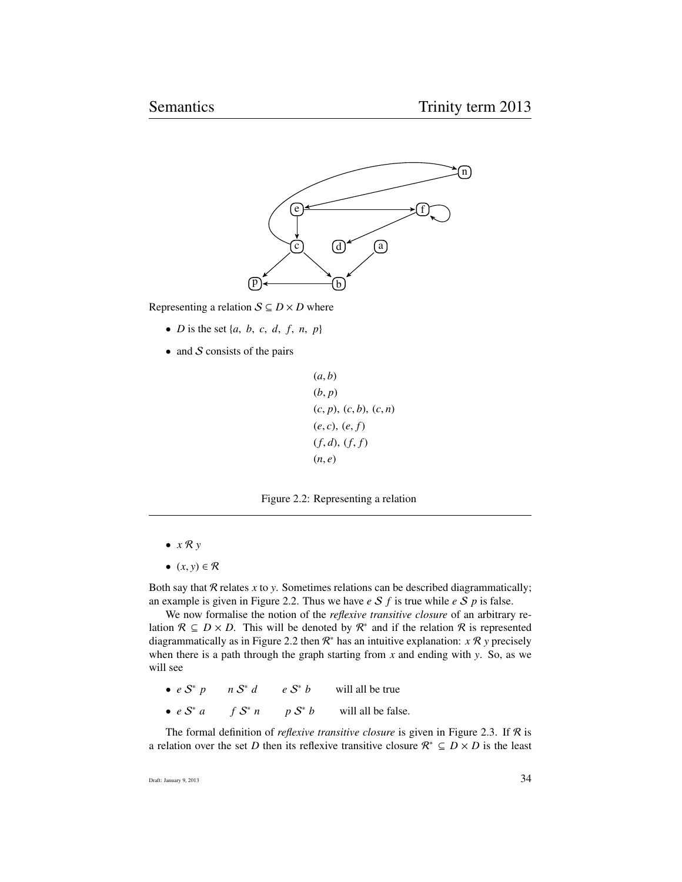Representing a relation $\mathcal{S} \subseteq D \times D$ where

- $D$ is the set $\{a, b, c, d, f, n, p\}$
- and $\mathcal{S}$ consists of the pairs

$$
\begin{array}{l}
(a, b) \\
(b, p) \\
(c, p),\ (c, b),\ (c, n) \\
(e, c),\ (e, f) \\
(f, d),\ (f, f) \\
(n, e)
\end{array}
$$

Figure 2.2: Representing a relation

- $x\ \mathcal{R}\ y$
- $(x, y) \in \mathcal{R}$

Both say that $\mathcal{R}$ relates $x$ to $y$. Sometimes relations can be described diagrammatically; an example is given in Figure 2.2. Thus we have $e\ \mathcal{S}\ f$ is true while $e\ \mathcal{S}\ p$ is false.

We now formalise the notion of the *reflexive transitive closure* of an arbitrary relation $\mathcal{R} \subseteq D \times D$. This will be denoted by $\mathcal{R}^*$ and if the relation $\mathcal{R}$ is represented diagrammatically as in Figure 2.2 then $\mathcal{R}^*$ has an intuitive explanation: $x\ \mathcal{R}\ y$ precisely when there is a path through the graph starting from $x$ and ending with $y$. So, as we will see

- $e\ \mathcal{S}^*\ p \qquad n\ \mathcal{S}^*\ d \qquad e\ \mathcal{S}^*\ b \qquad$ will all be true
- $e\ \mathcal{S}^*\ a \qquad f\ \mathcal{S}^*\ n \qquad p\ \mathcal{S}^*\ b \qquad$ will all be false.

The formal definition of *reflexive transitive closure* is given in Figure 2.3. If $\mathcal{R}$ is a relation over the set $D$ then its reflexive transitive closure $\mathcal{R}^* \subseteq D \times D$ is the least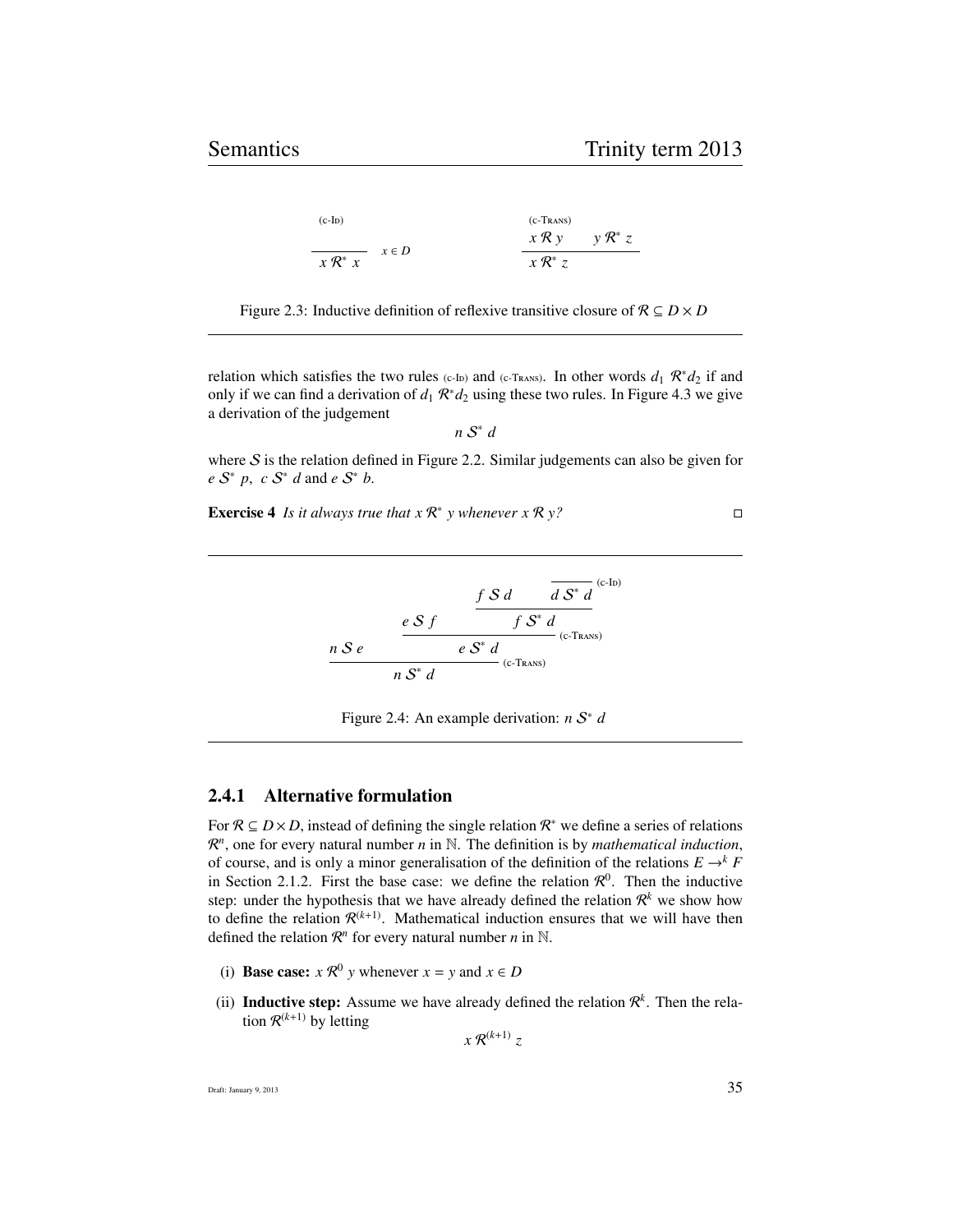$$\frac{}{x \; \mathcal{R}^* \; x} \; x \in D \quad \text{(c-Id)} \qquad\qquad \frac{x \; \mathcal{R} \; y \qquad y \; \mathcal{R}^* \; z}{x \; \mathcal{R}^* \; z} \quad \text{(c-Trans)}$$

Figure 2.3: Inductive definition of reflexive transitive closure of $\mathcal{R} \subseteq D \times D$

relation which satisfies the two rules (c-Id) and (c-Trans). In other words $d_1 \; \mathcal{R}^* d_2$ if and only if we can find a derivation of $d_1 \; \mathcal{R}^* d_2$ using these two rules. In Figure 4.3 we give a derivation of the judgement

$$n \; \mathcal{S}^* \; d$$

where $\mathcal{S}$ is the relation defined in Figure 2.2. Similar judgements can also be given for $e \; \mathcal{S}^* \; p$, $c \; \mathcal{S}^* \; d$ and $e \; \mathcal{S}^* \; b$.

**Exercise 4** *Is it always true that $x \; \mathcal{R}^* \; y$ whenever $x \; \mathcal{R} \; y$?* □

$$\dfrac{n \; \mathcal{S} \; e \qquad \dfrac{e \; \mathcal{S} \; f \qquad \dfrac{f \; \mathcal{S} \; d \qquad \dfrac{}{d \; \mathcal{S}^* \; d}\text{(c-Id)}}{f \; \mathcal{S}^* \; d}\text{(c-Trans)}}{e \; \mathcal{S}^* \; d}\text{(c-Trans)}}{n \; \mathcal{S}^* \; d}$$

Figure 2.4: An example derivation: $n \; \mathcal{S}^* \; d$

### 2.4.1 Alternative formulation

For $\mathcal{R} \subseteq D \times D$, instead of defining the single relation $\mathcal{R}^*$ we define a series of relations $\mathcal{R}^n$, one for every natural number $n$ in $\mathbb{N}$. The definition is by *mathematical induction*, of course, and is only a minor generalisation of the definition of the relations $E \rightarrow^k F$ in Section 2.1.2. First the base case: we define the relation $\mathcal{R}^0$. Then the inductive step: under the hypothesis that we have already defined the relation $\mathcal{R}^k$ we show how to define the relation $\mathcal{R}^{(k+1)}$. Mathematical induction ensures that we will have then defined the relation $\mathcal{R}^n$ for every natural number $n$ in $\mathbb{N}$.

(i) **Base case:** $x \; \mathcal{R}^0 \; y$ whenever $x = y$ and $x \in D$

(ii) **Inductive step:** Assume we have already defined the relation $\mathcal{R}^k$. Then the relation $\mathcal{R}^{(k+1)}$ by letting

$$x \; \mathcal{R}^{(k+1)} \; z$$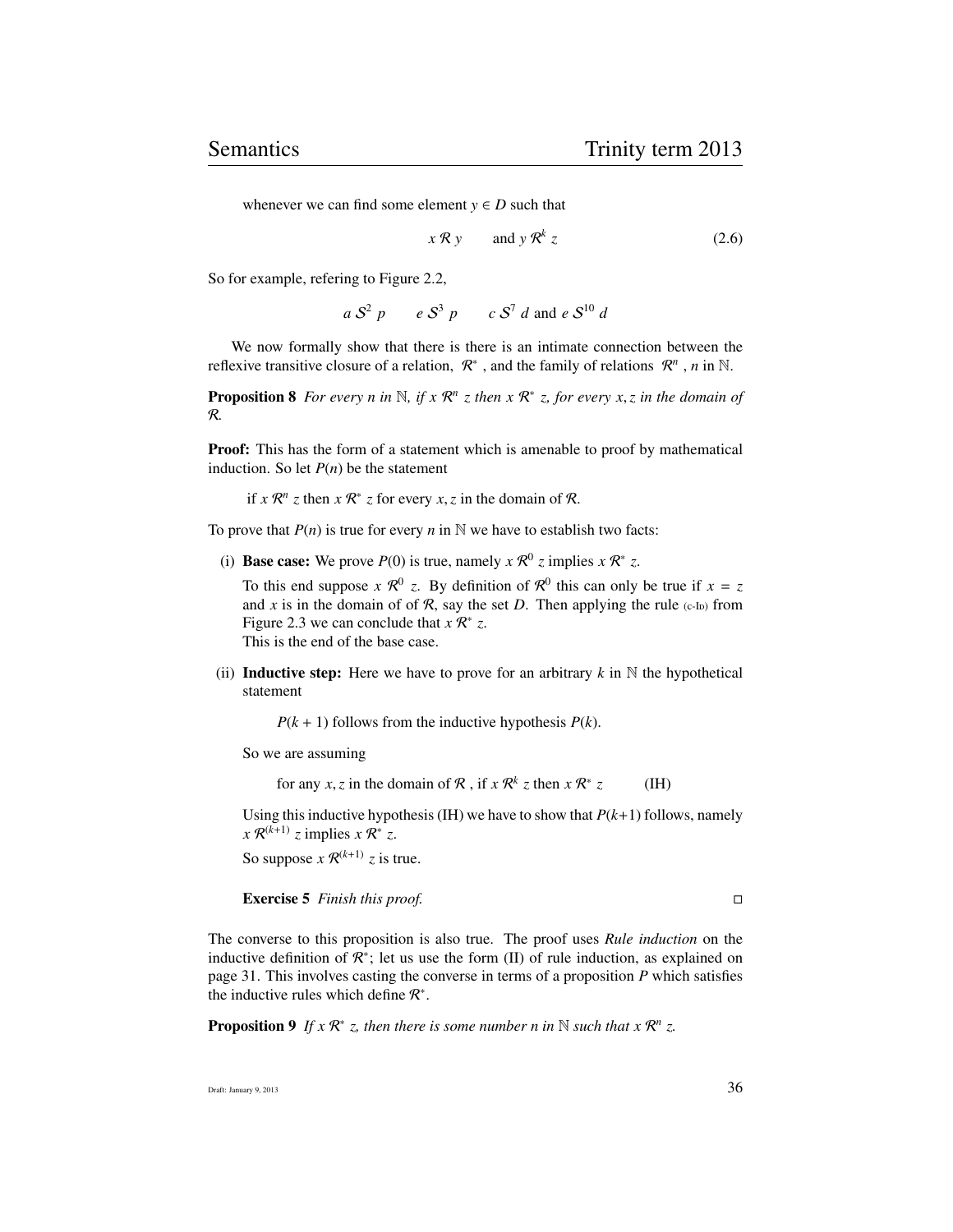whenever we can find some element $y \in D$ such that

$$x \mathcal{R} y \qquad \text{and } y \mathcal{R}^k z \tag{2.6}$$

So for example, refering to Figure 2.2,

$$a \mathcal{S}^2 p \qquad e \mathcal{S}^3 p \qquad c \mathcal{S}^7 d \text{ and } e \mathcal{S}^{10} d$$

We now formally show that there is there is an intimate connection between the reflexive transitive closure of a relation, $\mathcal{R}^*$, and the family of relations $\mathcal{R}^n$, $n$ in $\mathbb{N}$.

**Proposition 8** *For every $n$ in $\mathbb{N}$, if $x \mathcal{R}^n z$ then $x \mathcal{R}^* z$, for every $x, z$ in the domain of $\mathcal{R}$.*

**Proof:** This has the form of a statement which is amenable to proof by mathematical induction. So let $P(n)$ be the statement

if $x \mathcal{R}^n z$ then $x \mathcal{R}^* z$ for every $x, z$ in the domain of $\mathcal{R}$.

To prove that $P(n)$ is true for every $n$ in $\mathbb{N}$ we have to establish two facts:

(i) **Base case:** We prove $P(0)$ is true, namely $x \mathcal{R}^0 z$ implies $x \mathcal{R}^* z$.

To this end suppose $x \mathcal{R}^0 z$. By definition of $\mathcal{R}^0$ this can only be true if $x = z$ and $x$ is in the domain of of $\mathcal{R}$, say the set $D$. Then applying the rule (c-Id) from Figure 2.3 we can conclude that $x \mathcal{R}^* z$.
This is the end of the base case.

(ii) **Inductive step:** Here we have to prove for an arbitrary $k$ in $\mathbb{N}$ the hypothetical statement

$P(k+1)$ follows from the inductive hypothesis $P(k)$.

So we are assuming

for any $x, z$ in the domain of $\mathcal{R}$, if $x \mathcal{R}^k z$ then $x \mathcal{R}^* z$ (IH)

Using this inductive hypothesis (IH) we have to show that $P(k+1)$ follows, namely $x \mathcal{R}^{(k+1)} z$ implies $x \mathcal{R}^* z$.

So suppose $x \mathcal{R}^{(k+1)} z$ is true.

**Exercise 5** *Finish this proof.* □

The converse to this proposition is also true. The proof uses *Rule induction* on the inductive definition of $\mathcal{R}^*$; let us use the form (II) of rule induction, as explained on page 31. This involves casting the converse in terms of a proposition $P$ which satisfies the inductive rules which define $\mathcal{R}^*$.

**Proposition 9** *If $x \mathcal{R}^* z$, then there is some number $n$ in $\mathbb{N}$ such that $x \mathcal{R}^n z$.*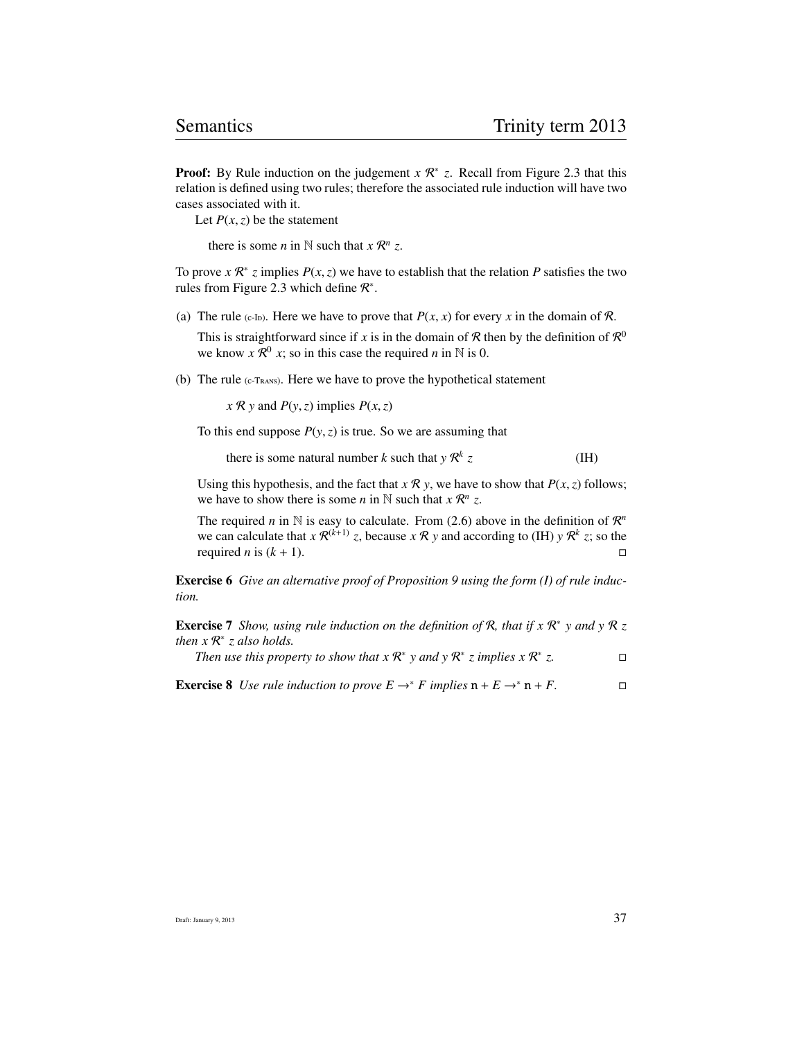**Proof:** By Rule induction on the judgement $x \mathcal{R}^* z$. Recall from Figure 2.3 that this relation is defined using two rules; therefore the associated rule induction will have two cases associated with it.

Let $P(x, z)$ be the statement

> there is some $n$ in $\mathbb{N}$ such that $x \mathcal{R}^n z$.

To prove $x \mathcal{R}^* z$ implies $P(x, z)$ we have to establish that the relation $P$ satisfies the two rules from Figure 2.3 which define $\mathcal{R}^*$.

(a) The rule (c-Id). Here we have to prove that $P(x, x)$ for every $x$ in the domain of $\mathcal{R}$.

This is straightforward since if $x$ is in the domain of $\mathcal{R}$ then by the definition of $\mathcal{R}^0$ we know $x \mathcal{R}^0 x$; so in this case the required $n$ in $\mathbb{N}$ is 0.

(b) The rule (c-Trans). Here we have to prove the hypothetical statement

> $x \mathcal{R} y$ and $P(y, z)$ implies $P(x, z)$

To this end suppose $P(y, z)$ is true. So we are assuming that

> there is some natural number $k$ such that $y \mathcal{R}^k z$ (IH)

Using this hypothesis, and the fact that $x \mathcal{R} y$, we have to show that $P(x, z)$ follows; we have to show there is some $n$ in $\mathbb{N}$ such that $x \mathcal{R}^n z$.

The required $n$ in $\mathbb{N}$ is easy to calculate. From (2.6) above in the definition of $\mathcal{R}^n$ we can calculate that $x \mathcal{R}^{(k+1)} z$, because $x \mathcal{R} y$ and according to (IH) $y \mathcal{R}^k z$; so the required $n$ is $(k + 1)$. □

**Exercise 6** *Give an alternative proof of Proposition 9 using the form (I) of rule induction.*

**Exercise 7** *Show, using rule induction on the definition of $\mathcal{R}$, that if $x \mathcal{R}^* y$ and $y \mathcal{R} z$ then $x \mathcal{R}^* z$ also holds.*

*Then use this property to show that $x \mathcal{R}^* y$ and $y \mathcal{R}^* z$ implies $x \mathcal{R}^* z$.* □

**Exercise 8** *Use rule induction to prove $E \rightarrow^* F$ implies $\mathtt{n} + E \rightarrow^* \mathtt{n} + F$.* □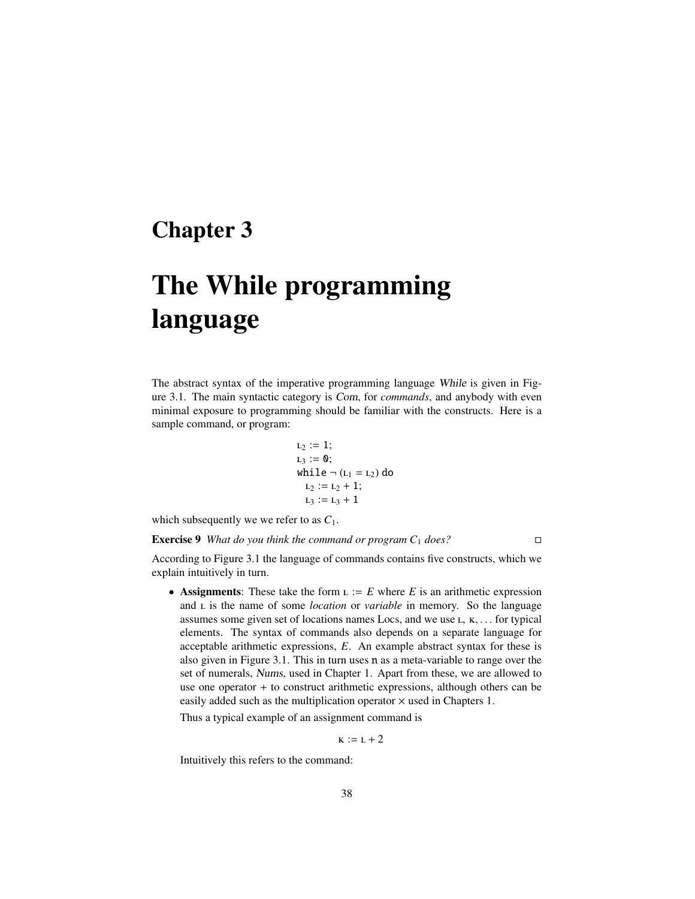# Chapter 3

# The While programming language

The abstract syntax of the imperative programming language *While* is given in Figure 3.1. The main syntactic category is *Com*, for *commands*, and anybody with even minimal exposure to programming should be familiar with the constructs. Here is a sample command, or program:

```
L2 := 1;
L3 := 0;
while ¬ (L1 = L2) do
   L2 := L2 + 1;
   L3 := L3 + 1
```

which subsequently we we refer to as $C_1$.

**Exercise 9** *What do you think the command or program $C_1$ does?* □

According to Figure 3.1 the language of commands contains five constructs, which we explain intuitively in turn.

- **Assignments**: These take the form $\text{L} := E$ where $E$ is an arithmetic expression and L is the name of some *location* or *variable* in memory. So the language assumes some given set of locations names Locs, and we use L, K, ... for typical elements. The syntax of commands also depends on a separate language for acceptable arithmetic expressions, $E$. An example abstract syntax for these is also given in Figure 3.1. This in turn uses n as a meta-variable to range over the set of numerals, *Nums*, used in Chapter 1. Apart from these, we are allowed to use one operator + to construct arithmetic expressions, although others can be easily added such as the multiplication operator × used in Chapters 1.

  Thus a typical example of an assignment command is

  $$\text{K} := \text{L} + 2$$

  Intuitively this refers to the command: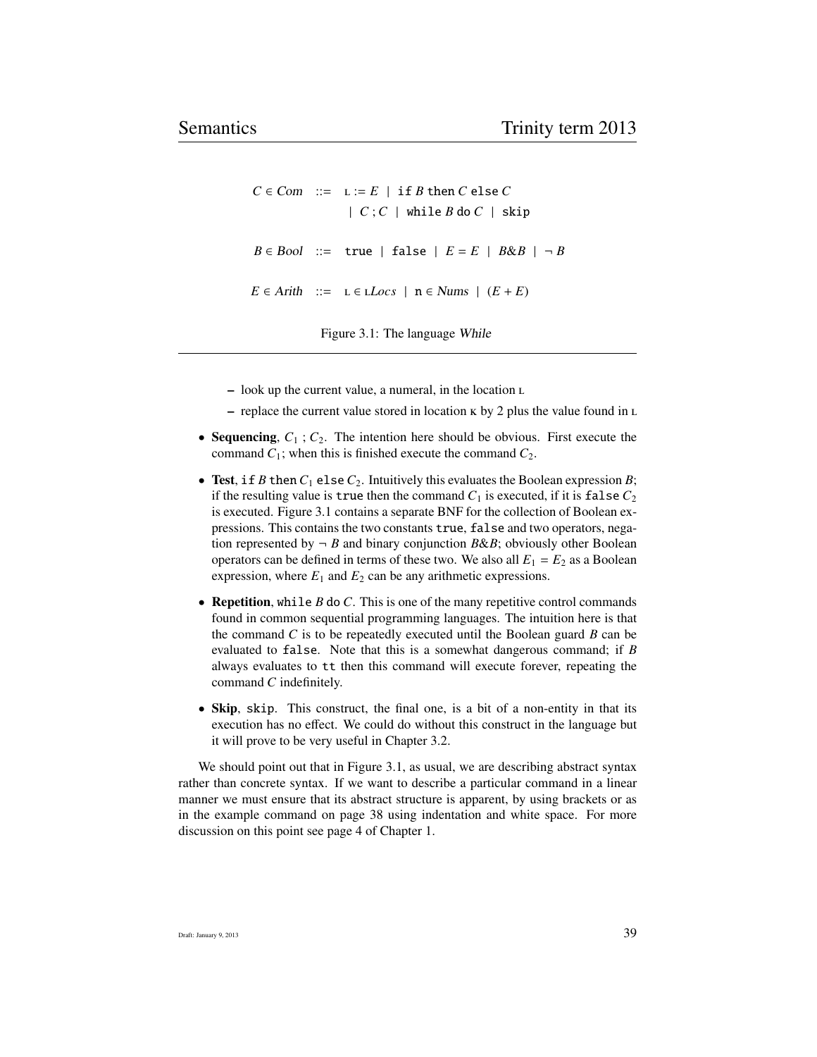$$
\begin{array}{rcl}
C \in \mathit{Com} & ::= & \mathtt{L} := E \mid \mathtt{if}\ B\ \mathtt{then}\ C\ \mathtt{else}\ C \\
& & \mid C\,;C \mid \mathtt{while}\ B\ \mathtt{do}\ C \mid \mathtt{skip} \\
\\
B \in \mathit{Bool} & ::= & \mathtt{true} \mid \mathtt{false} \mid E = E \mid B\&B \mid \neg B \\
\\
E \in \mathit{Arith} & ::= & \mathtt{L} \in \mathtt{L}\mathit{Locs} \mid \mathtt{n} \in \mathit{Nums} \mid (E + E)
\end{array}
$$

Figure 3.1: The language *While*

- look up the current value, a numeral, in the location L
- replace the current value stored in location K by 2 plus the value found in L

- **Sequencing**, $C_1\,;C_2$. The intention here should be obvious. First execute the command $C_1$; when this is finished execute the command $C_2$.
- **Test**, `if` $B$ `then` $C_1$ `else` $C_2$. Intuitively this evaluates the Boolean expression $B$; if the resulting value is `true` then the command $C_1$ is executed, if it is `false` $C_2$ is executed. Figure 3.1 contains a separate BNF for the collection of Boolean expressions. This contains the two constants `true`, `false` and two operators, negation represented by $\neg B$ and binary conjunction $B\&B$; obviously other Boolean operators can be defined in terms of these two. We also all $E_1 = E_2$ as a Boolean expression, where $E_1$ and $E_2$ can be any arithmetic expressions.
- **Repetition**, `while` $B$ `do` $C$. This is one of the many repetitive control commands found in common sequential programming languages. The intuition here is that the command $C$ is to be repeatedly executed until the Boolean guard $B$ can be evaluated to `false`. Note that this is a somewhat dangerous command; if $B$ always evaluates to `tt` then this command will execute forever, repeating the command $C$ indefinitely.
- **Skip**, `skip`. This construct, the final one, is a bit of a non-entity in that its execution has no effect. We could do without this construct in the language but it will prove to be very useful in Chapter 3.2.

We should point out that in Figure 3.1, as usual, we are describing abstract syntax rather than concrete syntax. If we want to describe a particular command in a linear manner we must ensure that its abstract structure is apparent, by using brackets or as in the example command on page 38 using indentation and white space. For more discussion on this point see page 4 of Chapter 1.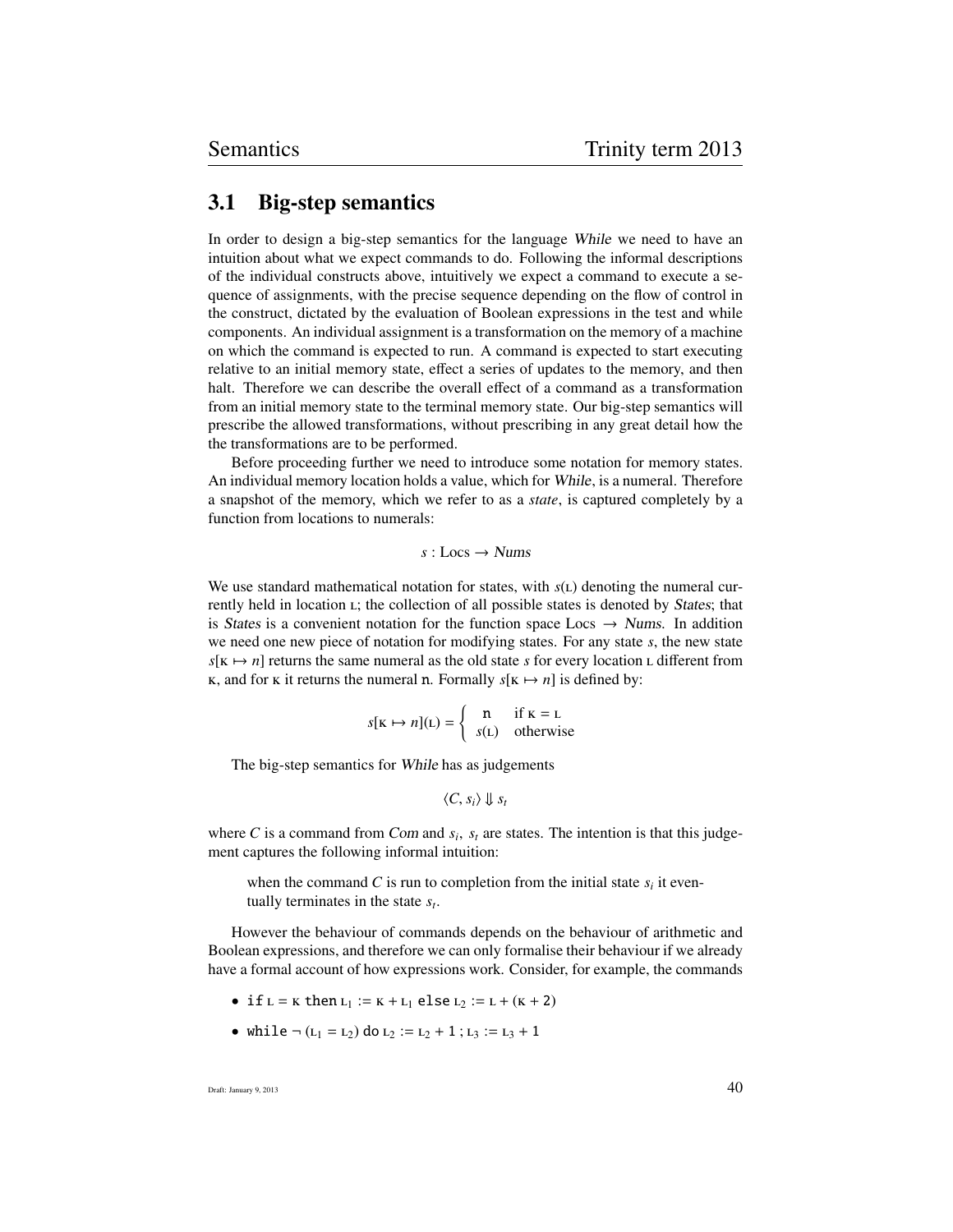## 3.1 Big-step semantics

In order to design a big-step semantics for the language *While* we need to have an intuition about what we expect commands to do. Following the informal descriptions of the individual constructs above, intuitively we expect a command to execute a sequence of assignments, with the precise sequence depending on the flow of control in the construct, dictated by the evaluation of Boolean expressions in the test and while components. An individual assignment is a transformation on the memory of a machine on which the command is expected to run. A command is expected to start executing relative to an initial memory state, effect a series of updates to the memory, and then halt. Therefore we can describe the overall effect of a command as a transformation from an initial memory state to the terminal memory state. Our big-step semantics will prescribe the allowed transformations, without prescribing in any great detail how the the transformations are to be performed.

Before proceeding further we need to introduce some notation for memory states. An individual memory location holds a value, which for *While*, is a numeral. Therefore a snapshot of the memory, which we refer to as a *state*, is captured completely by a function from locations to numerals:

$$s : \text{Locs} \to \textit{Nums}$$

We use standard mathematical notation for states, with $s(\text{L})$ denoting the numeral currently held in location L; the collection of all possible states is denoted by *States*; that is *States* is a convenient notation for the function space Locs $\to$ *Nums*. In addition we need one new piece of notation for modifying states. For any state $s$, the new state $s[\text{K} \mapsto n]$ returns the same numeral as the old state $s$ for every location L different from K, and for K it returns the numeral n. Formally $s[\text{K} \mapsto n]$ is defined by:

$$s[\text{K} \mapsto n](\text{L}) = \begin{cases} \texttt{n} & \text{if K} = \text{L} \\ s(\text{L}) & \text{otherwise} \end{cases}$$

The big-step semantics for *While* has as judgements

$$\langle C, s_i \rangle \Downarrow s_t$$

where $C$ is a command from *Com* and $s_i$, $s_t$ are states. The intention is that this judgement captures the following informal intuition:

> when the command $C$ is run to completion from the initial state $s_i$ it eventually terminates in the state $s_t$.

However the behaviour of commands depends on the behaviour of arithmetic and Boolean expressions, and therefore we can only formalise their behaviour if we already have a formal account of how expressions work. Consider, for example, the commands

- $\texttt{if}\ \text{L} = \text{K}\ \texttt{then}\ \text{L}_1 := \text{K} + \text{L}_1\ \texttt{else}\ \text{L}_2 := \text{L} + (\text{K} + \texttt{2})$
- $\texttt{while}\ \neg\,(\text{L}_1 = \text{L}_2)\ \texttt{do}\ \text{L}_2 := \text{L}_2 + \texttt{1}\ ;\ \text{L}_3 := \text{L}_3 + \texttt{1}$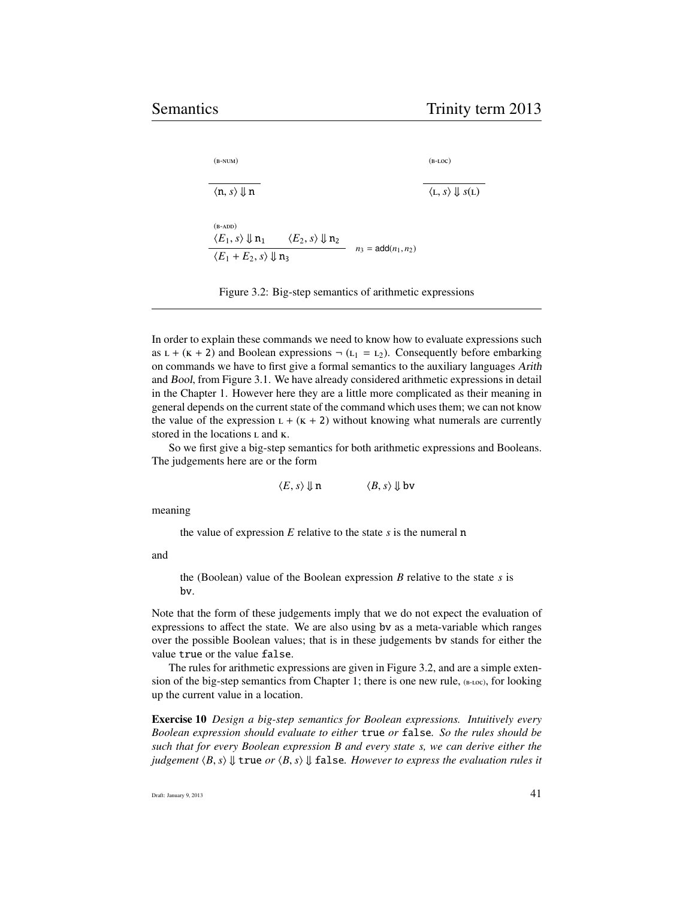(B-NUM)

$$\frac{}{\langle \mathtt{n}, s\rangle \Downarrow \mathtt{n}}$$

(B-LOC)

$$\frac{}{\langle \mathrm{L}, s\rangle \Downarrow s(\mathrm{L})}$$

(B-ADD)

$$\frac{\langle E_1, s\rangle \Downarrow \mathtt{n}_1 \qquad \langle E_2, s\rangle \Downarrow \mathtt{n}_2}{\langle E_1 + E_2, s\rangle \Downarrow \mathtt{n}_3} \quad n_3 = \mathsf{add}(n_1, n_2)$$

Figure 3.2: Big-step semantics of arithmetic expressions

In order to explain these commands we need to know how to evaluate expressions such as $\mathrm{L} + (\mathrm{K} + 2)$ and Boolean expressions $\neg\,(\mathrm{L}_1 = \mathrm{L}_2)$. Consequently before embarking on commands we have to first give a formal semantics to the auxiliary languages *Arith* and *Bool*, from Figure 3.1. We have already considered arithmetic expressions in detail in the Chapter 1. However here they are a little more complicated as their meaning in general depends on the current state of the command which uses them; we can not know the value of the expression $\mathrm{L} + (\mathrm{K} + 2)$ without knowing what numerals are currently stored in the locations L and K.

So we first give a big-step semantics for both arithmetic expressions and Booleans. The judgements here are or the form

$$\langle E, s\rangle \Downarrow \mathtt{n} \qquad\qquad \langle B, s\rangle \Downarrow \mathtt{bv}$$

meaning

> the value of expression $E$ relative to the state $s$ is the numeral n

and

> the (Boolean) value of the Boolean expression $B$ relative to the state $s$ is bv.

Note that the form of these judgements imply that we do not expect the evaluation of expressions to affect the state. We are also using bv as a meta-variable which ranges over the possible Boolean values; that is in these judgements bv stands for either the value true or the value false.

The rules for arithmetic expressions are given in Figure 3.2, and are a simple extension of the big-step semantics from Chapter 1; there is one new rule, (B-LOC), for looking up the current value in a location.

**Exercise 10** *Design a big-step semantics for Boolean expressions. Intuitively every Boolean expression should evaluate to either* true *or* false*. So the rules should be such that for every Boolean expression $B$ and every state $s$, we can derive either the judgement $\langle B, s\rangle \Downarrow$ true or $\langle B, s\rangle \Downarrow$ false. However to express the evaluation rules it*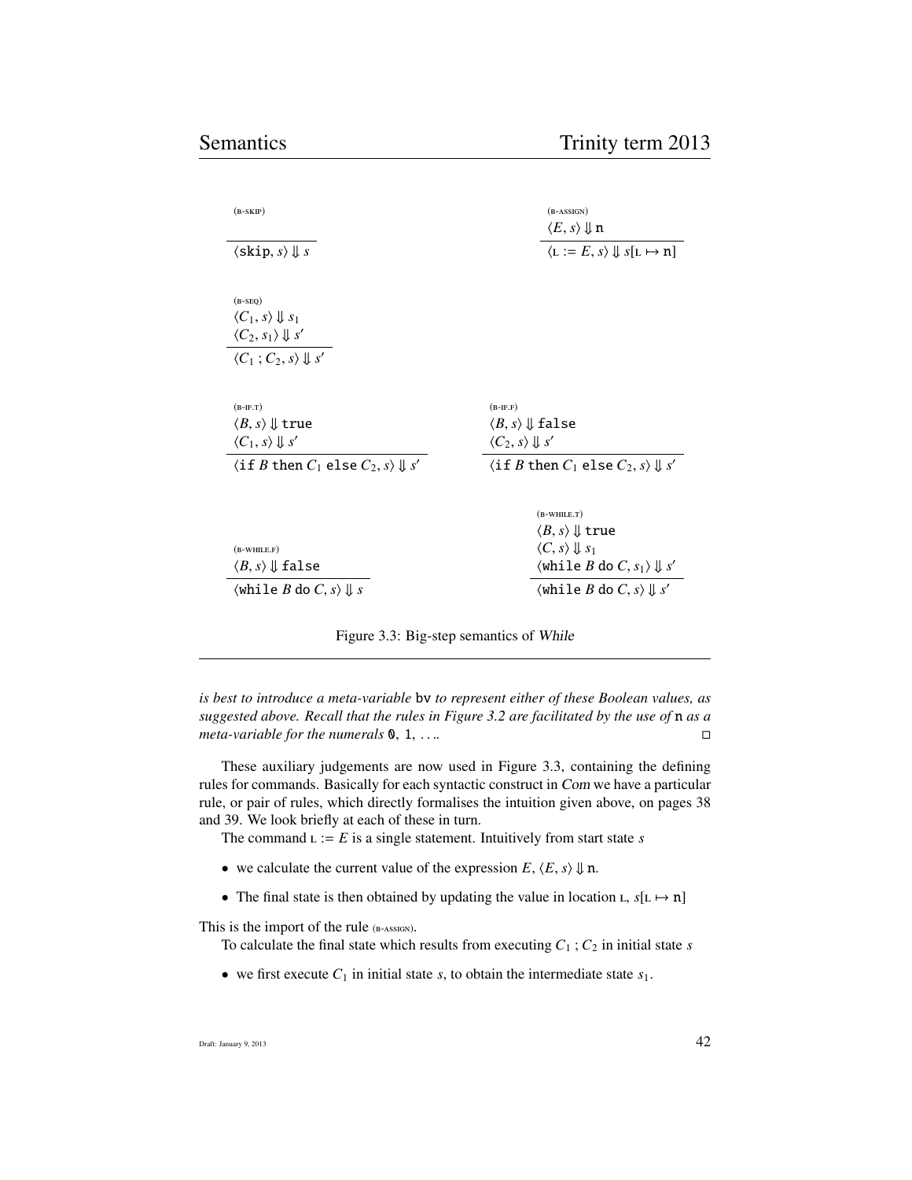(B-SKIP)

$$\frac{}{\langle \texttt{skip}, s\rangle \Downarrow s}$$

(B-ASSIGN)

$$\frac{\langle E, s\rangle \Downarrow \texttt{n}}{\langle \textsc{l} := E, s\rangle \Downarrow s[\textsc{l} \mapsto \texttt{n}]}$$

(B-SEQ)

$$\frac{\langle C_1, s\rangle \Downarrow s_1 \quad \langle C_2, s_1\rangle \Downarrow s'}{\langle C_1 \,;\, C_2, s\rangle \Downarrow s'}$$

(B-IF.T)

$$\frac{\langle B, s\rangle \Downarrow \texttt{true} \quad \langle C_1, s\rangle \Downarrow s'}{\langle \texttt{if } B \texttt{ then } C_1 \texttt{ else } C_2, s\rangle \Downarrow s'}$$

(B-IF.F)

$$\frac{\langle B, s\rangle \Downarrow \texttt{false} \quad \langle C_2, s\rangle \Downarrow s'}{\langle \texttt{if } B \texttt{ then } C_1 \texttt{ else } C_2, s\rangle \Downarrow s'}$$

(B-WHILE.F)

$$\frac{\langle B, s\rangle \Downarrow \texttt{false}}{\langle \texttt{while } B \texttt{ do } C, s\rangle \Downarrow s}$$

(B-WHILE.T)

$$\frac{\langle B, s\rangle \Downarrow \texttt{true} \quad \langle C, s\rangle \Downarrow s_1 \quad \langle \texttt{while } B \texttt{ do } C, s_1\rangle \Downarrow s'}{\langle \texttt{while } B \texttt{ do } C, s\rangle \Downarrow s'}$$

Figure 3.3: Big-step semantics of *While*

*is best to introduce a meta-variable* `bv` *to represent either of these Boolean values, as suggested above. Recall that the rules in Figure 3.2 are facilitated by the use of* `n` *as a meta-variable for the numerals* `0`, `1`, *. . ..* □

These auxiliary judgements are now used in Figure 3.3, containing the defining rules for commands. Basically for each syntactic construct in *Com* we have a particular rule, or pair of rules, which directly formalises the intuition given above, on pages 38 and 39. We look briefly at each of these in turn.

The command $\textsc{l} := E$ is a single statement. Intuitively from start state $s$

- we calculate the current value of the expression $E$, $\langle E, s\rangle \Downarrow \texttt{n}$.
- The final state is then obtained by updating the value in location $\textsc{l}$, $s[\textsc{l} \mapsto \texttt{n}]$

This is the import of the rule (B-ASSIGN).

To calculate the final state which results from executing $C_1 \,;\, C_2$ in initial state $s$

- we first execute $C_1$ in initial state $s$, to obtain the intermediate state $s_1$.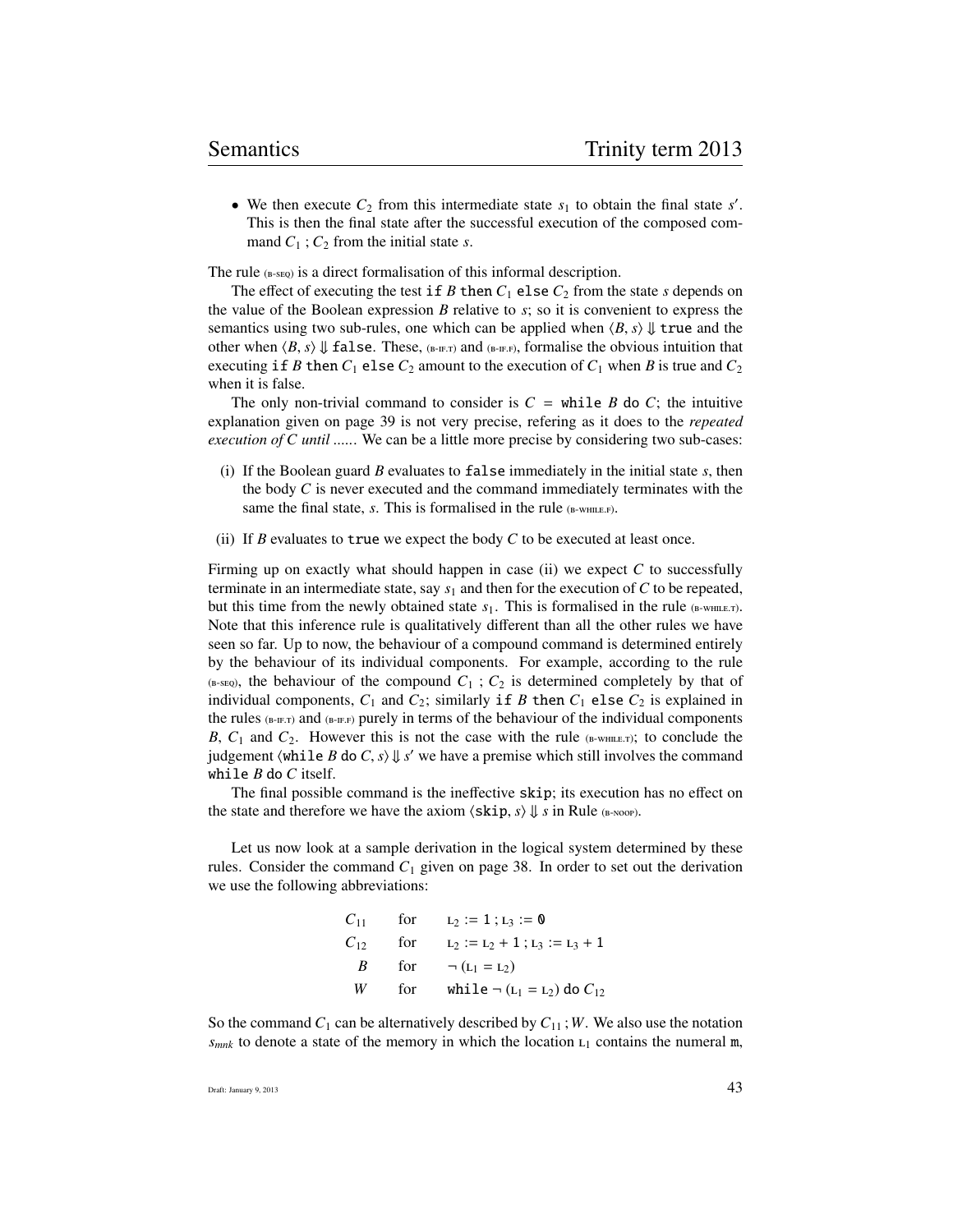- We then execute $C_2$ from this intermediate state $s_1$ to obtain the final state $s'$. This is then the final state after the successful execution of the composed command $C_1$ ; $C_2$ from the initial state $s$.

The rule (B-SEQ) is a direct formalisation of this informal description.

The effect of executing the test `if` $B$ `then` $C_1$ `else` $C_2$ from the state $s$ depends on the value of the Boolean expression $B$ relative to $s$; so it is convenient to express the semantics using two sub-rules, one which can be applied when $\langle B, s\rangle \Downarrow$ `true` and the other when $\langle B, s\rangle \Downarrow$ `false`. These, (B-IF.T) and (B-IF.F), formalise the obvious intuition that executing `if` $B$ `then` $C_1$ `else` $C_2$ amount to the execution of $C_1$ when $B$ is true and $C_2$ when it is false.

The only non-trivial command to consider is $C$ = `while` $B$ `do` $C$; the intuitive explanation given on page 39 is not very precise, refering as it does to the *repeated execution of C until ......* We can be a little more precise by considering two sub-cases:

(i) If the Boolean guard $B$ evaluates to `false` immediately in the initial state $s$, then the body $C$ is never executed and the command immediately terminates with the same the final state, $s$. This is formalised in the rule (B-WHILE.F).

(ii) If $B$ evaluates to `true` we expect the body $C$ to be executed at least once.

Firming up on exactly what should happen in case (ii) we expect $C$ to successfully terminate in an intermediate state, say $s_1$ and then for the execution of $C$ to be repeated, but this time from the newly obtained state $s_1$. This is formalised in the rule (B-WHILE.T). Note that this inference rule is qualitatively different than all the other rules we have seen so far. Up to now, the behaviour of a compound command is determined entirely by the behaviour of its individual components. For example, according to the rule (B-SEQ), the behaviour of the compound $C_1$ ; $C_2$ is determined completely by that of individual components, $C_1$ and $C_2$; similarly `if` $B$ `then` $C_1$ `else` $C_2$ is explained in the rules (B-IF.T) and (B-IF.F) purely in terms of the behaviour of the individual components $B$, $C_1$ and $C_2$. However this is not the case with the rule (B-WHILE.T); to conclude the judgement $\langle$`while` $B$ `do` $C, s\rangle \Downarrow s'$ we have a premise which still involves the command `while` $B$ `do` $C$ itself.

The final possible command is the ineffective `skip`; its execution has no effect on the state and therefore we have the axiom $\langle$`skip`$, s\rangle \Downarrow s$ in Rule (B-NOOP).

Let us now look at a sample derivation in the logical system determined by these rules. Consider the command $C_1$ given on page 38. In order to set out the derivation we use the following abbreviations:

$$
\begin{array}{rll}
C_{11} & \text{for} & L_2 := 1 \,;\, L_3 := 0 \\
C_{12} & \text{for} & L_2 := L_2 + 1 \,;\, L_3 := L_3 + 1 \\
B & \text{for} & \neg\,(L_1 = L_2) \\
W & \text{for} & \texttt{while}\ \neg\,(L_1 = L_2)\ \texttt{do}\ C_{12}
\end{array}
$$

So the command $C_1$ can be alternatively described by $C_{11}\,;W$. We also use the notation $s_{mnk}$ to denote a state of the memory in which the location $L_1$ contains the numeral `m`,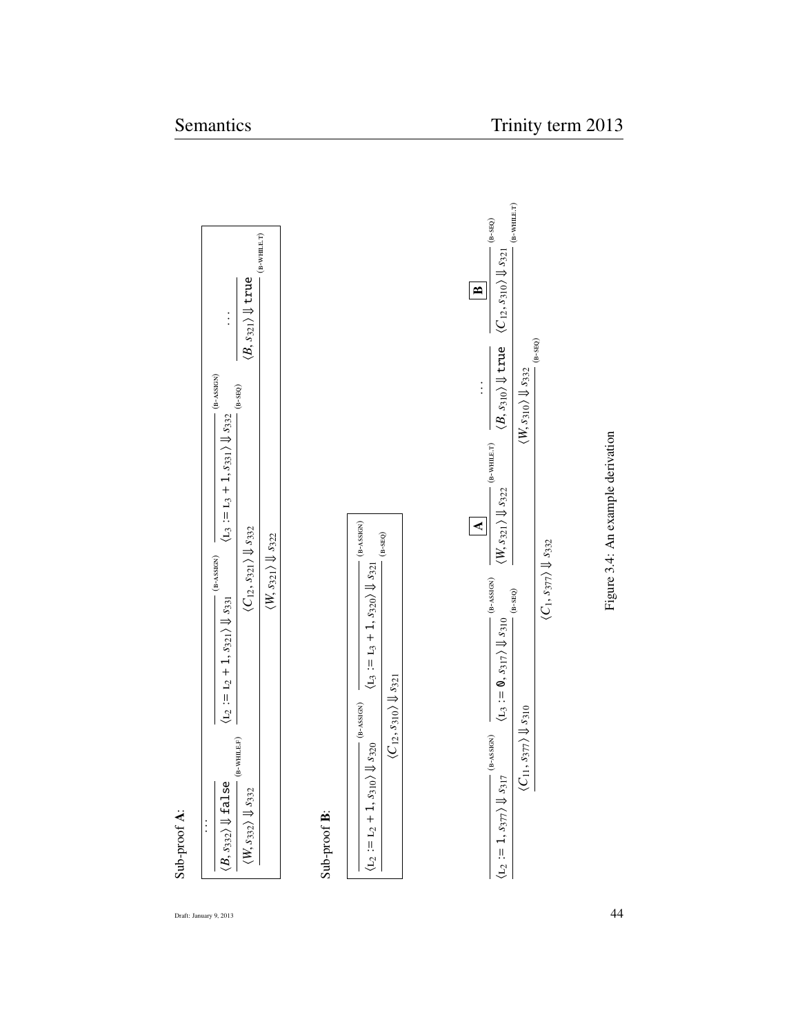Sub-proof **A**:

$$
\dfrac{
\dfrac{\dfrac{\cdots}{\langle B, s_{332}\rangle \Downarrow \texttt{false}}}{\langle W, s_{332}\rangle \Downarrow s_{332}}\,\text{(B-WHILE.F)}
\qquad
\dfrac{
\dfrac{}{\langle \text{L}_2 := \text{L}_2 + \texttt{1}, s_{321}\rangle \Downarrow s_{331}}\,\text{(B-ASSIGN)}
\quad
\dfrac{}{\langle \text{L}_3 := \text{L}_3 + \texttt{1}, s_{331}\rangle \Downarrow s_{332}}\,\text{(B-ASSIGN)}
}{\langle C_{12}, s_{321}\rangle \Downarrow s_{332}}\,\text{(B-SEQ)}
\qquad
\dfrac{\cdots}{\langle B, s_{321}\rangle \Downarrow \texttt{true}}
}{\langle W, s_{321}\rangle \Downarrow s_{322}}\,\text{(B-WHILE.T)}
$$

Sub-proof **B**:

$$
\dfrac{
\dfrac{}{\langle \text{L}_2 := \text{L}_2 + \texttt{1}, s_{310}\rangle \Downarrow s_{320}}\,\text{(B-ASSIGN)}
\quad
\dfrac{}{\langle \text{L}_3 := \text{L}_3 + \texttt{1}, s_{320}\rangle \Downarrow s_{321}}\,\text{(B-ASSIGN)}
}{\langle C_{12}, s_{310}\rangle \Downarrow s_{321}}\,\text{(B-SEQ)}
$$

$$
\dfrac{
\dfrac{
\dfrac{}{\langle \text{L}_2 := \texttt{1}, s_{377}\rangle \Downarrow s_{317}}\,\text{(B-ASSIGN)}
\quad
\dfrac{}{\langle \text{L}_3 := \texttt{0}, s_{317}\rangle \Downarrow s_{310}}\,\text{(B-ASSIGN)}
}{\langle C_{11}, s_{377}\rangle \Downarrow s_{310}}\,\text{(B-SEQ)}
\qquad
\dfrac{
\dfrac{\boxed{\mathbf{A}}}{\langle W, s_{321}\rangle \Downarrow s_{322}}\,\text{(B-WHILE.T)}
\quad
\dfrac{\cdots}{\langle B, s_{310}\rangle \Downarrow \texttt{true}}
\quad
\dfrac{\boxed{\mathbf{B}}}{\langle C_{12}, s_{310}\rangle \Downarrow s_{321}}\,\text{(B-SEQ)}
}{\langle W, s_{310}\rangle \Downarrow s_{332}}\,\text{(B-WHILE.T)}
}{\langle C_1, s_{377}\rangle \Downarrow s_{332}}\,\text{(B-SEQ)}
$$

Figure 3.4: An example derivation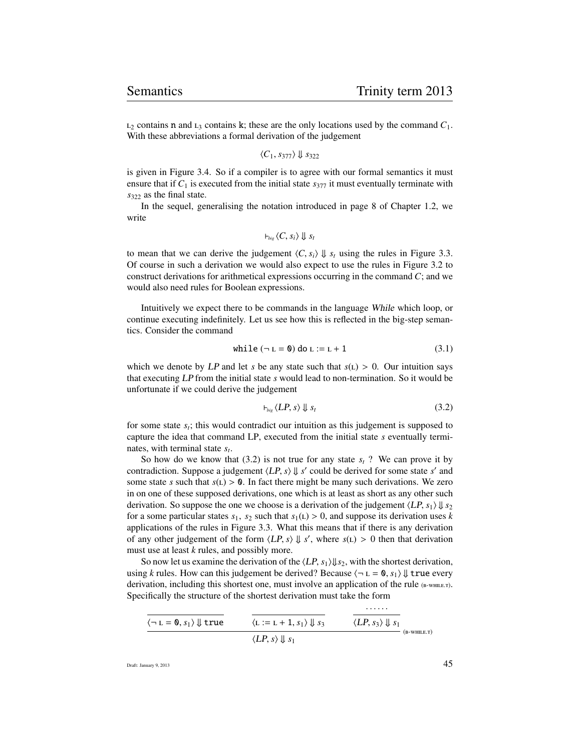$\text{L}_2$ contains n and $\text{L}_3$ contains k; these are the only locations used by the command $C_1$. With these abbreviations a formal derivation of the judgement

$$\langle C_1, s_{377} \rangle \Downarrow s_{322}$$

is given in Figure 3.4. So if a compiler is to agree with our formal semantics it must ensure that if $C_1$ is executed from the initial state $s_{377}$ it must eventually terminate with $s_{322}$ as the final state.

In the sequel, generalising the notation introduced in page 8 of Chapter 1.2, we write

$$\vdash_{big} \langle C, s_i \rangle \Downarrow s_t$$

to mean that we can derive the judgement $\langle C, s_i \rangle \Downarrow s_t$ using the rules in Figure 3.3. Of course in such a derivation we would also expect to use the rules in Figure 3.2 to construct derivations for arithmetical expressions occurring in the command $C$; and we would also need rules for Boolean expressions.

Intuitively we expect there to be commands in the language *While* which loop, or continue executing indefinitely. Let us see how this is reflected in the big-step semantics. Consider the command

$$\texttt{while}\ (\neg\ \text{L} = \texttt{0})\ \texttt{do}\ \text{L} := \text{L} + \texttt{1} \tag{3.1}$$

which we denote by $LP$ and let $s$ be any state such that $s(\text{L}) > 0$. Our intuition says that executing $LP$ from the initial state $s$ would lead to non-termination. So it would be unfortunate if we could derive the judgement

$$\vdash_{big} \langle LP, s \rangle \Downarrow s_t \tag{3.2}$$

for some state $s_t$; this would contradict our intuition as this judgement is supposed to capture the idea that command LP, executed from the initial state $s$ eventually terminates, with terminal state $s_t$.

So how do we know that (3.2) is not true for any state $s_t$ ? We can prove it by contradiction. Suppose a judgement $\langle LP, s \rangle \Downarrow s'$ could be derived for some state $s'$ and some state $s$ such that $s(\text{L}) > \texttt{0}$. In fact there might be many such derivations. We zero in on one of these supposed derivations, one which is at least as short as any other such derivation. So suppose the one we choose is a derivation of the judgement $\langle LP, s_1 \rangle \Downarrow s_2$ for a some particular states $s_1$, $s_2$ such that $s_1(\text{L}) > 0$, and suppose its derivation uses $k$ applications of the rules in Figure 3.3. What this means that if there is any derivation of any other judgement of the form $\langle LP, s \rangle \Downarrow s'$, where $s(\text{L}) > 0$ then that derivation must use at least $k$ rules, and possibly more.

So now let us examine the derivation of the $\langle LP, s_1 \rangle \Downarrow s_2$, with the shortest derivation, using $k$ rules. How can this judgement be derived? Because $\langle \neg\ \text{L} = \texttt{0}, s_1 \rangle \Downarrow \texttt{true}$ every derivation, including this shortest one, must involve an application of the rule (B-WHILE.T). Specifically the structure of the shortest derivation must take the form

$$\dfrac{\dfrac{}{\langle \neg\ \text{L} = \texttt{0}, s_1 \rangle \Downarrow \texttt{true}} \qquad \dfrac{}{\langle \text{L} := \text{L} + \texttt{1}, s_1 \rangle \Downarrow s_3} \qquad \dfrac{\cdots\cdots}{\langle LP, s_3 \rangle \Downarrow s_1}}{\langle LP, s \rangle \Downarrow s_1} \text{(B-WHILE.T)}$$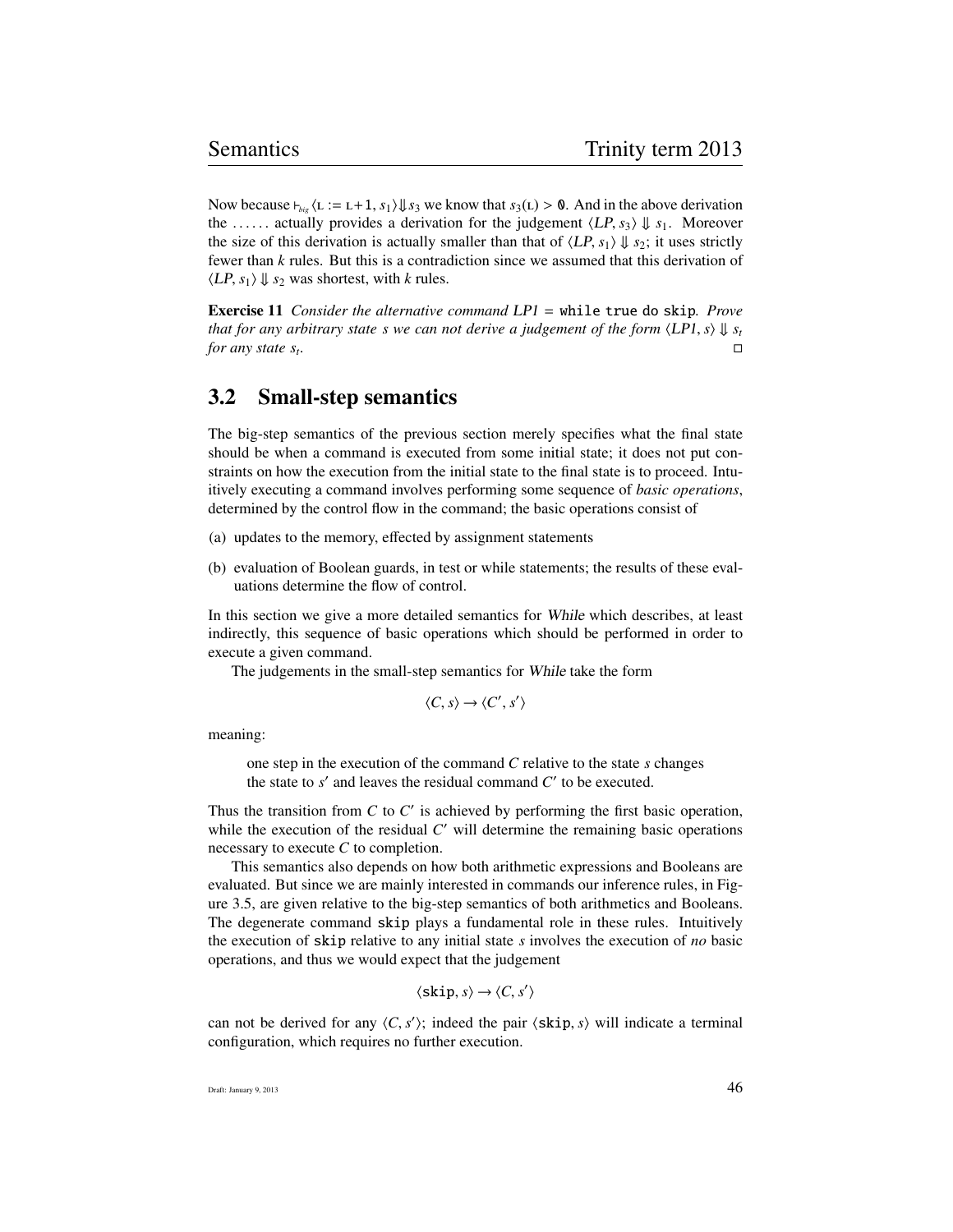Now because $\vdash_{big} \langle \texttt{L} := \texttt{L}+1, s_1\rangle \Downarrow s_3$ we know that $s_3(\texttt{L}) > \mathbf{0}$. And in the above derivation the ...... actually provides a derivation for the judgement $\langle LP, s_3\rangle \Downarrow s_1$. Moreover the size of this derivation is actually smaller than that of $\langle LP, s_1\rangle \Downarrow s_2$; it uses strictly fewer than $k$ rules. But this is a contradiction since we assumed that this derivation of $\langle LP, s_1\rangle \Downarrow s_2$ was shortest, with $k$ rules.

**Exercise 11** *Consider the alternative command LP1 =* `while true do skip`*. Prove that for any arbitrary state s we can not derive a judgement of the form* $\langle LP1, s\rangle \Downarrow s_t$ *for any state* $s_t$. □

## 3.2 Small-step semantics

The big-step semantics of the previous section merely specifies what the final state should be when a command is executed from some initial state; it does not put constraints on how the execution from the initial state to the final state is to proceed. Intuitively executing a command involves performing some sequence of *basic operations*, determined by the control flow in the command; the basic operations consist of

(a) updates to the memory, effected by assignment statements

(b) evaluation of Boolean guards, in test or while statements; the results of these evaluations determine the flow of control.

In this section we give a more detailed semantics for *While* which describes, at least indirectly, this sequence of basic operations which should be performed in order to execute a given command.

The judgements in the small-step semantics for *While* take the form

$$\langle C, s\rangle \to \langle C', s'\rangle$$

meaning:

> one step in the execution of the command $C$ relative to the state $s$ changes the state to $s'$ and leaves the residual command $C'$ to be executed.

Thus the transition from $C$ to $C'$ is achieved by performing the first basic operation, while the execution of the residual $C'$ will determine the remaining basic operations necessary to execute $C$ to completion.

This semantics also depends on how both arithmetic expressions and Booleans are evaluated. But since we are mainly interested in commands our inference rules, in Figure 3.5, are given relative to the big-step semantics of both arithmetics and Booleans. The degenerate command `skip` plays a fundamental role in these rules. Intuitively the execution of `skip` relative to any initial state $s$ involves the execution of *no* basic operations, and thus we would expect that the judgement

$$\langle \texttt{skip}, s\rangle \to \langle C, s'\rangle$$

can not be derived for any $\langle C, s'\rangle$; indeed the pair $\langle \texttt{skip}, s\rangle$ will indicate a terminal configuration, which requires no further execution.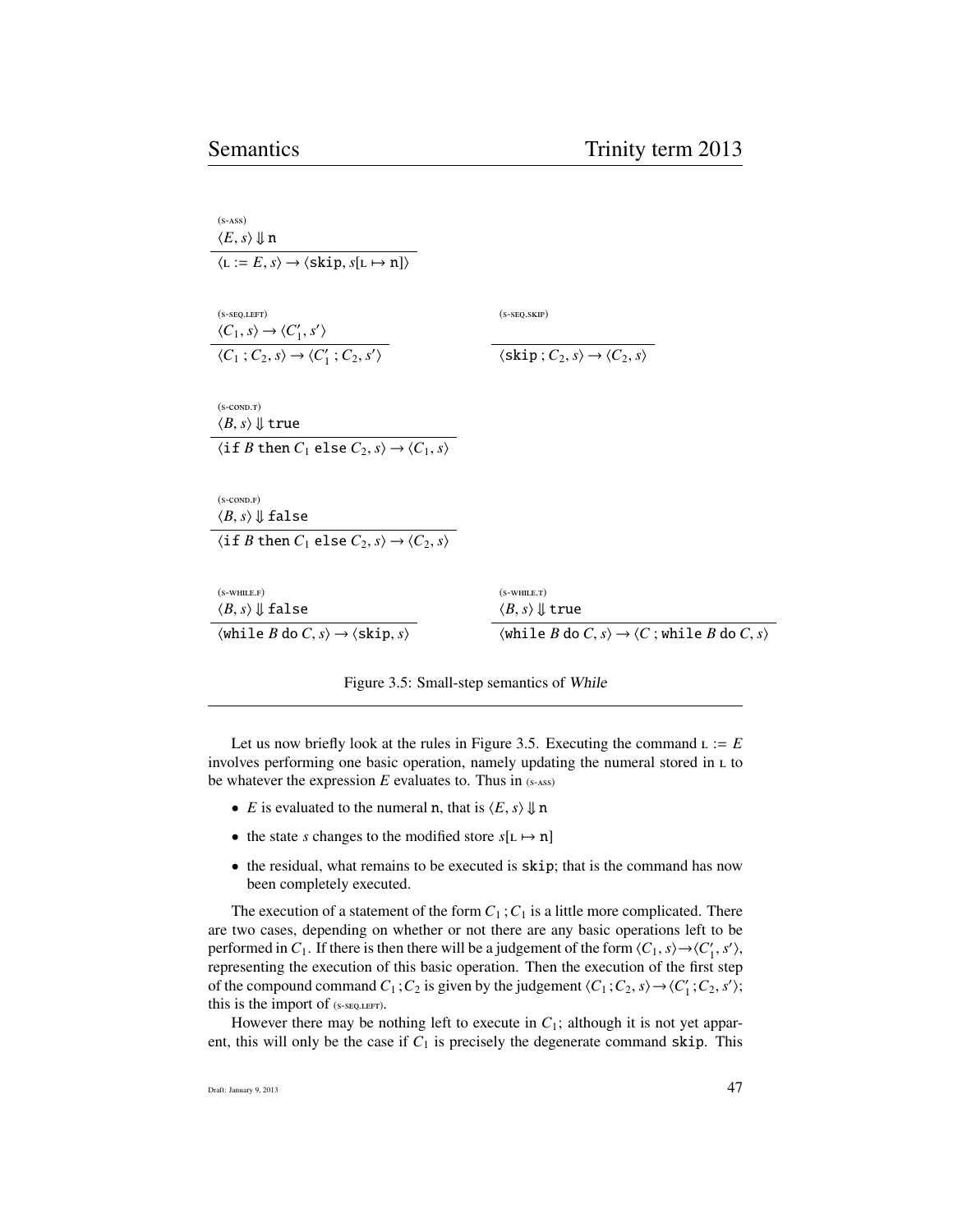(S-ASS)

$$\frac{\langle E, s\rangle \Downarrow \mathtt{n}}{\langle \text{L} := E, s\rangle \rightarrow \langle \mathtt{skip}, s[\text{L} \mapsto \mathtt{n}]\rangle}$$

(S-SEQ.LEFT)

$$\frac{\langle C_1, s\rangle \rightarrow \langle C_1', s'\rangle}{\langle C_1 \,;\, C_2, s\rangle \rightarrow \langle C_1' \,;\, C_2, s'\rangle}$$

(S-SEQ.SKIP)

$$\frac{}{\langle \mathtt{skip} \,;\, C_2, s\rangle \rightarrow \langle C_2, s\rangle}$$

(S-COND.T)

$$\frac{\langle B, s\rangle \Downarrow \mathtt{true}}{\langle \mathtt{if}\ B\ \mathtt{then}\ C_1\ \mathtt{else}\ C_2, s\rangle \rightarrow \langle C_1, s\rangle}$$

(S-COND.F)

$$\frac{\langle B, s\rangle \Downarrow \mathtt{false}}{\langle \mathtt{if}\ B\ \mathtt{then}\ C_1\ \mathtt{else}\ C_2, s\rangle \rightarrow \langle C_2, s\rangle}$$

(S-WHILE.F)

$$\frac{\langle B, s\rangle \Downarrow \mathtt{false}}{\langle \mathtt{while}\ B\ \mathtt{do}\ C, s\rangle \rightarrow \langle \mathtt{skip}, s\rangle}$$

(S-WHILE.T)

$$\frac{\langle B, s\rangle \Downarrow \mathtt{true}}{\langle \mathtt{while}\ B\ \mathtt{do}\ C, s\rangle \rightarrow \langle C \,;\, \mathtt{while}\ B\ \mathtt{do}\ C, s\rangle}$$

Figure 3.5: Small-step semantics of *While*

Let us now briefly look at the rules in Figure 3.5. Executing the command $\text{L} := E$ involves performing one basic operation, namely updating the numeral stored in L to be whatever the expression $E$ evaluates to. Thus in (S-ASS)

- $E$ is evaluated to the numeral n, that is $\langle E, s\rangle \Downarrow \mathtt{n}$
- the state $s$ changes to the modified store $s[\text{L} \mapsto \mathtt{n}]$
- the residual, what remains to be executed is skip; that is the command has now been completely executed.

The execution of a statement of the form $C_1 \,;\, C_1$ is a little more complicated. There are two cases, depending on whether or not there are any basic operations left to be performed in $C_1$. If there is then there will be a judgement of the form $\langle C_1, s\rangle \rightarrow \langle C_1', s'\rangle$, representing the execution of this basic operation. Then the execution of the first step of the compound command $C_1 \,;\, C_2$ is given by the judgement $\langle C_1 \,;\, C_2, s\rangle \rightarrow \langle C_1' \,;\, C_2, s'\rangle$; this is the import of (S-SEQ.LEFT).

However there may be nothing left to execute in $C_1$; although it is not yet apparent, this will only be the case if $C_1$ is precisely the degenerate command skip. This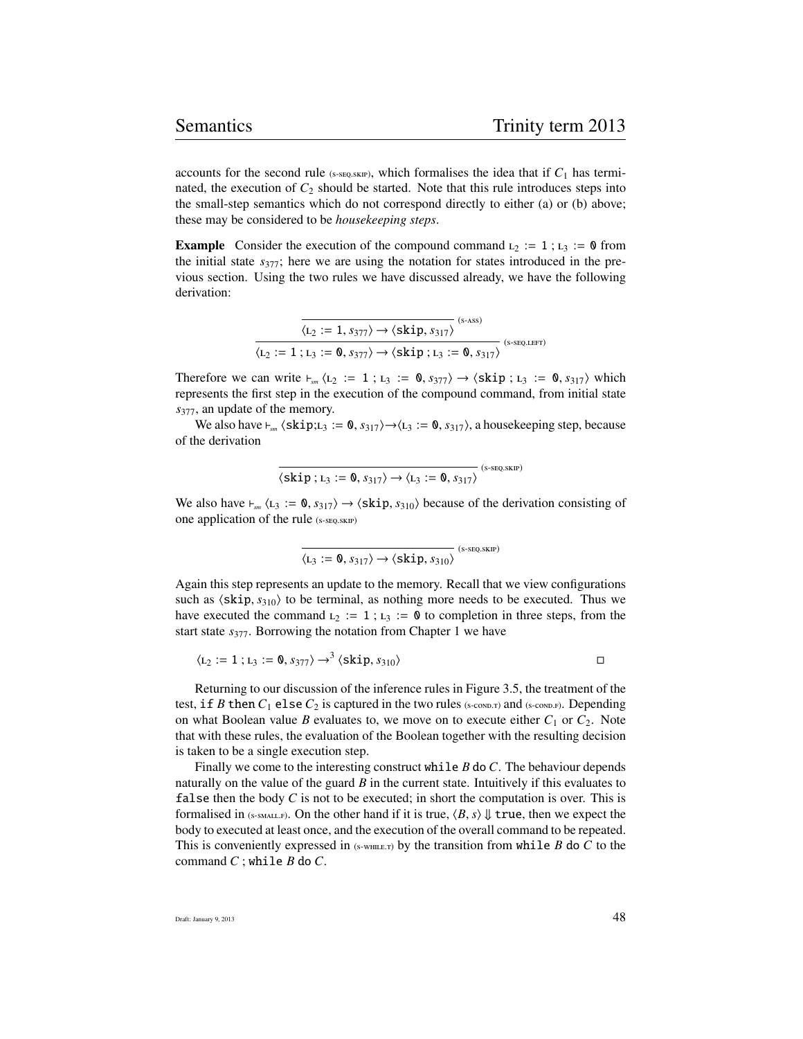accounts for the second rule (s-seq.skip), which formalises the idea that if $C_1$ has terminated, the execution of $C_2$ should be started. Note that this rule introduces steps into the small-step semantics which do not correspond directly to either (a) or (b) above; these may be considered to be *housekeeping steps*.

**Example** Consider the execution of the compound command $\text{L}_2 := 1 ; \text{L}_3 := 0$ from the initial state $s_{377}$; here we are using the notation for states introduced in the previous section. Using the two rules we have discussed already, we have the following derivation:

$$\dfrac{\overline{\langle \text{L}_2 := 1, s_{377}\rangle \rightarrow \langle \texttt{skip}, s_{317}\rangle}\ \text{(s-ass)}}{\langle \text{L}_2 := 1 ; \text{L}_3 := 0, s_{377}\rangle \rightarrow \langle \texttt{skip} ; \text{L}_3 := 0, s_{317}\rangle}\ \text{(s-seq.left)}$$

Therefore we can write $\vdash_{sm} \langle \text{L}_2 := 1 ; \text{L}_3 := 0, s_{377}\rangle \rightarrow \langle \texttt{skip} ; \text{L}_3 := 0, s_{317}\rangle$ which represents the first step in the execution of the compound command, from initial state $s_{377}$, an update of the memory.

We also have $\vdash_{sm} \langle \texttt{skip};\text{L}_3 := 0, s_{317}\rangle \rightarrow \langle \text{L}_3 := 0, s_{317}\rangle$, a housekeeping step, because of the derivation

$$\overline{\langle \texttt{skip} ; \text{L}_3 := 0, s_{317}\rangle \rightarrow \langle \text{L}_3 := 0, s_{317}\rangle}\ \text{(s-seq.skip)}$$

We also have $\vdash_{sm} \langle \text{L}_3 := 0, s_{317}\rangle \rightarrow \langle \texttt{skip}, s_{310}\rangle$ because of the derivation consisting of one application of the rule (s-seq.skip)

$$\overline{\langle \text{L}_3 := 0, s_{317}\rangle \rightarrow \langle \texttt{skip}, s_{310}\rangle}\ \text{(s-seq.skip)}$$

Again this step represents an update to the memory. Recall that we view configurations such as $\langle \texttt{skip}, s_{310}\rangle$ to be terminal, as nothing more needs to be executed. Thus we have executed the command $\text{L}_2 := 1 ; \text{L}_3 := 0$ to completion in three steps, from the start state $s_{377}$. Borrowing the notation from Chapter 1 we have

$$\langle \text{L}_2 := 1 ; \text{L}_3 := 0, s_{377}\rangle \rightarrow^3 \langle \texttt{skip}, s_{310}\rangle \qquad \square$$

Returning to our discussion of the inference rules in Figure 3.5, the treatment of the test, `if` $B$ `then` $C_1$ `else` $C_2$ is captured in the two rules (s-cond.t) and (s-cond.f). Depending on what Boolean value $B$ evaluates to, we move on to execute either $C_1$ or $C_2$. Note that with these rules, the evaluation of the Boolean together with the resulting decision is taken to be a single execution step.

Finally we come to the interesting construct `while` $B$ `do` $C$. The behaviour depends naturally on the value of the guard $B$ in the current state. Intuitively if this evaluates to `false` then the body $C$ is not to be executed; in short the computation is over. This is formalised in (s-small.f). On the other hand if it is true, $\langle B, s\rangle \Downarrow \texttt{true}$, then we expect the body to executed at least once, and the execution of the overall command to be repeated. This is conveniently expressed in (s-while.t) by the transition from `while` $B$ `do` $C$ to the command $C$ ; `while` $B$ `do` $C$.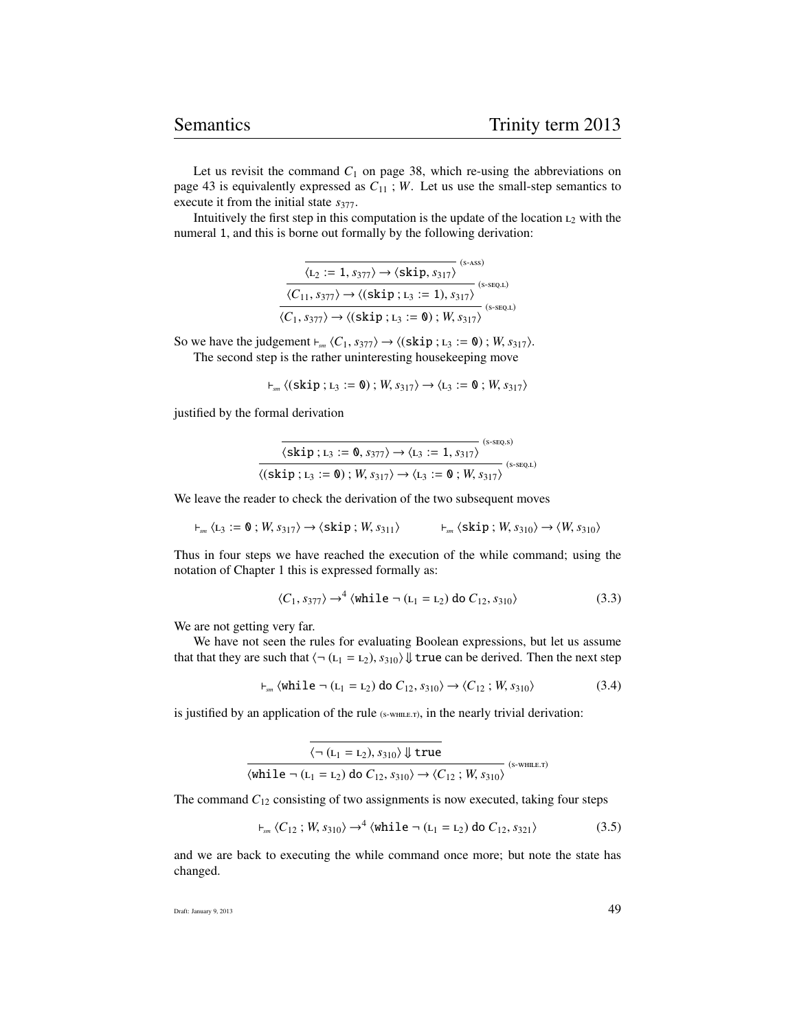Let us revisit the command $C_1$ on page 38, which re-using the abbreviations on page 43 is equivalently expressed as $C_{11}\ ;W$. Let us use the small-step semantics to execute it from the initial state $s_{377}$.

Intuitively the first step in this computation is the update of the location $\text{L}_2$ with the numeral 1, and this is borne out formally by the following derivation:

$$\cfrac{\cfrac{\overline{\langle \text{L}_2 := \mathtt{1}, s_{377}\rangle \to \langle \mathtt{skip}, s_{317}\rangle}\ ^{(\text{S-ASS})}}{\langle C_{11}, s_{377}\rangle \to \langle (\mathtt{skip}\ ; \text{L}_3 := \mathtt{1}), s_{317}\rangle}\ ^{(\text{S-SEQ.L})}}{\langle C_1, s_{377}\rangle \to \langle (\mathtt{skip}\ ; \text{L}_3 := \mathtt{0})\ ; W, s_{317}\rangle}\ ^{(\text{S-SEQ.L})}$$

So we have the judgement $\vdash_{sm} \langle C_1, s_{377}\rangle \to \langle (\mathtt{skip}\ ; \text{L}_3 := \mathtt{0})\ ; W, s_{317}\rangle$.

The second step is the rather uninteresting housekeeping move

$$\vdash_{sm} \langle (\mathtt{skip}\ ; \text{L}_3 := \mathtt{0})\ ; W, s_{317}\rangle \to \langle \text{L}_3 := \mathtt{0}\ ; W, s_{317}\rangle$$

justified by the formal derivation

$$\cfrac{\overline{\langle \mathtt{skip}\ ; \text{L}_3 := \mathtt{0}, s_{377}\rangle \to \langle \text{L}_3 := \mathtt{1}, s_{317}\rangle}\ ^{(\text{S-SEQ.S})}}{\langle (\mathtt{skip}\ ; \text{L}_3 := \mathtt{0})\ ; W, s_{317}\rangle \to \langle \text{L}_3 := \mathtt{0}\ ; W, s_{317}\rangle}\ ^{(\text{S-SEQ.L})}$$

We leave the reader to check the derivation of the two subsequent moves

$$\vdash_{sm} \langle \text{L}_3 := \mathtt{0}\ ; W, s_{317}\rangle \to \langle \mathtt{skip}\ ; W, s_{311}\rangle \qquad \vdash_{sm} \langle \mathtt{skip}\ ; W, s_{310}\rangle \to \langle W, s_{310}\rangle$$

Thus in four steps we have reached the execution of the while command; using the notation of Chapter 1 this is expressed formally as:

$$\langle C_1, s_{377}\rangle \to^4 \langle \mathtt{while}\ \neg\,(\text{L}_1 = \text{L}_2)\ \mathtt{do}\ C_{12}, s_{310}\rangle \tag{3.3}$$

We are not getting very far.

We have not seen the rules for evaluating Boolean expressions, but let us assume that that they are such that $\langle \neg\,(\text{L}_1 = \text{L}_2), s_{310}\rangle \Downarrow \mathtt{true}$ can be derived. Then the next step

$$\vdash_{sm} \langle \mathtt{while}\ \neg\,(\text{L}_1 = \text{L}_2)\ \mathtt{do}\ C_{12}, s_{310}\rangle \to \langle C_{12}\ ; W, s_{310}\rangle \tag{3.4}$$

is justified by an application of the rule (S-WHILE.T), in the nearly trivial derivation:

$$\cfrac{\overline{\langle \neg\,(\text{L}_1 = \text{L}_2), s_{310}\rangle \Downarrow \mathtt{true}}}{\langle \mathtt{while}\ \neg\,(\text{L}_1 = \text{L}_2)\ \mathtt{do}\ C_{12}, s_{310}\rangle \to \langle C_{12}\ ; W, s_{310}\rangle}\ ^{(\text{S-WHILE.T})}$$

The command $C_{12}$ consisting of two assignments is now executed, taking four steps

$$\vdash_{sm} \langle C_{12}\ ; W, s_{310}\rangle \to^4 \langle \mathtt{while}\ \neg\,(\text{L}_1 = \text{L}_2)\ \mathtt{do}\ C_{12}, s_{321}\rangle \tag{3.5}$$

and we are back to executing the while command once more; but note the state has changed.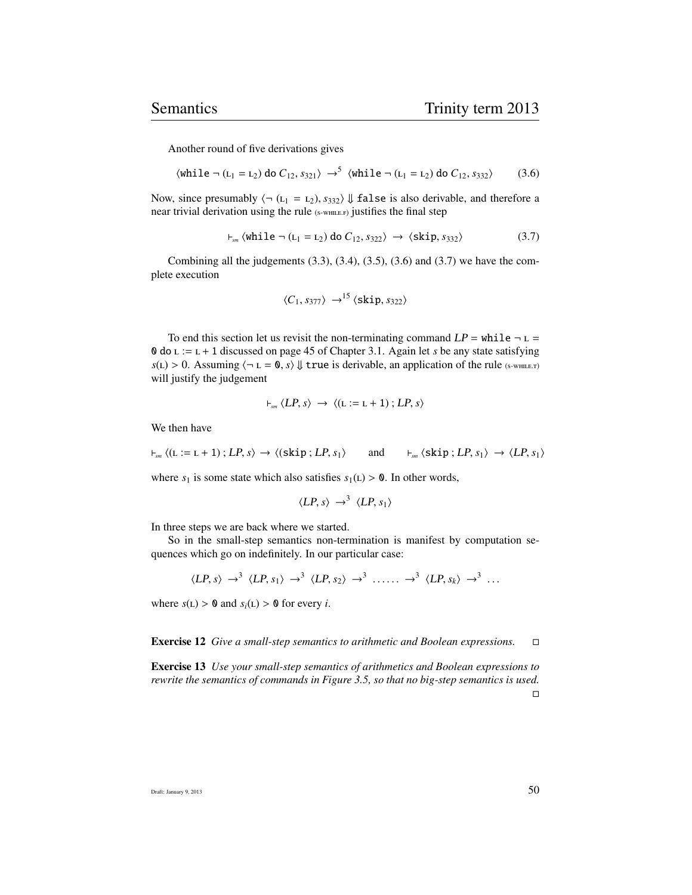Another round of five derivations gives

$$\langle \texttt{while} \neg (\text{L}_1 = \text{L}_2) \; \texttt{do} \; C_{12}, s_{321} \rangle \; \rightarrow^5 \; \langle \texttt{while} \neg (\text{L}_1 = \text{L}_2) \; \texttt{do} \; C_{12}, s_{332} \rangle \tag{3.6}$$

Now, since presumably $\langle \neg (\text{L}_1 = \text{L}_2), s_{332} \rangle \Downarrow \texttt{false}$ is also derivable, and therefore a near trivial derivation using the rule (s-while.f) justifies the final step

$$\vdash_{sm} \langle \texttt{while} \neg (\text{L}_1 = \text{L}_2) \; \texttt{do} \; C_{12}, s_{322} \rangle \; \rightarrow \; \langle \texttt{skip}, s_{332} \rangle \tag{3.7}$$

Combining all the judgements (3.3), (3.4), (3.5), (3.6) and (3.7) we have the complete execution

$$\langle C_1, s_{377} \rangle \; \rightarrow^{15} \langle \texttt{skip}, s_{322} \rangle$$

To end this section let us revisit the non-terminating command $LP = \texttt{while} \neg \text{L} = \mathbb{0} \; \texttt{do} \; \text{L} := \text{L} + 1$ discussed on page 45 of Chapter 3.1. Again let $s$ be any state satisfying $s(\text{L}) > 0$. Assuming $\langle \neg \text{L} = \mathbb{0}, s \rangle \Downarrow \texttt{true}$ is derivable, an application of the rule (s-while.t) will justify the judgement

$$\vdash_{sm} \langle LP, s \rangle \; \rightarrow \; \langle (\text{L} := \text{L} + 1) \; ; LP, s \rangle$$

We then have

$$\vdash_{sm} \langle (\text{L} := \text{L} + 1) \; ; LP, s \rangle \rightarrow \langle (\texttt{skip} \; ; LP, s_1 \rangle \qquad \text{and} \qquad \vdash_{sm} \langle \texttt{skip} \; ; LP, s_1 \rangle \; \rightarrow \langle LP, s_1 \rangle$$

where $s_1$ is some state which also satisfies $s_1(\text{L}) > \mathbb{0}$. In other words,

$$\langle LP, s \rangle \; \rightarrow^3 \; \langle LP, s_1 \rangle$$

In three steps we are back where we started.

So in the small-step semantics non-termination is manifest by computation sequences which go on indefinitely. In our particular case:

$$\langle LP, s \rangle \; \rightarrow^3 \; \langle LP, s_1 \rangle \; \rightarrow^3 \; \langle LP, s_2 \rangle \; \rightarrow^3 \; \ldots\ldots \; \rightarrow^3 \; \langle LP, s_k \rangle \; \rightarrow^3 \; \ldots$$

where $s(\text{L}) > \mathbb{0}$ and $s_i(\text{L}) > \mathbb{0}$ for every $i$.

**Exercise 12** *Give a small-step semantics to arithmetic and Boolean expressions.* □

**Exercise 13** *Use your small-step semantics of arithmetics and Boolean expressions to rewrite the semantics of commands in Figure 3.5, so that no big-step semantics is used.* □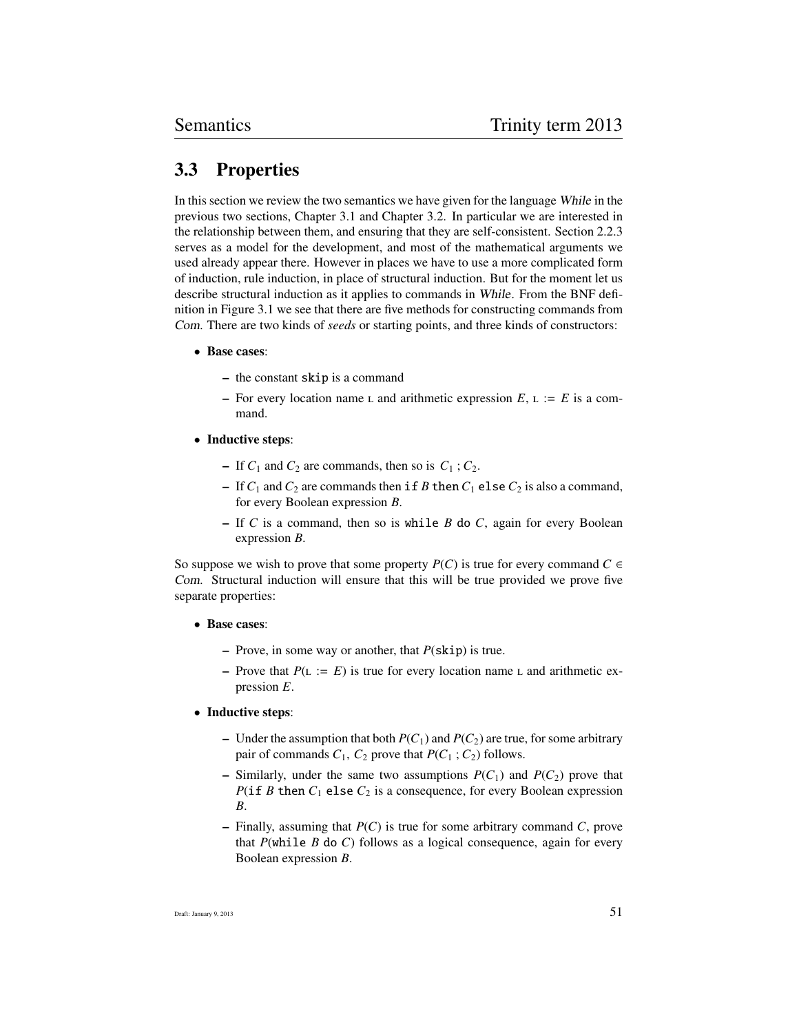## 3.3 Properties

In this section we review the two semantics we have given for the language *While* in the previous two sections, Chapter 3.1 and Chapter 3.2. In particular we are interested in the relationship between them, and ensuring that they are self-consistent. Section 2.2.3 serves as a model for the development, and most of the mathematical arguments we used already appear there. However in places we have to use a more complicated form of induction, rule induction, in place of structural induction. But for the moment let us describe structural induction as it applies to commands in *While*. From the BNF definition in Figure 3.1 we see that there are five methods for constructing commands from *Com*. There are two kinds of *seeds* or starting points, and three kinds of constructors:

- **Base cases**:
  - the constant `skip` is a command
  - For every location name L and arithmetic expression $E$, L := $E$ is a command.
- **Inductive steps**:
  - If $C_1$ and $C_2$ are commands, then so is $C_1$ ; $C_2$.
  - If $C_1$ and $C_2$ are commands then `if` $B$ `then` $C_1$ `else` $C_2$ is also a command, for every Boolean expression $B$.
  - If $C$ is a command, then so is `while` $B$ `do` $C$, again for every Boolean expression $B$.

So suppose we wish to prove that some property $P(C)$ is true for every command $C \in$ *Com*. Structural induction will ensure that this will be true provided we prove five separate properties:

- **Base cases**:
  - Prove, in some way or another, that $P$(`skip`) is true.
  - Prove that $P$(L := $E$) is true for every location name L and arithmetic expression $E$.
- **Inductive steps**:
  - Under the assumption that both $P(C_1)$ and $P(C_2)$ are true, for some arbitrary pair of commands $C_1$, $C_2$ prove that $P(C_1 ; C_2)$ follows.
  - Similarly, under the same two assumptions $P(C_1)$ and $P(C_2)$ prove that $P$(`if` $B$ `then` $C_1$ `else` $C_2$ is a consequence, for every Boolean expression $B$.
  - Finally, assuming that $P(C)$ is true for some arbitrary command $C$, prove that $P$(`while` $B$ `do` $C$) follows as a logical consequence, again for every Boolean expression $B$.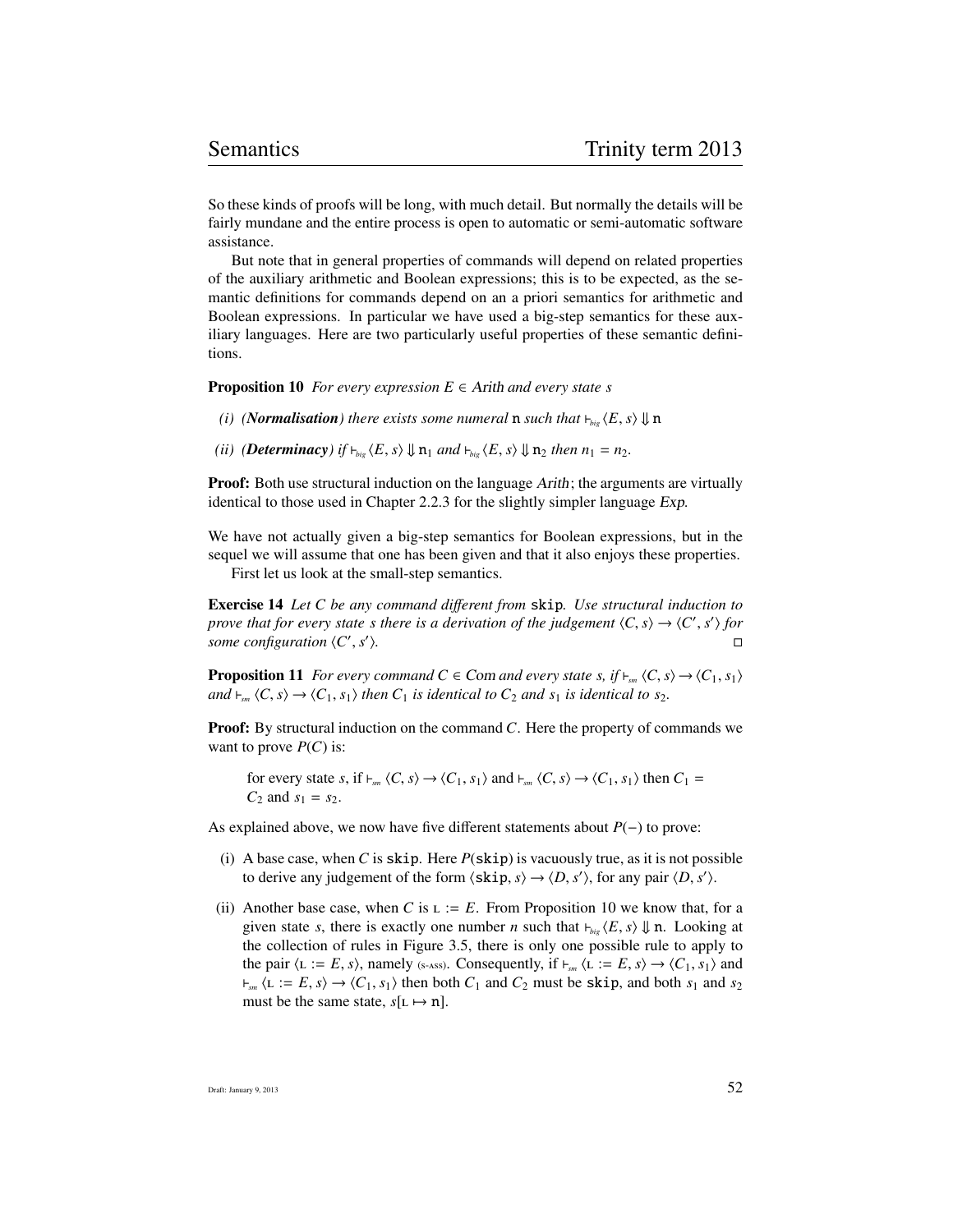So these kinds of proofs will be long, with much detail. But normally the details will be fairly mundane and the entire process is open to automatic or semi-automatic software assistance.

But note that in general properties of commands will depend on related properties of the auxiliary arithmetic and Boolean expressions; this is to be expected, as the semantic definitions for commands depend on an a priori semantics for arithmetic and Boolean expressions. In particular we have used a big-step semantics for these auxiliary languages. Here are two particularly useful properties of these semantic definitions.

**Proposition 10** *For every expression $E \in$ Arith and every state $s$*

*(i)* ***(Normalisation)*** *there exists some numeral $\mathtt{n}$ such that $\vdash_{big} \langle E, s\rangle \Downarrow \mathtt{n}$*

*(ii)* ***(Determinacy)*** *if $\vdash_{big} \langle E, s\rangle \Downarrow \mathtt{n}_1$ and $\vdash_{big} \langle E, s\rangle \Downarrow \mathtt{n}_2$ then $n_1 = n_2$.*

**Proof:** Both use structural induction on the language *Arith*; the arguments are virtually identical to those used in Chapter 2.2.3 for the slightly simpler language *Exp*.

We have not actually given a big-step semantics for Boolean expressions, but in the sequel we will assume that one has been given and that it also enjoys these properties.

First let us look at the small-step semantics.

**Exercise 14** *Let $C$ be any command different from* `skip`*. Use structural induction to prove that for every state $s$ there is a derivation of the judgement $\langle C, s\rangle \rightarrow \langle C', s'\rangle$ for some configuration $\langle C', s'\rangle$.* □

**Proposition 11** *For every command $C \in$ Com and every state $s$, if $\vdash_{sm} \langle C, s\rangle \rightarrow \langle C_1, s_1\rangle$ and $\vdash_{sm} \langle C, s\rangle \rightarrow \langle C_1, s_1\rangle$ then $C_1$ is identical to $C_2$ and $s_1$ is identical to $s_2$.*

**Proof:** By structural induction on the command $C$. Here the property of commands we want to prove $P(C)$ is:

> for every state $s$, if $\vdash_{sm} \langle C, s\rangle \rightarrow \langle C_1, s_1\rangle$ and $\vdash_{sm} \langle C, s\rangle \rightarrow \langle C_1, s_1\rangle$ then $C_1 = C_2$ and $s_1 = s_2$.

As explained above, we now have five different statements about $P(-)$ to prove:

(i) A base case, when $C$ is `skip`. Here $P(\mathtt{skip})$ is vacuously true, as it is not possible to derive any judgement of the form $\langle \mathtt{skip}, s\rangle \rightarrow \langle D, s'\rangle$, for any pair $\langle D, s'\rangle$.

(ii) Another base case, when $C$ is $\mathtt{L} := E$. From Proposition 10 we know that, for a given state $s$, there is exactly one number $n$ such that $\vdash_{big} \langle E, s\rangle \Downarrow \mathtt{n}$. Looking at the collection of rules in Figure 3.5, there is only one possible rule to apply to the pair $\langle \mathtt{L} := E, s\rangle$, namely (s-ass). Consequently, if $\vdash_{sm} \langle \mathtt{L} := E, s\rangle \rightarrow \langle C_1, s_1\rangle$ and $\vdash_{sm} \langle \mathtt{L} := E, s\rangle \rightarrow \langle C_1, s_1\rangle$ then both $C_1$ and $C_2$ must be `skip`, and both $s_1$ and $s_2$ must be the same state, $s[\mathtt{L} \mapsto \mathtt{n}]$.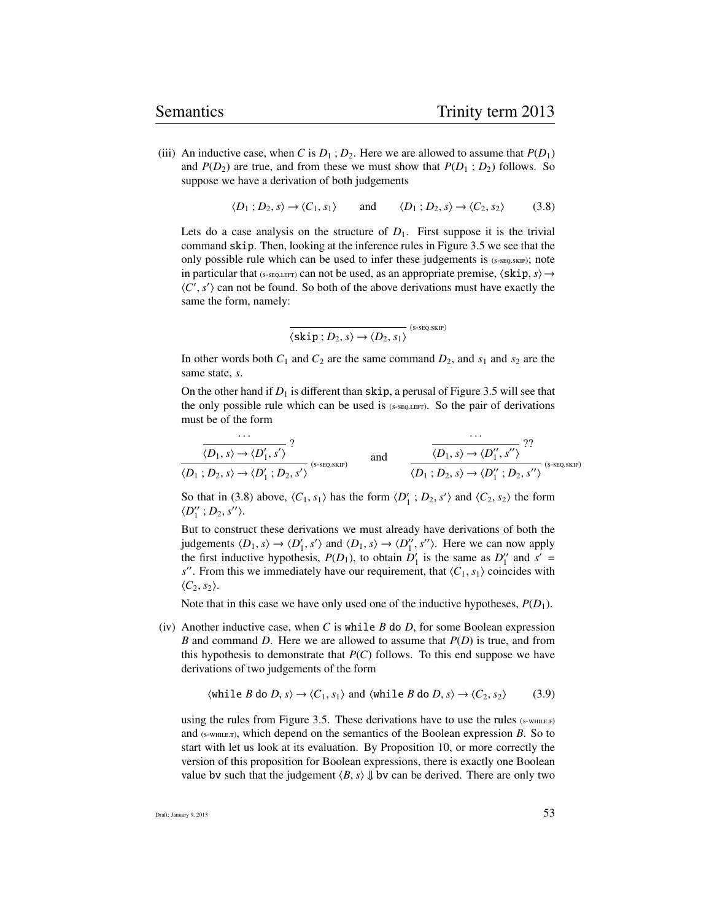(iii) An inductive case, when $C$ is $D_1 ; D_2$. Here we are allowed to assume that $P(D_1)$ and $P(D_2)$ are true, and from these we must show that $P(D_1 ; D_2)$ follows. So suppose we have a derivation of both judgements

$$\langle D_1 ; D_2, s\rangle \rightarrow \langle C_1, s_1\rangle \qquad \text{and} \qquad \langle D_1 ; D_2, s\rangle \rightarrow \langle C_2, s_2\rangle \tag{3.8}$$

Lets do a case analysis on the structure of $D_1$. First suppose it is the trivial command `skip`. Then, looking at the inference rules in Figure 3.5 we see that the only possible rule which can be used to infer these judgements is (s-seq.skip); note in particular that (s-seq.left) can not be used, as an appropriate premise, $\langle \texttt{skip}, s\rangle \rightarrow \langle C', s'\rangle$ can not be found. So both of the above derivations must have exactly the same the form, namely:

$$\frac{}{\langle \texttt{skip} ; D_2, s\rangle \rightarrow \langle D_2, s_1\rangle} \text{ (s-seq.skip)}$$

In other words both $C_1$ and $C_2$ are the same command $D_2$, and $s_1$ and $s_2$ are the same state, $s$.

On the other hand if $D_1$ is different than `skip`, a perusal of Figure 3.5 will see that the only possible rule which can be used is (s-seq.left). So the pair of derivations must be of the form

$$\frac{\dfrac{\cdots}{\langle D_1, s\rangle \rightarrow \langle D_1', s'\rangle}\ ?}{\langle D_1 ; D_2, s\rangle \rightarrow \langle D_1' ; D_2, s'\rangle} \text{ (s-seq.skip)} \qquad \text{and} \qquad \frac{\dfrac{\cdots}{\langle D_1, s\rangle \rightarrow \langle D_1'', s''\rangle}\ ??}{\langle D_1 ; D_2, s\rangle \rightarrow \langle D_1'' ; D_2, s''\rangle} \text{ (s-seq.skip)}$$

So that in (3.8) above, $\langle C_1, s_1\rangle$ has the form $\langle D_1' ; D_2, s'\rangle$ and $\langle C_2, s_2\rangle$ the form $\langle D_1'' ; D_2, s''\rangle$.

But to construct these derivations we must already have derivations of both the judgements $\langle D_1, s\rangle \rightarrow \langle D_1', s'\rangle$ and $\langle D_1, s\rangle \rightarrow \langle D_1'', s''\rangle$. Here we can now apply the first inductive hypothesis, $P(D_1)$, to obtain $D_1'$ is the same as $D_1''$ and $s' = s''$. From this we immediately have our requirement, that $\langle C_1, s_1\rangle$ coincides with $\langle C_2, s_2\rangle$.

Note that in this case we have only used one of the inductive hypotheses, $P(D_1)$.

(iv) Another inductive case, when $C$ is `while` $B$ `do` $D$, for some Boolean expression $B$ and command $D$. Here we are allowed to assume that $P(D)$ is true, and from this hypothesis to demonstrate that $P(C)$ follows. To this end suppose we have derivations of two judgements of the form

$$\langle \texttt{while } B \texttt{ do } D, s\rangle \rightarrow \langle C_1, s_1\rangle \text{ and } \langle \texttt{while } B \texttt{ do } D, s\rangle \rightarrow \langle C_2, s_2\rangle \tag{3.9}$$

using the rules from Figure 3.5. These derivations have to use the rules (s-while.f) and (s-while.t), which depend on the semantics of the Boolean expression $B$. So to start with let us look at its evaluation. By Proposition 10, or more correctly the version of this proposition for Boolean expressions, there is exactly one Boolean value `bv` such that the judgement $\langle B, s\rangle \Downarrow \texttt{bv}$ can be derived. There are only two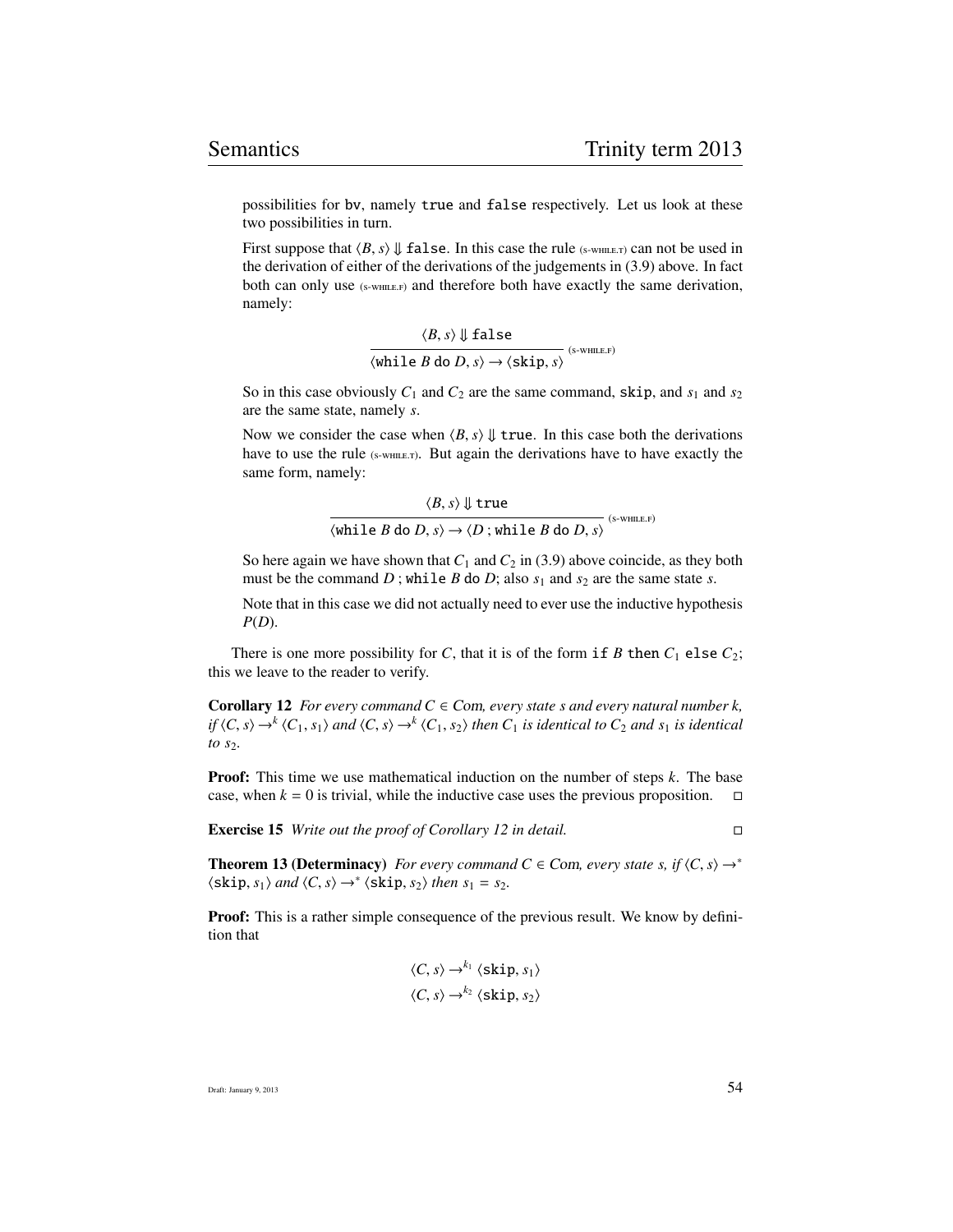possibilities for bv, namely `true` and `false` respectively. Let us look at these two possibilities in turn.

First suppose that $\langle B, s\rangle \Downarrow \texttt{false}$. In this case the rule (s-while.t) can not be used in the derivation of either of the derivations of the judgements in (3.9) above. In fact both can only use (s-while.f) and therefore both have exactly the same derivation, namely:

$$\frac{\langle B, s\rangle \Downarrow \texttt{false}}{\langle \texttt{while}\ B\ \texttt{do}\ D, s\rangle \rightarrow \langle \texttt{skip}, s\rangle}\ \text{(s-while.f)}$$

So in this case obviously $C_1$ and $C_2$ are the same command, `skip`, and $s_1$ and $s_2$ are the same state, namely $s$.

Now we consider the case when $\langle B, s\rangle \Downarrow \texttt{true}$. In this case both the derivations have to use the rule (s-while.t). But again the derivations have to have exactly the same form, namely:

$$\frac{\langle B, s\rangle \Downarrow \texttt{true}}{\langle \texttt{while}\ B\ \texttt{do}\ D, s\rangle \rightarrow \langle D\ ;\ \texttt{while}\ B\ \texttt{do}\ D, s\rangle}\ \text{(s-while.f)}$$

So here again we have shown that $C_1$ and $C_2$ in (3.9) above coincide, as they both must be the command $D$ ; `while` $B$ `do` $D$; also $s_1$ and $s_2$ are the same state $s$.

Note that in this case we did not actually need to ever use the inductive hypothesis $P(D)$.

There is one more possibility for $C$, that it is of the form `if` $B$ `then` $C_1$ `else` $C_2$; this we leave to the reader to verify.

**Corollary 12** *For every command $C \in$ Com, every state $s$ and every natural number $k$, if $\langle C, s\rangle \rightarrow^k \langle C_1, s_1\rangle$ and $\langle C, s\rangle \rightarrow^k \langle C_1, s_2\rangle$ then $C_1$ is identical to $C_2$ and $s_1$ is identical to $s_2$.*

**Proof:** This time we use mathematical induction on the number of steps $k$. The base case, when $k = 0$ is trivial, while the inductive case uses the previous proposition. □

**Exercise 15** *Write out the proof of Corollary 12 in detail.* □

**Theorem 13 (Determinacy)** *For every command $C \in$ Com, every state $s$, if $\langle C, s\rangle \rightarrow^* \langle \texttt{skip}, s_1\rangle$ and $\langle C, s\rangle \rightarrow^* \langle \texttt{skip}, s_2\rangle$ then $s_1 = s_2$.*

**Proof:** This is a rather simple consequence of the previous result. We know by definition that

$$\langle C, s\rangle \rightarrow^{k_1} \langle \texttt{skip}, s_1\rangle$$
$$\langle C, s\rangle \rightarrow^{k_2} \langle \texttt{skip}, s_2\rangle$$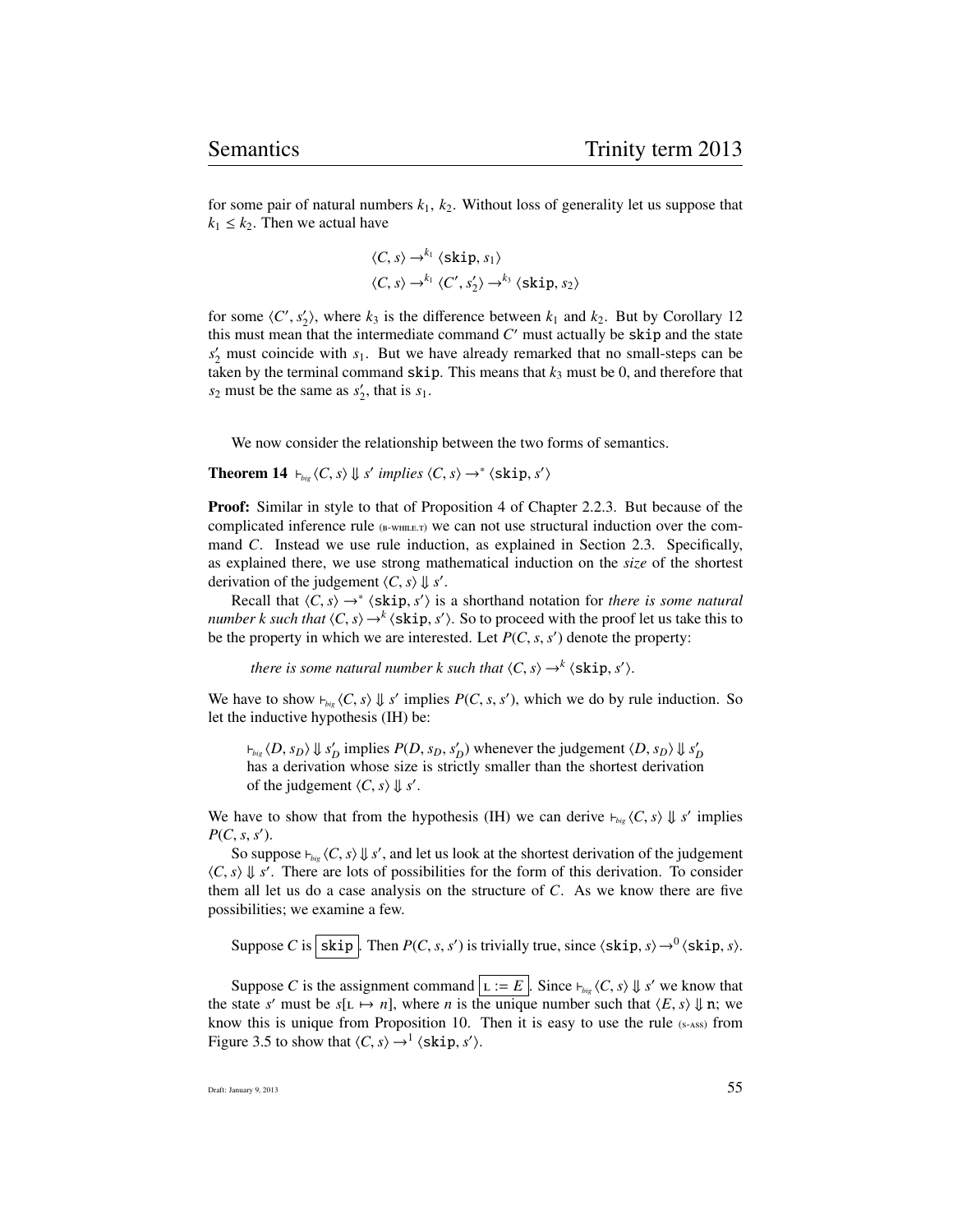for some pair of natural numbers $k_1$, $k_2$. Without loss of generality let us suppose that $k_1 \leq k_2$. Then we actual have

$$\langle C, s\rangle \rightarrow^{k_1} \langle \texttt{skip}, s_1\rangle$$
$$\langle C, s\rangle \rightarrow^{k_1} \langle C', s_2'\rangle \rightarrow^{k_3} \langle \texttt{skip}, s_2\rangle$$

for some $\langle C', s_2'\rangle$, where $k_3$ is the difference between $k_1$ and $k_2$. But by Corollary 12 this must mean that the intermediate command $C'$ must actually be `skip` and the state $s_2'$ must coincide with $s_1$. But we have already remarked that no small-steps can be taken by the terminal command `skip`. This means that $k_3$ must be 0, and therefore that $s_2$ must be the same as $s_2'$, that is $s_1$.

We now consider the relationship between the two forms of semantics.

**Theorem 14** $\vdash_{big} \langle C, s\rangle \Downarrow s'$ *implies* $\langle C, s\rangle \rightarrow^{*} \langle \texttt{skip}, s'\rangle$

**Proof:** Similar in style to that of Proposition 4 of Chapter 2.2.3. But because of the complicated inference rule (B-WHILE.T) we can not use structural induction over the command $C$. Instead we use rule induction, as explained in Section 2.3. Specifically, as explained there, we use strong mathematical induction on the *size* of the shortest derivation of the judgement $\langle C, s\rangle \Downarrow s'$.

Recall that $\langle C, s\rangle \rightarrow^{*} \langle \texttt{skip}, s'\rangle$ is a shorthand notation for *there is some natural number k such that* $\langle C, s\rangle \rightarrow^{k} \langle \texttt{skip}, s'\rangle$. So to proceed with the proof let us take this to be the property in which we are interested. Let $P(C, s, s')$ denote the property:

*there is some natural number k such that* $\langle C, s\rangle \rightarrow^{k} \langle \texttt{skip}, s'\rangle$.

We have to show $\vdash_{big} \langle C, s\rangle \Downarrow s'$ implies $P(C, s, s')$, which we do by rule induction. So let the inductive hypothesis (IH) be:

> $\vdash_{big} \langle D, s_D\rangle \Downarrow s_D'$ implies $P(D, s_D, s_D')$ whenever the judgement $\langle D, s_D\rangle \Downarrow s_D'$ has a derivation whose size is strictly smaller than the shortest derivation of the judgement $\langle C, s\rangle \Downarrow s'$.

We have to show that from the hypothesis (IH) we can derive $\vdash_{big} \langle C, s\rangle \Downarrow s'$ implies $P(C, s, s')$.

So suppose $\vdash_{big} \langle C, s\rangle \Downarrow s'$, and let us look at the shortest derivation of the judgement $\langle C, s\rangle \Downarrow s'$. There are lots of possibilities for the form of this derivation. To consider them all let us do a case analysis on the structure of $C$. As we know there are five possibilities; we examine a few.

Suppose $C$ is `skip`. Then $P(C, s, s')$ is trivially true, since $\langle \texttt{skip}, s\rangle \rightarrow^{0} \langle \texttt{skip}, s\rangle$.

Suppose $C$ is the assignment command $\texttt{L} := E$. Since $\vdash_{big} \langle C, s\rangle \Downarrow s'$ we know that the state $s'$ must be $s[\texttt{L} \mapsto n]$, where $n$ is the unique number such that $\langle E, s\rangle \Downarrow \texttt{n}$; we know this is unique from Proposition 10. Then it is easy to use the rule (S-ASS) from Figure 3.5 to show that $\langle C, s\rangle \rightarrow^{1} \langle \texttt{skip}, s'\rangle$.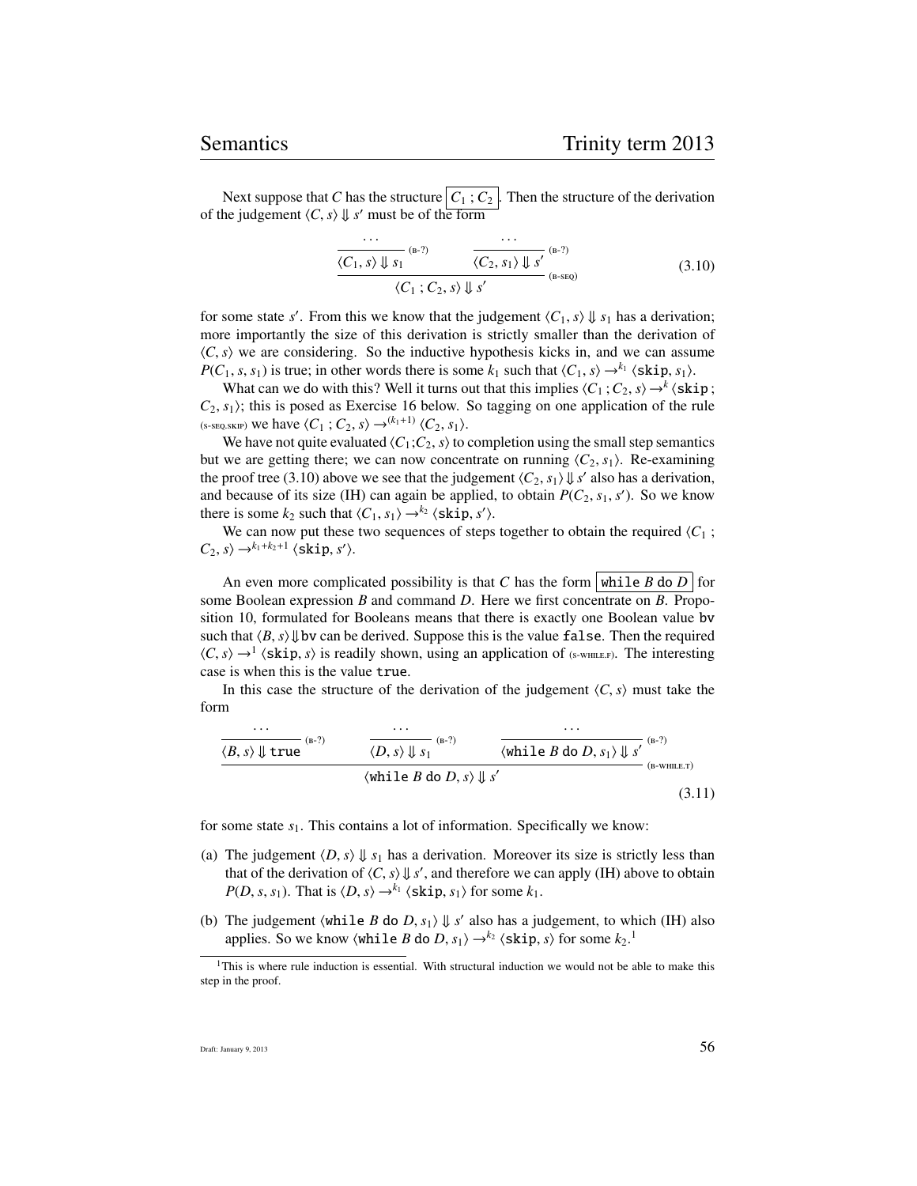Next suppose that $C$ has the structure $\boxed{C_1 \,;\, C_2}$. Then the structure of the derivation of the judgement $\langle C, s\rangle \Downarrow s'$ must be of the form

$$\dfrac{\dfrac{\cdots}{\langle C_1, s\rangle \Downarrow s_1}\,(\text{B-?}) \qquad \dfrac{\cdots}{\langle C_2, s_1\rangle \Downarrow s'}\,(\text{B-?})}{\langle C_1 \,;\, C_2, s\rangle \Downarrow s'}\,(\text{B-SEQ}) \tag{3.10}$$

for some state $s'$. From this we know that the judgement $\langle C_1, s\rangle \Downarrow s_1$ has a derivation; more importantly the size of this derivation is strictly smaller than the derivation of $\langle C, s\rangle$ we are considering. So the inductive hypothesis kicks in, and we can assume $P(C_1, s, s_1)$ is true; in other words there is some $k_1$ such that $\langle C_1, s\rangle \rightarrow^{k_1} \langle \texttt{skip}, s_1\rangle$.

What can we do with this? Well it turns out that this implies $\langle C_1 \,;\, C_2, s\rangle \rightarrow^{k} \langle \texttt{skip} \,;\, C_2, s_1\rangle$; this is posed as Exercise 16 below. So tagging on one application of the rule (S-SEQ.SKIP) we have $\langle C_1 \,;\, C_2, s\rangle \rightarrow^{(k_1+1)} \langle C_2, s_1\rangle$.

We have not quite evaluated $\langle C_1;C_2, s\rangle$ to completion using the small step semantics but we are getting there; we can now concentrate on running $\langle C_2, s_1\rangle$. Re-examining the proof tree (3.10) above we see that the judgement $\langle C_2, s_1\rangle \Downarrow s'$ also has a derivation, and because of its size (IH) can again be applied, to obtain $P(C_2, s_1, s')$. So we know there is some $k_2$ such that $\langle C_1, s_1\rangle \rightarrow^{k_2} \langle \texttt{skip}, s'\rangle$.

We can now put these two sequences of steps together to obtain the required $\langle C_1 \,;\, C_2, s\rangle \rightarrow^{k_1+k_2+1} \langle \texttt{skip}, s'\rangle$.

An even more complicated possibility is that $C$ has the form $\boxed{\texttt{while}\ B\ \texttt{do}\ D}$ for some Boolean expression $B$ and command $D$. Here we first concentrate on $B$. Proposition 10, formulated for Booleans means that there is exactly one Boolean value $\texttt{bv}$ such that $\langle B, s\rangle \Downarrow \texttt{bv}$ can be derived. Suppose this is the value $\texttt{false}$. Then the required $\langle C, s\rangle \rightarrow^{1} \langle \texttt{skip}, s\rangle$ is readily shown, using an application of (S-WHILE.F). The interesting case is when this is the value $\texttt{true}$.

In this case the structure of the derivation of the judgement $\langle C, s\rangle$ must take the form

$$\dfrac{\dfrac{\cdots}{\langle B, s\rangle \Downarrow \texttt{true}}\,(\text{B-?}) \qquad \dfrac{\cdots}{\langle D, s\rangle \Downarrow s_1}\,(\text{B-?}) \qquad \dfrac{\cdots}{\langle \texttt{while}\ B\ \texttt{do}\ D, s_1\rangle \Downarrow s'}\,(\text{B-?})}{\langle \texttt{while}\ B\ \texttt{do}\ D, s\rangle \Downarrow s'}\,(\text{B-WHILE.T}) \tag{3.11}$$

for some state $s_1$. This contains a lot of information. Specifically we know:

(a) The judgement $\langle D, s\rangle \Downarrow s_1$ has a derivation. Moreover its size is strictly less than that of the derivation of $\langle C, s\rangle \Downarrow s'$, and therefore we can apply (IH) above to obtain $P(D, s, s_1)$. That is $\langle D, s\rangle \rightarrow^{k_1} \langle \texttt{skip}, s_1\rangle$ for some $k_1$.

(b) The judgement $\langle \texttt{while}\ B\ \texttt{do}\ D, s_1\rangle \Downarrow s'$ also has a judgement, to which (IH) also applies. So we know $\langle \texttt{while}\ B\ \texttt{do}\ D, s_1\rangle \rightarrow^{k_2} \langle \texttt{skip}, s\rangle$ for some $k_2$.[1]

[1] This is where rule induction is essential. With structural induction we would not be able to make this step in the proof.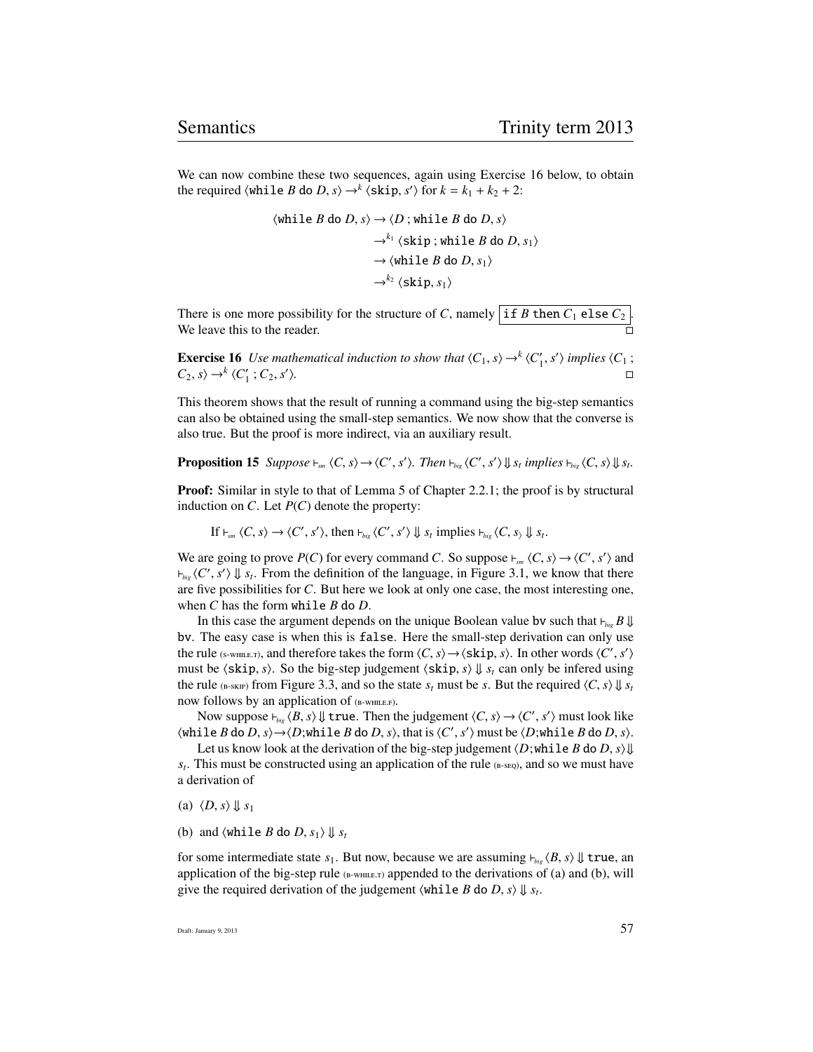We can now combine these two sequences, again using Exercise 16 below, to obtain the required $\langle \texttt{while}\ B\ \texttt{do}\ D, s\rangle \rightarrow^k \langle \texttt{skip}, s'\rangle$ for $k = k_1 + k_2 + 2$:

$$
\begin{aligned}
\langle \texttt{while}\ B\ \texttt{do}\ D, s\rangle &\rightarrow \langle D\ ; \texttt{while}\ B\ \texttt{do}\ D, s\rangle \\
&\rightarrow^{k_1} \langle \texttt{skip}\ ; \texttt{while}\ B\ \texttt{do}\ D, s_1\rangle \\
&\rightarrow \langle \texttt{while}\ B\ \texttt{do}\ D, s_1\rangle \\
&\rightarrow^{k_2} \langle \texttt{skip}, s_1\rangle
\end{aligned}
$$

There is one more possibility for the structure of $C$, namely $\boxed{\texttt{if}\ B\ \texttt{then}\ C_1\ \texttt{else}\ C_2}$. We leave this to the reader. □

**Exercise 16** *Use mathematical induction to show that $\langle C_1, s\rangle \rightarrow^k \langle C_1', s'\rangle$ implies $\langle C_1\ ; C_2, s\rangle \rightarrow^k \langle C_1'\ ; C_2, s'\rangle$.* □

This theorem shows that the result of running a command using the big-step semantics can also be obtained using the small-step semantics. We now show that the converse is also true. But the proof is more indirect, via an auxiliary result.

**Proposition 15** *Suppose $\vdash_{sm} \langle C, s\rangle \rightarrow \langle C', s'\rangle$. Then $\vdash_{big} \langle C', s'\rangle \Downarrow s_t$ implies $\vdash_{big} \langle C, s\rangle \Downarrow s_t$.*

**Proof:** Similar in style to that of Lemma 5 of Chapter 2.2.1; the proof is by structural induction on $C$. Let $P(C)$ denote the property:

> If $\vdash_{sm} \langle C, s\rangle \rightarrow \langle C', s'\rangle$, then $\vdash_{big} \langle C', s'\rangle \Downarrow s_t$ implies $\vdash_{big} \langle C, s\rangle \Downarrow s_t$.

We are going to prove $P(C)$ for every command $C$. So suppose $\vdash_{sm} \langle C, s\rangle \rightarrow \langle C', s'\rangle$ and $\vdash_{big} \langle C', s'\rangle \Downarrow s_t$. From the definition of the language, in Figure 3.1, we know that there are five possibilities for $C$. But here we look at only one case, the most interesting one, when $C$ has the form $\texttt{while}\ B\ \texttt{do}\ D$.

In this case the argument depends on the unique Boolean value $\texttt{bv}$ such that $\vdash_{big} B \Downarrow \texttt{bv}$. The easy case is when this is $\texttt{false}$. Here the small-step derivation can only use the rule (S-WHILE.T), and therefore takes the form $\langle C, s\rangle \rightarrow \langle \texttt{skip}, s\rangle$. In other words $\langle C', s'\rangle$ must be $\langle \texttt{skip}, s\rangle$. So the big-step judgement $\langle \texttt{skip}, s\rangle \Downarrow s_t$ can only be infered using the rule (B-SKIP) from Figure 3.3, and so the state $s_t$ must be $s$. But the required $\langle C, s\rangle \Downarrow s_t$ now follows by an application of (B-WHILE.F).

Now suppose $\vdash_{big} \langle B, s\rangle \Downarrow \texttt{true}$. Then the judgement $\langle C, s\rangle \rightarrow \langle C', s'\rangle$ must look like $\langle \texttt{while}\ B\ \texttt{do}\ D, s\rangle \rightarrow \langle D; \texttt{while}\ B\ \texttt{do}\ D, s\rangle$, that is $\langle C', s'\rangle$ must be $\langle D; \texttt{while}\ B\ \texttt{do}\ D, s\rangle$.

Let us know look at the derivation of the big-step judgement $\langle D; \texttt{while}\ B\ \texttt{do}\ D, s\rangle \Downarrow s_t$. This must be constructed using an application of the rule (B-SEQ), and so we must have a derivation of

(a) $\langle D, s\rangle \Downarrow s_1$

(b) and $\langle \texttt{while}\ B\ \texttt{do}\ D, s_1\rangle \Downarrow s_t$

for some intermediate state $s_1$. But now, because we are assuming $\vdash_{big} \langle B, s\rangle \Downarrow \texttt{true}$, an application of the big-step rule (B-WHILE.T) appended to the derivations of (a) and (b), will give the required derivation of the judgement $\langle \texttt{while}\ B\ \texttt{do}\ D, s\rangle \Downarrow s_t$.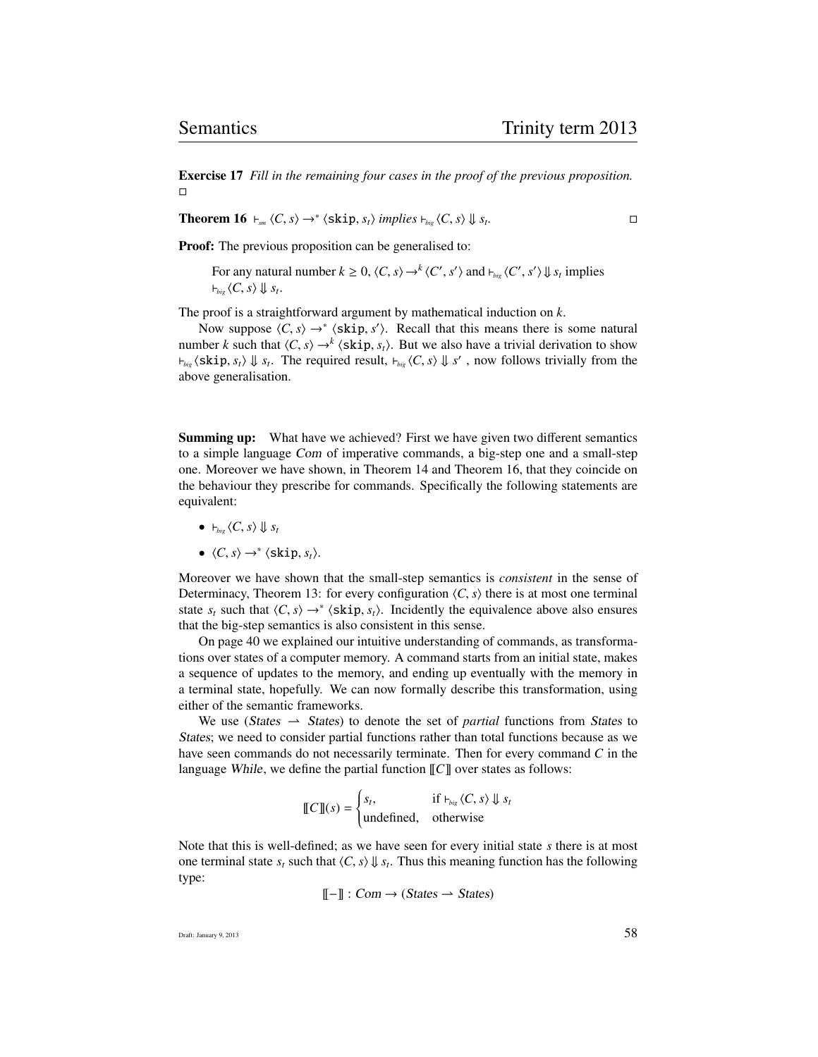**Exercise 17** *Fill in the remaining four cases in the proof of the previous proposition.* □

**Theorem 16** $\vdash_{sm} \langle C, s\rangle \rightarrow^* \langle \texttt{skip}, s_t\rangle$ *implies* $\vdash_{big} \langle C, s\rangle \Downarrow s_t$. □

**Proof:** The previous proposition can be generalised to:

> For any natural number $k \geq 0$, $\langle C, s\rangle \rightarrow^k \langle C', s'\rangle$ and $\vdash_{big} \langle C', s'\rangle \Downarrow s_t$ implies $\vdash_{big} \langle C, s\rangle \Downarrow s_t$.

The proof is a straightforward argument by mathematical induction on $k$.

Now suppose $\langle C, s\rangle \rightarrow^* \langle \texttt{skip}, s'\rangle$. Recall that this means there is some natural number $k$ such that $\langle C, s\rangle \rightarrow^k \langle \texttt{skip}, s_t\rangle$. But we also have a trivial derivation to show $\vdash_{big} \langle \texttt{skip}, s_t\rangle \Downarrow s_t$. The required result, $\vdash_{big} \langle C, s\rangle \Downarrow s'$ , now follows trivially from the above generalisation.

**Summing up:** What have we achieved? First we have given two different semantics to a simple language *Com* of imperative commands, a big-step one and a small-step one. Moreover we have shown, in Theorem 14 and Theorem 16, that they coincide on the behaviour they prescribe for commands. Specifically the following statements are equivalent:

- $\vdash_{big} \langle C, s\rangle \Downarrow s_t$
- $\langle C, s\rangle \rightarrow^* \langle \texttt{skip}, s_t\rangle$.

Moreover we have shown that the small-step semantics is *consistent* in the sense of Determinacy, Theorem 13: for every configuration $\langle C, s\rangle$ there is at most one terminal state $s_t$ such that $\langle C, s\rangle \rightarrow^* \langle \texttt{skip}, s_t\rangle$. Incidently the equivalence above also ensures that the big-step semantics is also consistent in this sense.

On page 40 we explained our intuitive understanding of commands, as transformations over states of a computer memory. A command starts from an initial state, makes a sequence of updates to the memory, and ending up eventually with the memory in a terminal state, hopefully. We can now formally describe this transformation, using either of the semantic frameworks.

We use $(\textit{States} \rightharpoonup \textit{States})$ to denote the set of *partial* functions from *States* to *States*; we need to consider partial functions rather than total functions because as we have seen commands do not necessarily terminate. Then for every command $C$ in the language *While*, we define the partial function $[\![C]\!]$ over states as follows:

$$[\![C]\!](s) = \begin{cases} s_t, & \text{if } \vdash_{big} \langle C, s\rangle \Downarrow s_t \\ \text{undefined}, & \text{otherwise} \end{cases}$$

Note that this is well-defined; as we have seen for every initial state $s$ there is at most one terminal state $s_t$ such that $\langle C, s\rangle \Downarrow s_t$. Thus this meaning function has the following type:

$$[\![-]\!] : \textit{Com} \rightarrow (\textit{States} \rightharpoonup \textit{States})$$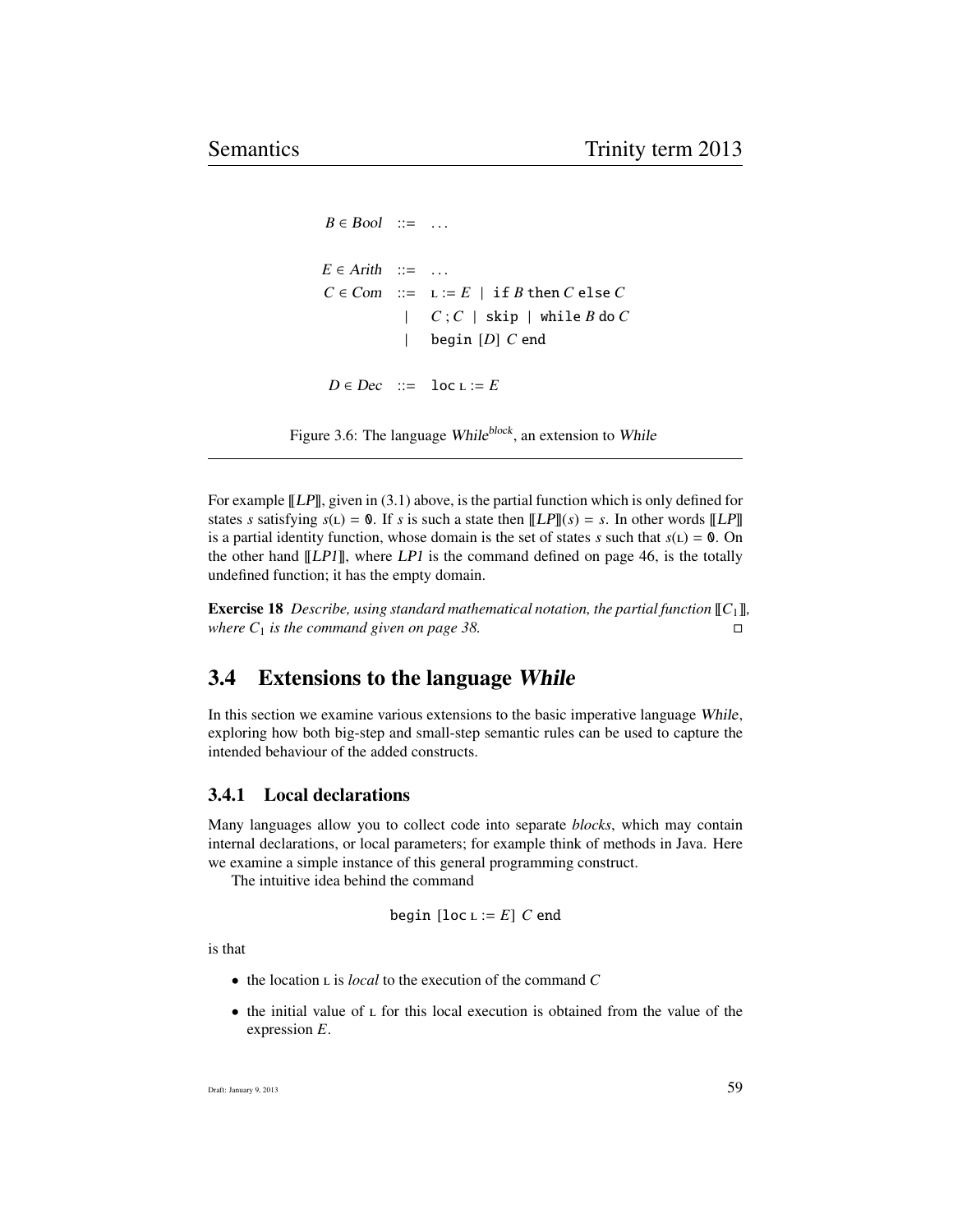$$
\begin{array}{rcl}
B \in \mathit{Bool} & ::= & \ldots \\
\\
E \in \mathit{Arith} & ::= & \ldots \\
C \in \mathit{Com} & ::= & \textsc{l} := E \mid \texttt{if } B \texttt{ then } C \texttt{ else } C \\
& \mid & C \,;\, C \mid \texttt{skip} \mid \texttt{while } B \texttt{ do } C \\
& \mid & \texttt{begin } [D] \; C \texttt{ end} \\
\\
D \in \mathit{Dec} & ::= & \texttt{loc } \textsc{l} := E
\end{array}
$$

Figure 3.6: The language *While*$^{block}$, an extension to *While*

For example $[\![LP]\!]$, given in (3.1) above, is the partial function which is only defined for states $s$ satisfying $s(\textsc{l}) = \mathbb{0}$. If $s$ is such a state then $[\![LP]\!](s) = s$. In other words $[\![LP]\!]$ is a partial identity function, whose domain is the set of states $s$ such that $s(\textsc{l}) = \mathbb{0}$. On the other hand $[\![LP1]\!]$, where $LP1$ is the command defined on page 46, is the totally undefined function; it has the empty domain.

**Exercise 18** *Describe, using standard mathematical notation, the partial function $[\![C_1]\!]$, where $C_1$ is the command given on page 38.* □

## 3.4 Extensions to the language *While*

In this section we examine various extensions to the basic imperative language *While*, exploring how both big-step and small-step semantic rules can be used to capture the intended behaviour of the added constructs.

### 3.4.1 Local declarations

Many languages allow you to collect code into separate *blocks*, which may contain internal declarations, or local parameters; for example think of methods in Java. Here we examine a simple instance of this general programming construct.

The intuitive idea behind the command

$$\texttt{begin } [\texttt{loc } \textsc{l} := E] \; C \texttt{ end}$$

is that

- the location $\textsc{l}$ is *local* to the execution of the command $C$
- the initial value of $\textsc{l}$ for this local execution is obtained from the value of the expression $E$.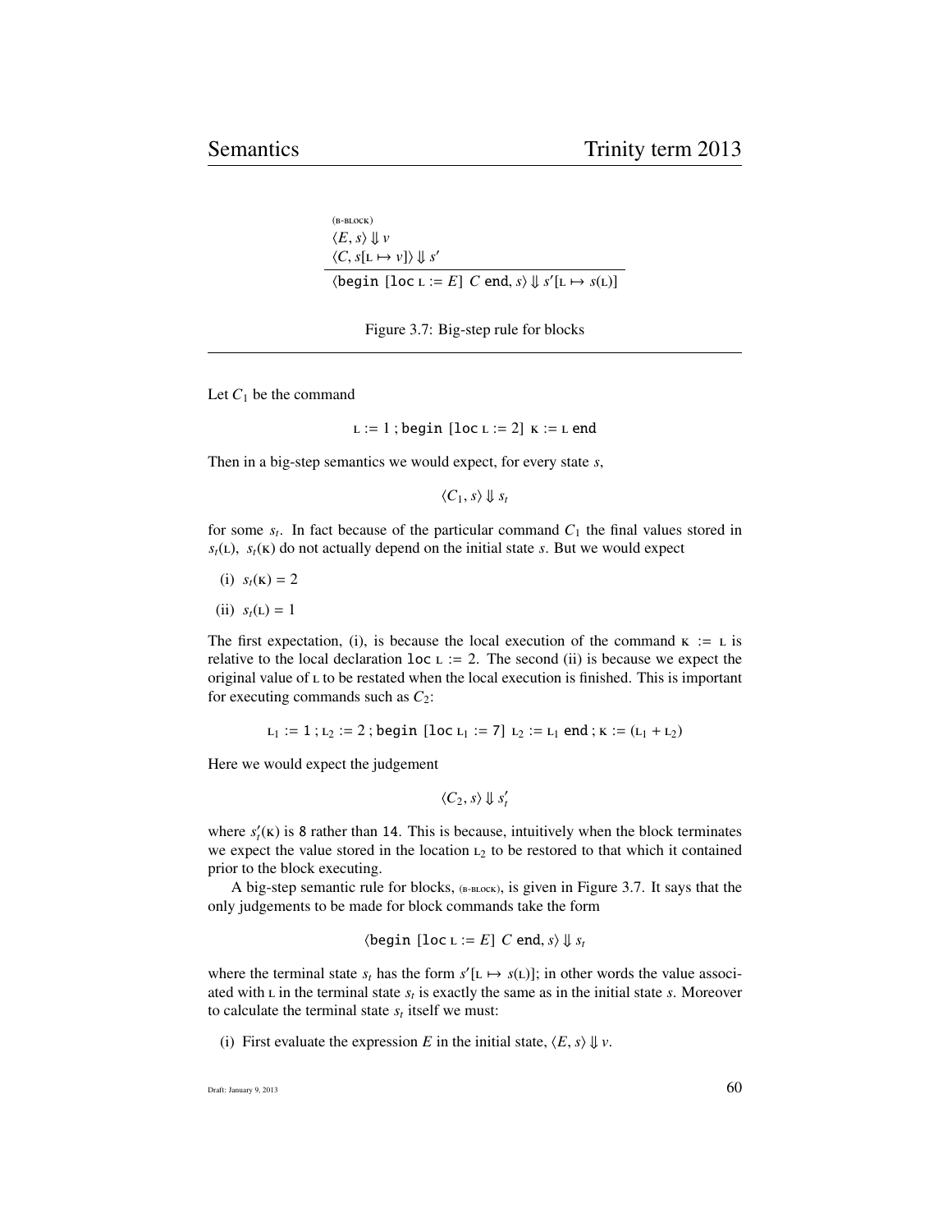$$\frac{\begin{array}{l}\text{(B-BLOCK)}\\ \langle E, s\rangle \Downarrow v\\ \langle C, s[\text{L} \mapsto v]\rangle \Downarrow s'\end{array}}{\langle \texttt{begin}\ [\texttt{loc}\ \text{L} := E]\ C\ \texttt{end}, s\rangle \Downarrow s'[\text{L} \mapsto s(\text{L})]}$$

Figure 3.7: Big-step rule for blocks

---

Let $C_1$ be the command

$$\text{L} := 1\ ;\ \texttt{begin}\ [\texttt{loc}\ \text{L} := 2]\ \text{K} := \text{L}\ \texttt{end}$$

Then in a big-step semantics we would expect, for every state $s$,

$$\langle C_1, s\rangle \Downarrow s_t$$

for some $s_t$. In fact because of the particular command $C_1$ the final values stored in $s_t(\text{L})$, $s_t(\text{K})$ do not actually depend on the initial state $s$. But we would expect

(i) $s_t(\text{K}) = 2$

(ii) $s_t(\text{L}) = 1$

The first expectation, (i), is because the local execution of the command $\text{K} := \text{L}$ is relative to the local declaration $\texttt{loc}\ \text{L} := 2$. The second (ii) is because we expect the original value of L to be restated when the local execution is finished. This is important for executing commands such as $C_2$:

$$\text{L}_1 := 1\ ;\ \text{L}_2 := 2\ ;\ \texttt{begin}\ [\texttt{loc}\ \text{L}_1 := 7]\ \text{L}_2 := \text{L}_1\ \texttt{end}\ ;\ \text{K} := (\text{L}_1 + \text{L}_2)$$

Here we would expect the judgement

$$\langle C_2, s\rangle \Downarrow s'_t$$

where $s'_t(\text{K})$ is 8 rather than 14. This is because, intuitively when the block terminates we expect the value stored in the location $\text{L}_2$ to be restored to that which it contained prior to the block executing.

A big-step semantic rule for blocks, (B-BLOCK), is given in Figure 3.7. It says that the only judgements to be made for block commands take the form

$$\langle \texttt{begin}\ [\texttt{loc}\ \text{L} := E]\ C\ \texttt{end}, s\rangle \Downarrow s_t$$

where the terminal state $s_t$ has the form $s'[\text{L} \mapsto s(\text{L})]$; in other words the value associated with L in the terminal state $s_t$ is exactly the same as in the initial state $s$. Moreover to calculate the terminal state $s_t$ itself we must:

(i) First evaluate the expression $E$ in the initial state, $\langle E, s\rangle \Downarrow v$.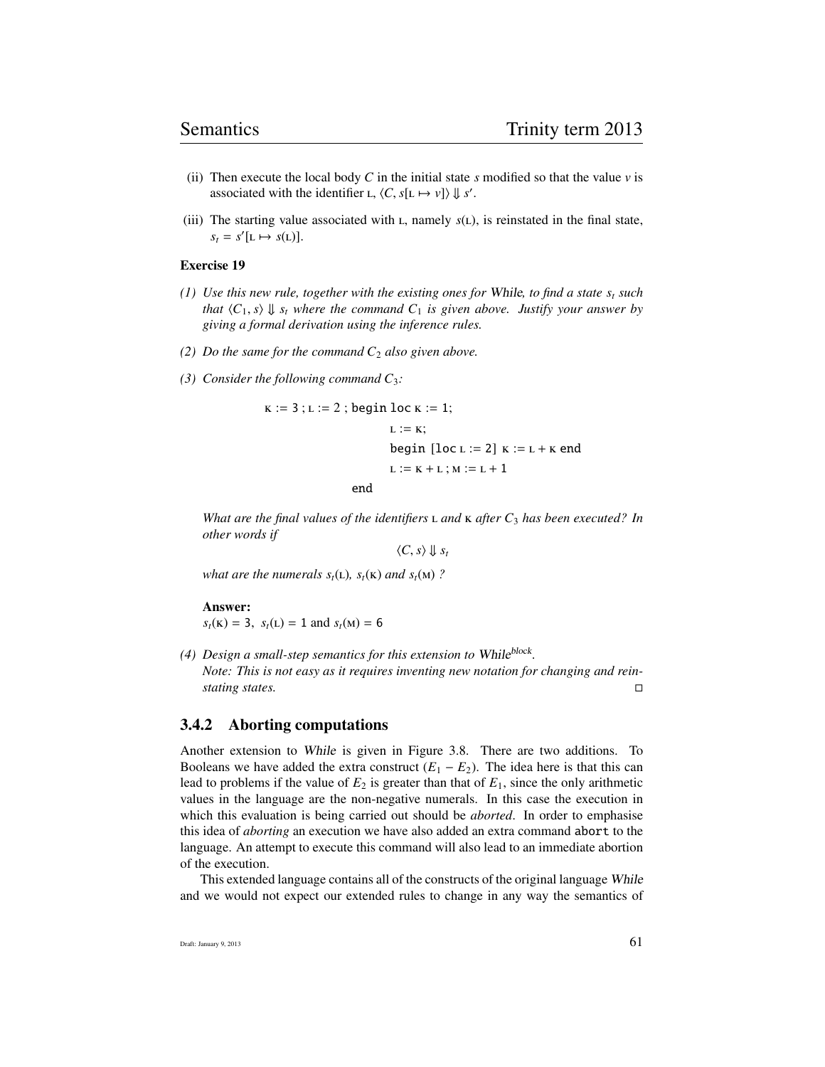(ii) Then execute the local body $C$ in the initial state $s$ modified so that the value $v$ is associated with the identifier L, $\langle C, s[\text{L} \mapsto v]\rangle \Downarrow s'$.

(iii) The starting value associated with L, namely $s(\text{L})$, is reinstated in the final state, $s_t = s'[\text{L} \mapsto s(\text{L})]$.

**Exercise 19**

*(1) Use this new rule, together with the existing ones for While, to find a state $s_t$ such that $\langle C_1, s\rangle \Downarrow s_t$ where the command $C_1$ is given above. Justify your answer by giving a formal derivation using the inference rules.*

*(2) Do the same for the command $C_2$ also given above.*

*(3) Consider the following command $C_3$:*

```
K := 3 ; L := 2 ; begin loc K := 1;
                        L := K;
                        begin [loc L := 2] K := L + K end
                        L := K + L ; M := L + 1
                  end
```

*What are the final values of the identifiers L and K after $C_3$ has been executed? In other words if*

$$\langle C, s\rangle \Downarrow s_t$$

*what are the numerals $s_t(\text{L})$, $s_t(\text{K})$ and $s_t(\text{M})$ ?*

**Answer:**
$s_t(\text{K}) = 3$, $s_t(\text{L}) = 1$ and $s_t(\text{M}) = 6$

*(4) Design a small-step semantics for this extension to While$^{block}$.*
*Note: This is not easy as it requires inventing new notation for changing and reinstating states.* □

### 3.4.2 Aborting computations

Another extension to *While* is given in Figure 3.8. There are two additions. To Booleans we have added the extra construct $(E_1 - E_2)$. The idea here is that this can lead to problems if the value of $E_2$ is greater than that of $E_1$, since the only arithmetic values in the language are the non-negative numerals. In this case the execution in which this evaluation is being carried out should be *aborted*. In order to emphasise this idea of *aborting* an execution we have also added an extra command `abort` to the language. An attempt to execute this command will also lead to an immediate abortion of the execution.

This extended language contains all of the constructs of the original language *While* and we would not expect our extended rules to change in any way the semantics of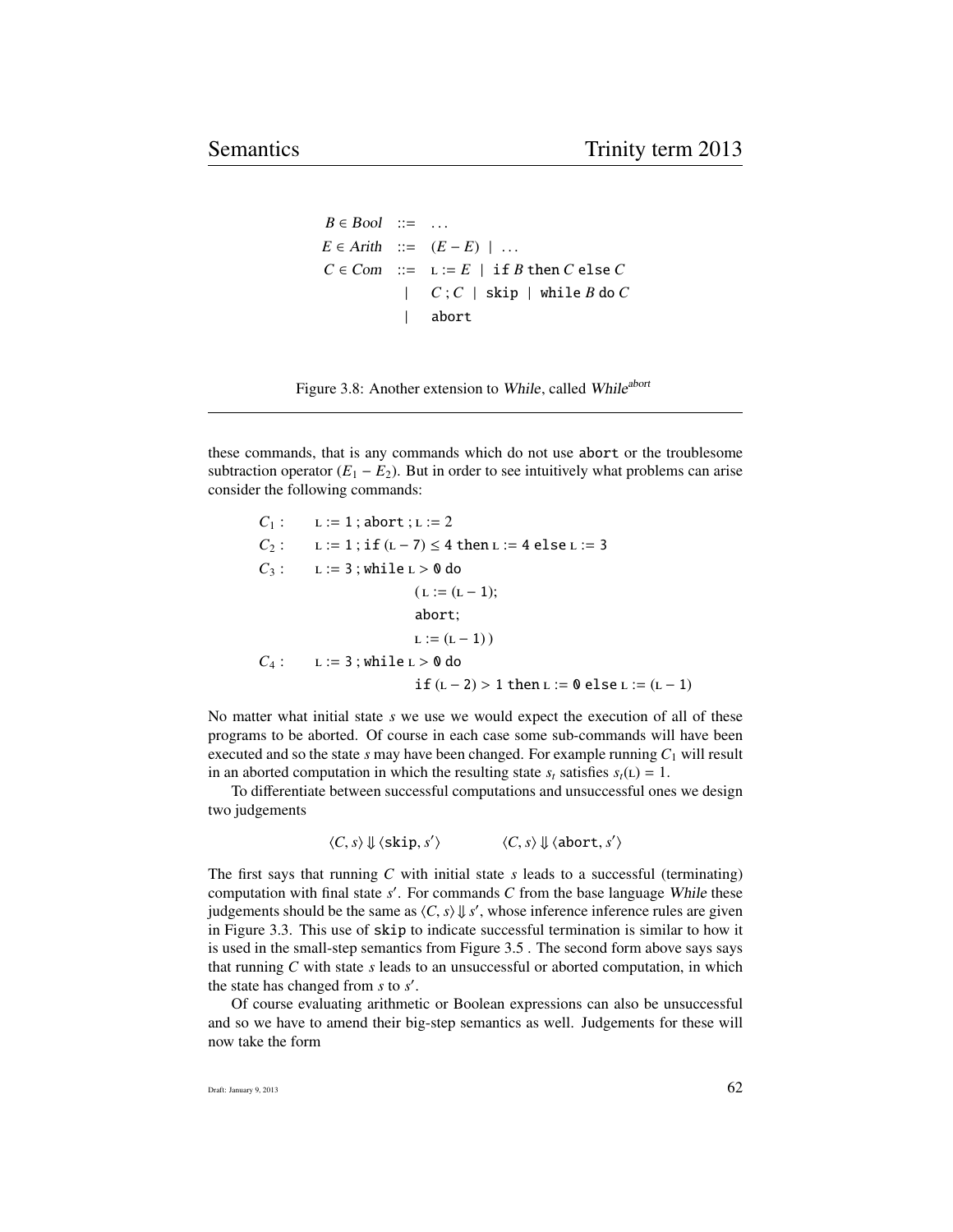$$
\begin{array}{rcl}
B \in Bool & ::= & \ldots \\
E \in Arith & ::= & (E - E) \mid \ldots \\
C \in Com & ::= & \text{L} := E \mid \texttt{if } B \texttt{ then } C \texttt{ else } C \\
 & \mid & C \,;\, C \mid \texttt{skip} \mid \texttt{while } B \texttt{ do } C \\
 & \mid & \texttt{abort}
\end{array}
$$

Figure 3.8: Another extension to *While*, called *While*$^{abort}$

---

these commands, that is any commands which do not use `abort` or the troublesome subtraction operator $(E_1 - E_2)$. But in order to see intuitively what problems can arise consider the following commands:

$$
\begin{array}{ll}
C_1: & \text{L} := 1 \,;\, \texttt{abort} \,;\, \text{L} := 2 \\
C_2: & \text{L} := 1 \,;\, \texttt{if } (\text{L} - 7) \leq 4 \texttt{ then } \text{L} := 4 \texttt{ else } \text{L} := 3 \\
C_3: & \text{L} := 3 \,;\, \texttt{while } \text{L} > \texttt{0} \texttt{ do} \\
 & \qquad\qquad\quad (\,\text{L} := (\text{L} - 1); \\
 & \qquad\qquad\quad \texttt{abort}; \\
 & \qquad\qquad\quad \text{L} := (\text{L} - 1)\,) \\
C_4: & \text{L} := 3 \,;\, \texttt{while } \text{L} > \texttt{0} \texttt{ do} \\
 & \qquad\qquad\quad \texttt{if } (\text{L} - 2) > 1 \texttt{ then } \text{L} := \texttt{0} \texttt{ else } \text{L} := (\text{L} - 1)
\end{array}
$$

No matter what initial state $s$ we use we would expect the execution of all of these programs to be aborted. Of course in each case some sub-commands will have been executed and so the state $s$ may have been changed. For example running $C_1$ will result in an aborted computation in which the resulting state $s_t$ satisfies $s_t(\text{L}) = 1$.

To differentiate between successful computations and unsuccessful ones we design two judgements

$$\langle C, s \rangle \Downarrow \langle \texttt{skip}, s' \rangle \qquad\qquad \langle C, s \rangle \Downarrow \langle \texttt{abort}, s' \rangle$$

The first says that running $C$ with initial state $s$ leads to a successful (terminating) computation with final state $s'$. For commands $C$ from the base language *While* these judgements should be the same as $\langle C, s \rangle \Downarrow s'$, whose inference inference rules are given in Figure 3.3. This use of `skip` to indicate successful termination is similar to how it is used in the small-step semantics from Figure 3.5 . The second form above says says that running $C$ with state $s$ leads to an unsuccessful or aborted computation, in which the state has changed from $s$ to $s'$.

Of course evaluating arithmetic or Boolean expressions can also be unsuccessful and so we have to amend their big-step semantics as well. Judgements for these will now take the form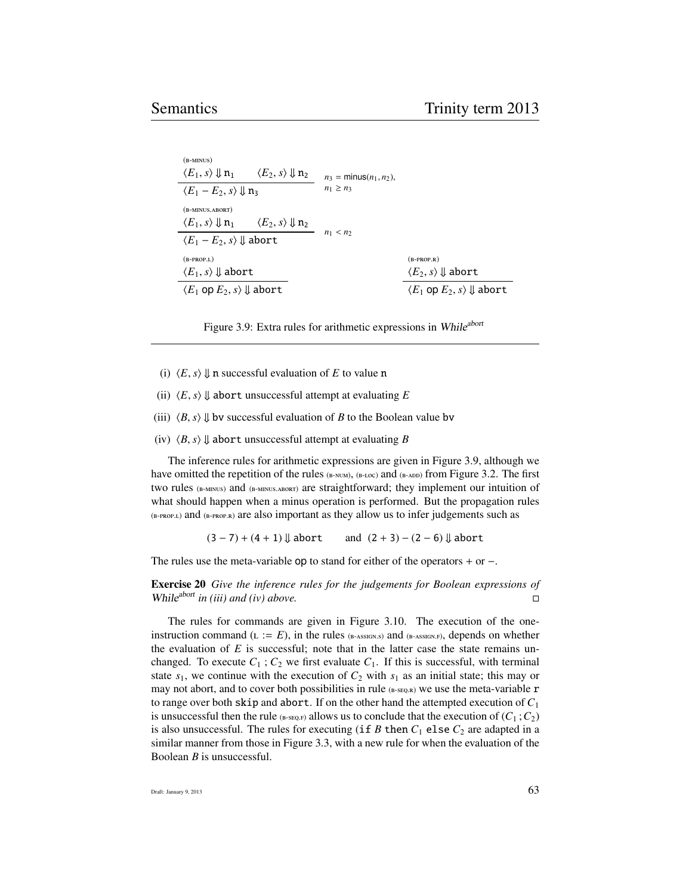(B-MINUS)

$$\frac{\langle E_1, s\rangle \Downarrow \mathtt{n}_1 \qquad \langle E_2, s\rangle \Downarrow \mathtt{n}_2}{\langle E_1 - E_2, s\rangle \Downarrow \mathtt{n}_3} \quad n_3 = \mathsf{minus}(n_1, n_2),\ n_1 \geq n_3$$

(B-MINUS.ABORT)

$$\frac{\langle E_1, s\rangle \Downarrow \mathtt{n}_1 \qquad \langle E_2, s\rangle \Downarrow \mathtt{n}_2}{\langle E_1 - E_2, s\rangle \Downarrow \mathtt{abort}} \quad n_1 < n_2$$

(B-PROP.L)

$$\frac{\langle E_1, s\rangle \Downarrow \mathtt{abort}}{\langle E_1 \ \mathsf{op}\ E_2, s\rangle \Downarrow \mathtt{abort}}$$

(B-PROP.R)

$$\frac{\langle E_2, s\rangle \Downarrow \mathtt{abort}}{\langle E_1 \ \mathsf{op}\ E_2, s\rangle \Downarrow \mathtt{abort}}$$

Figure 3.9: Extra rules for arithmetic expressions in *While*$^{abort}$

(i) $\langle E, s\rangle \Downarrow \mathtt{n}$ successful evaluation of $E$ to value $\mathtt{n}$

(ii) $\langle E, s\rangle \Downarrow \mathtt{abort}$ unsuccessful attempt at evaluating $E$

(iii) $\langle B, s\rangle \Downarrow \mathtt{bv}$ successful evaluation of $B$ to the Boolean value $\mathtt{bv}$

(iv) $\langle B, s\rangle \Downarrow \mathtt{abort}$ unsuccessful attempt at evaluating $B$

The inference rules for arithmetic expressions are given in Figure 3.9, although we have omitted the repetition of the rules (B-NUM), (B-LOC) and (B-ADD) from Figure 3.2. The first two rules (B-MINUS) and (B-MINUS.ABORT) are straightforward; they implement our intuition of what should happen when a minus operation is performed. But the propagation rules (B-PROP.L) and (B-PROP.R) are also important as they allow us to infer judgements such as

$$(3 - 7) + (4 + 1) \Downarrow \mathtt{abort} \qquad \text{and} \quad (2 + 3) - (2 - 6) \Downarrow \mathtt{abort}$$

The rules use the meta-variable $\mathsf{op}$ to stand for either of the operators $+$ or $-$.

**Exercise 20** *Give the inference rules for the judgements for Boolean expressions of While$^{abort}$ in (iii) and (iv) above.* □

The rules for commands are given in Figure 3.10. The execution of the one-instruction command ($\mathtt{L} := E$), in the rules (B-ASSIGN.S) and (B-ASSIGN.F), depends on whether the evaluation of $E$ is successful; note that in the latter case the state remains unchanged. To execute $C_1 ; C_2$ we first evaluate $C_1$. If this is successful, with terminal state $s_1$, we continue with the execution of $C_2$ with $s_1$ as an initial state; this may or may not abort, and to cover both possibilities in rule (B-SEQ.R) we use the meta-variable $\mathtt{r}$ to range over both `skip` and `abort`. If on the other hand the attempted execution of $C_1$ is unsuccessful then the rule (B-SEQ.F) allows us to conclude that the execution of $(C_1 ; C_2)$ is also unsuccessful. The rules for executing (`if` $B$ `then` $C_1$ `else` $C_2$ are adapted in a similar manner from those in Figure 3.3, with a new rule for when the evaluation of the Boolean $B$ is unsuccessful.

Draft: January 9, 2013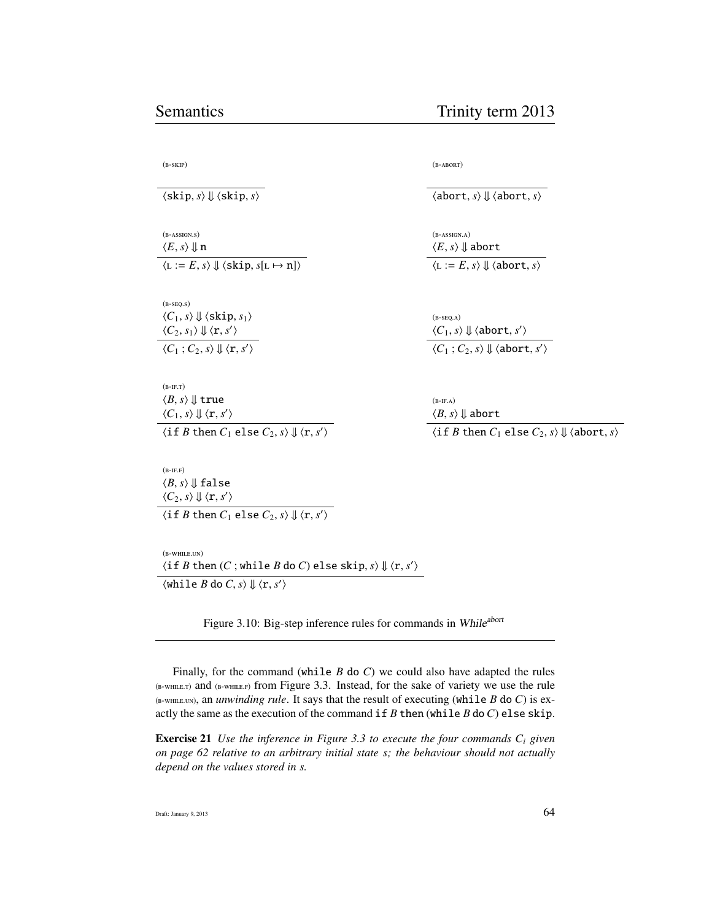(B-SKIP)

$$\frac{}{\langle \texttt{skip}, s\rangle \Downarrow \langle \texttt{skip}, s\rangle}$$

(B-ABORT)

$$\frac{}{\langle \texttt{abort}, s\rangle \Downarrow \langle \texttt{abort}, s\rangle}$$

(B-ASSIGN.S)

$$\frac{\langle E, s\rangle \Downarrow \texttt{n}}{\langle \texttt{L} := E, s\rangle \Downarrow \langle \texttt{skip}, s[\texttt{L} \mapsto \texttt{n}]\rangle}$$

(B-ASSIGN.A)

$$\frac{\langle E, s\rangle \Downarrow \texttt{abort}}{\langle \texttt{L} := E, s\rangle \Downarrow \langle \texttt{abort}, s\rangle}$$

(B-SEQ.S)

$$\frac{\langle C_1, s\rangle \Downarrow \langle \texttt{skip}, s_1\rangle \quad \langle C_2, s_1\rangle \Downarrow \langle \texttt{r}, s'\rangle}{\langle C_1 \,;\, C_2, s\rangle \Downarrow \langle \texttt{r}, s'\rangle}$$

(B-SEQ.A)

$$\frac{\langle C_1, s\rangle \Downarrow \langle \texttt{abort}, s'\rangle}{\langle C_1 \,;\, C_2, s\rangle \Downarrow \langle \texttt{abort}, s'\rangle}$$

(B-IF.T)

$$\frac{\langle B, s\rangle \Downarrow \texttt{true} \quad \langle C_1, s\rangle \Downarrow \langle \texttt{r}, s'\rangle}{\langle \texttt{if } B \texttt{ then } C_1 \texttt{ else } C_2, s\rangle \Downarrow \langle \texttt{r}, s'\rangle}$$

(B-IF.A)

$$\frac{\langle B, s\rangle \Downarrow \texttt{abort}}{\langle \texttt{if } B \texttt{ then } C_1 \texttt{ else } C_2, s\rangle \Downarrow \langle \texttt{abort}, s\rangle}$$

(B-IF.F)

$$\frac{\langle B, s\rangle \Downarrow \texttt{false} \quad \langle C_2, s\rangle \Downarrow \langle \texttt{r}, s'\rangle}{\langle \texttt{if } B \texttt{ then } C_1 \texttt{ else } C_2, s\rangle \Downarrow \langle \texttt{r}, s'\rangle}$$

(B-WHILE.UN)

$$\frac{\langle \texttt{if } B \texttt{ then } (C \,;\, \texttt{while } B \texttt{ do } C) \texttt{ else skip}, s\rangle \Downarrow \langle \texttt{r}, s'\rangle}{\langle \texttt{while } B \texttt{ do } C, s\rangle \Downarrow \langle \texttt{r}, s'\rangle}$$

Figure 3.10: Big-step inference rules for commands in *While*$^{abort}$

Finally, for the command (while $B$ do $C$) we could also have adapted the rules (B-WHILE.T) and (B-WHILE.F) from Figure 3.3. Instead, for the sake of variety we use the rule (B-WHILE.UN), an *unwinding rule*. It says that the result of executing (while $B$ do $C$) is exactly the same as the execution of the command if $B$ then (while $B$ do $C$) else skip.

**Exercise 21** *Use the inference in Figure 3.3 to execute the four commands $C_i$ given on page 62 relative to an arbitrary initial state s; the behaviour should not actually depend on the values stored in s.*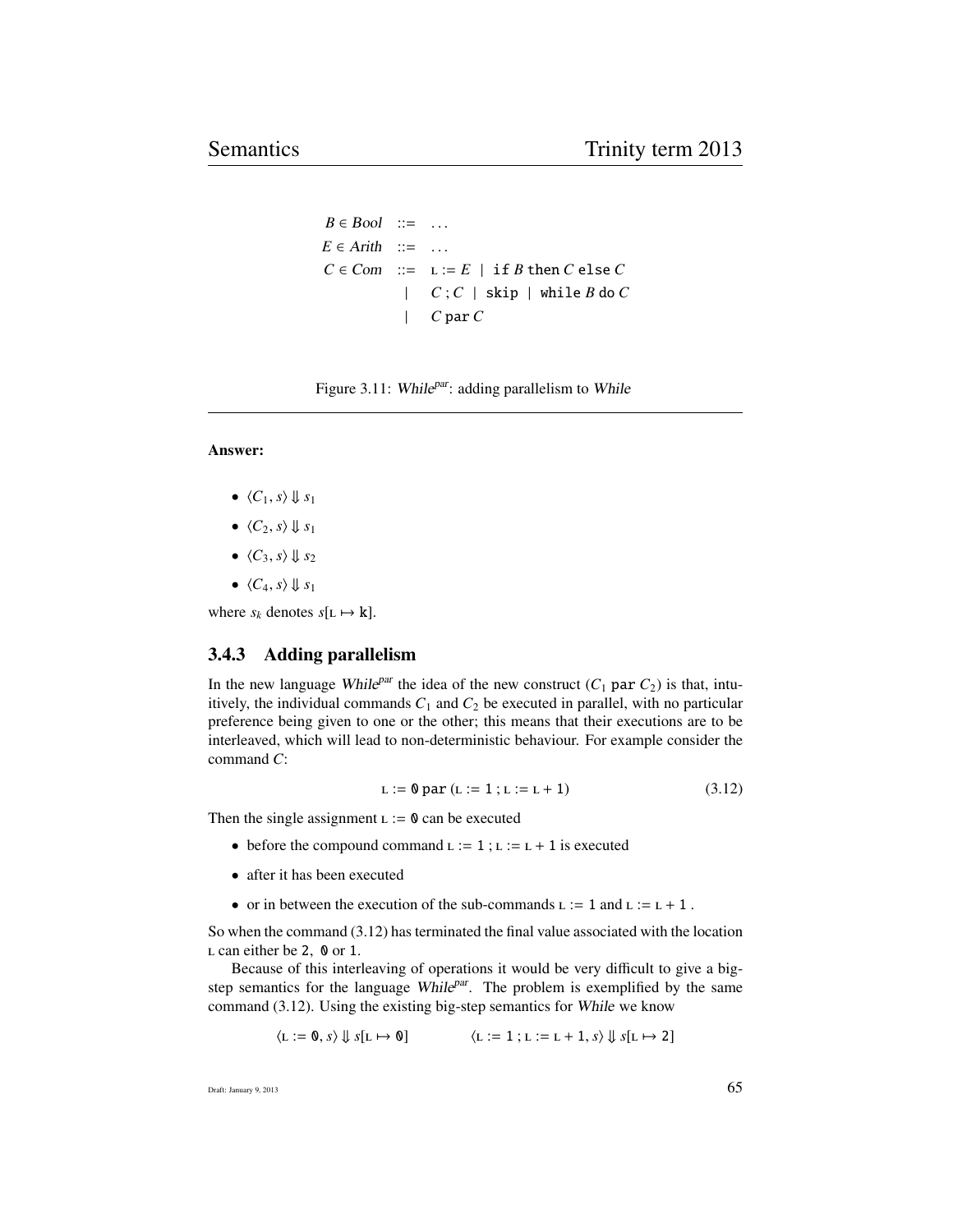$$
\begin{array}{rcl}
B \in \mathit{Bool} & ::= & \dots \\
E \in \mathit{Arith} & ::= & \dots \\
C \in \mathit{Com} & ::= & \mathrm{L} := E \mid \texttt{if } B \texttt{ then } C \texttt{ else } C \\
& \mid & C \,;\, C \mid \texttt{skip} \mid \texttt{while } B \texttt{ do } C \\
& \mid & C \texttt{ par } C
\end{array}
$$

Figure 3.11: *While*$^{par}$: adding parallelism to *While*

**Answer:**

- $\langle C_1, s\rangle \Downarrow s_1$
- $\langle C_2, s\rangle \Downarrow s_1$
- $\langle C_3, s\rangle \Downarrow s_2$
- $\langle C_4, s\rangle \Downarrow s_1$

where $s_k$ denotes $s[\mathrm{L} \mapsto \mathtt{k}]$.

### 3.4.3 Adding parallelism

In the new language *While*$^{par}$ the idea of the new construct ($C_1$ `par` $C_2$) is that, intuitively, the individual commands $C_1$ and $C_2$ be executed in parallel, with no particular preference being given to one or the other; this means that their executions are to be interleaved, which will lead to non-deterministic behaviour. For example consider the command $C$:

$$\mathrm{L} := \mathtt{0} \texttt{ par } (\mathrm{L} := \mathtt{1} \,;\, \mathrm{L} := \mathrm{L} + \mathtt{1}) \tag{3.12}$$

Then the single assignment $\mathrm{L} := \mathtt{0}$ can be executed

- before the compound command $\mathrm{L} := \mathtt{1} \,;\, \mathrm{L} := \mathrm{L} + \mathtt{1}$ is executed
- after it has been executed
- or in between the execution of the sub-commands $\mathrm{L} := \mathtt{1}$ and $\mathrm{L} := \mathrm{L} + \mathtt{1}$ .

So when the command (3.12) has terminated the final value associated with the location L can either be `2`, `0` or `1`.

Because of this interleaving of operations it would be very difficult to give a big-step semantics for the language *While*$^{par}$. The problem is exemplified by the same command (3.12). Using the existing big-step semantics for *While* we know

$$\langle \mathrm{L} := \mathtt{0}, s\rangle \Downarrow s[\mathrm{L} \mapsto \mathtt{0}] \qquad\qquad \langle \mathrm{L} := \mathtt{1} \,;\, \mathrm{L} := \mathrm{L} + \mathtt{1}, s\rangle \Downarrow s[\mathrm{L} \mapsto \mathtt{2}]$$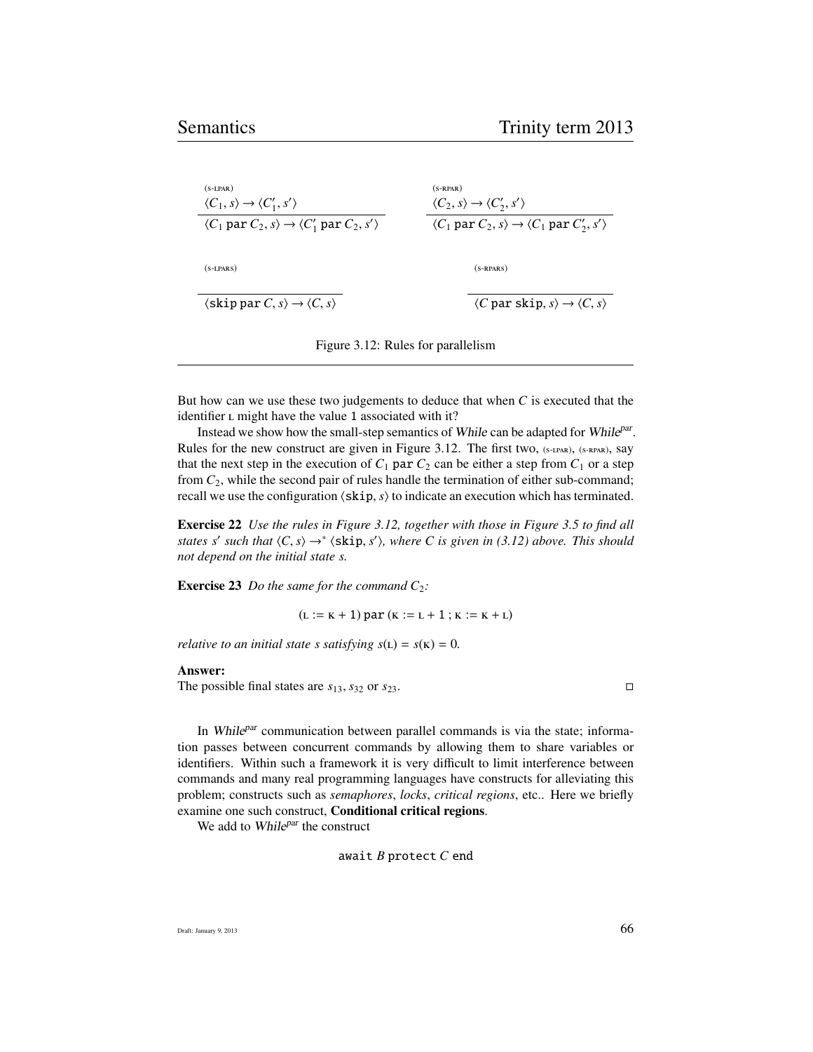$$\frac{\langle C_1, s\rangle \to \langle C_1', s'\rangle}{\langle C_1 \texttt{ par } C_2, s\rangle \to \langle C_1' \texttt{ par } C_2, s'\rangle} \;(\textsc{s-lpar}) \qquad \frac{\langle C_2, s\rangle \to \langle C_2', s'\rangle}{\langle C_1 \texttt{ par } C_2, s\rangle \to \langle C_1 \texttt{ par } C_2', s'\rangle} \;(\textsc{s-rpar})$$

$$\frac{}{\langle \texttt{skip par } C, s\rangle \to \langle C, s\rangle} \;(\textsc{s-lpars}) \qquad \frac{}{\langle C \texttt{ par skip}, s\rangle \to \langle C, s\rangle} \;(\textsc{s-rpars})$$

Figure 3.12: Rules for parallelism

But how can we use these two judgements to deduce that when $C$ is executed that the identifier L might have the value 1 associated with it?

Instead we show how the small-step semantics of *While* can be adapted for *While*$^{par}$. Rules for the new construct are given in Figure 3.12. The first two, (s-lpar), (s-rpar), say that the next step in the execution of $C_1$ par $C_2$ can be either a step from $C_1$ or a step from $C_2$, while the second pair of rules handle the termination of either sub-command; recall we use the configuration $\langle \texttt{skip}, s\rangle$ to indicate an execution which has terminated.

**Exercise 22** *Use the rules in Figure 3.12, together with those in Figure 3.5 to find all states $s'$ such that $\langle C, s\rangle \to^* \langle \texttt{skip}, s'\rangle$, where $C$ is given in (3.12) above. This should not depend on the initial state $s$.*

**Exercise 23** *Do the same for the command $C_2$:*

$$(\text{L} := \text{K} + 1) \texttt{ par } (\text{K} := \text{L} + 1 \,;\, \text{K} := \text{K} + \text{L})$$

*relative to an initial state $s$ satisfying $s(\text{L}) = s(\text{K}) = 0$.*

**Answer:**
The possible final states are $s_{13}$, $s_{32}$ or $s_{23}$. □

In *While*$^{par}$ communication between parallel commands is via the state; information passes between concurrent commands by allowing them to share variables or identifiers. Within such a framework it is very difficult to limit interference between commands and many real programming languages have constructs for alleviating this problem; constructs such as *semaphores*, *locks*, *critical regions*, etc.. Here we briefly examine one such construct, **Conditional critical regions**.

We add to *While*$^{par}$ the construct

$$\texttt{await } B \texttt{ protect } C \texttt{ end}$$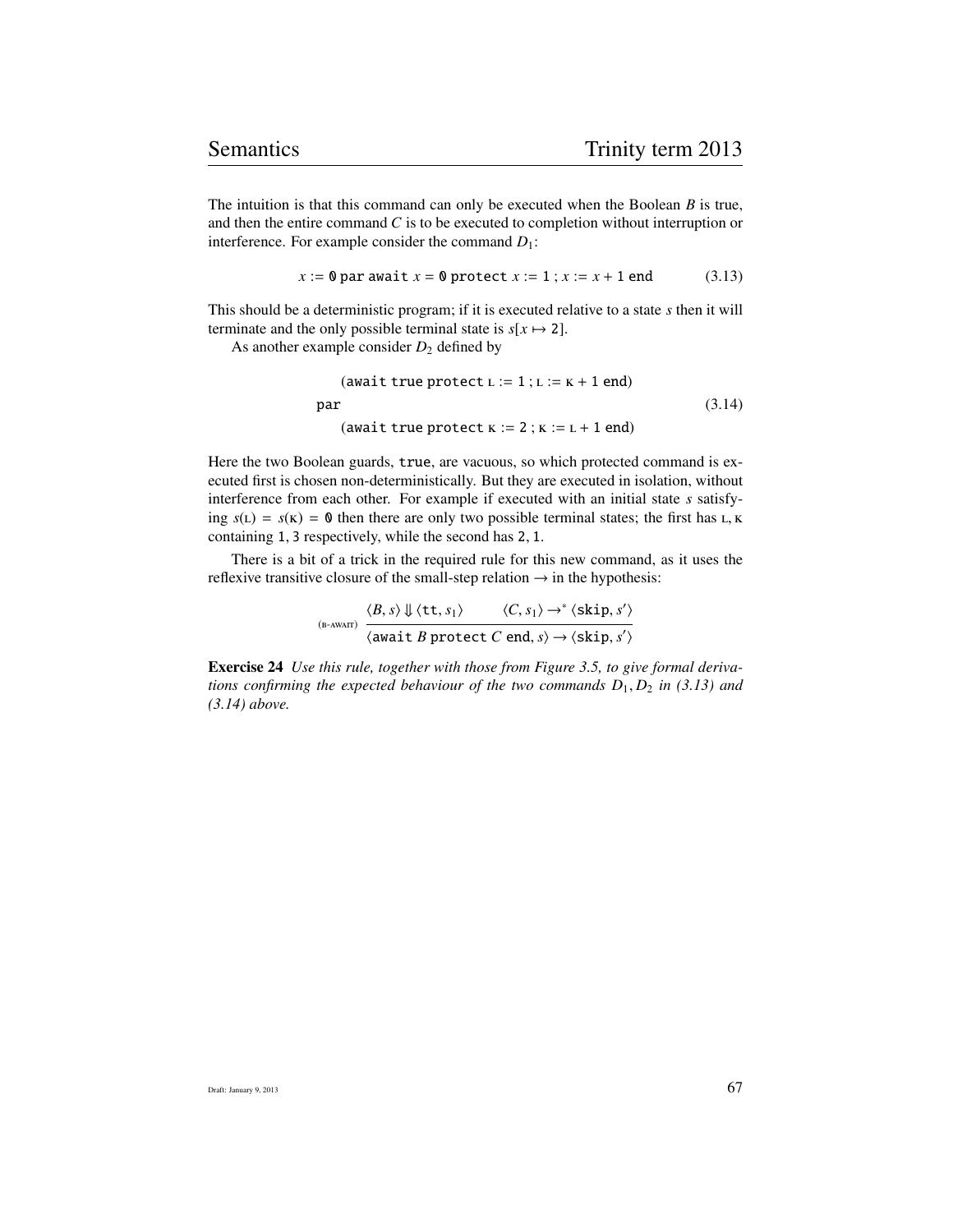The intuition is that this command can only be executed when the Boolean $B$ is true, and then the entire command $C$ is to be executed to completion without interruption or interference. For example consider the command $D_1$:

$$x := \mathtt{0}\ \mathtt{par}\ \mathtt{await}\ x = \mathtt{0}\ \mathtt{protect}\ x := \mathtt{1}\ ;\ x := x + \mathtt{1}\ \mathtt{end} \tag{3.13}$$

This should be a deterministic program; if it is executed relative to a state $s$ then it will terminate and the only possible terminal state is $s[x \mapsto \mathtt{2}]$.

As another example consider $D_2$ defined by

$$\begin{array}{l} \quad(\mathtt{await}\ \mathtt{true}\ \mathtt{protect}\ \mathrm{L} := \mathtt{1}\ ;\ \mathrm{L} := \mathrm{K} + \mathtt{1}\ \mathtt{end}) \\ \mathtt{par} \\ \quad(\mathtt{await}\ \mathtt{true}\ \mathtt{protect}\ \mathrm{K} := \mathtt{2}\ ;\ \mathrm{K} := \mathrm{L} + \mathtt{1}\ \mathtt{end}) \end{array} \tag{3.14}$$

Here the two Boolean guards, `true`, are vacuous, so which protected command is executed first is chosen non-deterministically. But they are executed in isolation, without interference from each other. For example if executed with an initial state $s$ satisfying $s(\mathrm{L}) = s(\mathrm{K}) = \mathtt{0}$ then there are only two possible terminal states; the first has $\mathrm{L}, \mathrm{K}$ containing $\mathtt{1}, \mathtt{3}$ respectively, while the second has $\mathtt{2}, \mathtt{1}$.

There is a bit of a trick in the required rule for this new command, as it uses the reflexive transitive closure of the small-step relation $\rightarrow$ in the hypothesis:

$$\text{(B-AWAIT)}\ \frac{\langle B, s\rangle \Downarrow \langle \mathtt{tt}, s_1\rangle \qquad \langle C, s_1\rangle \rightarrow^* \langle \mathtt{skip}, s'\rangle}{\langle \mathtt{await}\ B\ \mathtt{protect}\ C\ \mathtt{end}, s\rangle \rightarrow \langle \mathtt{skip}, s'\rangle}$$

**Exercise 24** *Use this rule, together with those from Figure 3.5, to give formal derivations confirming the expected behaviour of the two commands $D_1, D_2$ in (3.13) and (3.14) above.*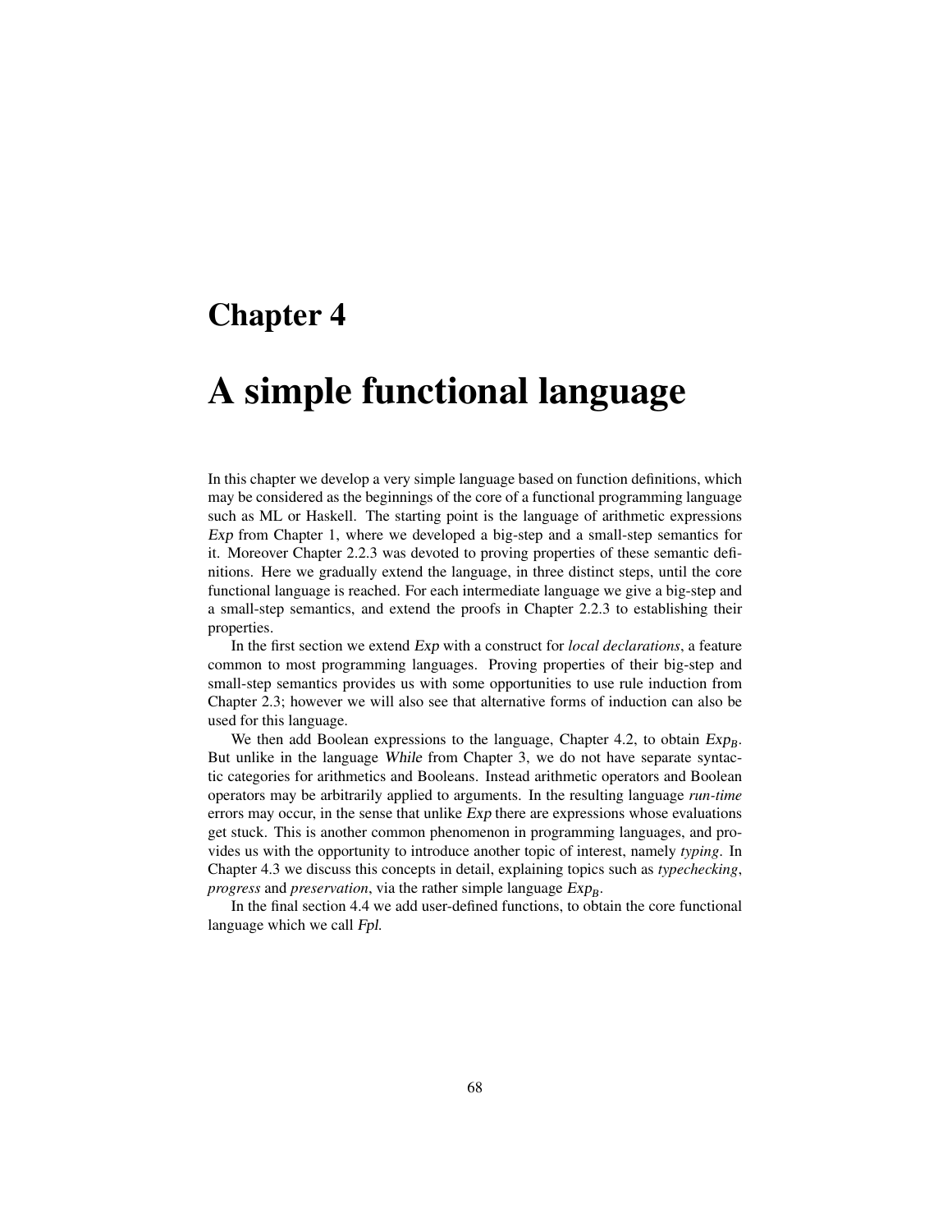# Chapter 4

# A simple functional language

In this chapter we develop a very simple language based on function definitions, which may be considered as the beginnings of the core of a functional programming language such as ML or Haskell. The starting point is the language of arithmetic expressions *Exp* from Chapter 1, where we developed a big-step and a small-step semantics for it. Moreover Chapter 2.2.3 was devoted to proving properties of these semantic definitions. Here we gradually extend the language, in three distinct steps, until the core functional language is reached. For each intermediate language we give a big-step and a small-step semantics, and extend the proofs in Chapter 2.2.3 to establishing their properties.

In the first section we extend *Exp* with a construct for *local declarations*, a feature common to most programming languages. Proving properties of their big-step and small-step semantics provides us with some opportunities to use rule induction from Chapter 2.3; however we will also see that alternative forms of induction can also be used for this language.

We then add Boolean expressions to the language, Chapter 4.2, to obtain $Exp_B$. But unlike in the language *While* from Chapter 3, we do not have separate syntactic categories for arithmetics and Booleans. Instead arithmetic operators and Boolean operators may be arbitrarily applied to arguments. In the resulting language *run-time* errors may occur, in the sense that unlike *Exp* there are expressions whose evaluations get stuck. This is another common phenomenon in programming languages, and provides us with the opportunity to introduce another topic of interest, namely *typing*. In Chapter 4.3 we discuss this concepts in detail, explaining topics such as *typechecking*, *progress* and *preservation*, via the rather simple language $Exp_B$.

In the final section 4.4 we add user-defined functions, to obtain the core functional language which we call *Fpl*.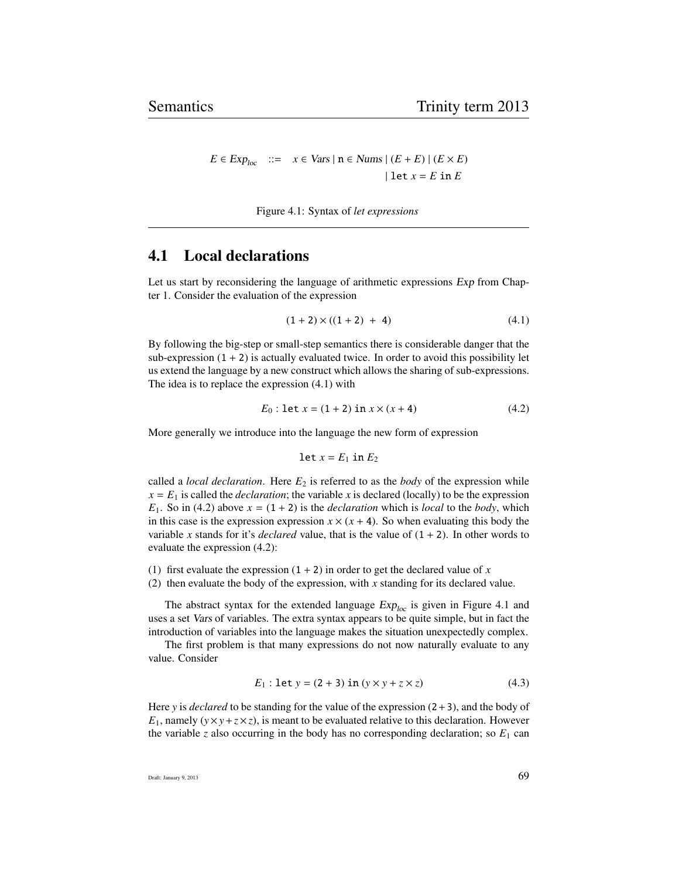$$E \in Exp_{loc} \quad ::= \quad x \in Vars \mid \mathtt{n} \in Nums \mid (E + E) \mid (E \times E) \mid \mathtt{let}\ x = E\ \mathtt{in}\ E$$

Figure 4.1: Syntax of *let expressions*

## 4.1 Local declarations

Let us start by reconsidering the language of arithmetic expressions *Exp* from Chapter 1. Consider the evaluation of the expression

$$(\mathtt{1} + \mathtt{2}) \times ((\mathtt{1} + \mathtt{2})\ +\ \mathtt{4}) \tag{4.1}$$

By following the big-step or small-step semantics there is considerable danger that the sub-expression $(\mathtt{1} + \mathtt{2})$ is actually evaluated twice. In order to avoid this possibility let us extend the language by a new construct which allows the sharing of sub-expressions. The idea is to replace the expression (4.1) with

$$E_0 : \mathtt{let}\ x = (\mathtt{1} + \mathtt{2})\ \mathtt{in}\ x \times (x + \mathtt{4}) \tag{4.2}$$

More generally we introduce into the language the new form of expression

$$\mathtt{let}\ x = E_1\ \mathtt{in}\ E_2$$

called a *local declaration*. Here $E_2$ is referred to as the *body* of the expression while $x = E_1$ is called the *declaration*; the variable $x$ is declared (locally) to be the expression $E_1$. So in (4.2) above $x = (\mathtt{1} + \mathtt{2})$ is the *declaration* which is *local* to the *body*, which in this case is the expression expression $x \times (x + \mathtt{4})$. So when evaluating this body the variable $x$ stands for it's *declared* value, that is the value of $(\mathtt{1} + \mathtt{2})$. In other words to evaluate the expression (4.2):

(1) first evaluate the expression $(\mathtt{1} + \mathtt{2})$ in order to get the declared value of $x$
(2) then evaluate the body of the expression, with $x$ standing for its declared value.

The abstract syntax for the extended language $Exp_{loc}$ is given in Figure 4.1 and uses a set *Vars* of variables. The extra syntax appears to be quite simple, but in fact the introduction of variables into the language makes the situation unexpectedly complex.

The first problem is that many expressions do not now naturally evaluate to any value. Consider

$$E_1 : \mathtt{let}\ y = (\mathtt{2} + \mathtt{3})\ \mathtt{in}\ (y \times y + z \times z) \tag{4.3}$$

Here $y$ is *declared* to be standing for the value of the expression $(\mathtt{2} + \mathtt{3})$, and the body of $E_1$, namely $(y \times y + z \times z)$, is meant to be evaluated relative to this declaration. However the variable $z$ also occurring in the body has no corresponding declaration; so $E_1$ can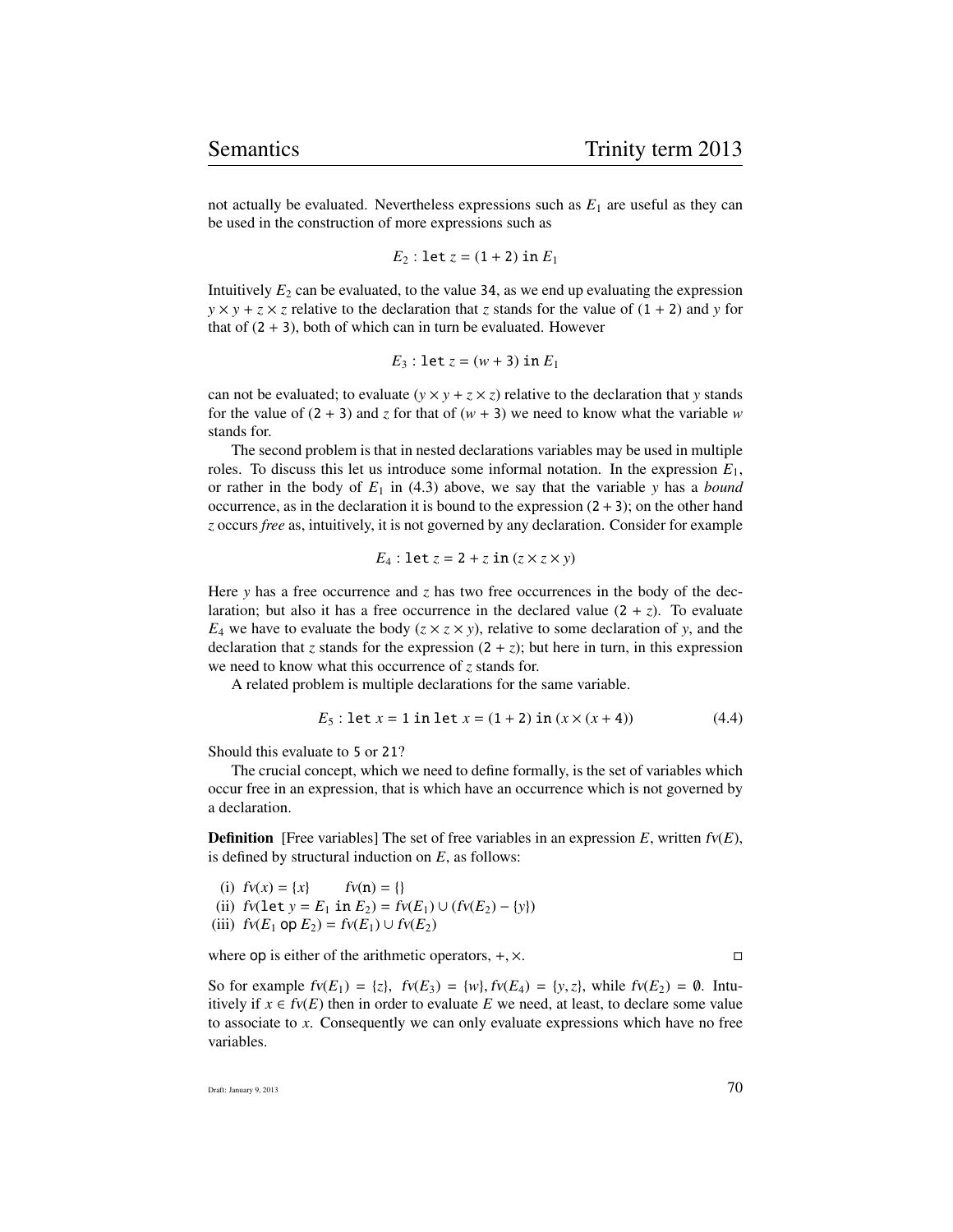not actually be evaluated. Nevertheless expressions such as $E_1$ are useful as they can be used in the construction of more expressions such as

$$E_2 : \texttt{let}\ z = (1 + 2)\ \texttt{in}\ E_1$$

Intuitively $E_2$ can be evaluated, to the value 34, as we end up evaluating the expression $y \times y + z \times z$ relative to the declaration that $z$ stands for the value of $(1 + 2)$ and $y$ for that of $(2 + 3)$, both of which can in turn be evaluated. However

$$E_3 : \texttt{let}\ z = (w + 3)\ \texttt{in}\ E_1$$

can not be evaluated; to evaluate $(y \times y + z \times z)$ relative to the declaration that $y$ stands for the value of $(2 + 3)$ and $z$ for that of $(w + 3)$ we need to know what the variable $w$ stands for.

The second problem is that in nested declarations variables may be used in multiple roles. To discuss this let us introduce some informal notation. In the expression $E_1$, or rather in the body of $E_1$ in (4.3) above, we say that the variable $y$ has a *bound* occurrence, as in the declaration it is bound to the expression $(2 + 3)$; on the other hand $z$ occurs *free* as, intuitively, it is not governed by any declaration. Consider for example

$$E_4 : \texttt{let}\ z = 2 + z\ \texttt{in}\ (z \times z \times y)$$

Here $y$ has a free occurrence and $z$ has two free occurrences in the body of the declaration; but also it has a free occurrence in the declared value $(2 + z)$. To evaluate $E_4$ we have to evaluate the body $(z \times z \times y)$, relative to some declaration of $y$, and the declaration that $z$ stands for the expression $(2 + z)$; but here in turn, in this expression we need to know what this occurrence of $z$ stands for.

A related problem is multiple declarations for the same variable.

$$E_5 : \texttt{let}\ x = 1\ \texttt{in}\ \texttt{let}\ x = (1 + 2)\ \texttt{in}\ (x \times (x + 4)) \tag{4.4}$$

Should this evaluate to 5 or 21?

The crucial concept, which we need to define formally, is the set of variables which occur free in an expression, that is which have an occurrence which is not governed by a declaration.

**Definition** [Free variables] The set of free variables in an expression $E$, written $fv(E)$, is defined by structural induction on $E$, as follows:

(i) $fv(x) = \{x\} \qquad fv(\texttt{n}) = \{\}$
(ii) $fv(\texttt{let}\ y = E_1\ \texttt{in}\ E_2) = fv(E_1) \cup (fv(E_2) - \{y\})$
(iii) $fv(E_1\ \texttt{op}\ E_2) = fv(E_1) \cup fv(E_2)$

where op is either of the arithmetic operators, $+, \times$. □

So for example $fv(E_1) = \{z\}$, $fv(E_3) = \{w\}, fv(E_4) = \{y, z\}$, while $fv(E_2) = \emptyset$. Intuitively if $x \in fv(E)$ then in order to evaluate $E$ we need, at least, to declare some value to associate to $x$. Consequently we can only evaluate expressions which have no free variables.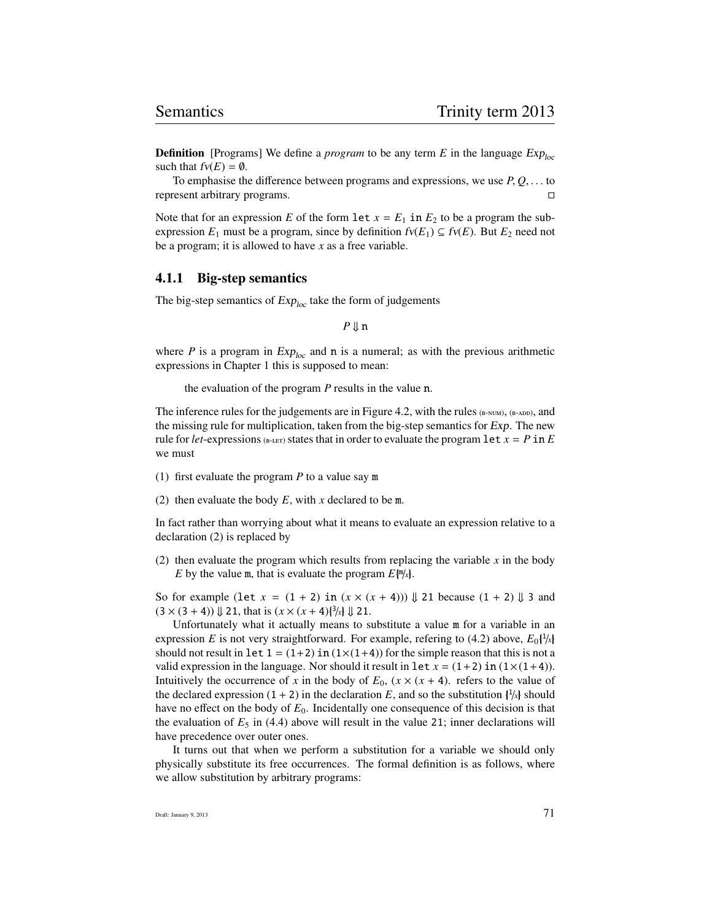**Definition** [Programs] We define a *program* to be any term $E$ in the language $Exp_{loc}$ such that $fv(E) = \emptyset$.

To emphasise the difference between programs and expressions, we use $P, Q, \ldots$ to represent arbitrary programs. □

Note that for an expression $E$ of the form $\texttt{let}\ x = E_1\ \texttt{in}\ E_2$ to be a program the sub-expression $E_1$ must be a program, since by definition $fv(E_1) \subseteq fv(E)$. But $E_2$ need not be a program; it is allowed to have $x$ as a free variable.

### 4.1.1 Big-step semantics

The big-step semantics of $Exp_{loc}$ take the form of judgements

$$P \Downarrow \texttt{n}$$

where $P$ is a program in $Exp_{loc}$ and $\texttt{n}$ is a numeral; as with the previous arithmetic expressions in Chapter 1 this is supposed to mean:

> the evaluation of the program $P$ results in the value $\texttt{n}$.

The inference rules for the judgements are in Figure 4.2, with the rules (B-NUM), (B-ADD), and the missing rule for multiplication, taken from the big-step semantics for $Exp$. The new rule for *let*-expressions (B-LET) states that in order to evaluate the program $\texttt{let}\ x = P\ \texttt{in}\ E$ we must

(1) first evaluate the program $P$ to a value say $\texttt{m}$

(2) then evaluate the body $E$, with $x$ declared to be $\texttt{m}$.

In fact rather than worrying about what it means to evaluate an expression relative to a declaration (2) is replaced by

(2) then evaluate the program which results from replacing the variable $x$ in the body $E$ by the value $\texttt{m}$, that is evaluate the program $E\{\!\!|{}^{\texttt{m}}\!/\!{}_x|\!\!\}$.

So for example $(\texttt{let}\ x = (\texttt{1} + \texttt{2})\ \texttt{in}\ (x \times (x + \texttt{4}))) \Downarrow \texttt{21}$ because $(\texttt{1} + \texttt{2}) \Downarrow \texttt{3}$ and $(\texttt{3} \times (\texttt{3} + \texttt{4})) \Downarrow \texttt{21}$, that is $(x \times (x + \texttt{4})\{\!\!|{}^{\texttt{3}}\!/\!{}_x|\!\!\} \Downarrow \texttt{21}$.

Unfortunately what it actually means to substitute a value $\texttt{m}$ for a variable in an expression $E$ is not very straightforward. For example, refering to (4.2) above, $E_0\{\!\!|{}^{\texttt{1}}\!/\!{}_x|\!\!\}$ should not result in $\texttt{let 1} = (\texttt{1}+\texttt{2})\ \texttt{in}\ (\texttt{1}\times(\texttt{1}+\texttt{4}))$ for the simple reason that this is not a valid expression in the language. Nor should it result in $\texttt{let}\ x = (\texttt{1}+\texttt{2})\ \texttt{in}\ (\texttt{1}\times(\texttt{1}+\texttt{4}))$. Intuitively the occurrence of $x$ in the body of $E_0$, $(x \times (x + \texttt{4})$. refers to the value of the declared expression $(\texttt{1} + \texttt{2})$ in the declaration $E$, and so the substitution $\{\!\!|{}^{\texttt{1}}\!/\!{}_x|\!\!\}$ should have no effect on the body of $E_0$. Incidentally one consequence of this decision is that the evaluation of $E_5$ in (4.4) above will result in the value $\texttt{21}$; inner declarations will have precedence over outer ones.

It turns out that when we perform a substitution for a variable we should only physically substitute its free occurrences. The formal definition is as follows, where we allow substitution by arbitrary programs: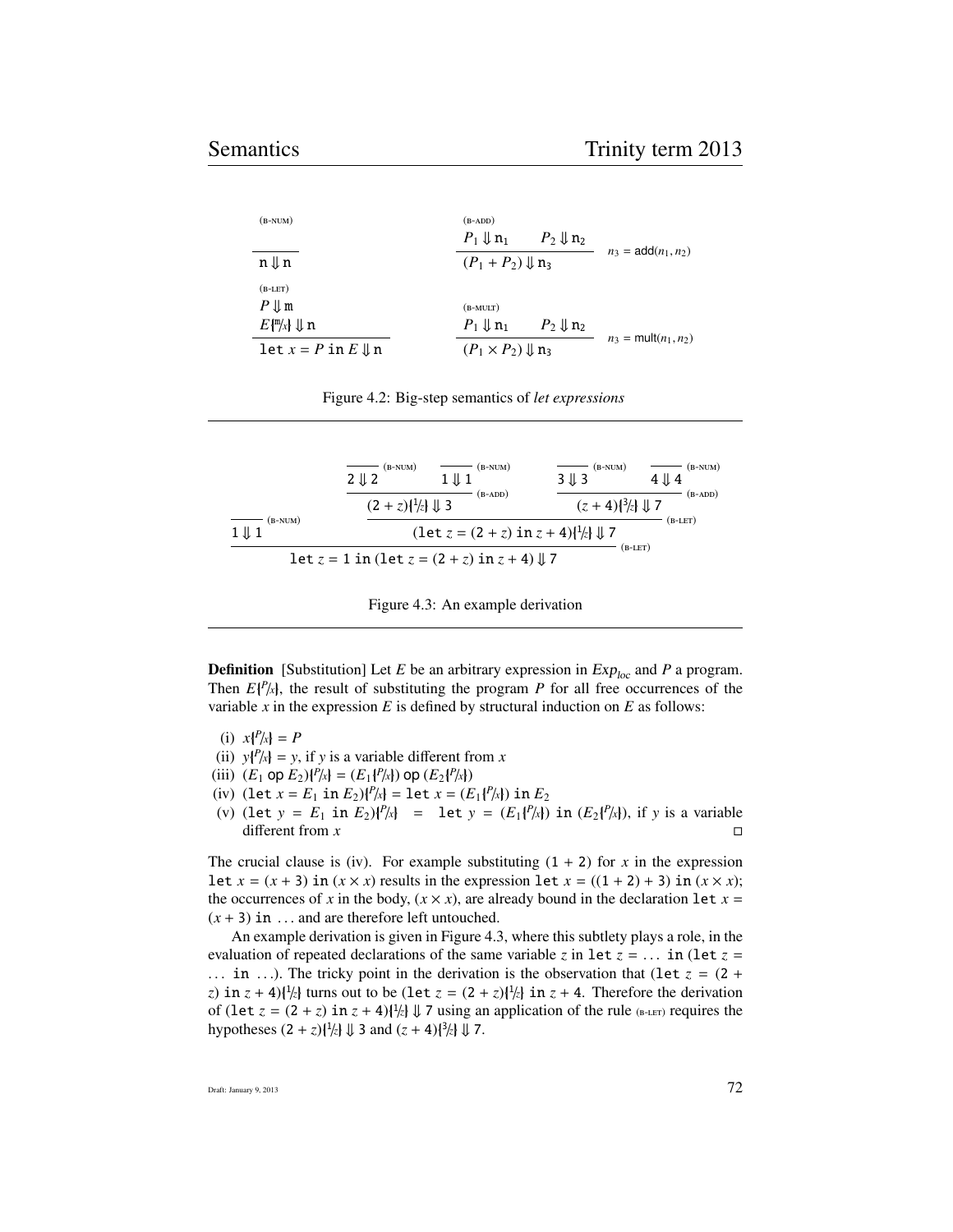$$
\frac{}{\mathtt{n} \Downarrow \mathtt{n}}\ \text{(B-NUM)}
\qquad\qquad
\frac{P_1 \Downarrow \mathtt{n}_1 \quad P_2 \Downarrow \mathtt{n}_2}{(P_1 + P_2) \Downarrow \mathtt{n}_3}\ n_3 = \mathsf{add}(n_1, n_2)\ \text{(B-ADD)}
$$

$$
\frac{P \Downarrow \mathtt{m} \quad E\{\!\!\{^{\mathtt{m}}/_{x}\}\!\!\} \Downarrow \mathtt{n}}{\mathtt{let}\ x = P\ \mathtt{in}\ E \Downarrow \mathtt{n}}\ \text{(B-LET)}
\qquad\qquad
\frac{P_1 \Downarrow \mathtt{n}_1 \quad P_2 \Downarrow \mathtt{n}_2}{(P_1 \times P_2) \Downarrow \mathtt{n}_3}\ n_3 = \mathsf{mult}(n_1, n_2)\ \text{(B-MULT)}
$$

Figure 4.2: Big-step semantics of *let expressions*

$$
\dfrac{
\dfrac{}{1 \Downarrow 1}\,\text{(B-NUM)}
\qquad
\dfrac{
\dfrac{\dfrac{}{2 \Downarrow 2}\,\text{(B-NUM)} \quad \dfrac{}{1 \Downarrow 1}\,\text{(B-NUM)}}{(2 + z)\{\!\!\{^{1}/_{z}\}\!\!\} \Downarrow 3}\,\text{(B-ADD)}
\qquad
\dfrac{\dfrac{}{3 \Downarrow 3}\,\text{(B-NUM)} \quad \dfrac{}{4 \Downarrow 4}\,\text{(B-NUM)}}{(z + 4)\{\!\!\{^{3}/_{z}\}\!\!\} \Downarrow 7}\,\text{(B-ADD)}
}{(\mathtt{let}\ z = (2 + z)\ \mathtt{in}\ z + 4)\{\!\!\{^{1}/_{z}\}\!\!\} \Downarrow 7}\,\text{(B-LET)}
}{\mathtt{let}\ z = 1\ \mathtt{in}\ (\mathtt{let}\ z = (2 + z)\ \mathtt{in}\ z + 4) \Downarrow 7}\,\text{(B-LET)}
$$

Figure 4.3: An example derivation

**Definition** [Substitution] Let $E$ be an arbitrary expression in $Exp_{loc}$ and $P$ a program. Then $E\{\!\!\{^{P}/_{x}\}\!\!\}$, the result of substituting the program $P$ for all free occurrences of the variable $x$ in the expression $E$ is defined by structural induction on $E$ as follows:

(i) $x\{\!\!\{^{P}/_{x}\}\!\!\} = P$

(ii) $y\{\!\!\{^{P}/_{x}\}\!\!\} = y$, if $y$ is a variable different from $x$

(iii) $(E_1\ \mathsf{op}\ E_2)\{\!\!\{^{P}/_{x}\}\!\!\} = (E_1\{\!\!\{^{P}/_{x}\}\!\!\})\ \mathsf{op}\ (E_2\{\!\!\{^{P}/_{x}\}\!\!\})$

(iv) $(\mathtt{let}\ x = E_1\ \mathtt{in}\ E_2)\{\!\!\{^{P}/_{x}\}\!\!\} = \mathtt{let}\ x = (E_1\{\!\!\{^{P}/_{x}\}\!\!\})\ \mathtt{in}\ E_2$

(v) $(\mathtt{let}\ y = E_1\ \mathtt{in}\ E_2)\{\!\!\{^{P}/_{x}\}\!\!\} = \mathtt{let}\ y = (E_1\{\!\!\{^{P}/_{x}\}\!\!\})\ \mathtt{in}\ (E_2\{\!\!\{^{P}/_{x}\}\!\!\})$, if $y$ is a variable different from $x$ □

The crucial clause is (iv). For example substituting $(1 + 2)$ for $x$ in the expression $\mathtt{let}\ x = (x + 3)\ \mathtt{in}\ (x \times x)$ results in the expression $\mathtt{let}\ x = ((1 + 2) + 3)\ \mathtt{in}\ (x \times x)$; the occurrences of $x$ in the body, $(x \times x)$, are already bound in the declaration $\mathtt{let}\ x = (x + 3)\ \mathtt{in}\ \ldots$ and are therefore left untouched.

An example derivation is given in Figure 4.3, where this subtlety plays a role, in the evaluation of repeated declarations of the same variable $z$ in $\mathtt{let}\ z = \ldots\ \mathtt{in}\ (\mathtt{let}\ z = \ldots\ \mathtt{in}\ \ldots)$. The tricky point in the derivation is the observation that $(\mathtt{let}\ z = (2 + z)\ \mathtt{in}\ z + 4)\{\!\!\{^{1}/_{z}\}\!\!\}$ turns out to be $(\mathtt{let}\ z = (2 + z)\{\!\!\{^{1}/_{z}\}\!\!\}\ \mathtt{in}\ z + 4$. Therefore the derivation of $(\mathtt{let}\ z = (2 + z)\ \mathtt{in}\ z + 4)\{\!\!\{^{1}/_{z}\}\!\!\} \Downarrow 7$ using an application of the rule (B-LET) requires the hypotheses $(2 + z)\{\!\!\{^{1}/_{z}\}\!\!\} \Downarrow 3$ and $(z + 4)\{\!\!\{^{3}/_{z}\}\!\!\} \Downarrow 7$.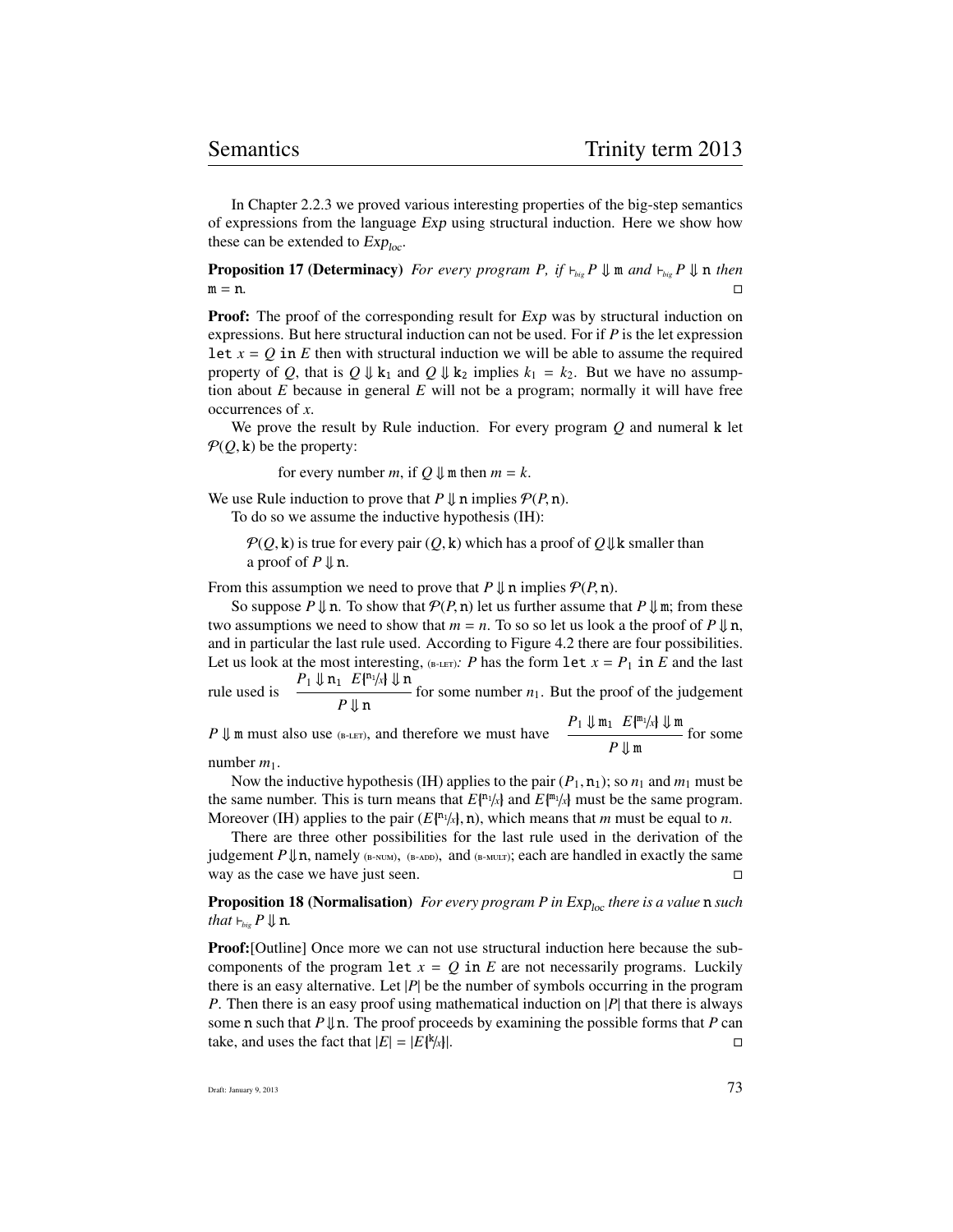In Chapter 2.2.3 we proved various interesting properties of the big-step semantics of expressions from the language *Exp* using structural induction. Here we show how these can be extended to $Exp_{loc}$.

**Proposition 17 (Determinacy)** *For every program P, if* $\vdash_{big} P \Downarrow \mathtt{m}$ *and* $\vdash_{big} P \Downarrow \mathtt{n}$ *then* $\mathtt{m} = \mathtt{n}$. □

**Proof:** The proof of the corresponding result for *Exp* was by structural induction on expressions. But here structural induction can not be used. For if $P$ is the let expression $\mathtt{let}\ x = Q\ \mathtt{in}\ E$ then with structural induction we will be able to assume the required property of $Q$, that is $Q \Downarrow \mathtt{k}_1$ and $Q \Downarrow \mathtt{k}_2$ implies $k_1 = k_2$. But we have no assumption about $E$ because in general $E$ will not be a program; normally it will have free occurrences of $x$.

We prove the result by Rule induction. For every program $Q$ and numeral $\mathtt{k}$ let $\mathcal{P}(Q, \mathtt{k})$ be the property:

for every number $m$, if $Q \Downarrow \mathtt{m}$ then $m = k$.

We use Rule induction to prove that $P \Downarrow \mathtt{n}$ implies $\mathcal{P}(P, \mathtt{n})$.

To do so we assume the inductive hypothesis (IH):

$\mathcal{P}(Q, \mathtt{k})$ is true for every pair $(Q, \mathtt{k})$ which has a proof of $Q \Downarrow \mathtt{k}$ smaller than a proof of $P \Downarrow \mathtt{n}$.

From this assumption we need to prove that $P \Downarrow \mathtt{n}$ implies $\mathcal{P}(P, \mathtt{n})$.

So suppose $P \Downarrow \mathtt{n}$. To show that $\mathcal{P}(P, \mathtt{n})$ let us further assume that $P \Downarrow \mathtt{m}$; from these two assumptions we need to show that $m = n$. To so so let us look a the proof of $P \Downarrow \mathtt{n}$, and in particular the last rule used. According to Figure 4.2 there are four possibilities. Let us look at the most interesting, (B-LET): $P$ has the form $\mathtt{let}\ x = P_1\ \mathtt{in}\ E$ and the last rule used is $\dfrac{P_1 \Downarrow \mathtt{n}_1 \quad E\{\!\!|^{\mathtt{n}_1}/_x|\!\!\} \Downarrow \mathtt{n}}{P \Downarrow \mathtt{n}}$ for some number $n_1$. But the proof of the judgement $P \Downarrow \mathtt{m}$ must also use (B-LET), and therefore we must have $\dfrac{P_1 \Downarrow \mathtt{m}_1 \quad E\{\!\!|^{\mathtt{m}_1}/_x|\!\!\} \Downarrow \mathtt{m}}{P \Downarrow \mathtt{m}}$ for some number $m_1$.

Now the inductive hypothesis (IH) applies to the pair $(P_1, \mathtt{n}_1)$; so $n_1$ and $m_1$ must be the same number. This is turn means that $E\{\!\!|^{\mathtt{n}_1}/_x|\!\!\}$ and $E\{\!\!|^{\mathtt{m}_1}/_x|\!\!\}$ must be the same program. Moreover (IH) applies to the pair $(E\{\!\!|^{\mathtt{n}_1}/_x|\!\!\}, \mathtt{n})$, which means that $m$ must be equal to $n$.

There are three other possibilities for the last rule used in the derivation of the judgement $P \Downarrow \mathtt{n}$, namely (B-NUM), (B-ADD), and (B-MULT); each are handled in exactly the same way as the case we have just seen. □

**Proposition 18 (Normalisation)** *For every program P in* $Exp_{loc}$ *there is a value* $\mathtt{n}$ *such that* $\vdash_{big} P \Downarrow \mathtt{n}$.

**Proof:**[Outline] Once more we can not use structural induction here because the subcomponents of the program $\mathtt{let}\ x = Q\ \mathtt{in}\ E$ are not necessarily programs. Luckily there is an easy alternative. Let $|P|$ be the number of symbols occurring in the program $P$. Then there is an easy proof using mathematical induction on $|P|$ that there is always some $\mathtt{n}$ such that $P \Downarrow \mathtt{n}$. The proof proceeds by examining the possible forms that $P$ can take, and uses the fact that $|E| = |E\{\!\!|^{\mathtt{k}}/_x|\!\!\}|$. □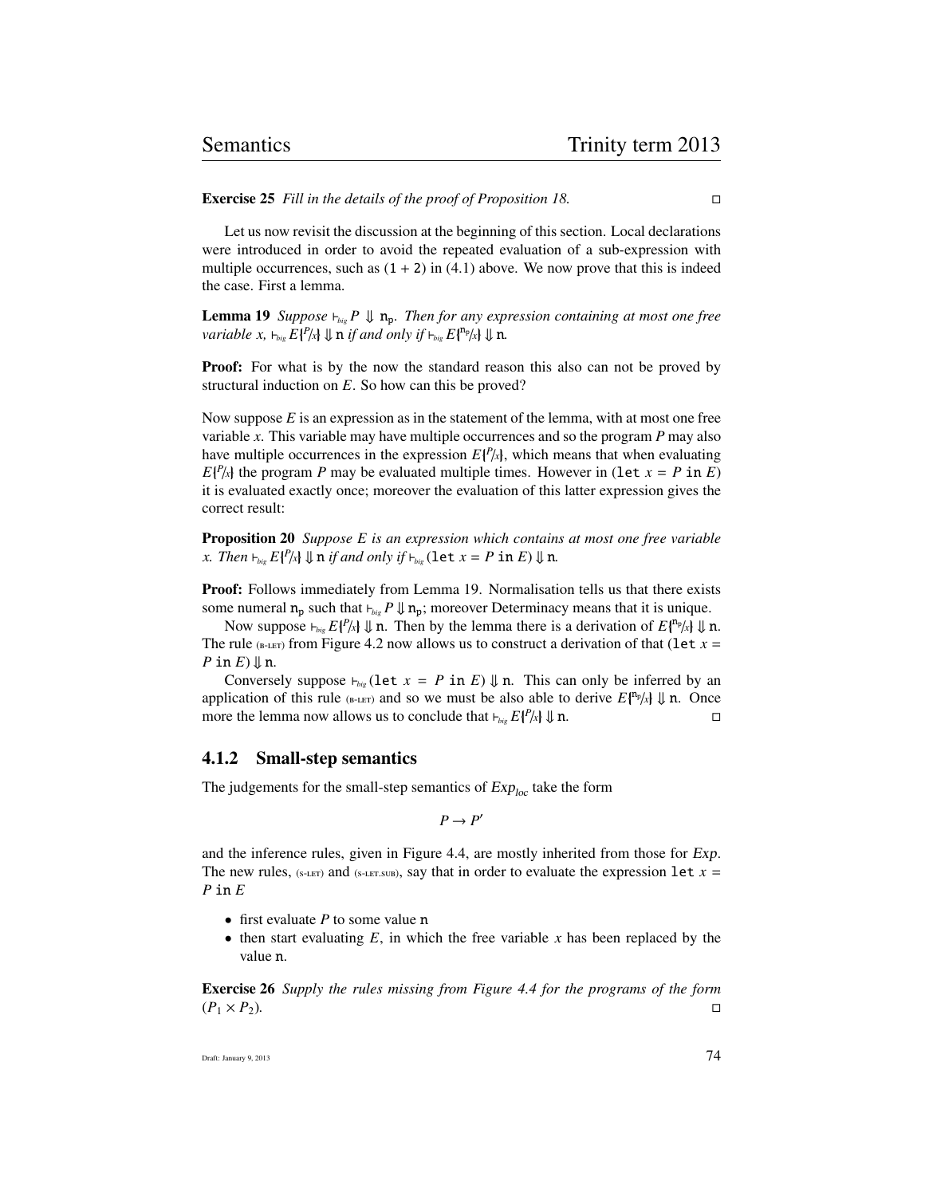**Exercise 25** *Fill in the details of the proof of Proposition 18.* □

Let us now revisit the discussion at the beginning of this section. Local declarations were introduced in order to avoid the repeated evaluation of a sub-expression with multiple occurrences, such as (1 + 2) in (4.1) above. We now prove that this is indeed the case. First a lemma.

**Lemma 19** *Suppose* $\vdash_{big} P \Downarrow \mathtt{n_p}$. *Then for any expression containing at most one free variable* $x$, $\vdash_{big} E\{\!|{}^{P}\!/\!_{x}|\!\} \Downarrow \mathtt{n}$ *if and only if* $\vdash_{big} E\{\!|{}^{\mathtt{n_p}}\!/\!_{x}|\!\} \Downarrow \mathtt{n}$.

**Proof:** For what is by the now the standard reason this also can not be proved by structural induction on $E$. So how can this be proved?

Now suppose $E$ is an expression as in the statement of the lemma, with at most one free variable $x$. This variable may have multiple occurrences and so the program $P$ may also have multiple occurrences in the expression $E\{\!|{}^{P}\!/\!_{x}|\!\}$, which means that when evaluating $E\{\!|{}^{P}\!/\!_{x}|\!\}$ the program $P$ may be evaluated multiple times. However in ($\mathtt{let}\ x = P\ \mathtt{in}\ E$) it is evaluated exactly once; moreover the evaluation of this latter expression gives the correct result:

**Proposition 20** *Suppose* $E$ *is an expression which contains at most one free variable* $x$. *Then* $\vdash_{big} E\{\!|{}^{P}\!/\!_{x}|\!\} \Downarrow \mathtt{n}$ *if and only if* $\vdash_{big} (\mathtt{let}\ x = P\ \mathtt{in}\ E) \Downarrow \mathtt{n}$.

**Proof:** Follows immediately from Lemma 19. Normalisation tells us that there exists some numeral $\mathtt{n_p}$ such that $\vdash_{big} P \Downarrow \mathtt{n_p}$; moreover Determinacy means that it is unique.

Now suppose $\vdash_{big} E\{\!|{}^{P}\!/\!_{x}|\!\} \Downarrow \mathtt{n}$. Then by the lemma there is a derivation of $E\{\!|{}^{\mathtt{n_p}}\!/\!_{x}|\!\} \Downarrow \mathtt{n}$. The rule (B-LET) from Figure 4.2 now allows us to construct a derivation of that ($\mathtt{let}\ x = P\ \mathtt{in}\ E) \Downarrow \mathtt{n}$.

Conversely suppose $\vdash_{big} (\mathtt{let}\ x = P\ \mathtt{in}\ E) \Downarrow \mathtt{n}$. This can only be inferred by an application of this rule (B-LET) and so we must be also able to derive $E\{\!|{}^{\mathtt{n_p}}\!/\!_{x}|\!\} \Downarrow \mathtt{n}$. Once more the lemma now allows us to conclude that $\vdash_{big} E\{\!|{}^{P}\!/\!_{x}|\!\} \Downarrow \mathtt{n}$. □

### 4.1.2 Small-step semantics

The judgements for the small-step semantics of $Exp_{loc}$ take the form

$$P \to P'$$

and the inference rules, given in Figure 4.4, are mostly inherited from those for $Exp$. The new rules, (S-LET) and (S-LET.SUB), say that in order to evaluate the expression $\mathtt{let}\ x = P\ \mathtt{in}\ E$

- first evaluate $P$ to some value $\mathtt{n}$
- then start evaluating $E$, in which the free variable $x$ has been replaced by the value $\mathtt{n}$.

**Exercise 26** *Supply the rules missing from Figure 4.4 for the programs of the form* $(P_1 \times P_2)$. □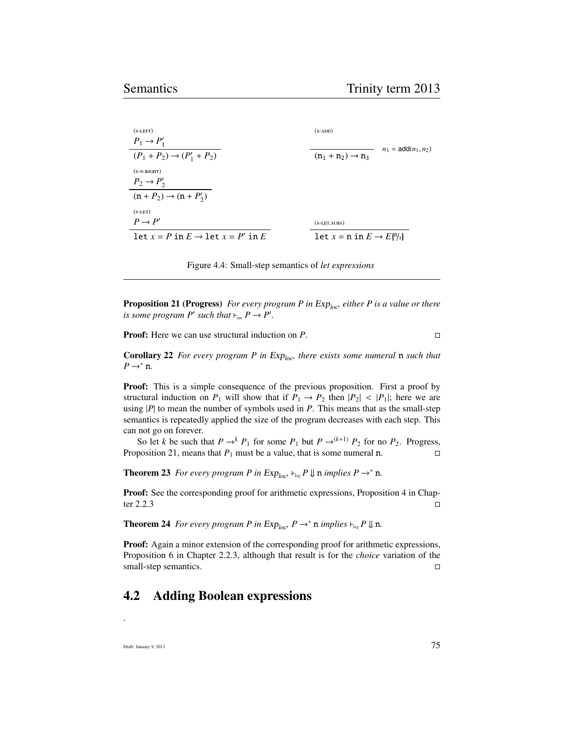$$\frac{P_1 \to P_1'}{(P_1 + P_2) \to (P_1' + P_2)} \quad \text{(S-LEFT)}$$

$$\frac{}{(\mathtt{n}_1 + \mathtt{n}_2) \to \mathtt{n}_3} \; n_3 = \mathsf{add}(n_1, n_2) \quad \text{(S-ADD)}$$

$$\frac{P_2 \to P_2'}{(\mathtt{n} + P_2) \to (\mathtt{n} + P_2')} \quad \text{(S-N.RIGHT)}$$

$$\frac{P \to P'}{\mathtt{let}\ x = P\ \mathtt{in}\ E \to \mathtt{let}\ x = P'\ \mathtt{in}\ E} \quad \text{(S-LET)}$$

$$\frac{}{\mathtt{let}\ x = \mathtt{n}\ \mathtt{in}\ E \to E\{\!\!|^{\mathtt{n}}/_{x}|\!\!\}} \quad \text{(S-LET.SUBS)}$$

Figure 4.4: Small-step semantics of *let expressions*

**Proposition 21 (Progress)** *For every program $P$ in $Exp_{loc}$, either $P$ is a value or there is some program $P'$ such that $\vdash_{sm} P \to P'$.*

**Proof:** Here we can use structural induction on $P$. □

**Corollary 22** *For every program $P$ in $Exp_{loc}$, there exists some numeral $\mathtt{n}$ such that $P \to^* \mathtt{n}$.*

**Proof:** This is a simple consequence of the previous proposition. First a proof by structural induction on $P_1$ will show that if $P_1 \to P_2$ then $|P_2| < |P_1|$; here we are using $|P|$ to mean the number of symbols used in $P$. This means that as the small-step semantics is repeatedly applied the size of the program decreases with each step. This can not go on forever.

So let $k$ be such that $P \to^k P_1$ for some $P_1$ but $P \to^{(k+1)} P_2$ for no $P_2$. Progress, Proposition 21, means that $P_1$ must be a value, that is some numeral $\mathtt{n}$. □

**Theorem 23** *For every program $P$ in $Exp_{loc}$, $\vdash_{big} P \Downarrow \mathtt{n}$ implies $P \to^* \mathtt{n}$.*

**Proof:** See the corresponding proof for arithmetic expressions, Proposition 4 in Chapter 2.2.3 □

**Theorem 24** *For every program $P$ in $Exp_{loc}$, $P \to^* \mathtt{n}$ implies $\vdash_{big} P \Downarrow \mathtt{n}$.*

**Proof:** Again a minor extension of the corresponding proof for arithmetic expressions, Proposition 6 in Chapter 2.2.3, although that result is for the *choice* variation of the small-step semantics. □

## 4.2 Adding Boolean expressions

.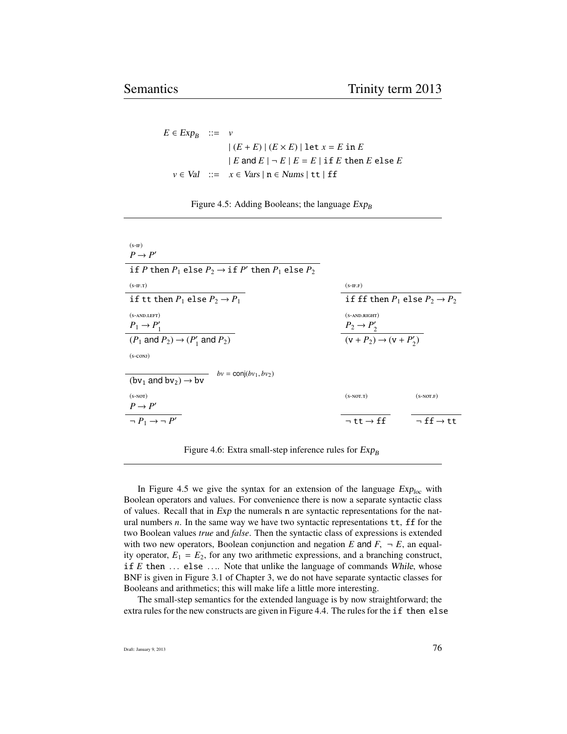$$
\begin{array}{rcl}
E \in Exp_B & ::= & v \\
& & \mid (E + E) \mid (E \times E) \mid \texttt{let } x = E \texttt{ in } E \\
& & \mid E \textsf{ and } E \mid \neg\, E \mid E = E \mid \texttt{if } E \texttt{ then } E \texttt{ else } E \\
v \in Val & ::= & x \in Vars \mid \texttt{n} \in Nums \mid \texttt{tt} \mid \texttt{ff}
\end{array}
$$

Figure 4.5: Adding Booleans; the language $Exp_B$

(S-IF)
$$\frac{P \to P'}{\texttt{if } P \texttt{ then } P_1 \texttt{ else } P_2 \to \texttt{if } P' \texttt{ then } P_1 \texttt{ else } P_2}$$

(S-IF.T)
$$\frac{}{\texttt{if tt then } P_1 \texttt{ else } P_2 \to P_1}$$

(S-IF.F)
$$\frac{}{\texttt{if ff then } P_1 \texttt{ else } P_2 \to P_2}$$

(S-AND.LEFT)
$$\frac{P_1 \to P_1'}{(P_1 \textsf{ and } P_2) \to (P_1' \textsf{ and } P_2)}$$

(S-AND.RIGHT)
$$\frac{P_2 \to P_2'}{(\texttt{v} + P_2) \to (\texttt{v} + P_2')}$$

(S-CONJ)
$$\frac{}{(\texttt{bv}_1 \textsf{ and } \texttt{bv}_2) \to \texttt{bv}} \quad bv = \textsf{conj}(bv_1, bv_2)$$

(S-NOT)
$$\frac{P \to P'}{\neg\, P_1 \to \neg\, P'}$$

(S-NOT.T)
$$\frac{}{\neg\, \texttt{tt} \to \texttt{ff}}$$

(S-NOT.F)
$$\frac{}{\neg\, \texttt{ff} \to \texttt{tt}}$$

Figure 4.6: Extra small-step inference rules for $Exp_B$

In Figure 4.5 we give the syntax for an extension of the language $Exp_{loc}$ with Boolean operators and values. For convenience there is now a separate syntactic class of values. Recall that in *Exp* the numerals n are syntactic representations for the natural numbers $n$. In the same way we have two syntactic representations tt, ff for the two Boolean values *true* and *false*. Then the syntactic class of expressions is extended with two new operators, Boolean conjunction and negation $E$ and $F$, $\neg\, E$, an equality operator, $E_1 = E_2$, for any two arithmetic expressions, and a branching construct, if $E$ then ... else .... Note that unlike the language of commands *While*, whose BNF is given in Figure 3.1 of Chapter 3, we do not have separate syntactic classes for Booleans and arithmetics; this will make life a little more interesting.

The small-step semantics for the extended language is by now straightforward; the extra rules for the new constructs are given in Figure 4.4. The rules for the if then else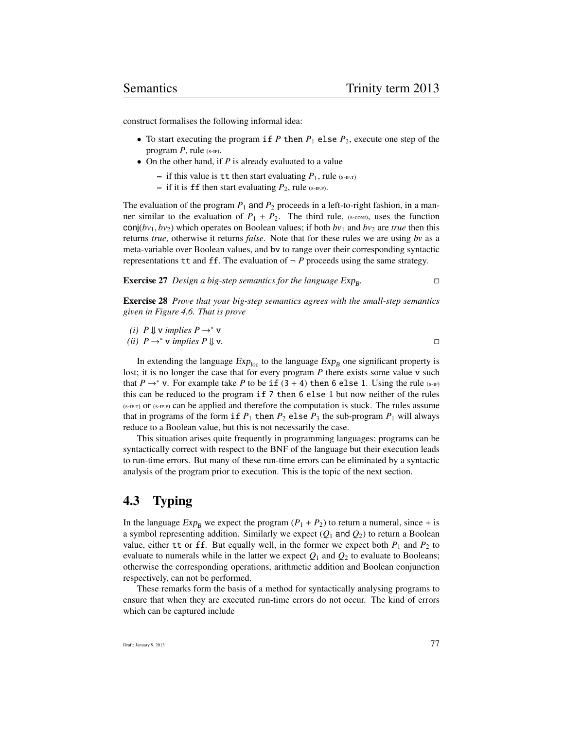construct formalises the following informal idea:

- To start executing the program `if` $P$ `then` $P_1$ `else` $P_2$, execute one step of the program $P$, rule (s-if).
- On the other hand, if $P$ is already evaluated to a value
  - if this value is `tt` then start evaluating $P_1$, rule (s-if.t)
  - if it is `ff` then start evaluating $P_2$, rule (s-if.f).

The evaluation of the program $P_1$ and $P_2$ proceeds in a left-to-right fashion, in a manner similar to the evaluation of $P_1 + P_2$. The third rule, (s-conj), uses the function $\mathsf{conj}(bv_1, bv_2)$ which operates on Boolean values; if both $bv_1$ and $bv_2$ are *true* then this returns *true*, otherwise it returns *false*. Note that for these rules we are using $bv$ as a meta-variable over Boolean values, and `bv` to range over their corresponding syntactic representations `tt` and `ff`. The evaluation of $\neg P$ proceeds using the same strategy.

**Exercise 27** *Design a big-step semantics for the language* $Exp_B$. □

**Exercise 28** *Prove that your big-step semantics agrees with the small-step semantics given in Figure 4.6. That is prove*

*(i)* $P \Downarrow \mathtt{v}$ *implies* $P \rightarrow^* \mathtt{v}$

*(ii)* $P \rightarrow^* \mathtt{v}$ *implies* $P \Downarrow \mathtt{v}$. □

In extending the language $Exp_{loc}$ to the language $Exp_B$ one significant property is lost; it is no longer the case that for every program $P$ there exists some value `v` such that $P \rightarrow^* \mathtt{v}$. For example take $P$ to be `if (3 + 4) then 6 else 1`. Using the rule (s-if) this can be reduced to the program `if 7 then 6 else 1` but now neither of the rules (s-if.t) or (s-if.f) can be applied and therefore the computation is stuck. The rules assume that in programs of the form `if` $P_1$ `then` $P_2$ `else` $P_3$ the sub-program $P_1$ will always reduce to a Boolean value, but this is not necessarily the case.

This situation arises quite frequently in programming languages; programs can be syntactically correct with respect to the BNF of the language but their execution leads to run-time errors. But many of these run-time errors can be eliminated by a syntactic analysis of the program prior to execution. This is the topic of the next section.

## 4.3 Typing

In the language $Exp_B$ we expect the program $(P_1 + P_2)$ to return a numeral, since + is a symbol representing addition. Similarly we expect ($Q_1$ and $Q_2$) to return a Boolean value, either `tt` or `ff`. But equally well, in the former we expect both $P_1$ and $P_2$ to evaluate to numerals while in the latter we expect $Q_1$ and $Q_2$ to evaluate to Booleans; otherwise the corresponding operations, arithmetic addition and Boolean conjunction respectively, can not be performed.

These remarks form the basis of a method for syntactically analysing programs to ensure that when they are executed run-time errors do not occur. The kind of errors which can be captured include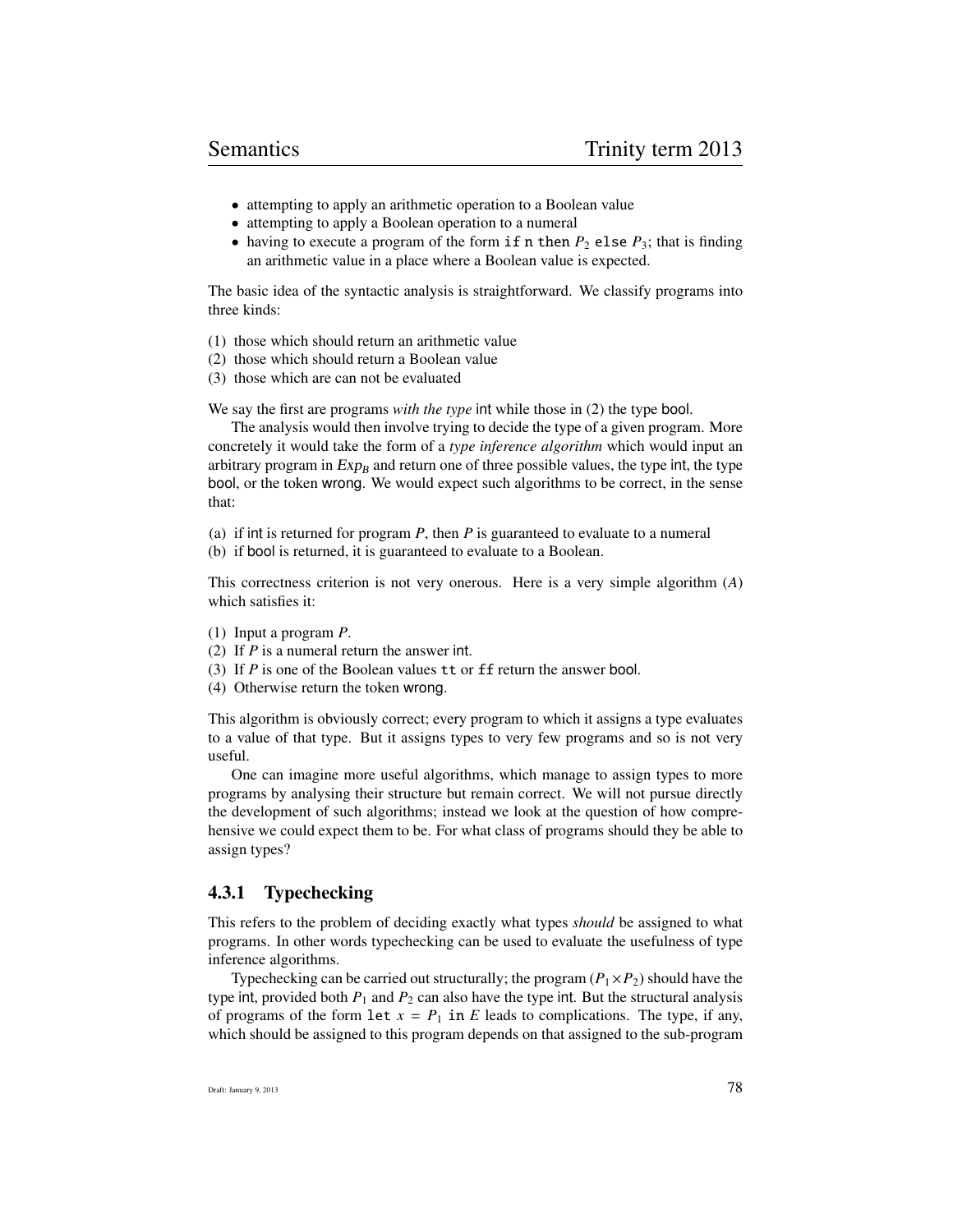- attempting to apply an arithmetic operation to a Boolean value
- attempting to apply a Boolean operation to a numeral
- having to execute a program of the form `if n then` $P_2$ `else` $P_3$; that is finding an arithmetic value in a place where a Boolean value is expected.

The basic idea of the syntactic analysis is straightforward. We classify programs into three kinds:

(1) those which should return an arithmetic value
(2) those which should return a Boolean value
(3) those which are can not be evaluated

We say the first are programs *with the type* int while those in (2) the type bool.

The analysis would then involve trying to decide the type of a given program. More concretely it would take the form of a *type inference algorithm* which would input an arbitrary program in $Exp_B$ and return one of three possible values, the type int, the type bool, or the token wrong. We would expect such algorithms to be correct, in the sense that:

(a) if int is returned for program $P$, then $P$ is guaranteed to evaluate to a numeral
(b) if bool is returned, it is guaranteed to evaluate to a Boolean.

This correctness criterion is not very onerous. Here is a very simple algorithm ($A$) which satisfies it:

(1) Input a program $P$.
(2) If $P$ is a numeral return the answer int.
(3) If $P$ is one of the Boolean values `tt` or `ff` return the answer bool.
(4) Otherwise return the token wrong.

This algorithm is obviously correct; every program to which it assigns a type evaluates to a value of that type. But it assigns types to very few programs and so is not very useful.

One can imagine more useful algorithms, which manage to assign types to more programs by analysing their structure but remain correct. We will not pursue directly the development of such algorithms; instead we look at the question of how comprehensive we could expect them to be. For what class of programs should they be able to assign types?

### 4.3.1 Typechecking

This refers to the problem of deciding exactly what types *should* be assigned to what programs. In other words typechecking can be used to evaluate the usefulness of type inference algorithms.

Typechecking can be carried out structurally; the program $(P_1 \times P_2)$ should have the type int, provided both $P_1$ and $P_2$ can also have the type int. But the structural analysis of programs of the form `let` $x$ = $P_1$ `in` $E$ leads to complications. The type, if any, which should be assigned to this program depends on that assigned to the sub-program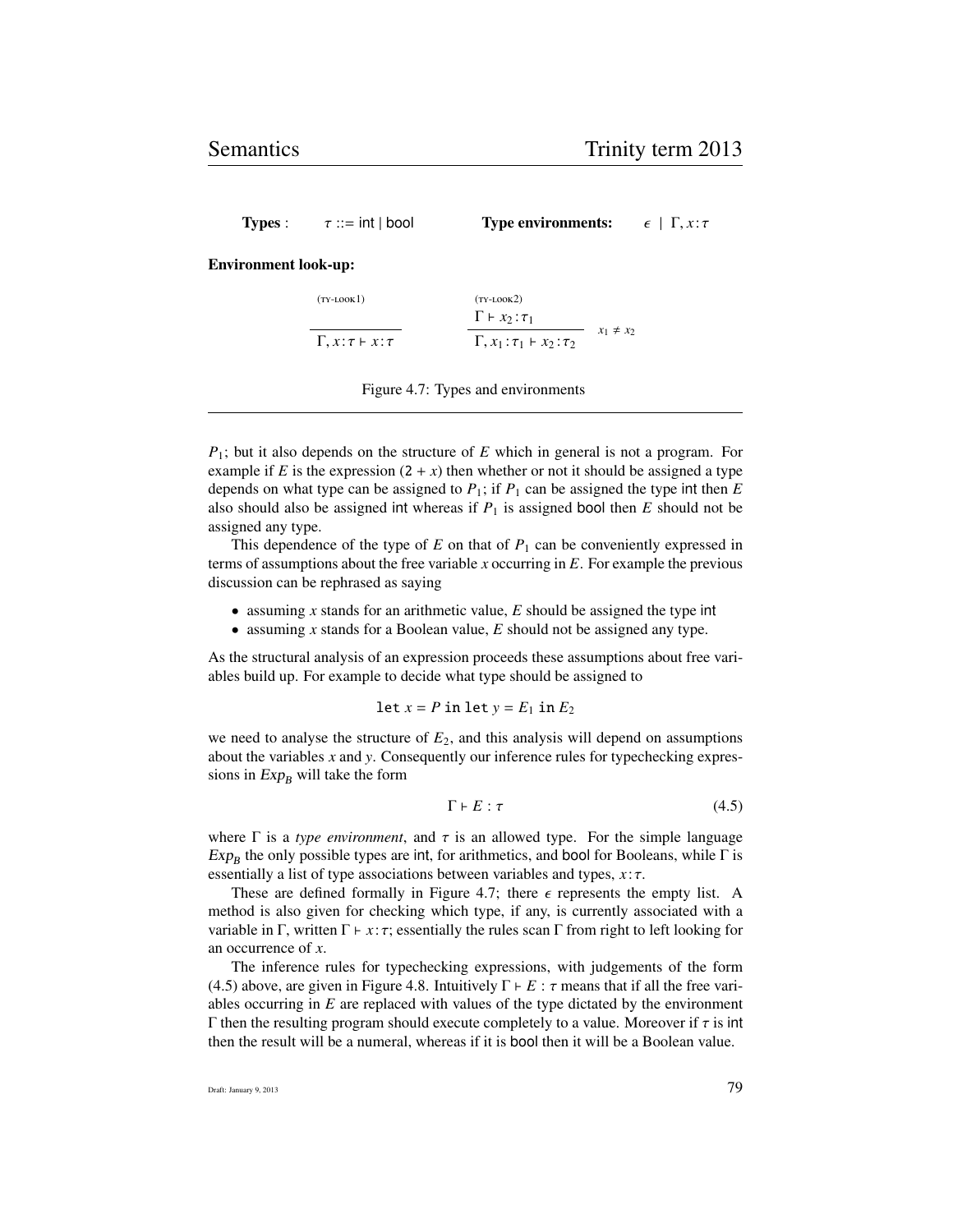**Types** : $\tau ::= \mathsf{int} \mid \mathsf{bool}$ **Type environments:** $\epsilon \mid \Gamma, x : \tau$

**Environment look-up:**

$$\text{(TY-LOOK1)} \quad \frac{}{\Gamma, x : \tau \vdash x : \tau} \qquad \text{(TY-LOOK2)} \quad \frac{\Gamma \vdash x_2 : \tau_1}{\Gamma, x_1 : \tau_1 \vdash x_2 : \tau_2} \; x_1 \neq x_2$$

Figure 4.7: Types and environments

---

$P_1$; but it also depends on the structure of $E$ which in general is not a program. For example if $E$ is the expression $(2 + x)$ then whether or not it should be assigned a type depends on what type can be assigned to $P_1$; if $P_1$ can be assigned the type int then $E$ also should also be assigned int whereas if $P_1$ is assigned bool then $E$ should not be assigned any type.

This dependence of the type of $E$ on that of $P_1$ can be conveniently expressed in terms of assumptions about the free variable $x$ occurring in $E$. For example the previous discussion can be rephrased as saying

- assuming $x$ stands for an arithmetic value, $E$ should be assigned the type int
- assuming $x$ stands for a Boolean value, $E$ should not be assigned any type.

As the structural analysis of an expression proceeds these assumptions about free variables build up. For example to decide what type should be assigned to

$$\texttt{let}\ x = P\ \texttt{in}\ \texttt{let}\ y = E_1\ \texttt{in}\ E_2$$

we need to analyse the structure of $E_2$, and this analysis will depend on assumptions about the variables $x$ and $y$. Consequently our inference rules for typechecking expressions in $Exp_B$ will take the form

$$\Gamma \vdash E : \tau \tag{4.5}$$

where $\Gamma$ is a *type environment*, and $\tau$ is an allowed type. For the simple language $Exp_B$ the only possible types are int, for arithmetics, and bool for Booleans, while $\Gamma$ is essentially a list of type associations between variables and types, $x : \tau$.

These are defined formally in Figure 4.7; there $\epsilon$ represents the empty list. A method is also given for checking which type, if any, is currently associated with a variable in $\Gamma$, written $\Gamma \vdash x : \tau$; essentially the rules scan $\Gamma$ from right to left looking for an occurrence of $x$.

The inference rules for typechecking expressions, with judgements of the form (4.5) above, are given in Figure 4.8. Intuitively $\Gamma \vdash E : \tau$ means that if all the free variables occurring in $E$ are replaced with values of the type dictated by the environment $\Gamma$ then the resulting program should execute completely to a value. Moreover if $\tau$ is int then the result will be a numeral, whereas if it is bool then it will be a Boolean value.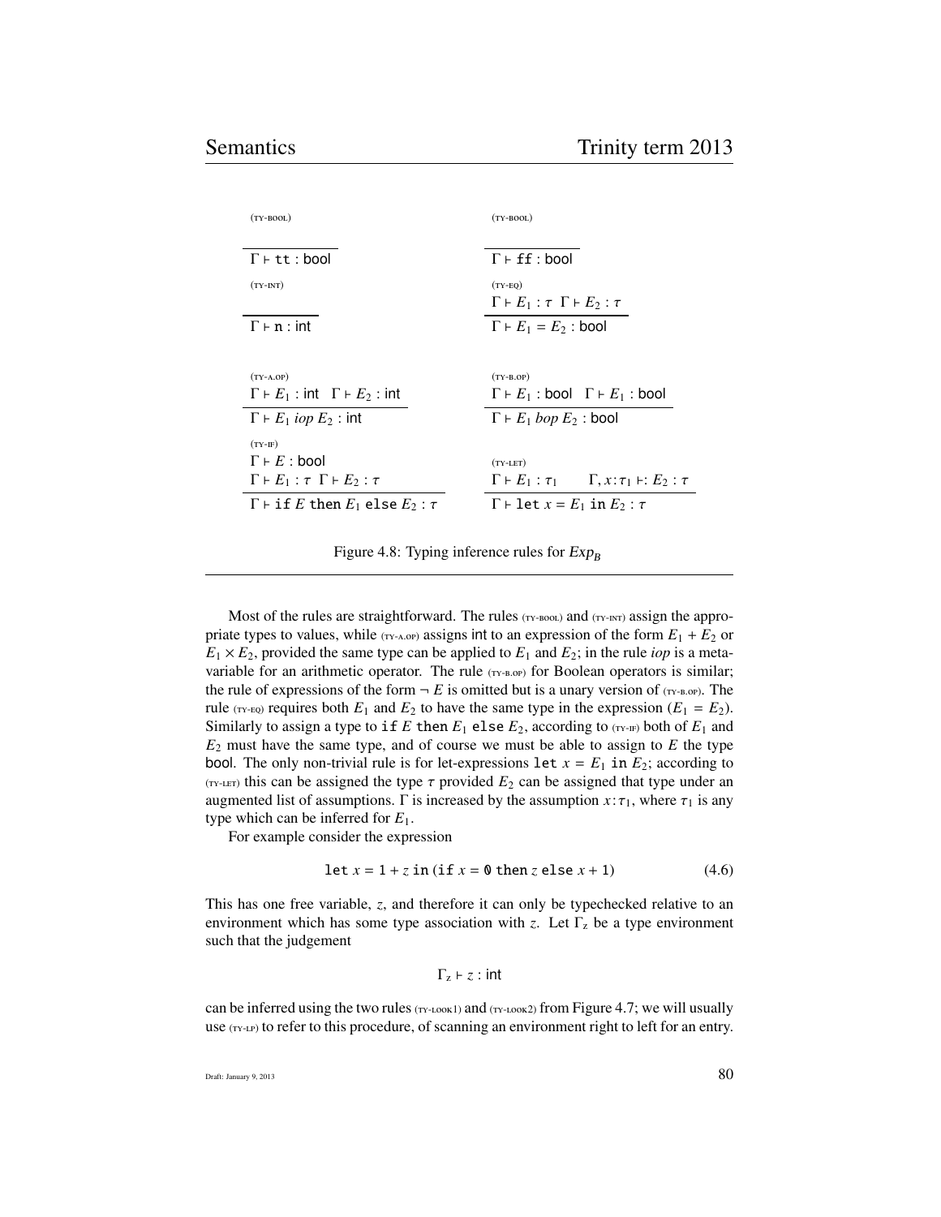$$\frac{}{\Gamma \vdash \texttt{tt} : \mathsf{bool}} \;(\text{TY-BOOL}) \qquad \frac{}{\Gamma \vdash \texttt{ff} : \mathsf{bool}} \;(\text{TY-BOOL})$$

$$\frac{}{\Gamma \vdash \texttt{n} : \mathsf{int}} \;(\text{TY-INT}) \qquad \frac{\Gamma \vdash E_1 : \tau \quad \Gamma \vdash E_2 : \tau}{\Gamma \vdash E_1 = E_2 : \mathsf{bool}} \;(\text{TY-EQ})$$

$$\frac{\Gamma \vdash E_1 : \mathsf{int} \quad \Gamma \vdash E_2 : \mathsf{int}}{\Gamma \vdash E_1 \; iop \; E_2 : \mathsf{int}} \;(\text{TY-A.OP}) \qquad \frac{\Gamma \vdash E_1 : \mathsf{bool} \quad \Gamma \vdash E_1 : \mathsf{bool}}{\Gamma \vdash E_1 \; bop \; E_2 : \mathsf{bool}} \;(\text{TY-B.OP})$$

$$\frac{\Gamma \vdash E : \mathsf{bool} \quad \Gamma \vdash E_1 : \tau \quad \Gamma \vdash E_2 : \tau}{\Gamma \vdash \texttt{if}\; E \;\texttt{then}\; E_1 \;\texttt{else}\; E_2 : \tau} \;(\text{TY-IF}) \qquad \frac{\Gamma \vdash E_1 : \tau_1 \qquad \Gamma, x{:}\tau_1 \vdash: E_2 : \tau}{\Gamma \vdash \texttt{let}\; x = E_1 \;\texttt{in}\; E_2 : \tau} \;(\text{TY-LET})$$

Figure 4.8: Typing inference rules for $Exp_B$

Most of the rules are straightforward. The rules (TY-BOOL) and (TY-INT) assign the appropriate types to values, while (TY-A.OP) assigns int to an expression of the form $E_1 + E_2$ or $E_1 \times E_2$, provided the same type can be applied to $E_1$ and $E_2$; in the rule *iop* is a meta-variable for an arithmetic operator. The rule (TY-B.OP) for Boolean operators is similar; the rule of expressions of the form $\neg E$ is omitted but is a unary version of (TY-B.OP). The rule (TY-EQ) requires both $E_1$ and $E_2$ to have the same type in the expression ($E_1 = E_2$). Similarly to assign a type to $\texttt{if}\; E \;\texttt{then}\; E_1 \;\texttt{else}\; E_2$, according to (TY-IF) both of $E_1$ and $E_2$ must have the same type, and of course we must be able to assign to $E$ the type bool. The only non-trivial rule is for let-expressions $\texttt{let}\; x = E_1 \;\texttt{in}\; E_2$; according to (TY-LET) this can be assigned the type $\tau$ provided $E_2$ can be assigned that type under an augmented list of assumptions. $\Gamma$ is increased by the assumption $x{:}\tau_1$, where $\tau_1$ is any type which can be inferred for $E_1$.

For example consider the expression

$$\texttt{let}\; x = 1 + z \;\texttt{in}\; (\texttt{if}\; x = \texttt{0} \;\texttt{then}\; z \;\texttt{else}\; x + 1) \tag{4.6}$$

This has one free variable, $z$, and therefore it can only be typechecked relative to an environment which has some type association with $z$. Let $\Gamma_z$ be a type environment such that the judgement

$$\Gamma_z \vdash z : \mathsf{int}$$

can be inferred using the two rules (TY-LOOK1) and (TY-LOOK2) from Figure 4.7; we will usually use (TY-LP) to refer to this procedure, of scanning an environment right to left for an entry.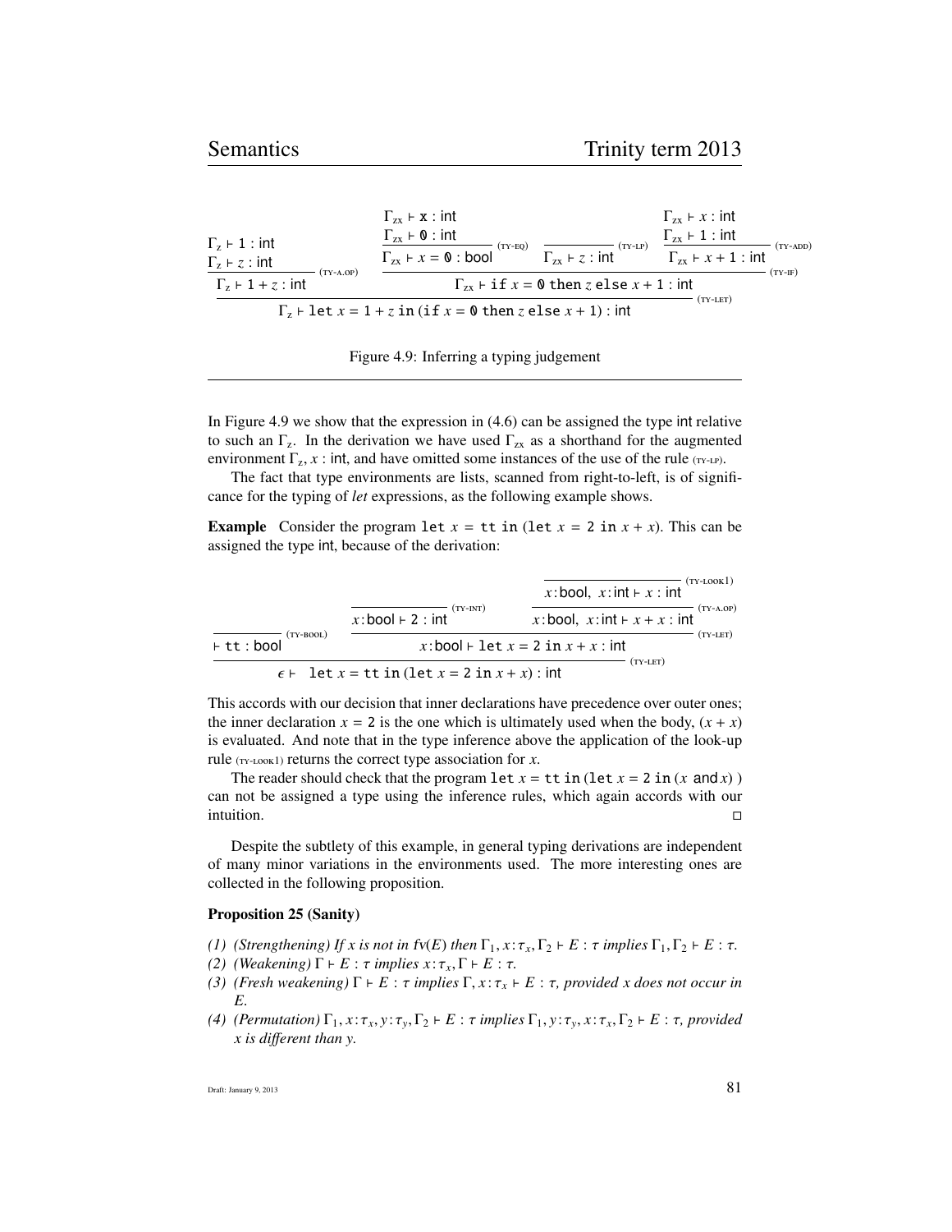$$
\dfrac{\dfrac{\Gamma_z \vdash 1 : \mathsf{int} \qquad \Gamma_z \vdash z : \mathsf{int}}{\Gamma_z \vdash 1 + z : \mathsf{int}}\;(\text{TY-A.OP}) \qquad \dfrac{\dfrac{\Gamma_{zx} \vdash \mathtt{x} : \mathsf{int} \qquad \Gamma_{zx} \vdash \mathtt{0} : \mathsf{int}}{\Gamma_{zx} \vdash x = \mathtt{0} : \mathsf{bool}}\;(\text{TY-EQ}) \qquad \dfrac{}{\Gamma_{zx} \vdash z : \mathsf{int}}\;(\text{TY-LP}) \qquad \dfrac{\Gamma_{zx} \vdash x : \mathsf{int} \qquad \Gamma_{zx} \vdash 1 : \mathsf{int}}{\Gamma_{zx} \vdash x + 1 : \mathsf{int}}\;(\text{TY-ADD})}{\Gamma_{zx} \vdash \mathtt{if}\ x = \mathtt{0}\ \mathtt{then}\ z\ \mathtt{else}\ x + 1 : \mathsf{int}}\;(\text{TY-IF})}{\Gamma_z \vdash \mathtt{let}\ x = 1 + z\ \mathtt{in}\ (\mathtt{if}\ x = \mathtt{0}\ \mathtt{then}\ z\ \mathtt{else}\ x + 1) : \mathsf{int}}\;(\text{TY-LET})
$$

Figure 4.9: Inferring a typing judgement

In Figure 4.9 we show that the expression in (4.6) can be assigned the type int relative to such an $\Gamma_z$. In the derivation we have used $\Gamma_{zx}$ as a shorthand for the augmented environment $\Gamma_z, x : \mathsf{int}$, and have omitted some instances of the use of the rule (TY-LP).

The fact that type environments are lists, scanned from right-to-left, is of significance for the typing of *let* expressions, as the following example shows.

**Example** Consider the program $\mathtt{let}\ x = \mathtt{tt}\ \mathtt{in}\ (\mathtt{let}\ x = \mathtt{2}\ \mathtt{in}\ x + x)$. This can be assigned the type int, because of the derivation:

$$
\dfrac{\dfrac{}{\vdash \mathtt{tt} : \mathsf{bool}}\;(\text{TY-BOOL}) \qquad \dfrac{\dfrac{}{x{:}\mathsf{bool} \vdash 2 : \mathsf{int}}\;(\text{TY-INT}) \qquad \dfrac{\dfrac{}{x{:}\mathsf{bool},\ x{:}\mathsf{int} \vdash x : \mathsf{int}}\;(\text{TY-LOOK1})}{x{:}\mathsf{bool},\ x{:}\mathsf{int} \vdash x + x : \mathsf{int}}\;(\text{TY-A.OP})}{x{:}\mathsf{bool} \vdash \mathtt{let}\ x = \mathtt{2}\ \mathtt{in}\ x + x : \mathsf{int}}\;(\text{TY-LET})}{\epsilon \vdash\ \mathtt{let}\ x = \mathtt{tt}\ \mathtt{in}\ (\mathtt{let}\ x = \mathtt{2}\ \mathtt{in}\ x + x) : \mathsf{int}}\;(\text{TY-LET})
$$

This accords with our decision that inner declarations have precedence over outer ones; the inner declaration $x = \mathtt{2}$ is the one which is ultimately used when the body, $(x + x)$ is evaluated. And note that in the type inference above the application of the look-up rule (TY-LOOK1) returns the correct type association for $x$.

The reader should check that the program $\mathtt{let}\ x = \mathtt{tt}\ \mathtt{in}\ (\mathtt{let}\ x = \mathtt{2}\ \mathtt{in}\ (x\ \mathsf{and}\ x)\ )$ can not be assigned a type using the inference rules, which again accords with our intuition. □

Despite the subtlety of this example, in general typing derivations are independent of many minor variations in the environments used. The more interesting ones are collected in the following proposition.

**Proposition 25 (Sanity)**

*(1) (Strengthening) If $x$ is not in $fv(E)$ then $\Gamma_1, x{:}\tau_x, \Gamma_2 \vdash E : \tau$ implies $\Gamma_1, \Gamma_2 \vdash E : \tau$.*

*(2) (Weakening) $\Gamma \vdash E : \tau$ implies $x{:}\tau_x, \Gamma \vdash E : \tau$.*

*(3) (Fresh weakening) $\Gamma \vdash E : \tau$ implies $\Gamma, x{:}\tau_x \vdash E : \tau$, provided $x$ does not occur in $E$.*

*(4) (Permutation) $\Gamma_1, x{:}\tau_x, y{:}\tau_y, \Gamma_2 \vdash E : \tau$ implies $\Gamma_1, y{:}\tau_y, x{:}\tau_x, \Gamma_2 \vdash E : \tau$, provided $x$ is different than $y$.*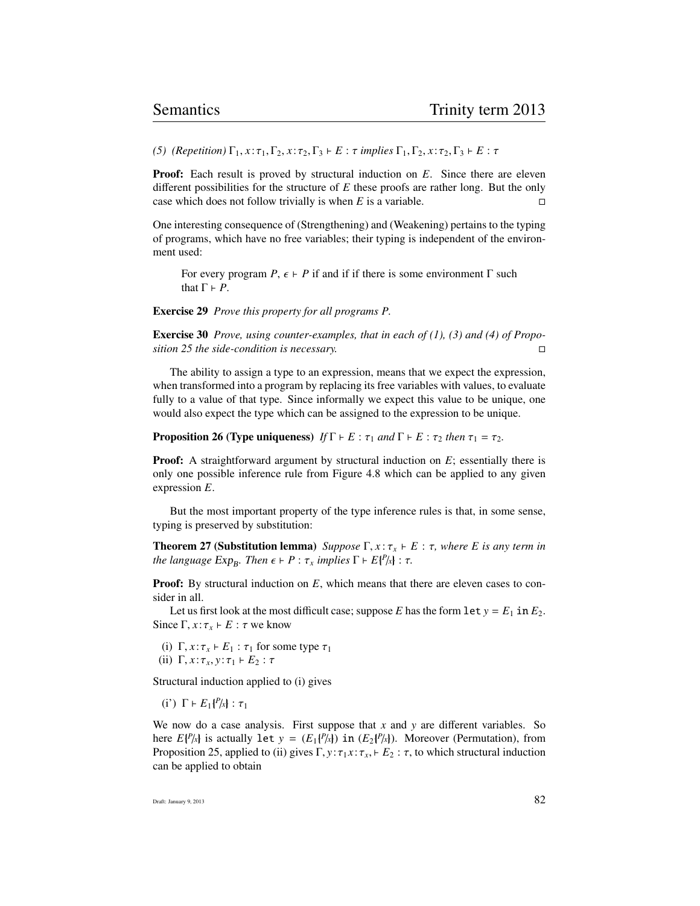*(5) (Repetition)* $\Gamma_1, x\!:\!\tau_1, \Gamma_2, x\!:\!\tau_2, \Gamma_3 \vdash E : \tau$ *implies* $\Gamma_1, \Gamma_2, x\!:\!\tau_2, \Gamma_3 \vdash E : \tau$

**Proof:** Each result is proved by structural induction on $E$. Since there are eleven different possibilities for the structure of $E$ these proofs are rather long. But the only case which does not follow trivially is when $E$ is a variable. □

One interesting consequence of (Strengthening) and (Weakening) pertains to the typing of programs, which have no free variables; their typing is independent of the environment used:

> For every program $P$, $\epsilon \vdash P$ if and if if there is some environment $\Gamma$ such that $\Gamma \vdash P$.

**Exercise 29** *Prove this property for all programs P.*

**Exercise 30** *Prove, using counter-examples, that in each of (1), (3) and (4) of Proposition 25 the side-condition is necessary.* □

The ability to assign a type to an expression, means that we expect the expression, when transformed into a program by replacing its free variables with values, to evaluate fully to a value of that type. Since informally we expect this value to be unique, one would also expect the type which can be assigned to the expression to be unique.

**Proposition 26 (Type uniqueness)** *If* $\Gamma \vdash E : \tau_1$ *and* $\Gamma \vdash E : \tau_2$ *then* $\tau_1 = \tau_2$.

**Proof:** A straightforward argument by structural induction on $E$; essentially there is only one possible inference rule from Figure 4.8 which can be applied to any given expression $E$.

But the most important property of the type inference rules is that, in some sense, typing is preserved by substitution:

**Theorem 27 (Substitution lemma)** *Suppose* $\Gamma, x\!:\!\tau_x \vdash E : \tau$*, where E is any term in the language* $Exp_B$*. Then* $\epsilon \vdash P : \tau_x$ *implies* $\Gamma \vdash E\{\!\!\{^P\!/\!_x\}\!\!\} : \tau$.

**Proof:** By structural induction on $E$, which means that there are eleven cases to consider in all.

Let us first look at the most difficult case; suppose $E$ has the form `let` $y = E_1$ `in` $E_2$. Since $\Gamma, x\!:\!\tau_x \vdash E : \tau$ we know

(i) $\Gamma, x\!:\!\tau_x \vdash E_1 : \tau_1$ for some type $\tau_1$

(ii) $\Gamma, x\!:\!\tau_x, y\!:\!\tau_1 \vdash E_2 : \tau$

Structural induction applied to (i) gives

(i') $\Gamma \vdash E_1\{\!\!\{^P\!/\!_x\}\!\!\} : \tau_1$

We now do a case analysis. First suppose that $x$ and $y$ are different variables. So here $E\{\!\!\{^P\!/\!_x\}\!\!\}$ is actually `let` $y = (E_1\{\!\!\{^P\!/\!_x\}\!\!\})$ `in` $(E_2\{\!\!\{^P\!/\!_x\}\!\!\})$. Moreover (Permutation), from Proposition 25, applied to (ii) gives $\Gamma, y\!:\!\tau_1 x\!:\!\tau_x, \vdash E_2 : \tau$, to which structural induction can be applied to obtain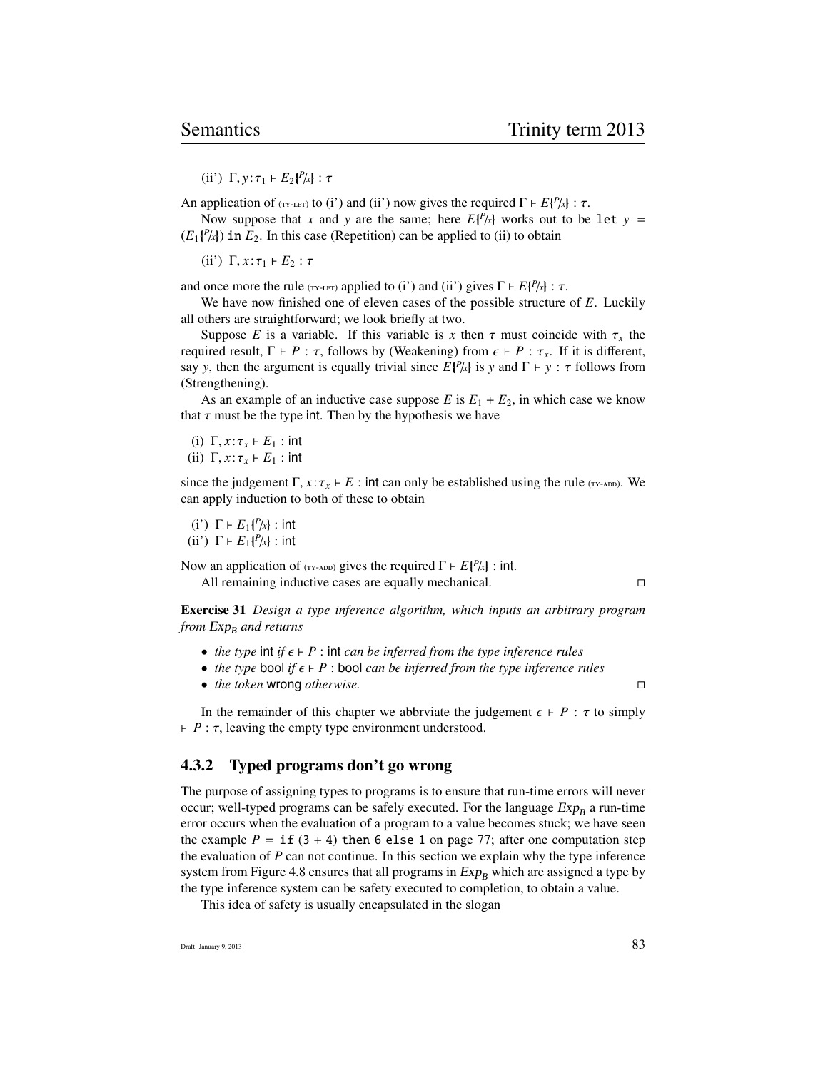(ii') $\Gamma, y : \tau_1 \vdash E_2\{^P/_x\} : \tau$

An application of (TY-LET) to (i') and (ii') now gives the required $\Gamma \vdash E\{^P/_x\} : \tau$.

Now suppose that $x$ and $y$ are the same; here $E\{^P/_x\}$ works out to be `let` $y$ = $(E_1\{^P/_x\})$ `in` $E_2$. In this case (Repetition) can be applied to (ii) to obtain

(ii') $\Gamma, x : \tau_1 \vdash E_2 : \tau$

and once more the rule (TY-LET) applied to (i') and (ii') gives $\Gamma \vdash E\{^P/_x\} : \tau$.

We have now finished one of eleven cases of the possible structure of $E$. Luckily all others are straightforward; we look briefly at two.

Suppose $E$ is a variable. If this variable is $x$ then $\tau$ must coincide with $\tau_x$ the required result, $\Gamma \vdash P : \tau$, follows by (Weakening) from $\epsilon \vdash P : \tau_x$. If it is different, say $y$, then the argument is equally trivial since $E\{^P/_x\}$ is $y$ and $\Gamma \vdash y : \tau$ follows from (Strengthening).

As an example of an inductive case suppose $E$ is $E_1 + E_2$, in which case we know that $\tau$ must be the type int. Then by the hypothesis we have

(i) $\Gamma, x : \tau_x \vdash E_1 : \mathsf{int}$
(ii) $\Gamma, x : \tau_x \vdash E_1 : \mathsf{int}$

since the judgement $\Gamma, x : \tau_x \vdash E : \mathsf{int}$ can only be established using the rule (TY-ADD). We can apply induction to both of these to obtain

(i') $\Gamma \vdash E_1\{^P/_x\} : \mathsf{int}$
(ii') $\Gamma \vdash E_1\{^P/_x\} : \mathsf{int}$

Now an application of (TY-ADD) gives the required $\Gamma \vdash E\{^P/_x\} : \mathsf{int}$.

All remaining inductive cases are equally mechanical. □

**Exercise 31** *Design a type inference algorithm, which inputs an arbitrary program from $Exp_B$ and returns*

- *the type* int *if $\epsilon \vdash P : \mathsf{int}$ can be inferred from the type inference rules*
- *the type* bool *if $\epsilon \vdash P : \mathsf{bool}$ can be inferred from the type inference rules*
- *the token* wrong *otherwise.* □

In the remainder of this chapter we abbrviate the judgement $\epsilon \vdash P : \tau$ to simply $\vdash P : \tau$, leaving the empty type environment understood.

### 4.3.2 Typed programs don't go wrong

The purpose of assigning types to programs is to ensure that run-time errors will never occur; well-typed programs can be safely executed. For the language $Exp_B$ a run-time error occurs when the evaluation of a program to a value becomes stuck; we have seen the example $P$ = `if (3 + 4) then 6 else 1` on page 77; after one computation step the evaluation of $P$ can not continue. In this section we explain why the type inference system from Figure 4.8 ensures that all programs in $Exp_B$ which are assigned a type by the type inference system can be safety executed to completion, to obtain a value.

This idea of safety is usually encapsulated in the slogan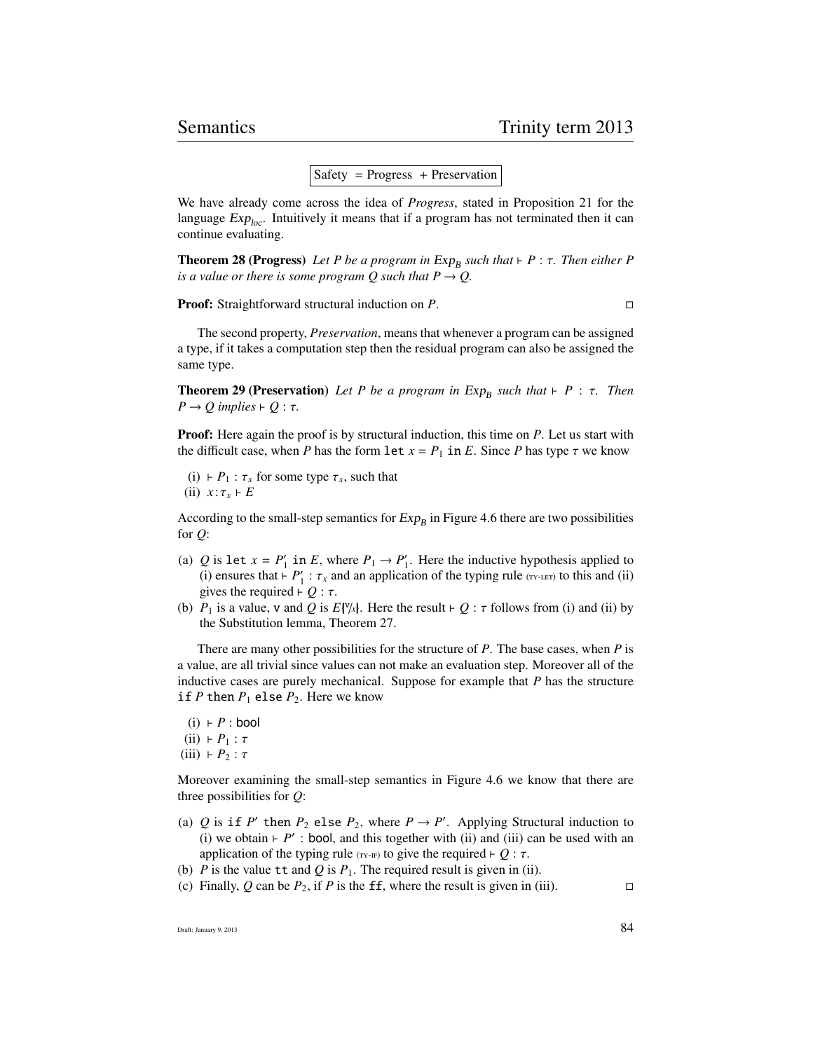$$\boxed{\text{Safety} \;=\; \text{Progress} \;+\; \text{Preservation}}$$

We have already come across the idea of *Progress*, stated in Proposition 21 for the language $Exp_{loc}$. Intuitively it means that if a program has not terminated then it can continue evaluating.

**Theorem 28 (Progress)** *Let $P$ be a program in $Exp_B$ such that $\vdash P : \tau$. Then either $P$ is a value or there is some program $Q$ such that $P \to Q$.*

**Proof:** Straightforward structural induction on $P$. □

The second property, *Preservation*, means that whenever a program can be assigned a type, if it takes a computation step then the residual program can also be assigned the same type.

**Theorem 29 (Preservation)** *Let $P$ be a program in $Exp_B$ such that $\vdash P : \tau$. Then $P \to Q$ implies $\vdash Q : \tau$.*

**Proof:** Here again the proof is by structural induction, this time on $P$. Let us start with the difficult case, when $P$ has the form `let` $x = P_1$ `in` $E$. Since $P$ has type $\tau$ we know

(i) $\vdash P_1 : \tau_x$ for some type $\tau_x$, such that
(ii) $x : \tau_x \vdash E$

According to the small-step semantics for $Exp_B$ in Figure 4.6 there are two possibilities for $Q$:

(a) $Q$ is `let` $x = P_1'$ `in` $E$, where $P_1 \to P_1'$. Here the inductive hypothesis applied to (i) ensures that $\vdash P_1' : \tau_x$ and an application of the typing rule (TY-LET) to this and (ii) gives the required $\vdash Q : \tau$.
(b) $P_1$ is a value, `v` and $Q$ is $E\{\!|^{v}/_{x}|\!\}$. Here the result $\vdash Q : \tau$ follows from (i) and (ii) by the Substitution lemma, Theorem 27.

There are many other possibilities for the structure of $P$. The base cases, when $P$ is a value, are all trivial since values can not make an evaluation step. Moreover all of the inductive cases are purely mechanical. Suppose for example that $P$ has the structure `if` $P$ `then` $P_1$ `else` $P_2$. Here we know

(i) $\vdash P : \mathsf{bool}$
(ii) $\vdash P_1 : \tau$
(iii) $\vdash P_2 : \tau$

Moreover examining the small-step semantics in Figure 4.6 we know that there are three possibilities for $Q$:

(a) $Q$ is `if` $P'$ `then` $P_2$ `else` $P_2$, where $P \to P'$. Applying Structural induction to (i) we obtain $\vdash P' : \mathsf{bool}$, and this together with (ii) and (iii) can be used with an application of the typing rule (TY-IF) to give the required $\vdash Q : \tau$.
(b) $P$ is the value `tt` and $Q$ is $P_1$. The required result is given in (ii).
(c) Finally, $Q$ can be $P_2$, if $P$ is the `ff`, where the result is given in (iii). □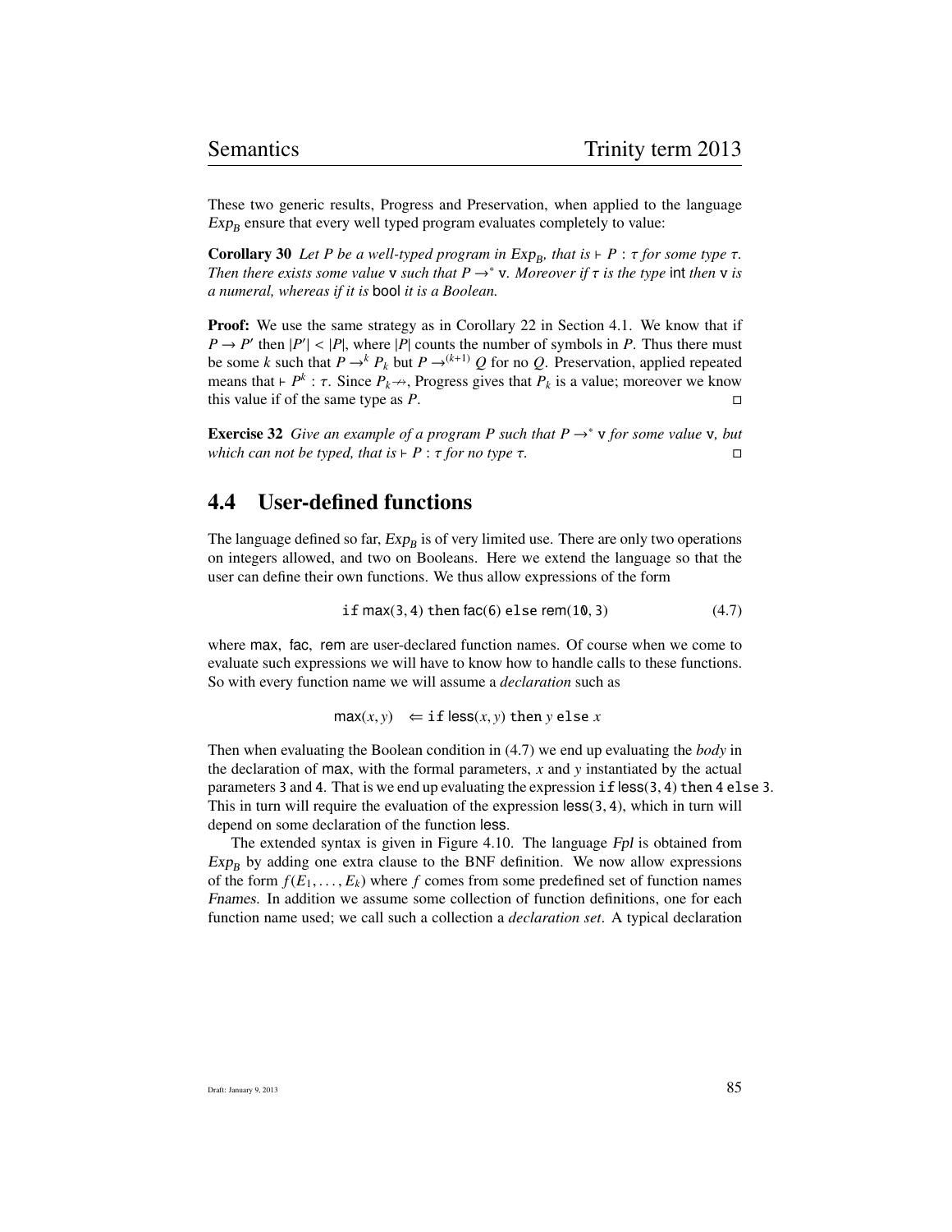These two generic results, Progress and Preservation, when applied to the language $Exp_B$ ensure that every well typed program evaluates completely to value:

**Corollary 30** *Let $P$ be a well-typed program in $Exp_B$, that is $\vdash P : \tau$ for some type $\tau$. Then there exists some value $\mathtt{v}$ such that $P \rightarrow^* \mathtt{v}$. Moreover if $\tau$ is the type* int *then* $\mathtt{v}$ *is a numeral, whereas if it is* bool *it is a Boolean.*

**Proof:** We use the same strategy as in Corollary 22 in Section 4.1. We know that if $P \rightarrow P'$ then $|P'| < |P|$, where $|P|$ counts the number of symbols in $P$. Thus there must be some $k$ such that $P \rightarrow^k P_k$ but $P \rightarrow^{(k+1)} Q$ for no $Q$. Preservation, applied repeated means that $\vdash P^k : \tau$. Since $P_k \not\rightarrow$, Progress gives that $P_k$ is a value; moreover we know this value if of the same type as $P$. □

**Exercise 32** *Give an example of a program $P$ such that $P \rightarrow^* \mathtt{v}$ for some value $\mathtt{v}$, but which can not be typed, that is $\vdash P : \tau$ for no type $\tau$.* □

## 4.4 User-defined functions

The language defined so far, $Exp_B$ is of very limited use. There are only two operations on integers allowed, and two on Booleans. Here we extend the language so that the user can define their own functions. We thus allow expressions of the form

$$\mathtt{if}\ \mathsf{max}(3,4)\ \mathtt{then}\ \mathsf{fac}(6)\ \mathtt{else}\ \mathsf{rem}(10,3) \tag{4.7}$$

where max, fac, rem are user-declared function names. Of course when we come to evaluate such expressions we will have to know how to handle calls to these functions. So with every function name we will assume a *declaration* such as

$$\mathsf{max}(x,y) \quad \Leftarrow \mathtt{if}\ \mathsf{less}(x,y)\ \mathtt{then}\ y\ \mathtt{else}\ x$$

Then when evaluating the Boolean condition in (4.7) we end up evaluating the *body* in the declaration of max, with the formal parameters, $x$ and $y$ instantiated by the actual parameters 3 and 4. That is we end up evaluating the expression $\mathtt{if}\ \mathsf{less}(3,4)\ \mathtt{then}\ 4\ \mathtt{else}\ 3$. This in turn will require the evaluation of the expression $\mathsf{less}(3,4)$, which in turn will depend on some declaration of the function less.

The extended syntax is given in Figure 4.10. The language *Fpl* is obtained from $Exp_B$ by adding one extra clause to the BNF definition. We now allow expressions of the form $f(E_1,\ldots,E_k)$ where $f$ comes from some predefined set of function names *Fnames*. In addition we assume some collection of function definitions, one for each function name used; we call such a collection a *declaration set*. A typical declaration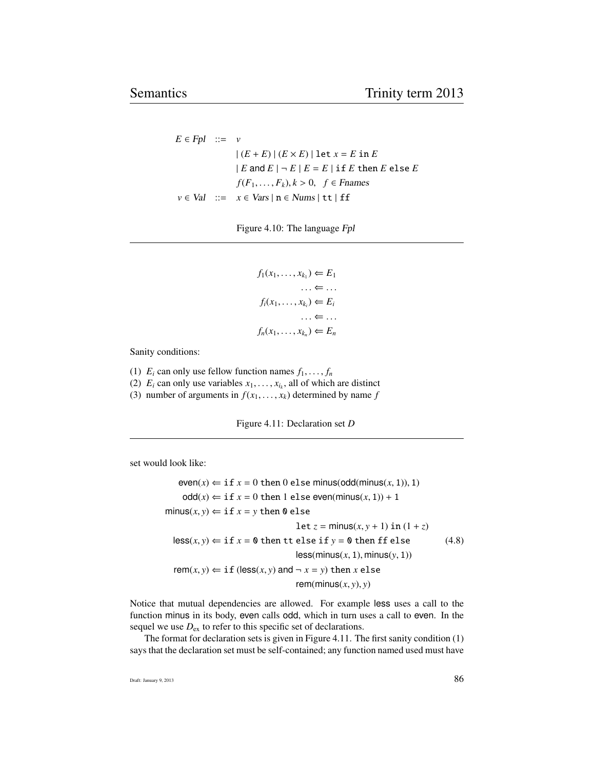$$
\begin{array}{rcl}
E \in \mathit{Fpl} & ::= & v \\
& & \mid (E + E) \mid (E \times E) \mid \texttt{let}\ x = E\ \texttt{in}\ E \\
& & \mid E\ \mathsf{and}\ E \mid \neg\ E \mid E = E \mid \texttt{if}\ E\ \texttt{then}\ E\ \texttt{else}\ E \\
& & f(F_1, \ldots, F_k), k > 0, \quad f \in \mathit{Fnames} \\
v \in \mathit{Val} & ::= & x \in \mathit{Vars} \mid \mathtt{n} \in \mathit{Nums} \mid \mathtt{tt} \mid \mathtt{ff}
\end{array}
$$

Figure 4.10: The language *Fpl*

---

$$
\begin{array}{r}
f_1(x_1, \ldots, x_{k_1}) \Leftarrow E_1 \\
\ldots \Leftarrow \ldots \\
f_i(x_1, \ldots, x_{k_i}) \Leftarrow E_i \\
\ldots \Leftarrow \ldots \\
f_n(x_1, \ldots, x_{k_n}) \Leftarrow E_n
\end{array}
$$

Sanity conditions:

(1) $E_i$ can only use fellow function names $f_1, \ldots, f_n$
(2) $E_i$ can only use variables $x_1, \ldots, x_{i_k}$, all of which are distinct
(3) number of arguments in $f(x_1, \ldots, x_k)$ determined by name $f$

Figure 4.11: Declaration set $D$

---

set would look like:

$$
\begin{array}{rl}
\mathsf{even}(x) \Leftarrow & \texttt{if}\ x = 0\ \texttt{then}\ 0\ \texttt{else}\ \mathsf{minus}(\mathsf{odd}(\mathsf{minus}(x, 1)), 1) \\
\mathsf{odd}(x) \Leftarrow & \texttt{if}\ x = 0\ \texttt{then}\ 1\ \texttt{else}\ \mathsf{even}(\mathsf{minus}(x, 1)) + 1 \\
\mathsf{minus}(x, y) \Leftarrow & \texttt{if}\ x = y\ \texttt{then}\ \mathtt{0}\ \texttt{else} \\
& \qquad \texttt{let}\ z = \mathsf{minus}(x, y + 1)\ \texttt{in}\ (1 + z) \\
\mathsf{less}(x, y) \Leftarrow & \texttt{if}\ x = \mathtt{0}\ \texttt{then}\ \mathtt{tt}\ \texttt{else}\ \texttt{if}\ y = \mathtt{0}\ \texttt{then}\ \mathtt{ff}\ \texttt{else} \\
& \qquad \mathsf{less}(\mathsf{minus}(x, 1), \mathsf{minus}(y, 1)) \\
\mathsf{rem}(x, y) \Leftarrow & \texttt{if}\ (\mathsf{less}(x, y)\ \mathsf{and}\ \neg\ x = y)\ \texttt{then}\ x\ \texttt{else} \\
& \qquad \mathsf{rem}(\mathsf{minus}(x, y), y)
\end{array}
\tag{4.8}
$$

Notice that mutual dependencies are allowed. For example less uses a call to the function minus in its body, even calls odd, which in turn uses a call to even. In the sequel we use $D_{\mathrm{ex}}$ to refer to this specific set of declarations.

The format for declaration sets is given in Figure 4.11. The first sanity condition (1) says that the declaration set must be self-contained; any function named used must have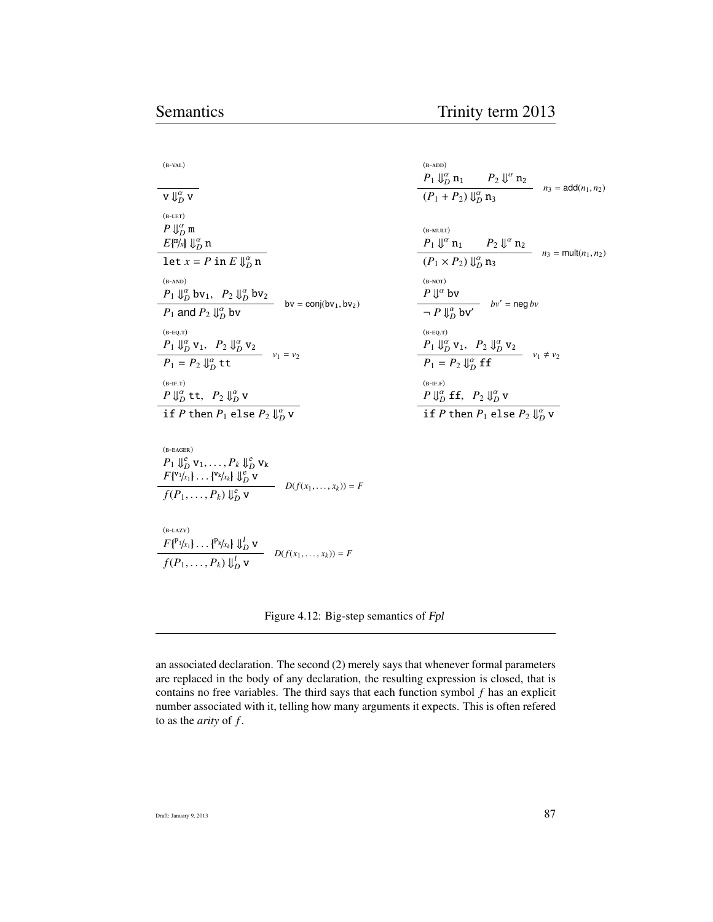(B-VAL)

$$\frac{}{\mathtt{v} \Downarrow^{\alpha}_{D} \mathtt{v}}$$

(B-ADD)

$$\frac{P_1 \Downarrow^{\alpha}_{D} \mathtt{n}_1 \qquad P_2 \Downarrow^{\alpha} \mathtt{n}_2}{(P_1 + P_2) \Downarrow^{\alpha}_{D} \mathtt{n}_3} \quad n_3 = \mathsf{add}(n_1, n_2)$$

(B-LET)

$$\frac{P \Downarrow^{\alpha}_{D} \mathtt{m} \qquad E\{\!\!\{^{\mathtt{m}}/_{x}\}\!\!\} \Downarrow^{\alpha}_{D} \mathtt{n}}{\mathtt{let}\ x = P\ \mathtt{in}\ E \Downarrow^{\alpha}_{D} \mathtt{n}}$$

(B-MULT)

$$\frac{P_1 \Downarrow^{\alpha} \mathtt{n}_1 \qquad P_2 \Downarrow^{\alpha} \mathtt{n}_2}{(P_1 \times P_2) \Downarrow^{\alpha}_{D} \mathtt{n}_3} \quad n_3 = \mathsf{mult}(n_1, n_2)$$

(B-AND)

$$\frac{P_1 \Downarrow^{\alpha}_{D} \mathtt{bv}_1, \quad P_2 \Downarrow^{\alpha}_{D} \mathtt{bv}_2}{P_1\ \mathsf{and}\ P_2 \Downarrow^{\alpha}_{D} \mathtt{bv}} \quad \mathsf{bv} = \mathsf{conj}(\mathsf{bv}_1, \mathsf{bv}_2)$$

(B-NOT)

$$\frac{P \Downarrow^{\alpha} \mathtt{bv}}{\neg\ P \Downarrow^{\alpha}_{D} \mathtt{bv}'} \quad bv' = \mathsf{neg}\, bv$$

(B-EQ.T)

$$\frac{P_1 \Downarrow^{\alpha}_{D} \mathtt{v}_1, \quad P_2 \Downarrow^{\alpha}_{D} \mathtt{v}_2}{P_1 = P_2 \Downarrow^{\alpha}_{D} \mathtt{tt}} \quad v_1 = v_2$$

(B-EQ.T)

$$\frac{P_1 \Downarrow^{\alpha}_{D} \mathtt{v}_1, \quad P_2 \Downarrow^{\alpha}_{D} \mathtt{v}_2}{P_1 = P_2 \Downarrow^{\alpha}_{D} \mathtt{ff}} \quad v_1 \neq v_2$$

(B-IF.T)

$$\frac{P \Downarrow^{\alpha}_{D} \mathtt{tt}, \quad P_2 \Downarrow^{\alpha}_{D} \mathtt{v}}{\mathtt{if}\ P\ \mathtt{then}\ P_1\ \mathtt{else}\ P_2 \Downarrow^{\alpha}_{D} \mathtt{v}}$$

(B-IF.F)

$$\frac{P \Downarrow^{\alpha}_{D} \mathtt{ff}, \quad P_2 \Downarrow^{\alpha}_{D} \mathtt{v}}{\mathtt{if}\ P\ \mathtt{then}\ P_1\ \mathtt{else}\ P_2 \Downarrow^{\alpha}_{D} \mathtt{v}}$$

(B-EAGER)

$$\frac{P_1 \Downarrow^{e}_{D} \mathtt{v}_1, \ldots, P_k \Downarrow^{e}_{D} \mathtt{v}_k \qquad F\{\!\!\{^{\mathtt{v}_1}/_{x_1}\}\!\!\} \ldots \{\!\!\{^{\mathtt{v}_k}/_{x_k}\}\!\!\} \Downarrow^{e}_{D} \mathtt{v}}{f(P_1, \ldots, P_k) \Downarrow^{e}_{D} \mathtt{v}} \quad D(f(x_1, \ldots, x_k)) = F$$

(B-LAZY)

$$\frac{F\{\!\!\{^{\mathtt{P}_1}/_{x_1}\}\!\!\} \ldots \{\!\!\{^{\mathtt{P}_k}/_{x_k}\}\!\!\} \Downarrow^{l}_{D} \mathtt{v}}{f(P_1, \ldots, P_k) \Downarrow^{l}_{D} \mathtt{v}} \quad D(f(x_1, \ldots, x_k)) = F$$

Figure 4.12: Big-step semantics of *Fpl*

an associated declaration. The second (2) merely says that whenever formal parameters are replaced in the body of any declaration, the resulting expression is closed, that is contains no free variables. The third says that each function symbol $f$ has an explicit number associated with it, telling how many arguments it expects. This is often refered to as the *arity* of $f$.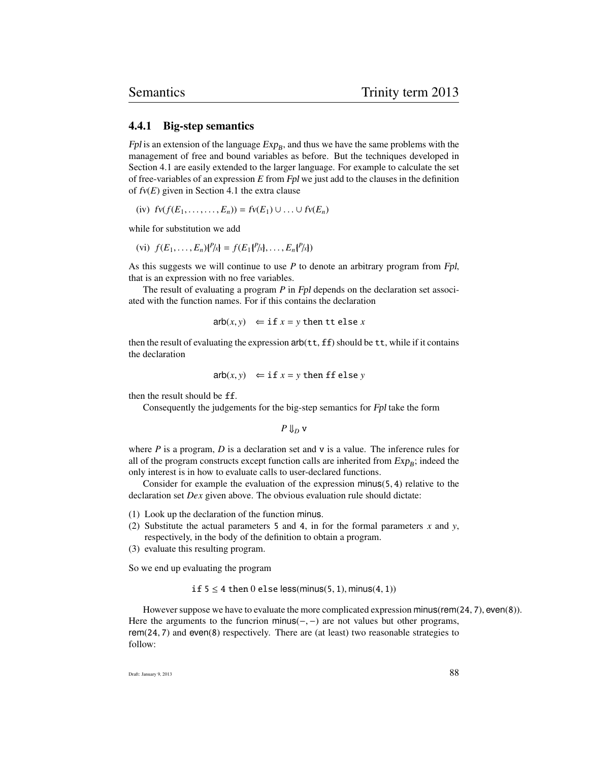### 4.4.1 Big-step semantics

*Fpl* is an extension of the language $Exp_B$, and thus we have the same problems with the management of free and bound variables as before. But the techniques developed in Section 4.1 are easily extended to the larger language. For example to calculate the set of free-variables of an expression $E$ from *Fpl* we just add to the clauses in the definition of $fv(E)$ given in Section 4.1 the extra clause

(iv) $fv(f(E_1, \ldots, \ldots, E_n)) = fv(E_1) \cup \ldots \cup fv(E_n)$

while for substitution we add

(vi) $f(E_1, \ldots, E_n)\{^P/_x\} = f(E_1\{^P/_x\}, \ldots, E_n\{^P/_x\})$

As this suggests we will continue to use $P$ to denote an arbitrary program from *Fpl*, that is an expression with no free variables.

The result of evaluating a program $P$ in *Fpl* depends on the declaration set associated with the function names. For if this contains the declaration

$$\mathsf{arb}(x, y) \quad \Leftarrow \texttt{if } x = y \texttt{ then tt else } x$$

then the result of evaluating the expression $\mathsf{arb}(\texttt{tt}, \texttt{ff})$ should be $\texttt{tt}$, while if it contains the declaration

$$\mathsf{arb}(x, y) \quad \Leftarrow \texttt{if } x = y \texttt{ then ff else } y$$

then the result should be $\texttt{ff}$.

Consequently the judgements for the big-step semantics for *Fpl* take the form

$$P \Downarrow_D \mathtt{v}$$

where $P$ is a program, $D$ is a declaration set and $\mathtt{v}$ is a value. The inference rules for all of the program constructs except function calls are inherited from $Exp_B$; indeed the only interest is in how to evaluate calls to user-declared functions.

Consider for example the evaluation of the expression $\mathsf{minus}(5, 4)$ relative to the declaration set $Dex$ given above. The obvious evaluation rule should dictate:

(1) Look up the declaration of the function $\mathsf{minus}$.
(2) Substitute the actual parameters 5 and 4, in for the formal parameters $x$ and $y$, respectively, in the body of the definition to obtain a program.
(3) evaluate this resulting program.

So we end up evaluating the program

$$\texttt{if } 5 \leq 4 \texttt{ then } 0 \texttt{ else } \mathsf{less}(\mathsf{minus}(5, 1), \mathsf{minus}(4, 1))$$

However suppose we have to evaluate the more complicated expression $\mathsf{minus}(\mathsf{rem}(24, 7), \mathsf{even}(8))$. Here the arguments to the funcrion $\mathsf{minus}(-, -)$ are not values but other programs, $\mathsf{rem}(24, 7)$ and $\mathsf{even}(8)$ respectively. There are (at least) two reasonable strategies to follow: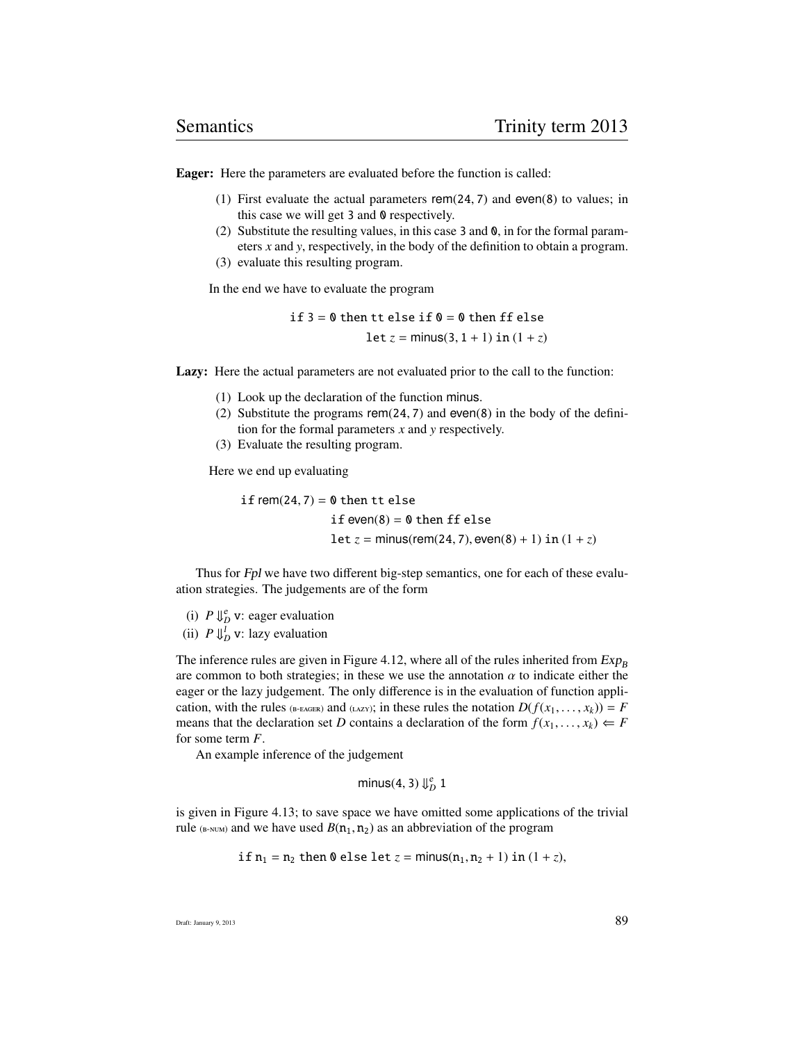**Eager:** Here the parameters are evaluated before the function is called:

(1) First evaluate the actual parameters rem(24, 7) and even(8) to values; in this case we will get 3 and 0 respectively.
(2) Substitute the resulting values, in this case 3 and 0, in for the formal parameters $x$ and $y$, respectively, in the body of the definition to obtain a program.
(3) evaluate this resulting program.

In the end we have to evaluate the program

$$\texttt{if } 3 = 0 \texttt{ then tt else if } 0 = 0 \texttt{ then ff else}$$
$$\texttt{let } z = \mathsf{minus}(3, 1 + 1) \texttt{ in } (1 + z)$$

**Lazy:** Here the actual parameters are not evaluated prior to the call to the function:

(1) Look up the declaration of the function minus.
(2) Substitute the programs rem(24, 7) and even(8) in the body of the definition for the formal parameters $x$ and $y$ respectively.
(3) Evaluate the resulting program.

Here we end up evaluating

$$\texttt{if } \mathsf{rem}(24, 7) = 0 \texttt{ then tt else}$$
$$\texttt{if } \mathsf{even}(8) = 0 \texttt{ then ff else}$$
$$\texttt{let } z = \mathsf{minus}(\mathsf{rem}(24, 7), \mathsf{even}(8) + 1) \texttt{ in } (1 + z)$$

Thus for *Fpl* we have two different big-step semantics, one for each of these evaluation strategies. The judgements are of the form

(i) $P \Downarrow^e_D \mathsf{v}$: eager evaluation
(ii) $P \Downarrow^l_D \mathsf{v}$: lazy evaluation

The inference rules are given in Figure 4.12, where all of the rules inherited from $Exp_B$ are common to both strategies; in these we use the annotation $\alpha$ to indicate either the eager or the lazy judgement. The only difference is in the evaluation of function application, with the rules (B-EAGER) and (LAZY); in these rules the notation $D(f(x_1, \ldots, x_k)) = F$ means that the declaration set $D$ contains a declaration of the form $f(x_1, \ldots, x_k) \Leftarrow F$ for some term $F$.

An example inference of the judgement

$$\mathsf{minus}(4, 3) \Downarrow^e_D 1$$

is given in Figure 4.13; to save space we have omitted some applications of the trivial rule (B-NUM) and we have used $B(\mathsf{n}_1, \mathsf{n}_2)$ as an abbreviation of the program

$$\texttt{if } \mathsf{n}_1 = \mathsf{n}_2 \texttt{ then } 0 \texttt{ else let } z = \mathsf{minus}(\mathsf{n}_1, \mathsf{n}_2 + 1) \texttt{ in } (1 + z),$$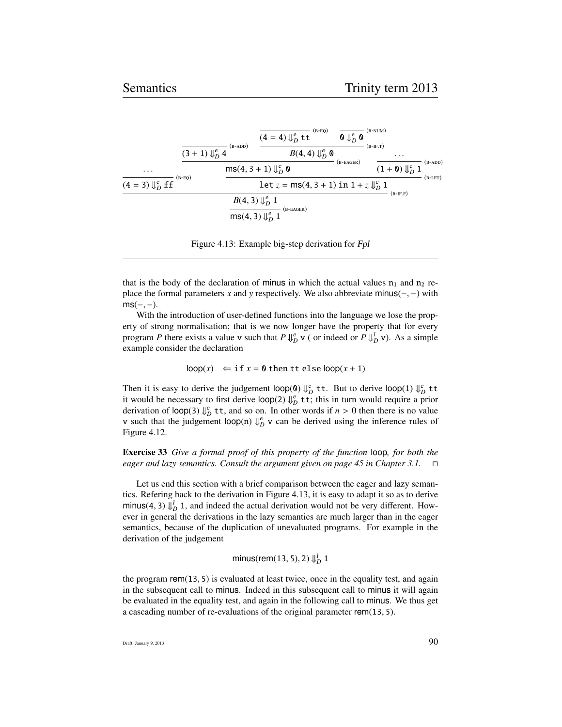$$
\dfrac{\dfrac{\dots}{(4 = 3) \Downarrow^e_D \mathtt{ff}}\ \text{(B-EQ)} \qquad \dfrac{\dfrac{}{(3+1) \Downarrow^e_D 4}\ \text{(B-ADD)} \qquad \dfrac{\dfrac{\dfrac{}{(4 = 4) \Downarrow^e_D \mathtt{tt}}\ \text{(B-EQ)} \qquad \dfrac{}{\mathtt{0} \Downarrow^e_D \mathtt{0}}\ \text{(B-NUM)}}{B(4,4) \Downarrow^e_D \mathtt{0}}\ \text{(B-IF.T)}}{\mathsf{ms}(4, 3+1) \Downarrow^e_D \mathtt{0}}\ \text{(B-EAGER)} \qquad \dfrac{\dots}{(1 + \mathtt{0}) \Downarrow^e_D 1}\ \text{(B-ADD)}}{\mathtt{let}\ z = \mathsf{ms}(4, 3+1)\ \mathtt{in}\ 1 + z \Downarrow^e_D 1}\ \text{(B-LET)}}{\dfrac{B(4,3) \Downarrow^e_D 1}{\mathsf{ms}(4,3) \Downarrow^e_D 1}\ \text{(B-EAGER)}}\ \text{(B-IF.F)}
$$

Figure 4.13: Example big-step derivation for *Fpl*

that is the body of the declaration of minus in which the actual values $\mathtt{n}_1$ and $\mathtt{n}_2$ replace the formal parameters $x$ and $y$ respectively. We also abbreviate $\mathsf{minus}(-,-)$ with $\mathsf{ms}(-,-)$.

With the introduction of user-defined functions into the language we lose the property of strong normalisation; that is we now longer have the property that for every program $P$ there exists a value $\mathtt{v}$ such that $P \Downarrow^e_D \mathtt{v}$ ( or indeed or $P \Downarrow^l_D \mathtt{v}$). As a simple example consider the declaration

$$
\mathsf{loop}(x) \quad \Leftarrow \mathtt{if}\ x = \mathtt{0}\ \mathtt{then}\ \mathtt{tt}\ \mathtt{else}\ \mathsf{loop}(x+1)
$$

Then it is easy to derive the judgement $\mathsf{loop}(\mathtt{0}) \Downarrow^e_D \mathtt{tt}$. But to derive $\mathsf{loop}(1) \Downarrow^e_D \mathtt{tt}$ it would be necessary to first derive $\mathsf{loop}(2) \Downarrow^e_D \mathtt{tt}$; this in turn would require a prior derivation of $\mathsf{loop}(3) \Downarrow^e_D \mathtt{tt}$, and so on. In other words if $n > 0$ then there is no value $\mathtt{v}$ such that the judgement $\mathsf{loop}(\mathtt{n}) \Downarrow^e_D \mathtt{v}$ can be derived using the inference rules of Figure 4.12.

**Exercise 33** *Give a formal proof of this property of the function* loop*, for both the eager and lazy semantics. Consult the argument given on page 45 in Chapter 3.1.* □

Let us end this section with a brief comparison between the eager and lazy semantics. Refering back to the derivation in Figure 4.13, it is easy to adapt it so as to derive $\mathsf{minus}(4,3) \Downarrow^l_D 1$, and indeed the actual derivation would not be very different. However in general the derivations in the lazy semantics are much larger than in the eager semantics, because of the duplication of unevaluated programs. For example in the derivation of the judgement

$$
\mathsf{minus}(\mathsf{rem}(13,5), 2) \Downarrow^l_D 1
$$

the program $\mathsf{rem}(13,5)$ is evaluated at least twice, once in the equality test, and again in the subsequent call to minus. Indeed in this subsequent call to minus it will again be evaluated in the equality test, and again in the following call to minus. We thus get a cascading number of re-evaluations of the original parameter $\mathsf{rem}(13,5)$.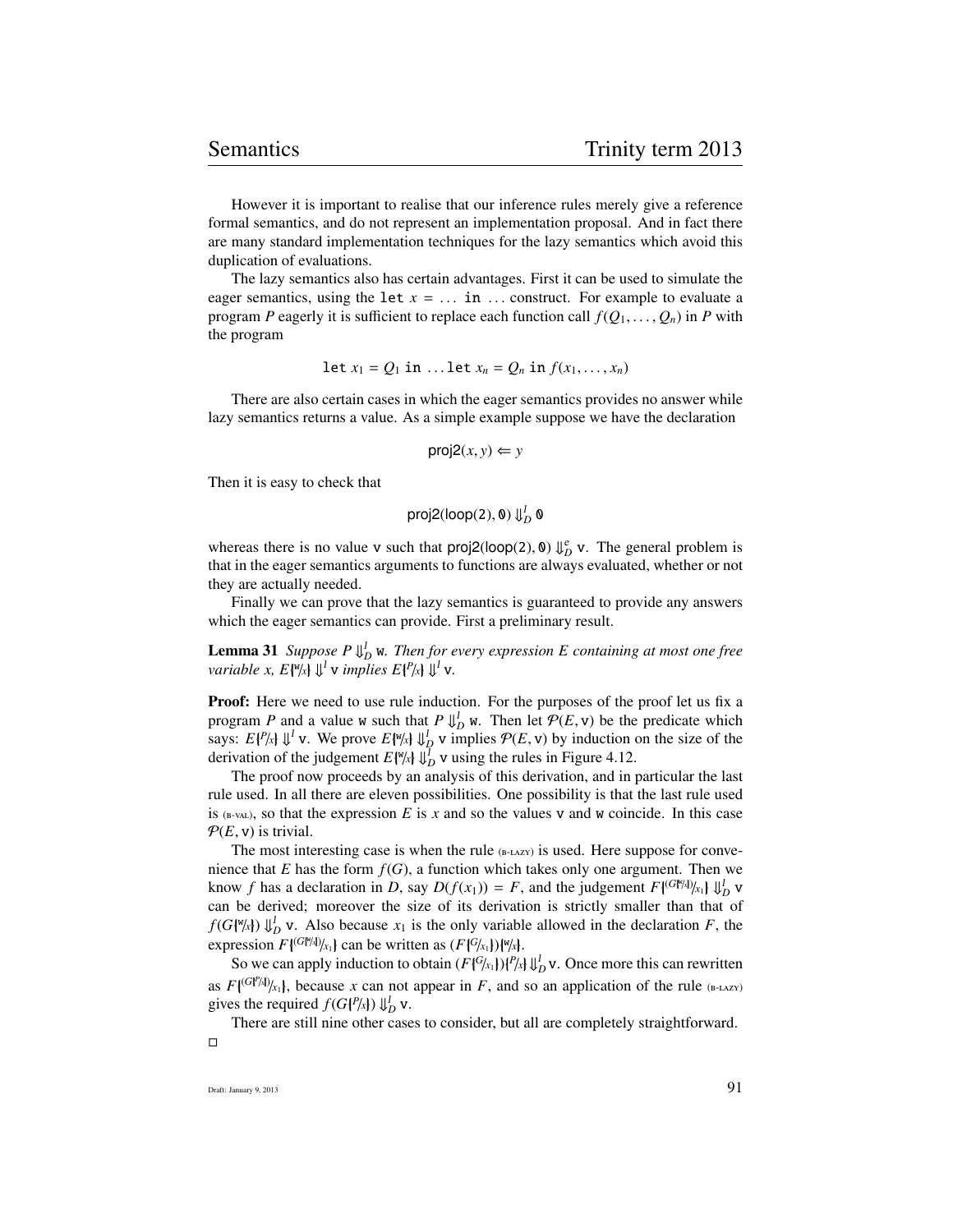However it is important to realise that our inference rules merely give a reference formal semantics, and do not represent an implementation proposal. And in fact there are many standard implementation techniques for the lazy semantics which avoid this duplication of evaluations.

The lazy semantics also has certain advantages. First it can be used to simulate the eager semantics, using the `let` $x$ = ... `in` ... construct. For example to evaluate a program $P$ eagerly it is sufficient to replace each function call $f(Q_1, \ldots, Q_n)$ in $P$ with the program

$$\texttt{let } x_1 = Q_1 \texttt{ in } \ldots \texttt{let } x_n = Q_n \texttt{ in } f(x_1, \ldots, x_n)$$

There are also certain cases in which the eager semantics provides no answer while lazy semantics returns a value. As a simple example suppose we have the declaration

$$\mathsf{proj2}(x, y) \Leftarrow y$$

Then it is easy to check that

$$\mathsf{proj2}(\mathsf{loop}(\mathtt{2}), \mathtt{0}) \Downarrow_D^l \mathtt{0}$$

whereas there is no value $\mathtt{v}$ such that $\mathsf{proj2}(\mathsf{loop}(\mathtt{2}), \mathtt{0}) \Downarrow_D^e \mathtt{v}$. The general problem is that in the eager semantics arguments to functions are always evaluated, whether or not they are actually needed.

Finally we can prove that the lazy semantics is guaranteed to provide any answers which the eager semantics can provide. First a preliminary result.

**Lemma 31** *Suppose $P \Downarrow_D^l \mathtt{w}$. Then for every expression $E$ containing at most one free variable $x$, $E\{\!|^{\mathtt{w}}/_x|\!\} \Downarrow^l \mathtt{v}$ implies $E\{\!|^{P}/_x|\!\} \Downarrow^l \mathtt{v}$.*

**Proof:** Here we need to use rule induction. For the purposes of the proof let us fix a program $P$ and a value $\mathtt{w}$ such that $P \Downarrow_D^l \mathtt{w}$. Then let $\mathcal{P}(E, \mathtt{v})$ be the predicate which says: $E\{\!|^{P}/_x|\!\} \Downarrow^l \mathtt{v}$. We prove $E\{\!|^{\mathtt{w}}/_x|\!\} \Downarrow_D^l \mathtt{v}$ implies $\mathcal{P}(E, \mathtt{v})$ by induction on the size of the derivation of the judgement $E\{\!|^{\mathtt{w}}/_x|\!\} \Downarrow_D^l \mathtt{v}$ using the rules in Figure 4.12.

The proof now proceeds by an analysis of this derivation, and in particular the last rule used. In all there are eleven possibilities. One possibility is that the last rule used is (B-VAL), so that the expression $E$ is $x$ and so the values $\mathtt{v}$ and $\mathtt{w}$ coincide. In this case $\mathcal{P}(E, \mathtt{v})$ is trivial.

The most interesting case is when the rule (B-LAZY) is used. Here suppose for convenience that $E$ has the form $f(G)$, a function which takes only one argument. Then we know $f$ has a declaration in $D$, say $D(f(x_1)) = F$, and the judgement $F\{\!|^{(G\{\!|^{\mathtt{w}}/_x|\!\})}/_{x_1}|\!\} \Downarrow_D^l \mathtt{v}$ can be derived; moreover the size of its derivation is strictly smaller than that of $f(G\{\!|^{\mathtt{w}}/_x|\!\}) \Downarrow_D^l \mathtt{v}$. Also because $x_1$ is the only variable allowed in the declaration $F$, the expression $F\{\!|^{(G\{\!|^{\mathtt{w}}/_x|\!\})}/_{x_1}|\!\}$ can be written as $(F\{\!|^{G}/_{x_1}|\!\})\{\!|^{\mathtt{w}}/_x|\!\}$.

So we can apply induction to obtain $(F\{\!|^{G}/_{x_1}|\!\})\{\!|^{P}/_x|\!\} \Downarrow_D^l \mathtt{v}$. Once more this can rewritten as $F\{\!|^{(G\{\!|^{P}/_x|\!\})}/_{x_1}|\!\}$, because $x$ can not appear in $F$, and so an application of the rule (B-LAZY) gives the required $f(G\{\!|^{P}/_x|\!\}) \Downarrow_D^l \mathtt{v}$.

There are still nine other cases to consider, but all are completely straightforward.

□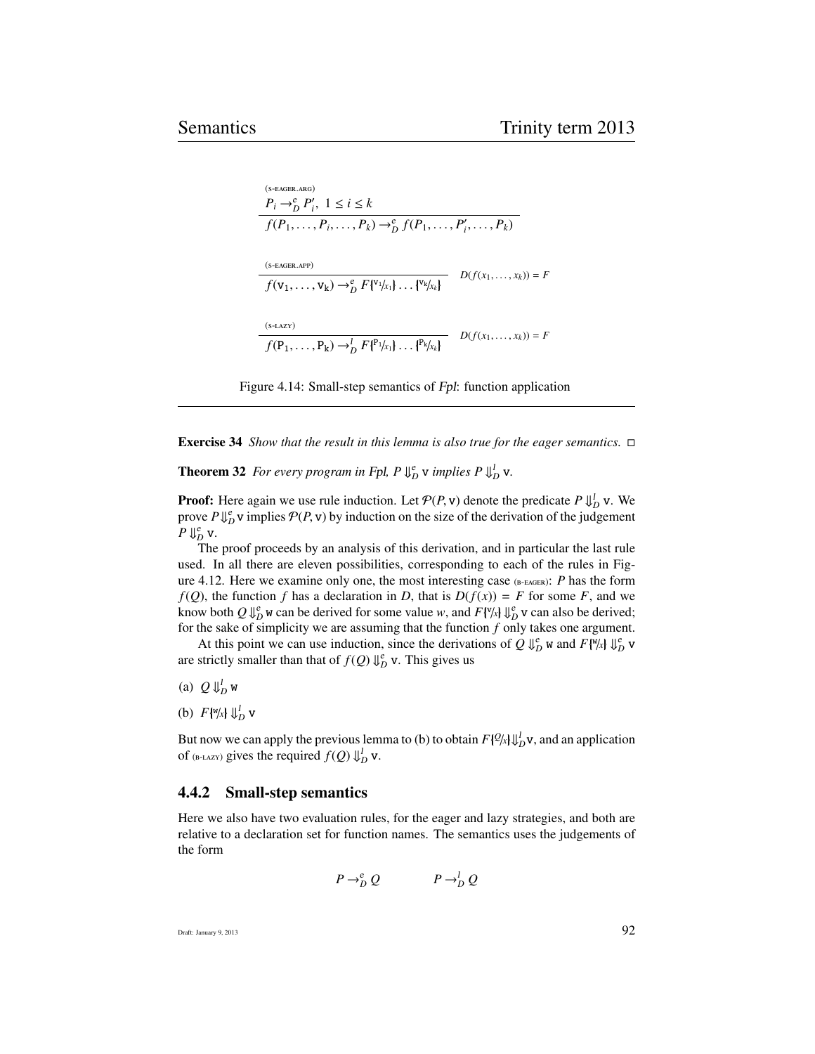$$\frac{\text{(S-EAGER.ARG)} \quad P_i \to^e_D P'_i,\ 1 \le i \le k}{f(P_1, \ldots, P_i, \ldots, P_k) \to^e_D f(P_1, \ldots, P'_i, \ldots, P_k)}$$

$$\frac{\text{(S-EAGER.APP)}}{f(\mathtt{v}_1, \ldots, \mathtt{v}_k) \to^e_D F\{\!|^{\mathtt{v}_1}/_{x_1}|\!\} \ldots \{\!|^{\mathtt{v}_k}/_{x_k}|\!\}} \quad D(f(x_1, \ldots, x_k)) = F$$

$$\frac{\text{(S-LAZY)}}{f(\mathtt{P}_1, \ldots, \mathtt{P}_k) \to^l_D F\{\!|^{\mathtt{P}_1}/_{x_1}|\!\} \ldots \{\!|^{\mathtt{P}_k}/_{x_k}|\!\}} \quad D(f(x_1, \ldots, x_k)) = F$$

Figure 4.14: Small-step semantics of *Fpl*: function application

---

**Exercise 34** *Show that the result in this lemma is also true for the eager semantics.* □

**Theorem 32** *For every program in Fpl, $P \Downarrow^e_D \mathtt{v}$ implies $P \Downarrow^l_D \mathtt{v}$.*

**Proof:** Here again we use rule induction. Let $\mathcal{P}(P, \mathtt{v})$ denote the predicate $P \Downarrow^l_D \mathtt{v}$. We prove $P \Downarrow^e_D \mathtt{v}$ implies $\mathcal{P}(P, \mathtt{v})$ by induction on the size of the derivation of the judgement $P \Downarrow^e_D \mathtt{v}$.

The proof proceeds by an analysis of this derivation, and in particular the last rule used. In all there are eleven possibilities, corresponding to each of the rules in Figure 4.12. Here we examine only one, the most interesting case (B-EAGER): $P$ has the form $f(Q)$, the function $f$ has a declaration in $D$, that is $D(f(x)) = F$ for some $F$, and we know both $Q \Downarrow^e_D \mathtt{w}$ can be derived for some value $w$, and $F\{\!|^{\mathtt{v}}/_x|\!\} \Downarrow^e_D \mathtt{v}$ can also be derived; for the sake of simplicity we are assuming that the function $f$ only takes one argument.

At this point we can use induction, since the derivations of $Q \Downarrow^e_D \mathtt{w}$ and $F\{\!|^{\mathtt{w}}/_x|\!\} \Downarrow^e_D \mathtt{v}$ are strictly smaller than that of $f(Q) \Downarrow^e_D \mathtt{v}$. This gives us

(a) $Q \Downarrow^l_D \mathtt{w}$

(b) $F\{\!|^{\mathtt{w}}/_x|\!\} \Downarrow^l_D \mathtt{v}$

But now we can apply the previous lemma to (b) to obtain $F\{\!|^{Q}/_x|\!\} \Downarrow^l_D \mathtt{v}$, and an application of (B-LAZY) gives the required $f(Q) \Downarrow^l_D \mathtt{v}$.

### 4.4.2 Small-step semantics

Here we also have two evaluation rules, for the eager and lazy strategies, and both are relative to a declaration set for function names. The semantics uses the judgements of the form

$$P \to^e_D Q \qquad\qquad P \to^l_D Q$$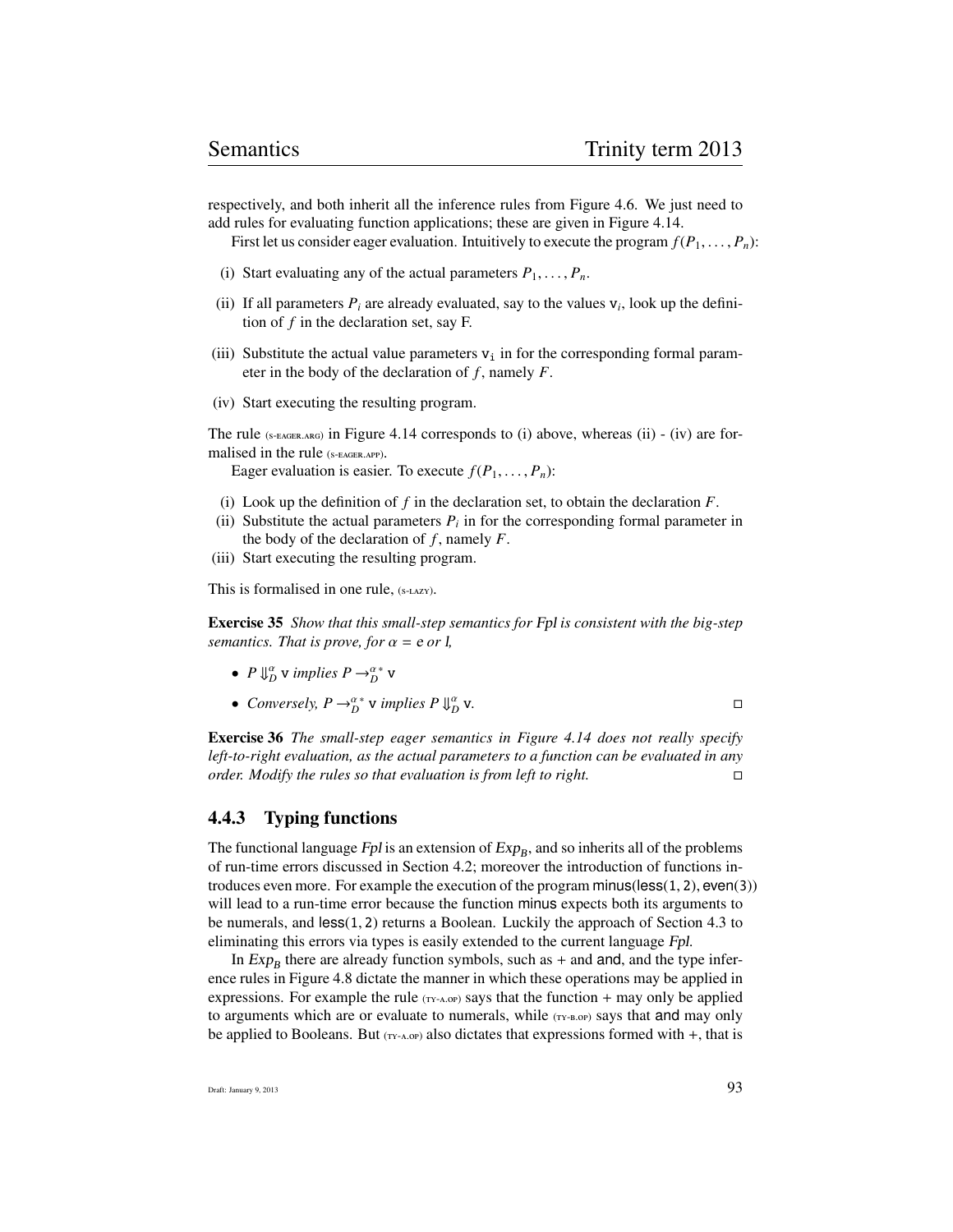respectively, and both inherit all the inference rules from Figure 4.6. We just need to add rules for evaluating function applications; these are given in Figure 4.14.

First let us consider eager evaluation. Intuitively to execute the program $f(P_1, \ldots, P_n)$:

(i) Start evaluating any of the actual parameters $P_1, \ldots, P_n$.

(ii) If all parameters $P_i$ are already evaluated, say to the values $\mathsf{v}_i$, look up the definition of $f$ in the declaration set, say F.

(iii) Substitute the actual value parameters $\mathtt{v_i}$ in for the corresponding formal parameter in the body of the declaration of $f$, namely $F$.

(iv) Start executing the resulting program.

The rule (S-EAGER.ARG) in Figure 4.14 corresponds to (i) above, whereas (ii) - (iv) are formalised in the rule (S-EAGER.APP).

Eager evaluation is easier. To execute $f(P_1, \ldots, P_n)$:

(i) Look up the definition of $f$ in the declaration set, to obtain the declaration $F$.
(ii) Substitute the actual parameters $P_i$ in for the corresponding formal parameter in the body of the declaration of $f$, namely $F$.
(iii) Start executing the resulting program.

This is formalised in one rule, (S-LAZY).

**Exercise 35** *Show that this small-step semantics for Fpl is consistent with the big-step semantics. That is prove, for $\alpha$ = e or l,*

- $P \Downarrow_D^{\alpha} \mathsf{v}$ *implies* $P \rightarrow_D^{\alpha *} \mathsf{v}$
- *Conversely,* $P \rightarrow_D^{\alpha *} \mathsf{v}$ *implies* $P \Downarrow_D^{\alpha} \mathsf{v}$. □

**Exercise 36** *The small-step eager semantics in Figure 4.14 does not really specify left-to-right evaluation, as the actual parameters to a function can be evaluated in any order. Modify the rules so that evaluation is from left to right.* □

### 4.4.3 Typing functions

The functional language *Fpl* is an extension of $Exp_B$, and so inherits all of the problems of run-time errors discussed in Section 4.2; moreover the introduction of functions introduces even more. For example the execution of the program $\mathsf{minus}(\mathsf{less}(1, 2), \mathsf{even}(3))$ will lead to a run-time error because the function minus expects both its arguments to be numerals, and $\mathsf{less}(1, 2)$ returns a Boolean. Luckily the approach of Section 4.3 to eliminating this errors via types is easily extended to the current language *Fpl*.

In $Exp_B$ there are already function symbols, such as + and and, and the type inference rules in Figure 4.8 dictate the manner in which these operations may be applied in expressions. For example the rule (TY-A.OP) says that the function + may only be applied to arguments which are or evaluate to numerals, while (TY-B.OP) says that and may only be applied to Booleans. But (TY-A.OP) also dictates that expressions formed with +, that is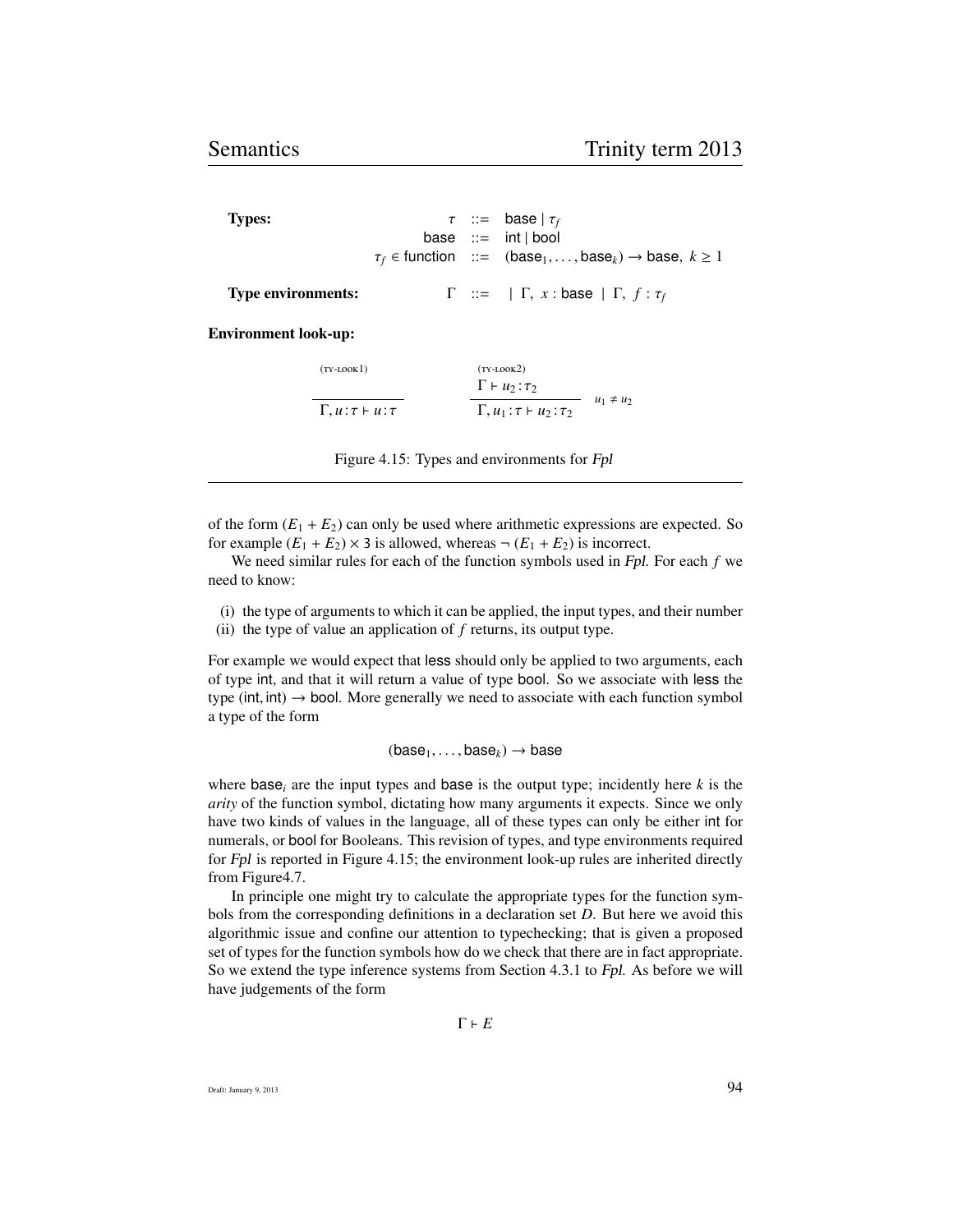**Types:**

$$\tau \ ::= \ \mathsf{base} \mid \tau_f$$
$$\mathsf{base} \ ::= \ \mathsf{int} \mid \mathsf{bool}$$
$$\tau_f \in \mathsf{function} \ ::= \ (\mathsf{base}_1, \ldots, \mathsf{base}_k) \rightarrow \mathsf{base}, \ k \geq 1$$

**Type environments:**

$$\Gamma \ ::= \ \mid \Gamma, \ x : \mathsf{base} \ \mid \Gamma, \ f : \tau_f$$

**Environment look-up:**

$$\text{(TY-LOOK1)} \quad \frac{}{\Gamma, u : \tau \vdash u : \tau}$$

$$\text{(TY-LOOK2)} \quad \frac{\Gamma \vdash u_2 : \tau_2}{\Gamma, u_1 : \tau \vdash u_2 : \tau_2} \quad u_1 \neq u_2$$

Figure 4.15: Types and environments for *Fpl*

of the form $(E_1 + E_2)$ can only be used where arithmetic expressions are expected. So for example $(E_1 + E_2) \times 3$ is allowed, whereas $\neg (E_1 + E_2)$ is incorrect.

We need similar rules for each of the function symbols used in *Fpl*. For each $f$ we need to know:

(i) the type of arguments to which it can be applied, the input types, and their number
(ii) the type of value an application of $f$ returns, its output type.

For example we would expect that less should only be applied to two arguments, each of type int, and that it will return a value of type bool. So we associate with less the type $(\mathsf{int}, \mathsf{int}) \rightarrow \mathsf{bool}$. More generally we need to associate with each function symbol a type of the form

$$(\mathsf{base}_1, \ldots, \mathsf{base}_k) \rightarrow \mathsf{base}$$

where $\mathsf{base}_i$ are the input types and base is the output type; incidently here $k$ is the *arity* of the function symbol, dictating how many arguments it expects. Since we only have two kinds of values in the language, all of these types can only be either int for numerals, or bool for Booleans. This revision of types, and type environments required for *Fpl* is reported in Figure 4.15; the environment look-up rules are inherited directly from Figure4.7.

In principle one might try to calculate the appropriate types for the function symbols from the corresponding definitions in a declaration set $D$. But here we avoid this algorithmic issue and confine our attention to typechecking; that is given a proposed set of types for the function symbols how do we check that there are in fact appropriate. So we extend the type inference systems from Section 4.3.1 to *Fpl*. As before we will have judgements of the form

$$\Gamma \vdash E$$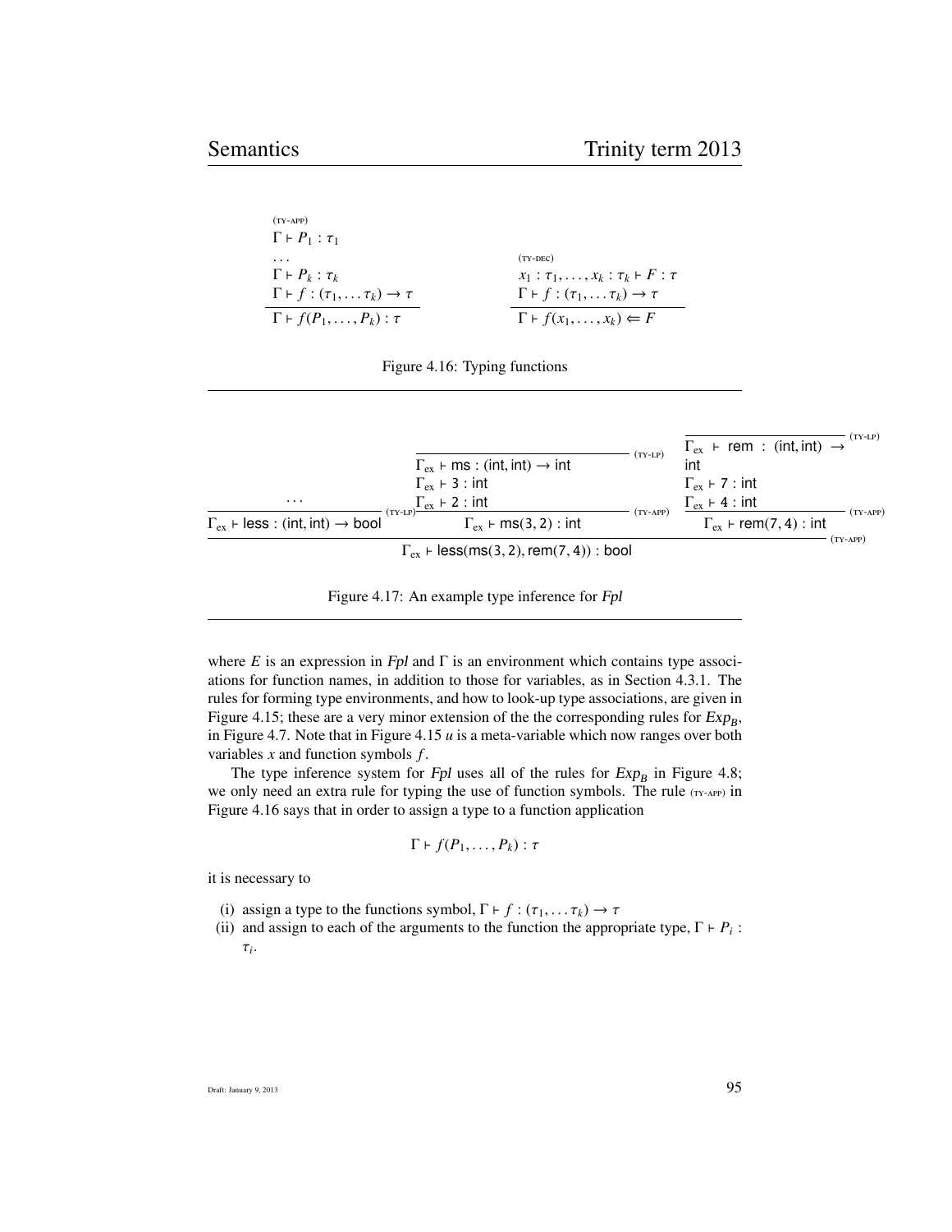$$
\text{(TY-APP)}\quad \frac{\begin{array}{l}\Gamma \vdash P_1 : \tau_1 \\ \dots \\ \Gamma \vdash P_k : \tau_k \\ \Gamma \vdash f : (\tau_1, \dots \tau_k) \to \tau\end{array}}{\Gamma \vdash f(P_1, \dots, P_k) : \tau}
\qquad\qquad
\text{(TY-DEC)}\quad \frac{\begin{array}{l}x_1 : \tau_1, \dots, x_k : \tau_k \vdash F : \tau \\ \Gamma \vdash f : (\tau_1, \dots \tau_k) \to \tau\end{array}}{\Gamma \vdash f(x_1, \dots, x_k) \Leftarrow F}
$$

Figure 4.16: Typing functions

$$
\dfrac{
\dfrac{\dots}{\Gamma_{ex} \vdash \mathsf{less} : (\mathsf{int}, \mathsf{int}) \to \mathsf{bool}}\,\text{(TY-LP)}
\qquad
\dfrac{\dfrac{}{\Gamma_{ex} \vdash \mathsf{ms} : (\mathsf{int}, \mathsf{int}) \to \mathsf{int}}\,\text{(TY-LP)} \quad \Gamma_{ex} \vdash 3 : \mathsf{int} \quad \Gamma_{ex} \vdash 2 : \mathsf{int}}{\Gamma_{ex} \vdash \mathsf{ms}(3, 2) : \mathsf{int}}\,\text{(TY-APP)}
\qquad
\dfrac{\dfrac{}{\Gamma_{ex} \vdash \mathsf{rem} : (\mathsf{int}, \mathsf{int}) \to \mathsf{int}}\,\text{(TY-LP)} \quad \Gamma_{ex} \vdash 7 : \mathsf{int} \quad \Gamma_{ex} \vdash 4 : \mathsf{int}}{\Gamma_{ex} \vdash \mathsf{rem}(7, 4) : \mathsf{int}}\,\text{(TY-APP)}
}{\Gamma_{ex} \vdash \mathsf{less}(\mathsf{ms}(3, 2), \mathsf{rem}(7, 4)) : \mathsf{bool}}\,\text{(TY-APP)}
$$

Figure 4.17: An example type inference for *Fpl*

where $E$ is an expression in *Fpl* and $\Gamma$ is an environment which contains type associations for function names, in addition to those for variables, as in Section 4.3.1. The rules for forming type environments, and how to look-up type associations, are given in Figure 4.15; these are a very minor extension of the the corresponding rules for $Exp_B$, in Figure 4.7. Note that in Figure 4.15 $u$ is a meta-variable which now ranges over both variables $x$ and function symbols $f$.

The type inference system for *Fpl* uses all of the rules for $Exp_B$ in Figure 4.8; we only need an extra rule for typing the use of function symbols. The rule (TY-APP) in Figure 4.16 says that in order to assign a type to a function application

$$\Gamma \vdash f(P_1, \dots, P_k) : \tau$$

it is necessary to

(i) assign a type to the functions symbol, $\Gamma \vdash f : (\tau_1, \dots \tau_k) \to \tau$
(ii) and assign to each of the arguments to the function the appropriate type, $\Gamma \vdash P_i : \tau_i$.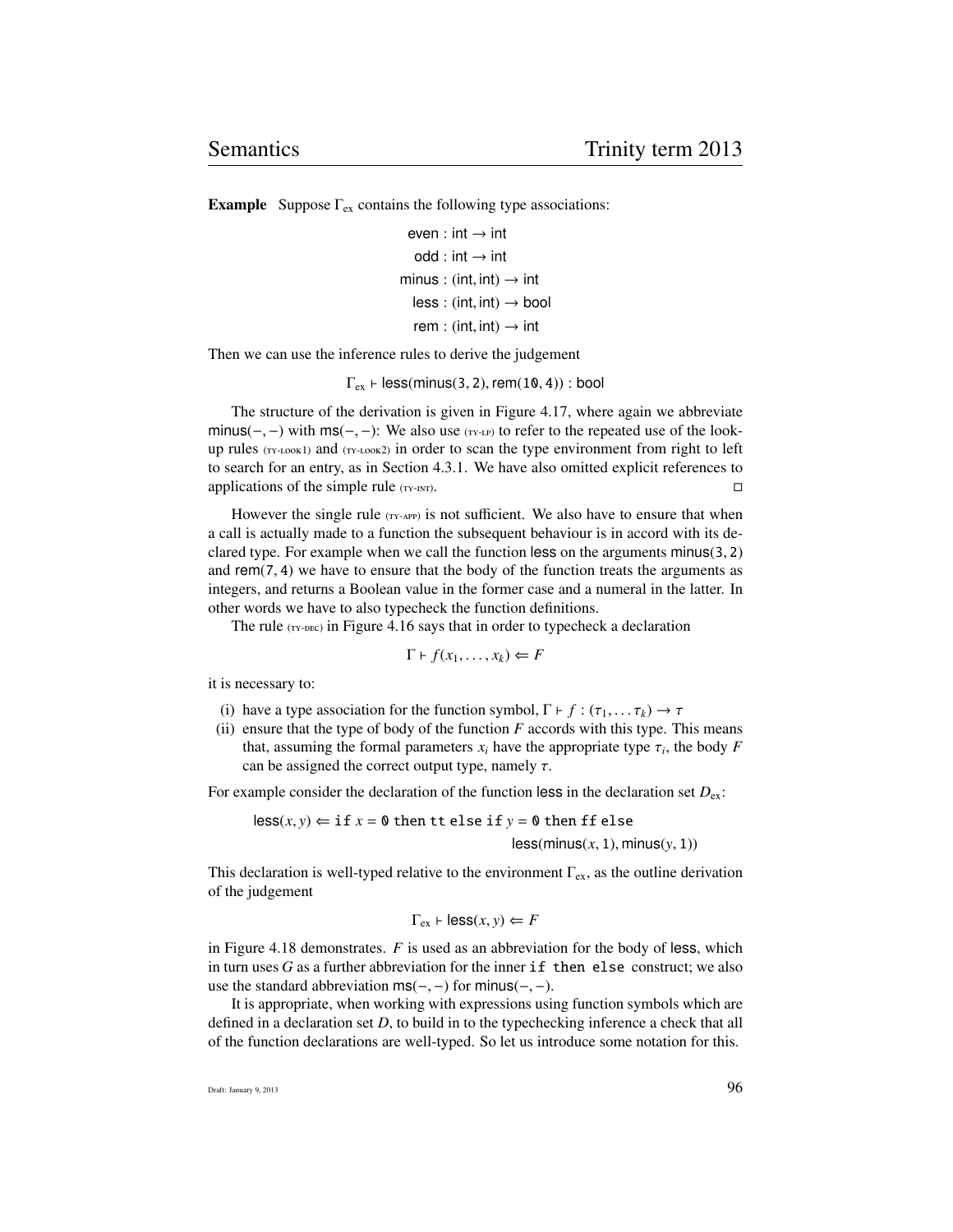**Example** Suppose $\Gamma_{ex}$ contains the following type associations:

$$\begin{aligned}
\mathsf{even} &: \mathsf{int} \to \mathsf{int} \\
\mathsf{odd} &: \mathsf{int} \to \mathsf{int} \\
\mathsf{minus} &: (\mathsf{int}, \mathsf{int}) \to \mathsf{int} \\
\mathsf{less} &: (\mathsf{int}, \mathsf{int}) \to \mathsf{bool} \\
\mathsf{rem} &: (\mathsf{int}, \mathsf{int}) \to \mathsf{int}
\end{aligned}$$

Then we can use the inference rules to derive the judgement

$$\Gamma_{ex} \vdash \mathsf{less}(\mathsf{minus}(3, 2), \mathsf{rem}(10, 4)) : \mathsf{bool}$$

The structure of the derivation is given in Figure 4.17, where again we abbreviate $\mathsf{minus}(-,-)$ with $\mathsf{ms}(-,-)$: We also use (TY-LP) to refer to the repeated use of the look-up rules (TY-LOOK1) and (TY-LOOK2) in order to scan the type environment from right to left to search for an entry, as in Section 4.3.1. We have also omitted explicit references to applications of the simple rule (TY-INT). □

However the single rule (TY-APP) is not sufficient. We also have to ensure that when a call is actually made to a function the subsequent behaviour is in accord with its declared type. For example when we call the function less on the arguments $\mathsf{minus}(3, 2)$ and $\mathsf{rem}(7, 4)$ we have to ensure that the body of the function treats the arguments as integers, and returns a Boolean value in the former case and a numeral in the latter. In other words we have to also typecheck the function definitions.

The rule (TY-DEC) in Figure 4.16 says that in order to typecheck a declaration

$$\Gamma \vdash f(x_1, \ldots, x_k) \Leftarrow F$$

it is necessary to:

(i) have a type association for the function symbol, $\Gamma \vdash f : (\tau_1, \ldots \tau_k) \to \tau$

(ii) ensure that the type of body of the function $F$ accords with this type. This means that, assuming the formal parameters $x_i$ have the appropriate type $\tau_i$, the body $F$ can be assigned the correct output type, namely $\tau$.

For example consider the declaration of the function less in the declaration set $D_{ex}$:

$$\begin{aligned}
\mathsf{less}(x, y) \Leftarrow \texttt{if } x = 0 \texttt{ then tt else if } y = 0 \texttt{ then ff else} \\
\mathsf{less}(\mathsf{minus}(x, 1), \mathsf{minus}(y, 1))
\end{aligned}$$

This declaration is well-typed relative to the environment $\Gamma_{ex}$, as the outline derivation of the judgement

$$\Gamma_{ex} \vdash \mathsf{less}(x, y) \Leftarrow F$$

in Figure 4.18 demonstrates. $F$ is used as an abbreviation for the body of less, which in turn uses $G$ as a further abbreviation for the inner `if then else` construct; we also use the standard abbreviation $\mathsf{ms}(-,-)$ for $\mathsf{minus}(-,-)$.

It is appropriate, when working with expressions using function symbols which are defined in a declaration set $D$, to build in to the typechecking inference a check that all of the function declarations are well-typed. So let us introduce some notation for this.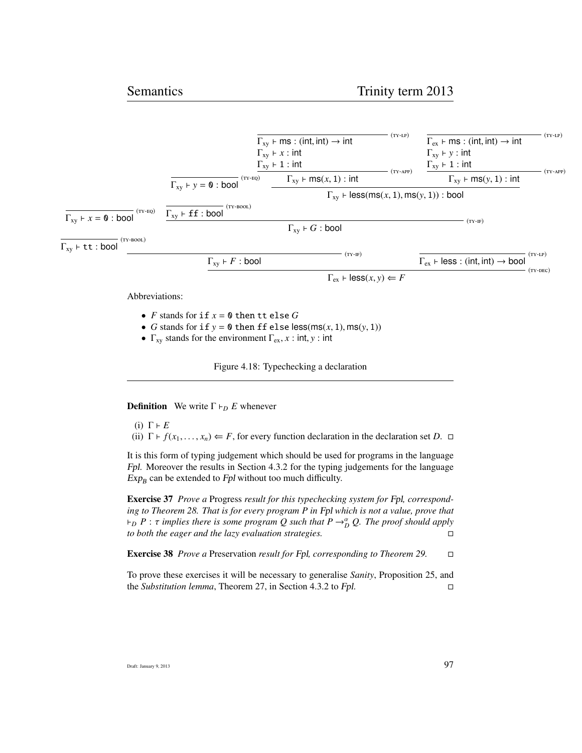$$
\dfrac{
  \dfrac{}{\Gamma_{xy} \vdash \mathtt{tt} : \mathsf{bool}}\,(\text{TY-BOOL})
  \quad
  \dfrac{
    \dfrac{}{\Gamma_{xy} \vdash x = \mathtt{0} : \mathsf{bool}}\,(\text{TY-EQ})
    \quad
    \dfrac{
      \dfrac{}{\Gamma_{xy} \vdash y = \mathtt{0} : \mathsf{bool}}\,(\text{TY-EQ})
      \quad
      \dfrac{}{\Gamma_{xy} \vdash \mathtt{ff} : \mathsf{bool}}\,(\text{TY-BOOL})
      \quad
      \dfrac{
        \dfrac{
          \dfrac{}{\Gamma_{xy} \vdash \mathsf{ms} : (\mathsf{int}, \mathsf{int}) \to \mathsf{int}}\,(\text{TY-LP})
          \quad \Gamma_{xy} \vdash x : \mathsf{int}
          \quad \Gamma_{xy} \vdash 1 : \mathsf{int}
        }{\Gamma_{xy} \vdash \mathsf{ms}(x, 1) : \mathsf{int}}\,(\text{TY-APP})
        \quad
        \dfrac{
          \dfrac{}{\Gamma_{ex} \vdash \mathsf{ms} : (\mathsf{int}, \mathsf{int}) \to \mathsf{int}}\,(\text{TY-LP})
          \quad \Gamma_{xy} \vdash y : \mathsf{int}
          \quad \Gamma_{xy} \vdash 1 : \mathsf{int}
        }{\Gamma_{xy} \vdash \mathsf{ms}(y, 1) : \mathsf{int}}\,(\text{TY-APP})
      }{\Gamma_{xy} \vdash \mathsf{less}(\mathsf{ms}(x, 1), \mathsf{ms}(y, 1)) : \mathsf{bool}}
    }{\Gamma_{xy} \vdash G : \mathsf{bool}}\,(\text{TY-IF})
  }{\Gamma_{xy} \vdash F : \mathsf{bool}}\,(\text{TY-IF})
  \quad
  \dfrac{}{\Gamma_{ex} \vdash \mathsf{less} : (\mathsf{int}, \mathsf{int}) \to \mathsf{bool}}\,(\text{TY-LP})
}{\Gamma_{ex} \vdash \mathsf{less}(x, y) \Leftarrow F}\,(\text{TY-DEC})
$$

Abbreviations:

- $F$ stands for `if` $x = \mathtt{0}$ `then tt else` $G$
- $G$ stands for `if` $y = \mathtt{0}$ `then ff else` $\mathsf{less}(\mathsf{ms}(x, 1), \mathsf{ms}(y, 1))$
- $\Gamma_{xy}$ stands for the environment $\Gamma_{ex}, x : \mathsf{int}, y : \mathsf{int}$

Figure 4.18: Typechecking a declaration

---

**Definition** We write $\Gamma \vdash_D E$ whenever

(i) $\Gamma \vdash E$

(ii) $\Gamma \vdash f(x_1, \ldots, x_n) \Leftarrow F$, for every function declaration in the declaration set $D$. □

It is this form of typing judgement which should be used for programs in the language *Fpl*. Moreover the results in Section 4.3.2 for the typing judgements for the language $Exp_B$ can be extended to *Fpl* without too much difficulty.

**Exercise 37** *Prove a* Progress *result for this typechecking system for* Fpl*, corresponding to Theorem 28. That is for every program P in* Fpl *which is not a value, prove that* $\vdash_D P : \tau$ *implies there is some program Q such that* $P \to_D^{\alpha} Q$*. The proof should apply to both the eager and the lazy evaluation strategies.* □

**Exercise 38** *Prove a* Preservation *result for* Fpl*, corresponding to Theorem 29.* □

To prove these exercises it will be necessary to generalise *Sanity*, Proposition 25, and the *Substitution lemma*, Theorem 27, in Section 4.3.2 to *Fpl*. □